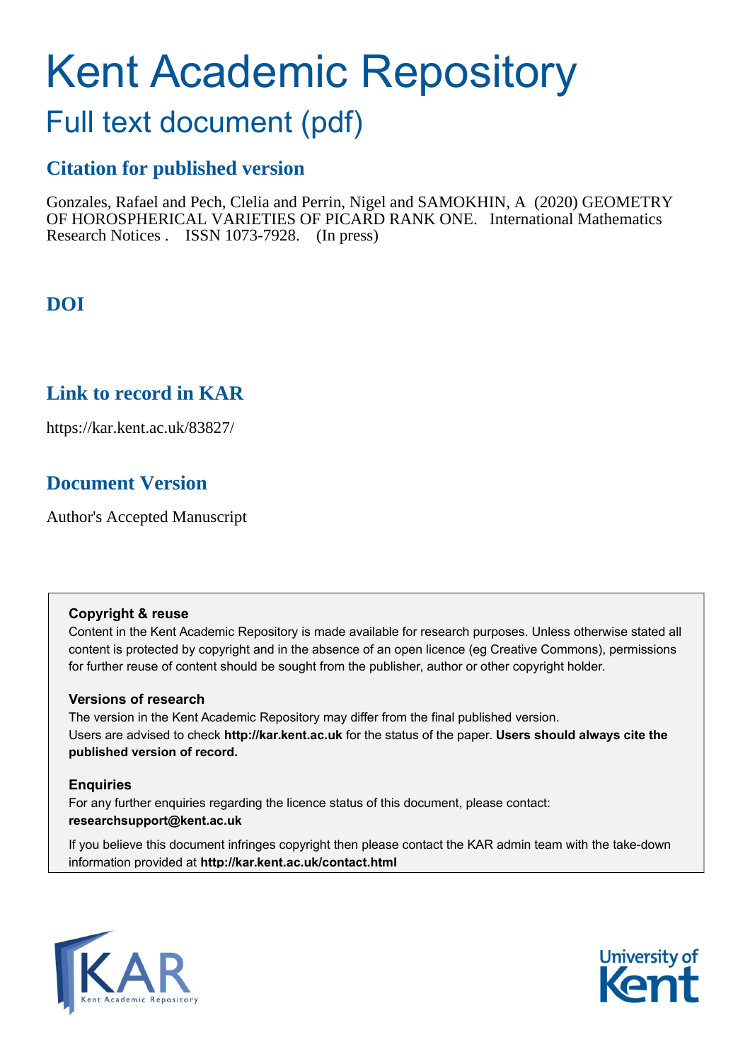# Kent Academic Repository

## Full text document (pdf)

### Citation for published version

Gonzales, Rafael and Pech, Clelia and Perrin, Nigel and SAMOKHIN, A (2020) GEOMETRY OF HOROSPHERICAL VARIETIES OF PICARD RANK ONE. International Mathematics Research Notices . ISSN 1073-7928. (In press)

### DOI

### Link to record in KAR

https://kar.kent.ac.uk/83827/

### Document Version

Author's Accepted Manuscript

**Copyright & reuse**

Content in the Kent Academic Repository is made available for research purposes. Unless otherwise stated all content is protected by copyright and in the absence of an open licence (eg Creative Commons), permissions for further reuse of content should be sought from the publisher, author or other copyright holder.

**Versions of research**

The version in the Kent Academic Repository may differ from the final published version. Users are advised to check **http://kar.kent.ac.uk** for the status of the paper. **Users should always cite the published version of record.**

**Enquiries**

For any further enquiries regarding the licence status of this document, please contact: **researchsupport@kent.ac.uk**

If you believe this document infringes copyright then please contact the KAR admin team with the take-down information provided at **http://kar.kent.ac.uk/contact.html**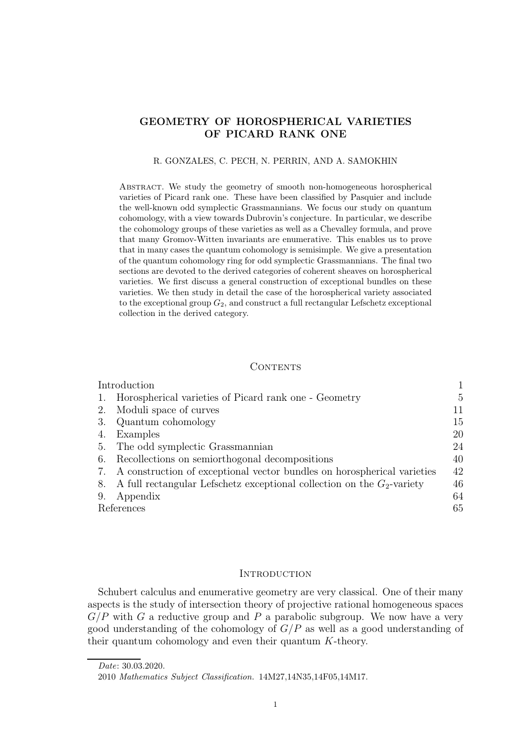# GEOMETRY OF HOROSPHERICAL VARIETIES OF PICARD RANK ONE

R. GONZALES, C. PECH, N. PERRIN, AND A. SAMOKHIN

Abstract. We study the geometry of smooth non-homogeneous horospherical varieties of Picard rank one. These have been classified by Pasquier and include the well-known odd symplectic Grassmannians. We focus our study on quantum cohomology, with a view towards Dubrovin's conjecture. In particular, we describe the cohomology groups of these varieties as well as a Chevalley formula, and prove that many Gromov-Witten invariants are enumerative. This enables us to prove that in many cases the quantum cohomology is semisimple. We give a presentation of the quantum cohomology ring for odd symplectic Grassmannians. The final two sections are devoted to the derived categories of coherent sheaves on horospherical varieties. We first discuss a general construction of exceptional bundles on these varieties. We then study in detail the case of the horospherical variety associated to the exceptional group $G_2$, and construct a full rectangular Lefschetz exceptional collection in the derived category.

## Contents

| | |
|---|---|
| Introduction | 1 |
| 1. Horospherical varieties of Picard rank one - Geometry | 5 |
| 2. Moduli space of curves | 11 |
| 3. Quantum cohomology | 15 |
| 4. Examples | 20 |
| 5. The odd symplectic Grassmannian | 24 |
| 6. Recollections on semiorthogonal decompositions | 40 |
| 7. A construction of exceptional vector bundles on horospherical varieties | 42 |
| 8. A full rectangular Lefschetz exceptional collection on the $G_2$-variety | 46 |
| 9. Appendix | 64 |
| References | 65 |

## Introduction

Schubert calculus and enumerative geometry are very classical. One of their many aspects is the study of intersection theory of projective rational homogeneous spaces $G/P$ with $G$ a reductive group and $P$ a parabolic subgroup. We now have a very good understanding of the cohomology of $G/P$ as well as a good understanding of their quantum cohomology and even their quantum $K$-theory.

*Date*: 30.03.2020.

2010 *Mathematics Subject Classification.* 14M27,14N35,14F05,14M17.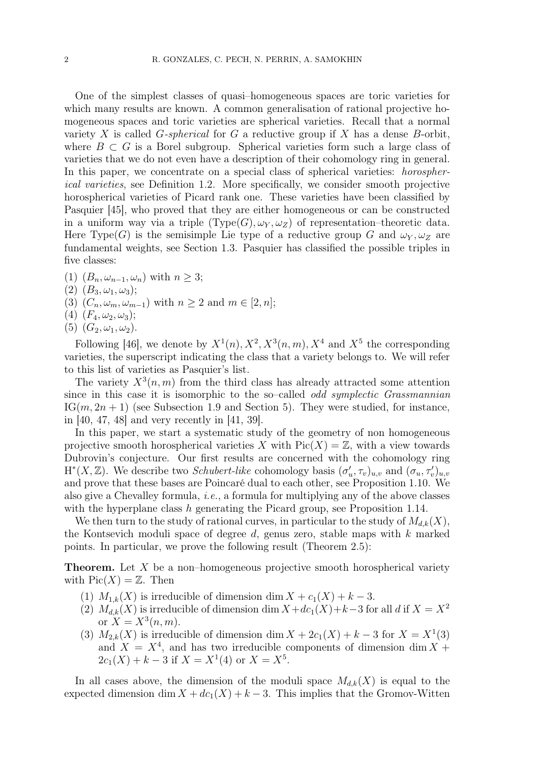One of the simplest classes of quasi–homogeneous spaces are toric varieties for which many results are known. A common generalisation of rational projective homogeneous spaces and toric varieties are spherical varieties. Recall that a normal variety $X$ is called *$G$-spherical* for $G$ a reductive group if $X$ has a dense $B$-orbit, where $B \subset G$ is a Borel subgroup. Spherical varieties form such a large class of varieties that we do not even have a description of their cohomology ring in general. In this paper, we concentrate on a special class of spherical varieties: *horospherical varieties*, see Definition 1.2. More specifically, we consider smooth projective horospherical varieties of Picard rank one. These varieties have been classified by Pasquier [45], who proved that they are either homogeneous or can be constructed in a uniform way via a triple $(\mathrm{Type}(G), \omega_Y, \omega_Z)$ of representation–theoretic data. Here $\mathrm{Type}(G)$ is the semisimple Lie type of a reductive group $G$ and $\omega_Y, \omega_Z$ are fundamental weights, see Section 1.3. Pasquier has classified the possible triples in five classes:

(1) $(B_n, \omega_{n-1}, \omega_n)$ with $n \geq 3$;
(2) $(B_3, \omega_1, \omega_3)$;
(3) $(C_n, \omega_m, \omega_{m-1})$ with $n \geq 2$ and $m \in [2, n]$;
(4) $(F_4, \omega_2, \omega_3)$;
(5) $(G_2, \omega_1, \omega_2)$.

Following [46], we denote by $X^1(n), X^2, X^3(n, m), X^4$ and $X^5$ the corresponding varieties, the superscript indicating the class that a variety belongs to. We will refer to this list of varieties as Pasquier's list.

The variety $X^3(n, m)$ from the third class has already attracted some attention since in this case it is isomorphic to the so–called *odd symplectic Grassmannian* $\mathrm{IG}(m, 2n + 1)$ (see Subsection 1.9 and Section 5). They were studied, for instance, in [40, 47, 48] and very recently in [41, 39].

In this paper, we start a systematic study of the geometry of non homogeneous projective smooth horospherical varieties $X$ with $\mathrm{Pic}(X) = \mathbb{Z}$, with a view towards Dubrovin's conjecture. Our first results are concerned with the cohomology ring $\mathrm{H}^*(X, \mathbb{Z})$. We describe two *Schubert-like* cohomology basis $(\sigma'_u, \tau_v)_{u,v}$ and $(\sigma_u, \tau'_v)_{u,v}$ and prove that these bases are Poincaré dual to each other, see Proposition 1.10. We also give a Chevalley formula, *i.e.*, a formula for multiplying any of the above classes with the hyperplane class $h$ generating the Picard group, see Proposition 1.14.

We then turn to the study of rational curves, in particular to the study of $M_{d,k}(X)$, the Kontsevich moduli space of degree $d$, genus zero, stable maps with $k$ marked points. In particular, we prove the following result (Theorem 2.5):

**Theorem.** Let $X$ be a non–homogeneous projective smooth horospherical variety with $\mathrm{Pic}(X) = \mathbb{Z}$. Then

(1) $M_{1,k}(X)$ is irreducible of dimension $\dim X + c_1(X) + k - 3$.
(2) $M_{d,k}(X)$ is irreducible of dimension $\dim X + dc_1(X) + k - 3$ for all $d$ if $X = X^2$ or $X = X^3(n, m)$.
(3) $M_{2,k}(X)$ is irreducible of dimension $\dim X + 2c_1(X) + k - 3$ for $X = X^1(3)$ and $X = X^4$, and has two irreducible components of dimension $\dim X + 2c_1(X) + k - 3$ if $X = X^1(4)$ or $X = X^5$.

In all cases above, the dimension of the moduli space $M_{d,k}(X)$ is equal to the expected dimension $\dim X + dc_1(X) + k - 3$. This implies that the Gromov-Witten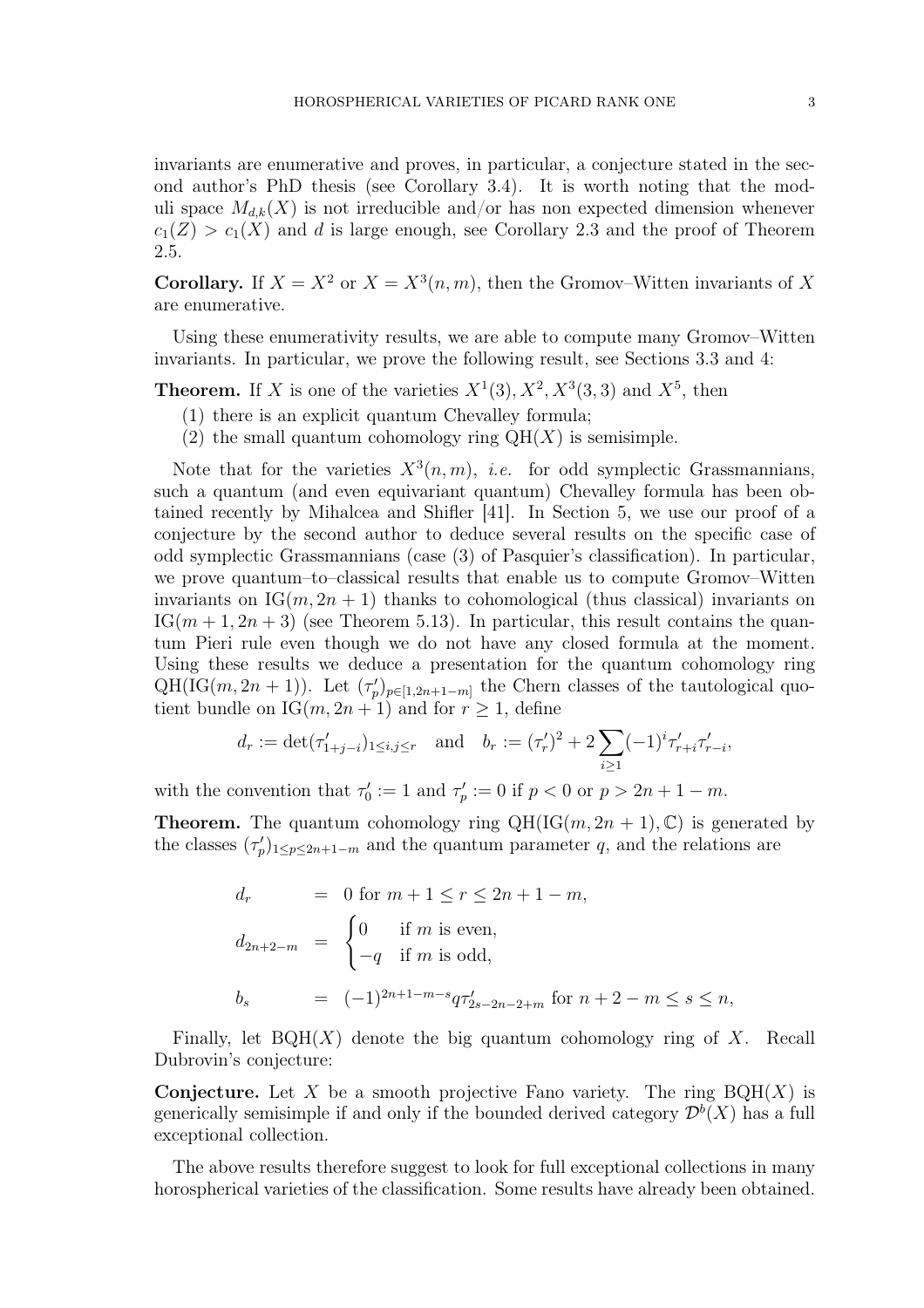invariants are enumerative and proves, in particular, a conjecture stated in the second author's PhD thesis (see Corollary 3.4). It is worth noting that the moduli space $M_{d,k}(X)$ is not irreducible and/or has non expected dimension whenever $c_1(Z) > c_1(X)$ and $d$ is large enough, see Corollary 2.3 and the proof of Theorem 2.5.

**Corollary.** If $X = X^2$ or $X = X^3(n,m)$, then the Gromov–Witten invariants of $X$ are enumerative.

Using these enumerativity results, we are able to compute many Gromov–Witten invariants. In particular, we prove the following result, see Sections 3.3 and 4:

**Theorem.** If $X$ is one of the varieties $X^1(3), X^2, X^3(3,3)$ and $X^5$, then

1. there is an explicit quantum Chevalley formula;
2. the small quantum cohomology ring $\mathrm{QH}(X)$ is semisimple.

Note that for the varieties $X^3(n,m)$, *i.e.* for odd symplectic Grassmannians, such a quantum (and even equivariant quantum) Chevalley formula has been obtained recently by Mihalcea and Shifler [41]. In Section 5, we use our proof of a conjecture by the second author to deduce several results on the specific case of odd symplectic Grassmannians (case (3) of Pasquier's classification). In particular, we prove quantum–to–classical results that enable us to compute Gromov–Witten invariants on $\mathrm{IG}(m, 2n+1)$ thanks to cohomological (thus classical) invariants on $\mathrm{IG}(m+1, 2n+3)$ (see Theorem 5.13). In particular, this result contains the quantum Pieri rule even though we do not have any closed formula at the moment. Using these results we deduce a presentation for the quantum cohomology ring $\mathrm{QH}(\mathrm{IG}(m, 2n+1))$. Let $(\tau'_p)_{p\in[1,2n+1-m]}$ the Chern classes of the tautological quotient bundle on $\mathrm{IG}(m, 2n+1)$ and for $r \geq 1$, define

$$d_r := \det(\tau'_{1+j-i})_{1\leq i,j\leq r} \quad \text{and} \quad b_r := (\tau'_r)^2 + 2\sum_{i\geq 1}(-1)^i \tau'_{r+i}\tau'_{r-i},$$

with the convention that $\tau'_0 := 1$ and $\tau'_p := 0$ if $p < 0$ or $p > 2n+1-m$.

**Theorem.** The quantum cohomology ring $\mathrm{QH}(\mathrm{IG}(m, 2n+1), \mathbb{C})$ is generated by the classes $(\tau'_p)_{1\leq p\leq 2n+1-m}$ and the quantum parameter $q$, and the relations are

$$\begin{aligned}
d_r &= 0 \text{ for } m+1 \leq r \leq 2n+1-m, \\
d_{2n+2-m} &= \begin{cases} 0 & \text{if } m \text{ is even,} \\ -q & \text{if } m \text{ is odd,} \end{cases} \\
b_s &= (-1)^{2n+1-m-s} q \tau'_{2s-2n-2+m} \text{ for } n+2-m \leq s \leq n,
\end{aligned}$$

Finally, let $\mathrm{BQH}(X)$ denote the big quantum cohomology ring of $X$. Recall Dubrovin's conjecture:

**Conjecture.** Let $X$ be a smooth projective Fano variety. The ring $\mathrm{BQH}(X)$ is generically semisimple if and only if the bounded derived category $\mathcal{D}^b(X)$ has a full exceptional collection.

The above results therefore suggest to look for full exceptional collections in many horospherical varieties of the classification. Some results have already been obtained.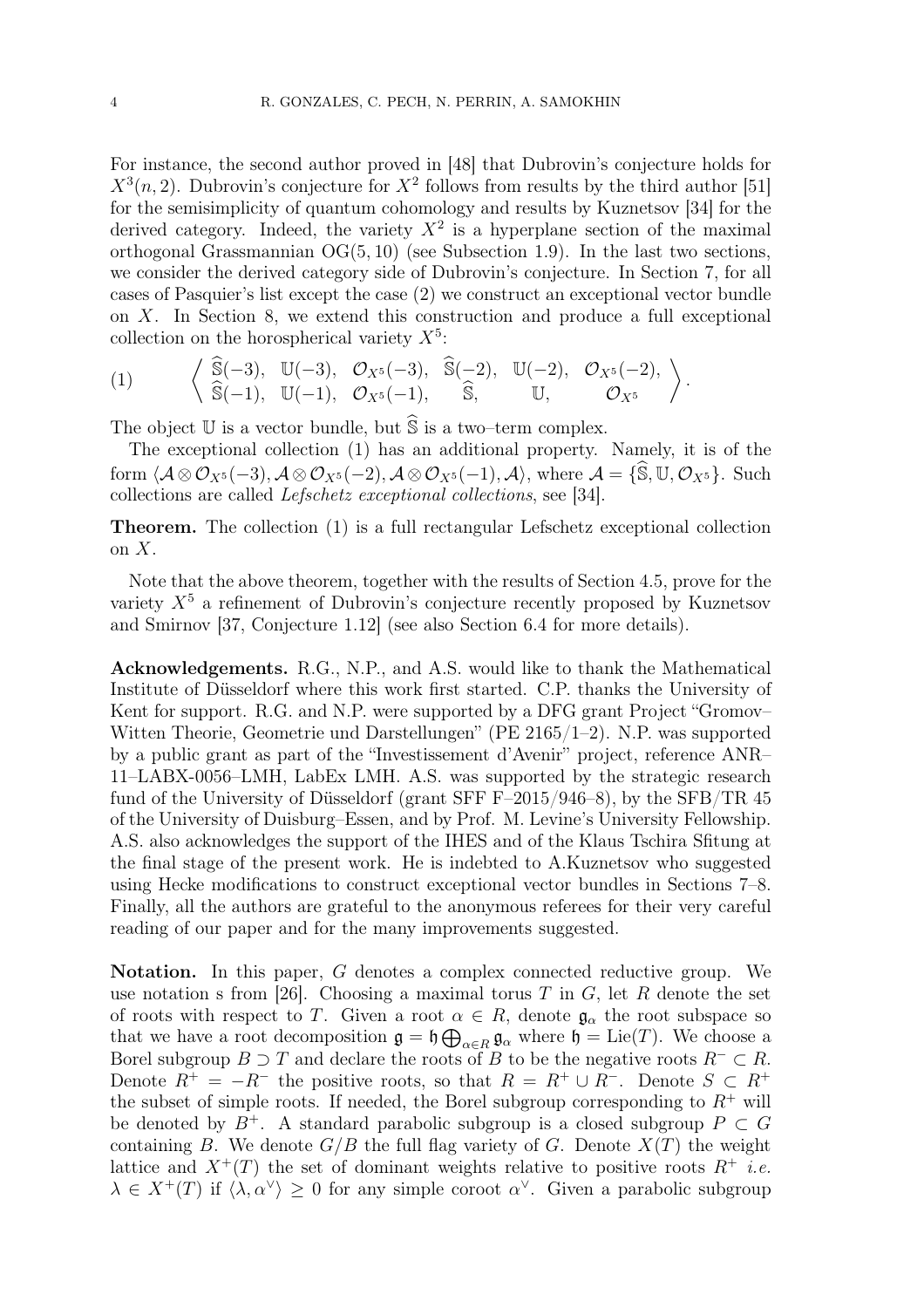For instance, the second author proved in [48] that Dubrovin's conjecture holds for $X^3(n, 2)$. Dubrovin's conjecture for $X^2$ follows from results by the third author [51] for the semisimplicity of quantum cohomology and results by Kuznetsov [34] for the derived category. Indeed, the variety $X^2$ is a hyperplane section of the maximal orthogonal Grassmannian $\mathrm{OG}(5, 10)$ (see Subsection 1.9). In the last two sections, we consider the derived category side of Dubrovin's conjecture. In Section 7, for all cases of Pasquier's list except the case (2) we construct an exceptional vector bundle on $X$. In Section 8, we extend this construction and produce a full exceptional collection on the horospherical variety $X^5$:

$$\left\langle \begin{array}{cccccc} \widehat{\mathbb{S}}(-3), & \mathbb{U}(-3), & \mathcal{O}_{X^5}(-3), & \widehat{\mathbb{S}}(-2), & \mathbb{U}(-2), & \mathcal{O}_{X^5}(-2), \\ \widehat{\mathbb{S}}(-1), & \mathbb{U}(-1), & \mathcal{O}_{X^5}(-1), & \widehat{\mathbb{S}}, & \mathbb{U}, & \mathcal{O}_{X^5} \end{array} \right\rangle. \tag{1}$$

The object $\mathbb{U}$ is a vector bundle, but $\widehat{\mathbb{S}}$ is a two–term complex.

The exceptional collection (1) has an additional property. Namely, it is of the form $\langle \mathcal{A} \otimes \mathcal{O}_{X^5}(-3), \mathcal{A} \otimes \mathcal{O}_{X^5}(-2), \mathcal{A} \otimes \mathcal{O}_{X^5}(-1), \mathcal{A}\rangle$, where $\mathcal{A} = \{\widehat{\mathbb{S}}, \mathbb{U}, \mathcal{O}_{X^5}\}$. Such collections are called *Lefschetz exceptional collections*, see [34].

**Theorem.** The collection (1) is a full rectangular Lefschetz exceptional collection on $X$.

Note that the above theorem, together with the results of Section 4.5, prove for the variety $X^5$ a refinement of Dubrovin's conjecture recently proposed by Kuznetsov and Smirnov [37, Conjecture 1.12] (see also Section 6.4 for more details).

**Acknowledgements.** R.G., N.P., and A.S. would like to thank the Mathematical Institute of Düsseldorf where this work first started. C.P. thanks the University of Kent for support. R.G. and N.P. were supported by a DFG grant Project "Gromov–Witten Theorie, Geometrie und Darstellungen" (PE 2165/1–2). N.P. was supported by a public grant as part of the "Investissement d'Avenir" project, reference ANR–11–LABX-0056–LMH, LabEx LMH. A.S. was supported by the strategic research fund of the University of Düsseldorf (grant SFF F–2015/946–8), by the SFB/TR 45 of the University of Duisburg–Essen, and by Prof. M. Levine's University Fellowship. A.S. also acknowledges the support of the IHES and of the Klaus Tschira Sfitung at the final stage of the present work. He is indebted to A.Kuznetsov who suggested using Hecke modifications to construct exceptional vector bundles in Sections 7–8. Finally, all the authors are grateful to the anonymous referees for their very careful reading of our paper and for the many improvements suggested.

**Notation.** In this paper, $G$ denotes a complex connected reductive group. We use notation s from [26]. Choosing a maximal torus $T$ in $G$, let $R$ denote the set of roots with respect to $T$. Given a root $\alpha \in R$, denote $\mathfrak{g}_\alpha$ the root subspace so that we have a root decomposition $\mathfrak{g} = \mathfrak{h} \bigoplus_{\alpha \in R} \mathfrak{g}_\alpha$ where $\mathfrak{h} = \mathrm{Lie}(T)$. We choose a Borel subgroup $B \supset T$ and declare the roots of $B$ to be the negative roots $R^- \subset R$. Denote $R^+ = -R^-$ the positive roots, so that $R = R^+ \cup R^-$. Denote $S \subset R^+$ the subset of simple roots. If needed, the Borel subgroup corresponding to $R^+$ will be denoted by $B^+$. A standard parabolic subgroup is a closed subgroup $P \subset G$ containing $B$. We denote $G/B$ the full flag variety of $G$. Denote $X(T)$ the weight lattice and $X^+(T)$ the set of dominant weights relative to positive roots $R^+$ *i.e.* $\lambda \in X^+(T)$ if $\langle \lambda, \alpha^\vee \rangle \geq 0$ for any simple coroot $\alpha^\vee$. Given a parabolic subgroup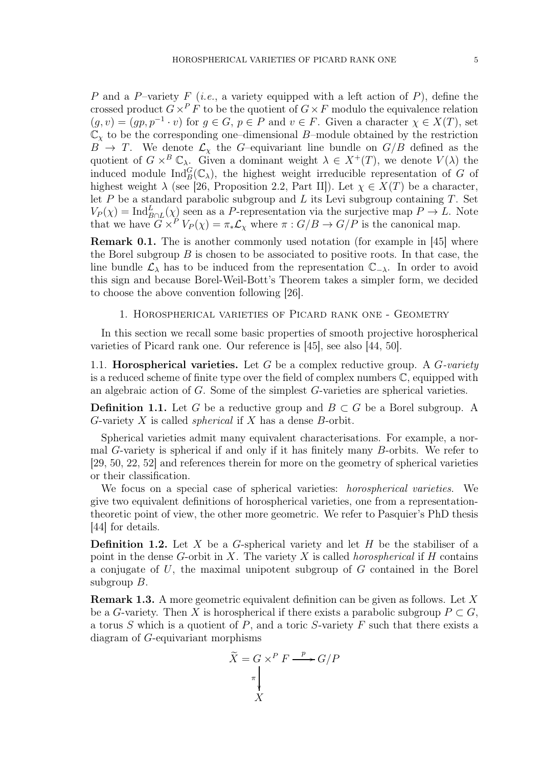$P$ and a $P$–variety $F$ (*i.e.*, a variety equipped with a left action of $P$), define the crossed product $G \times^P F$ to be the quotient of $G \times F$ modulo the equivalence relation $(g, v) = (gp, p^{-1} \cdot v)$ for $g \in G$, $p \in P$ and $v \in F$. Given a character $\chi \in X(T)$, set $\mathbb{C}_\chi$ to be the corresponding one–dimensional $B$–module obtained by the restriction $B \to T$. We denote $\mathcal{L}_\chi$ the $G$–equivariant line bundle on $G/B$ defined as the quotient of $G \times^B \mathbb{C}_\lambda$. Given a dominant weight $\lambda \in X^+(T)$, we denote $V(\lambda)$ the induced module $\mathrm{Ind}_B^G(\mathbb{C}_\lambda)$, the highest weight irreducible representation of $G$ of highest weight $\lambda$ (see [26, Proposition 2.2, Part II]). Let $\chi \in X(T)$ be a character, let $P$ be a standard parabolic subgroup and $L$ its Levi subgroup containing $T$. Set $V_P(\chi) = \mathrm{Ind}_{B \cap L}^L(\chi)$ seen as a $P$-representation via the surjective map $P \to L$. Note that we have $G \times^P V_P(\chi) = \pi_* \mathcal{L}_\chi$ where $\pi : G/B \to G/P$ is the canonical map.

**Remark 0.1.** The is another commonly used notation (for example in [45] where the Borel subgroup $B$ is chosen to be associated to positive roots. In that case, the line bundle $\mathcal{L}_\lambda$ has to be induced from the representation $\mathbb{C}_{-\lambda}$. In order to avoid this sign and because Borel-Weil-Bott's Theorem takes a simpler form, we decided to choose the above convention following [26].

## 1. Horospherical varieties of Picard rank one - Geometry

In this section we recall some basic properties of smooth projective horospherical varieties of Picard rank one. Our reference is [45], see also [44, 50].

### 1.1. Horospherical varieties.

Let $G$ be a complex reductive group. A *$G$-variety* is a reduced scheme of finite type over the field of complex numbers $\mathbb{C}$, equipped with an algebraic action of $G$. Some of the simplest $G$-varieties are spherical varieties.

**Definition 1.1.** Let $G$ be a reductive group and $B \subset G$ be a Borel subgroup. A $G$-variety $X$ is called *spherical* if $X$ has a dense $B$-orbit.

Spherical varieties admit many equivalent characterisations. For example, a normal $G$-variety is spherical if and only if it has finitely many $B$-orbits. We refer to [29, 50, 22, 52] and references therein for more on the geometry of spherical varieties or their classification.

We focus on a special case of spherical varieties: *horospherical varieties*. We give two equivalent definitions of horospherical varieties, one from a representation-theoretic point of view, the other more geometric. We refer to Pasquier's PhD thesis [44] for details.

**Definition 1.2.** Let $X$ be a $G$-spherical variety and let $H$ be the stabiliser of a point in the dense $G$-orbit in $X$. The variety $X$ is called *horospherical* if $H$ contains a conjugate of $U$, the maximal unipotent subgroup of $G$ contained in the Borel subgroup $B$.

**Remark 1.3.** A more geometric equivalent definition can be given as follows. Let $X$ be a $G$-variety. Then $X$ is horospherical if there exists a parabolic subgroup $P \subset G$, a torus $S$ which is a quotient of $P$, and a toric $S$-variety $F$ such that there exists a diagram of $G$-equivariant morphisms

$$
\begin{array}{ccc}
\widetilde{X} = G \times^P F & \xrightarrow{\ p\ } & G/P \\
\Big\downarrow{\scriptstyle \pi} & & \\
X & &
\end{array}
$$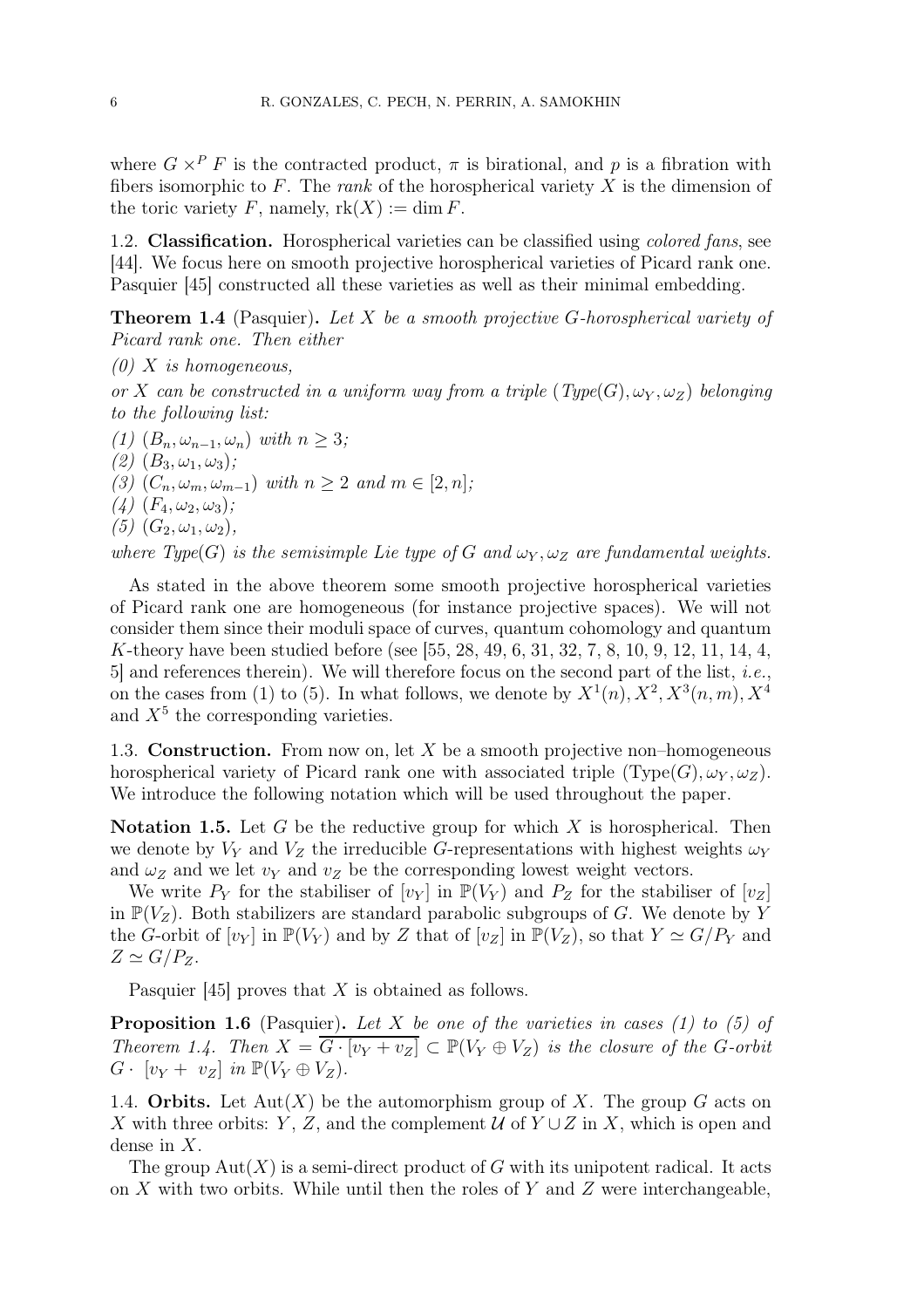where $G \times^P F$ is the contracted product, $\pi$ is birational, and $p$ is a fibration with fibers isomorphic to $F$. The *rank* of the horospherical variety $X$ is the dimension of the toric variety $F$, namely, $\mathrm{rk}(X) := \dim F$.

## 1.2. Classification.

Horospherical varieties can be classified using *colored fans*, see [44]. We focus here on smooth projective horospherical varieties of Picard rank one. Pasquier [45] constructed all these varieties as well as their minimal embedding.

**Theorem 1.4** (Pasquier). *Let $X$ be a smooth projective $G$-horospherical variety of Picard rank one. Then either*

*(0) $X$ is homogeneous,*

*or $X$ can be constructed in a uniform way from a triple $(\mathit{Type}(G), \omega_Y, \omega_Z)$ belonging to the following list:*

*(1) $(B_n, \omega_{n-1}, \omega_n)$ with $n \geq 3$;*
*(2) $(B_3, \omega_1, \omega_3)$;*
*(3) $(C_n, \omega_m, \omega_{m-1})$ with $n \geq 2$ and $m \in [2, n]$;*
*(4) $(F_4, \omega_2, \omega_3)$;*
*(5) $(G_2, \omega_1, \omega_2)$,*

*where $\mathit{Type}(G)$ is the semisimple Lie type of $G$ and $\omega_Y, \omega_Z$ are fundamental weights.*

As stated in the above theorem some smooth projective horospherical varieties of Picard rank one are homogeneous (for instance projective spaces). We will not consider them since their moduli space of curves, quantum cohomology and quantum $K$-theory have been studied before (see [55, 28, 49, 6, 31, 32, 7, 8, 10, 9, 12, 11, 14, 4, 5] and references therein). We will therefore focus on the second part of the list, *i.e.*, on the cases from (1) to (5). In what follows, we denote by $X^1(n), X^2, X^3(n, m), X^4$ and $X^5$ the corresponding varieties.

## 1.3. Construction.

From now on, let $X$ be a smooth projective non–homogeneous horospherical variety of Picard rank one with associated triple $(\mathrm{Type}(G), \omega_Y, \omega_Z)$. We introduce the following notation which will be used throughout the paper.

**Notation 1.5.** Let $G$ be the reductive group for which $X$ is horospherical. Then we denote by $V_Y$ and $V_Z$ the irreducible $G$-representations with highest weights $\omega_Y$ and $\omega_Z$ and we let $v_Y$ and $v_Z$ be the corresponding lowest weight vectors.

We write $P_Y$ for the stabiliser of $[v_Y]$ in $\mathbb{P}(V_Y)$ and $P_Z$ for the stabiliser of $[v_Z]$ in $\mathbb{P}(V_Z)$. Both stabilizers are standard parabolic subgroups of $G$. We denote by $Y$ the $G$-orbit of $[v_Y]$ in $\mathbb{P}(V_Y)$ and by $Z$ that of $[v_Z]$ in $\mathbb{P}(V_Z)$, so that $Y \simeq G/P_Y$ and $Z \simeq G/P_Z$.

Pasquier [45] proves that $X$ is obtained as follows.

**Proposition 1.6** (Pasquier). *Let $X$ be one of the varieties in cases (1) to (5) of Theorem 1.4. Then $X = \overline{G \cdot [v_Y + v_Z]} \subset \mathbb{P}(V_Y \oplus V_Z)$ is the closure of the $G$-orbit $G \cdot [v_Y + v_Z]$ in $\mathbb{P}(V_Y \oplus V_Z)$.*

## 1.4. Orbits.

Let $\mathrm{Aut}(X)$ be the automorphism group of $X$. The group $G$ acts on $X$ with three orbits: $Y$, $Z$, and the complement $\mathcal{U}$ of $Y \cup Z$ in $X$, which is open and dense in $X$.

The group $\mathrm{Aut}(X)$ is a semi-direct product of $G$ with its unipotent radical. It acts on $X$ with two orbits. While until then the roles of $Y$ and $Z$ were interchangeable,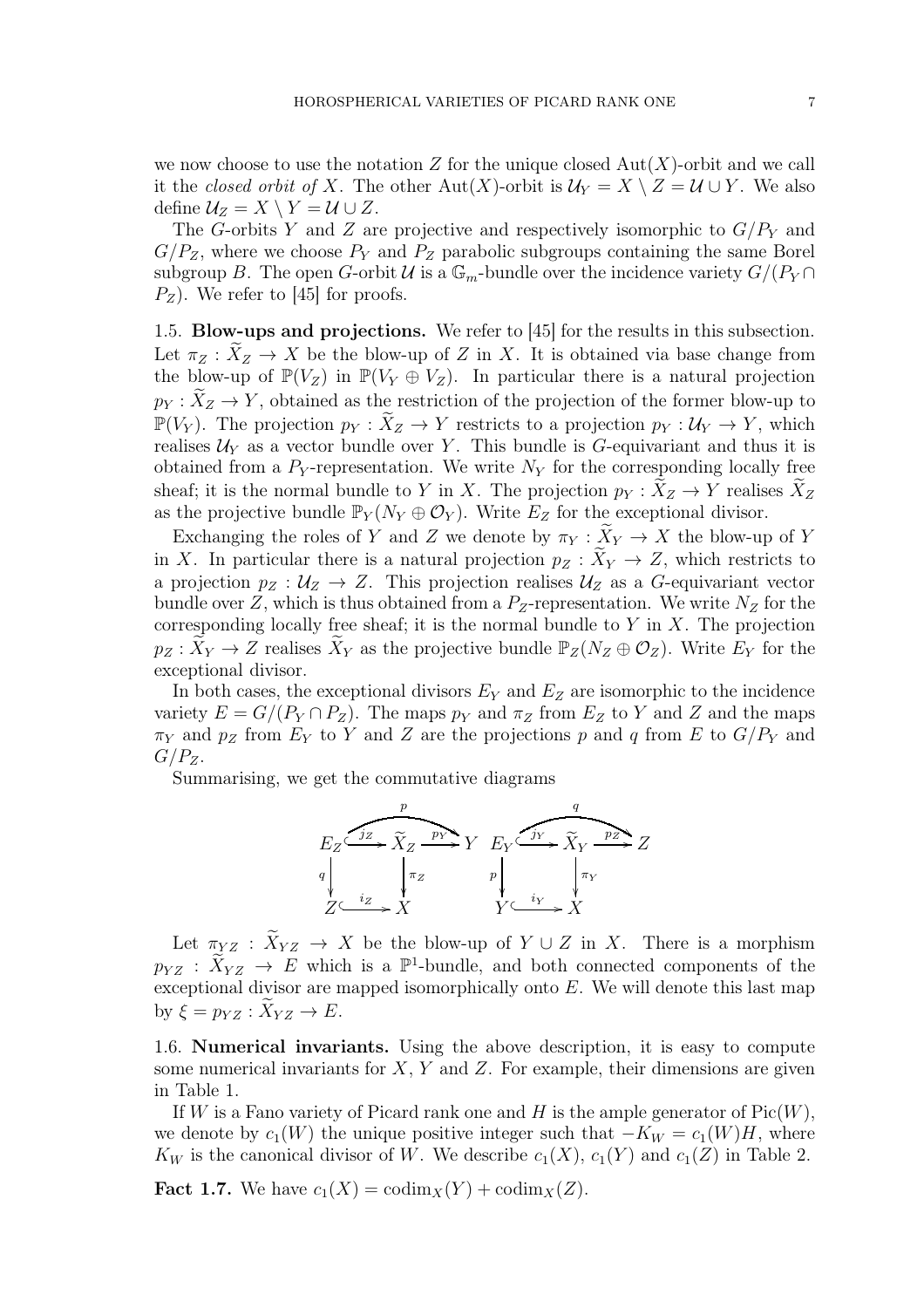we now choose to use the notation $Z$ for the unique closed $\mathrm{Aut}(X)$-orbit and we call it the *closed orbit of* $X$. The other $\mathrm{Aut}(X)$-orbit is $\mathcal{U}_Y = X \setminus Z = \mathcal{U} \cup Y$. We also define $\mathcal{U}_Z = X \setminus Y = \mathcal{U} \cup Z$.

The $G$-orbits $Y$ and $Z$ are projective and respectively isomorphic to $G/P_Y$ and $G/P_Z$, where we choose $P_Y$ and $P_Z$ parabolic subgroups containing the same Borel subgroup $B$. The open $G$-orbit $\mathcal{U}$ is a $\mathbb{G}_m$-bundle over the incidence variety $G/(P_Y \cap P_Z)$. We refer to [45] for proofs.

**1.5. Blow-ups and projections.** We refer to [45] for the results in this subsection. Let $\pi_Z : \widetilde{X}_Z \to X$ be the blow-up of $Z$ in $X$. It is obtained via base change from the blow-up of $\mathbb{P}(V_Z)$ in $\mathbb{P}(V_Y \oplus V_Z)$. In particular there is a natural projection $p_Y : \widetilde{X}_Z \to Y$, obtained as the restriction of the projection of the former blow-up to $\mathbb{P}(V_Y)$. The projection $p_Y : \widetilde{X}_Z \to Y$ restricts to a projection $p_Y : \mathcal{U}_Y \to Y$, which realises $\mathcal{U}_Y$ as a vector bundle over $Y$. This bundle is $G$-equivariant and thus it is obtained from a $P_Y$-representation. We write $N_Y$ for the corresponding locally free sheaf; it is the normal bundle to $Y$ in $X$. The projection $p_Y : \widetilde{X}_Z \to Y$ realises $\widetilde{X}_Z$ as the projective bundle $\mathbb{P}_Y(N_Y \oplus \mathcal{O}_Y)$. Write $E_Z$ for the exceptional divisor.

Exchanging the roles of $Y$ and $Z$ we denote by $\pi_Y : \widetilde{X}_Y \to X$ the blow-up of $Y$ in $X$. In particular there is a natural projection $p_Z : \widetilde{X}_Y \to Z$, which restricts to a projection $p_Z : \mathcal{U}_Z \to Z$. This projection realises $\mathcal{U}_Z$ as a $G$-equivariant vector bundle over $Z$, which is thus obtained from a $P_Z$-representation. We write $N_Z$ for the corresponding locally free sheaf; it is the normal bundle to $Y$ in $X$. The projection $p_Z : \widetilde{X}_Y \to Z$ realises $\widetilde{X}_Y$ as the projective bundle $\mathbb{P}_Z(N_Z \oplus \mathcal{O}_Z)$. Write $E_Y$ for the exceptional divisor.

In both cases, the exceptional divisors $E_Y$ and $E_Z$ are isomorphic to the incidence variety $E = G/(P_Y \cap P_Z)$. The maps $p_Y$ and $\pi_Z$ from $E_Z$ to $Y$ and $Z$ and the maps $\pi_Y$ and $p_Z$ from $E_Y$ to $Y$ and $Z$ are the projections $p$ and $q$ from $E$ to $G/P_Y$ and $G/P_Z$.

Summarising, we get the commutative diagrams

$$
\begin{array}{ccccc}
E_Z & \xhookrightarrow{j_Z} & \widetilde{X}_Z & \xrightarrow{p_Y} & Y \\
\downarrow q & & \downarrow \pi_Z & & \\
Z & \xhookrightarrow{i_Z} & X & &
\end{array}
\qquad
\begin{array}{ccccc}
E_Y & \xhookrightarrow{j_Y} & \widetilde{X}_Y & \xrightarrow{p_Z} & Z \\
\downarrow p & & \downarrow \pi_Y & & \\
Y & \xhookrightarrow{i_Y} & X & &
\end{array}
$$

(with $p = p_Y \circ j_Z : E_Z \to Y$ and $q = p_Z \circ j_Y : E_Y \to Z$.)

Let $\pi_{YZ} : \widetilde{X}_{YZ} \to X$ be the blow-up of $Y \cup Z$ in $X$. There is a morphism $p_{YZ} : \widetilde{X}_{YZ} \to E$ which is a $\mathbb{P}^1$-bundle, and both connected components of the exceptional divisor are mapped isomorphically onto $E$. We will denote this last map by $\xi = p_{YZ} : \widetilde{X}_{YZ} \to E$.

**1.6. Numerical invariants.** Using the above description, it is easy to compute some numerical invariants for $X$, $Y$ and $Z$. For example, their dimensions are given in Table 1.

If $W$ is a Fano variety of Picard rank one and $H$ is the ample generator of $\mathrm{Pic}(W)$, we denote by $c_1(W)$ the unique positive integer such that $-K_W = c_1(W)H$, where $K_W$ is the canonical divisor of $W$. We describe $c_1(X)$, $c_1(Y)$ and $c_1(Z)$ in Table 2.

**Fact 1.7.** We have $c_1(X) = \mathrm{codim}_X(Y) + \mathrm{codim}_X(Z)$.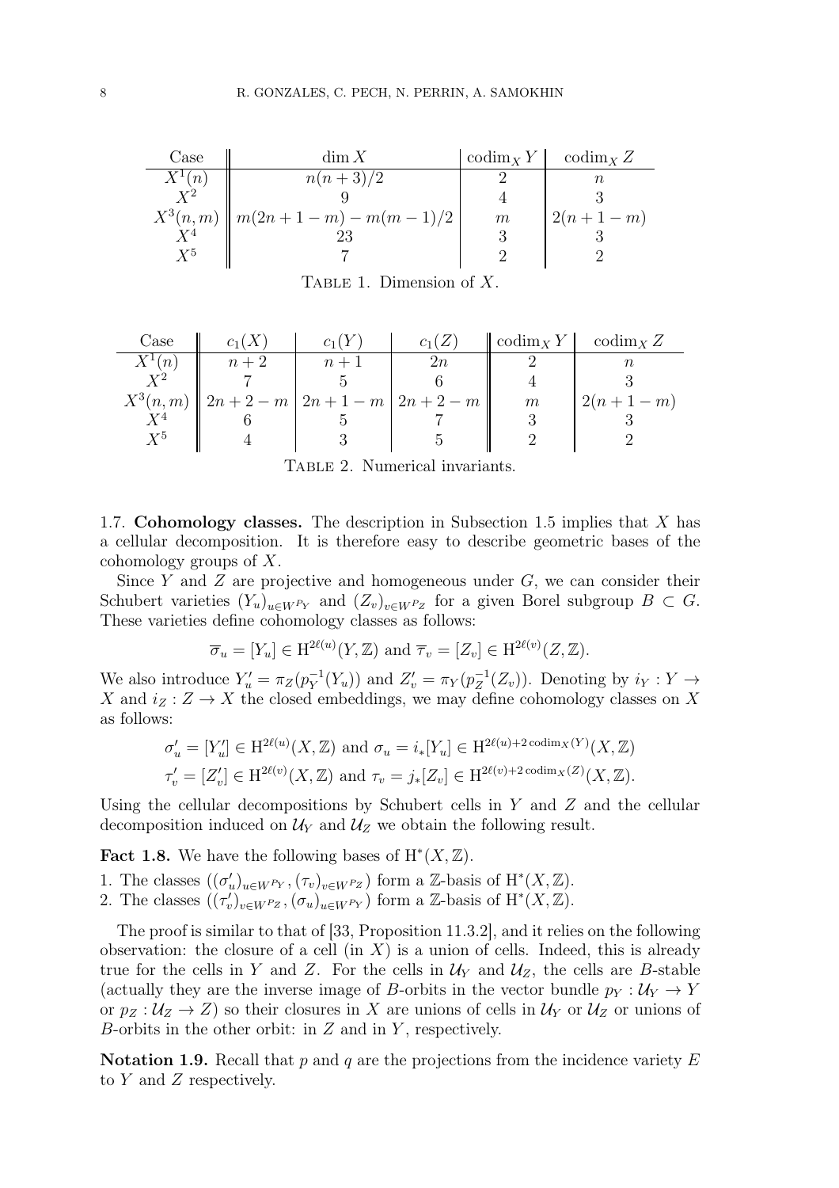| Case | $\dim X$ | $\operatorname{codim}_X Y$ | $\operatorname{codim}_X Z$ |
|---|---|---|---|
| $X^1(n)$ | $n(n+3)/2$ | 2 | $n$ |
| $X^2$ | 9 | 4 | 3 |
| $X^3(n,m)$ | $m(2n+1-m) - m(m-1)/2$ | $m$ | $2(n+1-m)$ |
| $X^4$ | 23 | 3 | 3 |
| $X^5$ | 7 | 2 | 2 |

TABLE 1. Dimension of $X$.

| Case | $c_1(X)$ | $c_1(Y)$ | $c_1(Z)$ | $\operatorname{codim}_X Y$ | $\operatorname{codim}_X Z$ |
|---|---|---|---|---|---|
| $X^1(n)$ | $n+2$ | $n+1$ | $2n$ | 2 | $n$ |
| $X^2$ | 7 | 5 | 6 | 4 | 3 |
| $X^3(n,m)$ | $2n+2-m$ | $2n+1-m$ | $2n+2-m$ | $m$ | $2(n+1-m)$ |
| $X^4$ | 6 | 5 | 7 | 3 | 3 |
| $X^5$ | 4 | 3 | 5 | 2 | 2 |

TABLE 2. Numerical invariants.

1.7. **Cohomology classes.** The description in Subsection 1.5 implies that $X$ has a cellular decomposition. It is therefore easy to describe geometric bases of the cohomology groups of $X$.

Since $Y$ and $Z$ are projective and homogeneous under $G$, we can consider their Schubert varieties $(Y_u)_{u \in W^{P_Y}}$ and $(Z_v)_{v \in W^{P_Z}}$ for a given Borel subgroup $B \subset G$. These varieties define cohomology classes as follows:

$$\overline{\sigma}_u = [Y_u] \in \mathrm{H}^{2\ell(u)}(Y, \mathbb{Z}) \text{ and } \overline{\tau}_v = [Z_v] \in \mathrm{H}^{2\ell(v)}(Z, \mathbb{Z}).$$

We also introduce $Y'_u = \pi_Z(p_Y^{-1}(Y_u))$ and $Z'_v = \pi_Y(p_Z^{-1}(Z_v))$. Denoting by $i_Y : Y \to X$ and $i_Z : Z \to X$ the closed embeddings, we may define cohomology classes on $X$ as follows:

$$\sigma'_u = [Y'_u] \in \mathrm{H}^{2\ell(u)}(X, \mathbb{Z}) \text{ and } \sigma_u = i_*[Y_u] \in \mathrm{H}^{2\ell(u)+2\operatorname{codim}_X(Y)}(X, \mathbb{Z})$$
$$\tau'_v = [Z'_v] \in \mathrm{H}^{2\ell(v)}(X, \mathbb{Z}) \text{ and } \tau_v = j_*[Z_v] \in \mathrm{H}^{2\ell(v)+2\operatorname{codim}_X(Z)}(X, \mathbb{Z}).$$

Using the cellular decompositions by Schubert cells in $Y$ and $Z$ and the cellular decomposition induced on $\mathcal{U}_Y$ and $\mathcal{U}_Z$ we obtain the following result.

**Fact 1.8.** We have the following bases of $\mathrm{H}^*(X, \mathbb{Z})$.

1. The classes $((\sigma'_u)_{u \in W^{P_Y}}, (\tau_v)_{v \in W^{P_Z}})$ form a $\mathbb{Z}$-basis of $\mathrm{H}^*(X, \mathbb{Z})$.
2. The classes $((\tau'_v)_{v \in W^{P_Z}}, (\sigma_u)_{u \in W^{P_Y}})$ form a $\mathbb{Z}$-basis of $\mathrm{H}^*(X, \mathbb{Z})$.

The proof is similar to that of [33, Proposition 11.3.2], and it relies on the following observation: the closure of a cell (in $X$) is a union of cells. Indeed, this is already true for the cells in $Y$ and $Z$. For the cells in $\mathcal{U}_Y$ and $\mathcal{U}_Z$, the cells are $B$-stable (actually they are the inverse image of $B$-orbits in the vector bundle $p_Y : \mathcal{U}_Y \to Y$ or $p_Z : \mathcal{U}_Z \to Z$) so their closures in $X$ are unions of cells in $\mathcal{U}_Y$ or $\mathcal{U}_Z$ or unions of $B$-orbits in the other orbit: in $Z$ and in $Y$, respectively.

**Notation 1.9.** Recall that $p$ and $q$ are the projections from the incidence variety $E$ to $Y$ and $Z$ respectively.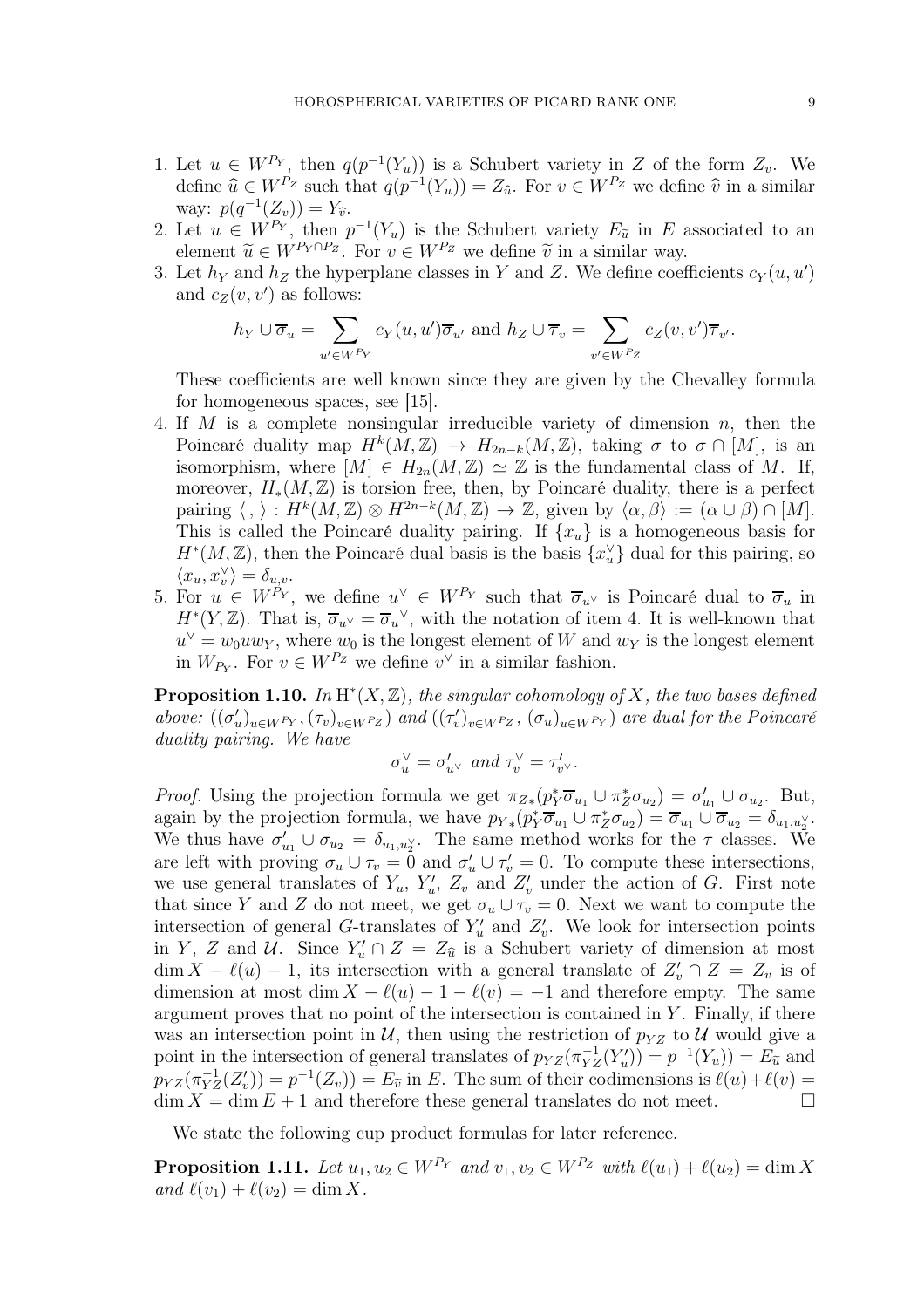1. Let $u \in W^{P_Y}$, then $q(p^{-1}(Y_u))$ is a Schubert variety in $Z$ of the form $Z_v$. We define $\widehat{u} \in W^{P_Z}$ such that $q(p^{-1}(Y_u)) = Z_{\widehat{u}}$. For $v \in W^{P_Z}$ we define $\widehat{v}$ in a similar way: $p(q^{-1}(Z_v)) = Y_{\widehat{v}}$.
2. Let $u \in W^{P_Y}$, then $p^{-1}(Y_u)$ is the Schubert variety $E_{\widetilde{u}}$ in $E$ associated to an element $\widetilde{u} \in W^{P_Y \cap P_Z}$. For $v \in W^{P_Z}$ we define $\widetilde{v}$ in a similar way.
3. Let $h_Y$ and $h_Z$ the hyperplane classes in $Y$ and $Z$. We define coefficients $c_Y(u, u')$ and $c_Z(v, v')$ as follows:

$$h_Y \cup \overline{\sigma}_u = \sum_{u' \in W^{P_Y}} c_Y(u, u')\overline{\sigma}_{u'} \text{ and } h_Z \cup \overline{\tau}_v = \sum_{v' \in W^{P_Z}} c_Z(v, v')\overline{\tau}_{v'}.$$

These coefficients are well known since they are given by the Chevalley formula for homogeneous spaces, see [15].
4. If $M$ is a complete nonsingular irreducible variety of dimension $n$, then the Poincaré duality map $H^k(M, \mathbb{Z}) \to H_{2n-k}(M, \mathbb{Z})$, taking $\sigma$ to $\sigma \cap [M]$, is an isomorphism, where $[M] \in H_{2n}(M, \mathbb{Z}) \simeq \mathbb{Z}$ is the fundamental class of $M$. If, moreover, $H_*(M, \mathbb{Z})$ is torsion free, then, by Poincaré duality, there is a perfect pairing $\langle\, , \rangle : H^k(M, \mathbb{Z}) \otimes H^{2n-k}(M, \mathbb{Z}) \to \mathbb{Z}$, given by $\langle \alpha, \beta \rangle := (\alpha \cup \beta) \cap [M]$. This is called the Poincaré duality pairing. If $\{x_u\}$ is a homogeneous basis for $H^*(M, \mathbb{Z})$, then the Poincaré dual basis is the basis $\{x_u^\vee\}$ dual for this pairing, so $\langle x_u, x_v^\vee \rangle = \delta_{u,v}$.
5. For $u \in W^{P_Y}$, we define $u^\vee \in W^{P_Y}$ such that $\overline{\sigma}_{u^\vee}$ is Poincaré dual to $\overline{\sigma}_u$ in $H^*(Y, \mathbb{Z})$. That is, $\overline{\sigma}_{u^\vee} = \overline{\sigma}_u{}^\vee$, with the notation of item 4. It is well-known that $u^\vee = w_0 u w_Y$, where $w_0$ is the longest element of $W$ and $w_Y$ is the longest element in $W_{P_Y}$. For $v \in W^{P_Z}$ we define $v^\vee$ in a similar fashion.

**Proposition 1.10.** *In* $\mathrm{H}^*(X, \mathbb{Z})$*, the singular cohomology of* $X$*, the two bases defined above:* $((\sigma'_u)_{u \in W^{P_Y}}, (\tau_v)_{v \in W^{P_Z}})$ *and* $((\tau'_v)_{v \in W^{P_Z}}, (\sigma_u)_{u \in W^{P_Y}})$ *are dual for the Poincaré duality pairing. We have*

$$\sigma_u^\vee = \sigma'_{u^\vee} \text{ and } \tau_v^\vee = \tau'_{v^\vee}.$$

*Proof.* Using the projection formula we get $\pi_{Z*}(p_Y^*\overline{\sigma}_{u_1} \cup \pi_Z^*\sigma_{u_2}) = \sigma'_{u_1} \cup \sigma_{u_2}$. But, again by the projection formula, we have $p_{Y*}(p_Y^*\overline{\sigma}_{u_1} \cup \pi_Z^*\sigma_{u_2}) = \overline{\sigma}_{u_1} \cup \overline{\sigma}_{u_2} = \delta_{u_1, u_2^\vee}$. We thus have $\sigma'_{u_1} \cup \sigma_{u_2} = \delta_{u_1, u_2^\vee}$. The same method works for the $\tau$ classes. We are left with proving $\sigma_u \cup \tau_v = 0$ and $\sigma'_u \cup \tau'_v = 0$. To compute these intersections, we use general translates of $Y_u$, $Y'_u$, $Z_v$ and $Z'_v$ under the action of $G$. First note that since $Y$ and $Z$ do not meet, we get $\sigma_u \cup \tau_v = 0$. Next we want to compute the intersection of general $G$-translates of $Y'_u$ and $Z'_v$. We look for intersection points in $Y$, $Z$ and $\mathcal{U}$. Since $Y'_u \cap Z = Z_{\widehat{u}}$ is a Schubert variety of dimension at most $\dim X - \ell(u) - 1$, its intersection with a general translate of $Z'_v \cap Z = Z_v$ is of dimension at most $\dim X - \ell(u) - 1 - \ell(v) = -1$ and therefore empty. The same argument proves that no point of the intersection is contained in $Y$. Finally, if there was an intersection point in $\mathcal{U}$, then using the restriction of $p_{YZ}$ to $\mathcal{U}$ would give a point in the intersection of general translates of $p_{YZ}(\pi_{YZ}^{-1}(Y'_u)) = p^{-1}(Y_u)) = E_{\widetilde{u}}$ and $p_{YZ}(\pi_{YZ}^{-1}(Z'_v)) = p^{-1}(Z_v)) = E_{\widetilde{v}}$ in $E$. The sum of their codimensions is $\ell(u) + \ell(v) = \dim X = \dim E + 1$ and therefore these general translates do not meet. $\square$

We state the following cup product formulas for later reference.

**Proposition 1.11.** *Let* $u_1, u_2 \in W^{P_Y}$ *and* $v_1, v_2 \in W^{P_Z}$ *with* $\ell(u_1) + \ell(u_2) = \dim X$ *and* $\ell(v_1) + \ell(v_2) = \dim X$.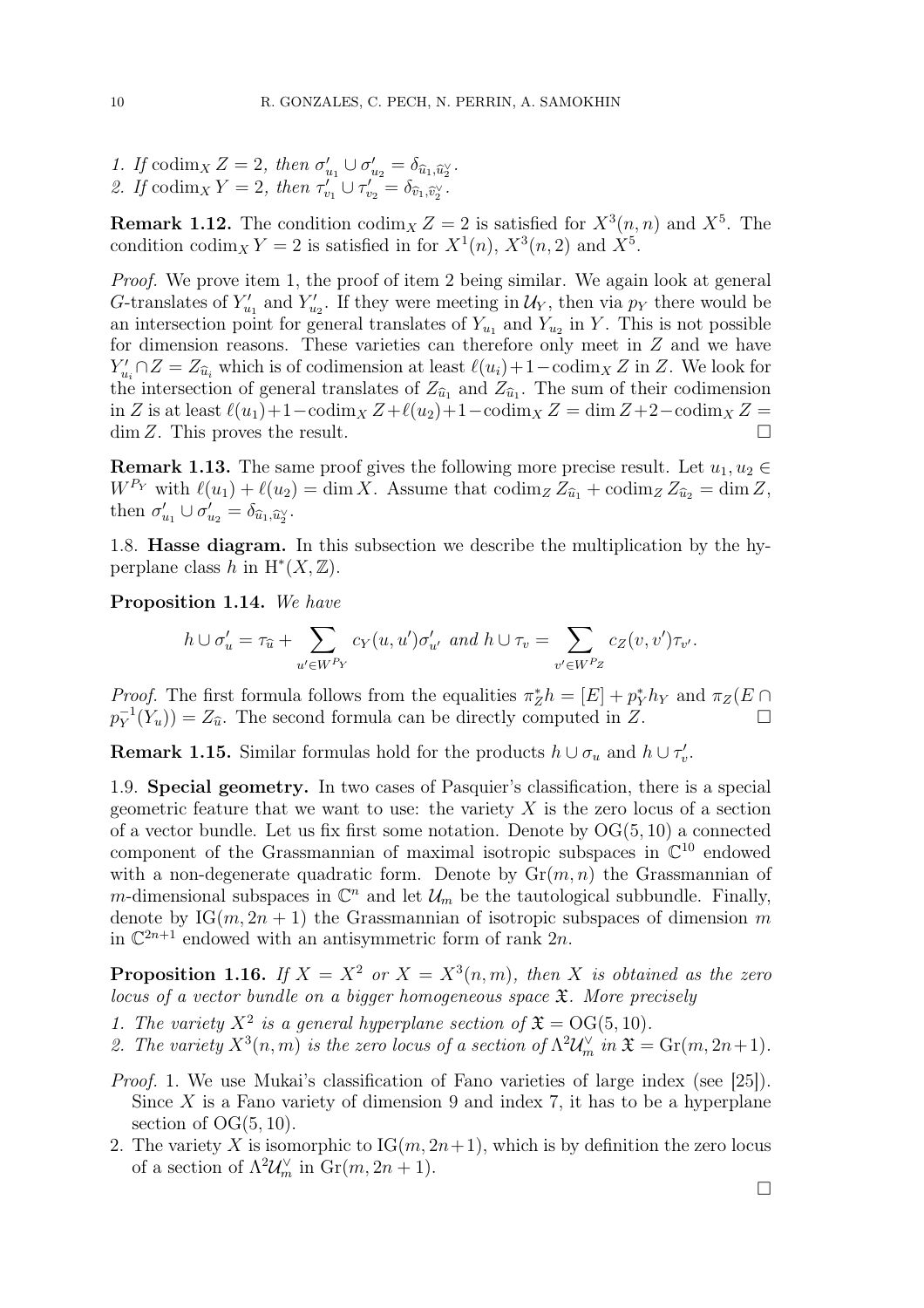1. *If* $\operatorname{codim}_X Z = 2$*, then* $\sigma'_{u_1} \cup \sigma'_{u_2} = \delta_{\widehat{u}_1, \widehat{u}_2^\vee}$*.*
2. *If* $\operatorname{codim}_X Y = 2$*, then* $\tau'_{v_1} \cup \tau'_{v_2} = \delta_{\widehat{v}_1, \widehat{v}_2^\vee}$*.*

**Remark 1.12.** The condition $\operatorname{codim}_X Z = 2$ is satisfied for $X^3(n,n)$ and $X^5$. The condition $\operatorname{codim}_X Y = 2$ is satisfied in for $X^1(n)$, $X^3(n,2)$ and $X^5$.

*Proof.* We prove item 1, the proof of item 2 being similar. We again look at general $G$-translates of $Y'_{u_1}$ and $Y'_{u_2}$. If they were meeting in $\mathcal{U}_Y$, then via $p_Y$ there would be an intersection point for general translates of $Y_{u_1}$ and $Y_{u_2}$ in $Y$. This is not possible for dimension reasons. These varieties can therefore only meet in $Z$ and we have $Y'_{u_i} \cap Z = Z_{\widehat{u}_i}$ which is of codimension at least $\ell(u_i) + 1 - \operatorname{codim}_X Z$ in $Z$. We look for the intersection of general translates of $Z_{\widehat{u}_1}$ and $Z_{\widehat{u}_1}$. The sum of their codimension in $Z$ is at least $\ell(u_1) + 1 - \operatorname{codim}_X Z + \ell(u_2) + 1 - \operatorname{codim}_X Z = \dim Z + 2 - \operatorname{codim}_X Z = \dim Z$. This proves the result. $\square$

**Remark 1.13.** The same proof gives the following more precise result. Let $u_1, u_2 \in W^{P_Y}$ with $\ell(u_1) + \ell(u_2) = \dim X$. Assume that $\operatorname{codim}_Z Z_{\widehat{u}_1} + \operatorname{codim}_Z Z_{\widehat{u}_2} = \dim Z$, then $\sigma'_{u_1} \cup \sigma'_{u_2} = \delta_{\widehat{u}_1, \widehat{u}_2^\vee}$.

1.8. **Hasse diagram.** In this subsection we describe the multiplication by the hyperplane class $h$ in $\mathrm{H}^*(X, \mathbb{Z})$.

**Proposition 1.14.** *We have*

$$h \cup \sigma'_u = \tau_{\widehat{u}} + \sum_{u' \in W^{P_Y}} c_Y(u, u') \sigma'_{u'} \text{ and } h \cup \tau_v = \sum_{v' \in W^{P_Z}} c_Z(v, v') \tau_{v'}.$$

*Proof.* The first formula follows from the equalities $\pi_Z^* h = [E] + p_Y^* h_Y$ and $\pi_Z(E \cap p_Y^{-1}(Y_u)) = Z_{\widehat{u}}$. The second formula can be directly computed in $Z$. $\square$

**Remark 1.15.** Similar formulas hold for the products $h \cup \sigma_u$ and $h \cup \tau'_v$.

1.9. **Special geometry.** In two cases of Pasquier's classification, there is a special geometric feature that we want to use: the variety $X$ is the zero locus of a section of a vector bundle. Let us fix first some notation. Denote by $\mathrm{OG}(5, 10)$ a connected component of the Grassmannian of maximal isotropic subspaces in $\mathbb{C}^{10}$ endowed with a non-degenerate quadratic form. Denote by $\mathrm{Gr}(m, n)$ the Grassmannian of $m$-dimensional subspaces in $\mathbb{C}^n$ and let $\mathcal{U}_m$ be the tautological subbundle. Finally, denote by $\mathrm{IG}(m, 2n+1)$ the Grassmannian of isotropic subspaces of dimension $m$ in $\mathbb{C}^{2n+1}$ endowed with an antisymmetric form of rank $2n$.

**Proposition 1.16.** *If* $X = X^2$ *or* $X = X^3(n, m)$*, then* $X$ *is obtained as the zero locus of a vector bundle on a bigger homogeneous space* $\mathfrak{X}$*. More precisely*

1. *The variety* $X^2$ *is a general hyperplane section of* $\mathfrak{X} = \mathrm{OG}(5, 10)$*.*
2. *The variety* $X^3(n, m)$ *is the zero locus of a section of* $\Lambda^2 \mathcal{U}_m^\vee$ *in* $\mathfrak{X} = \mathrm{Gr}(m, 2n+1)$*.*

*Proof.*

1. We use Mukai's classification of Fano varieties of large index (see [25]). Since $X$ is a Fano variety of dimension 9 and index 7, it has to be a hyperplane section of $\mathrm{OG}(5, 10)$.
2. The variety $X$ is isomorphic to $\mathrm{IG}(m, 2n+1)$, which is by definition the zero locus of a section of $\Lambda^2 \mathcal{U}_m^\vee$ in $\mathrm{Gr}(m, 2n+1)$.

$\square$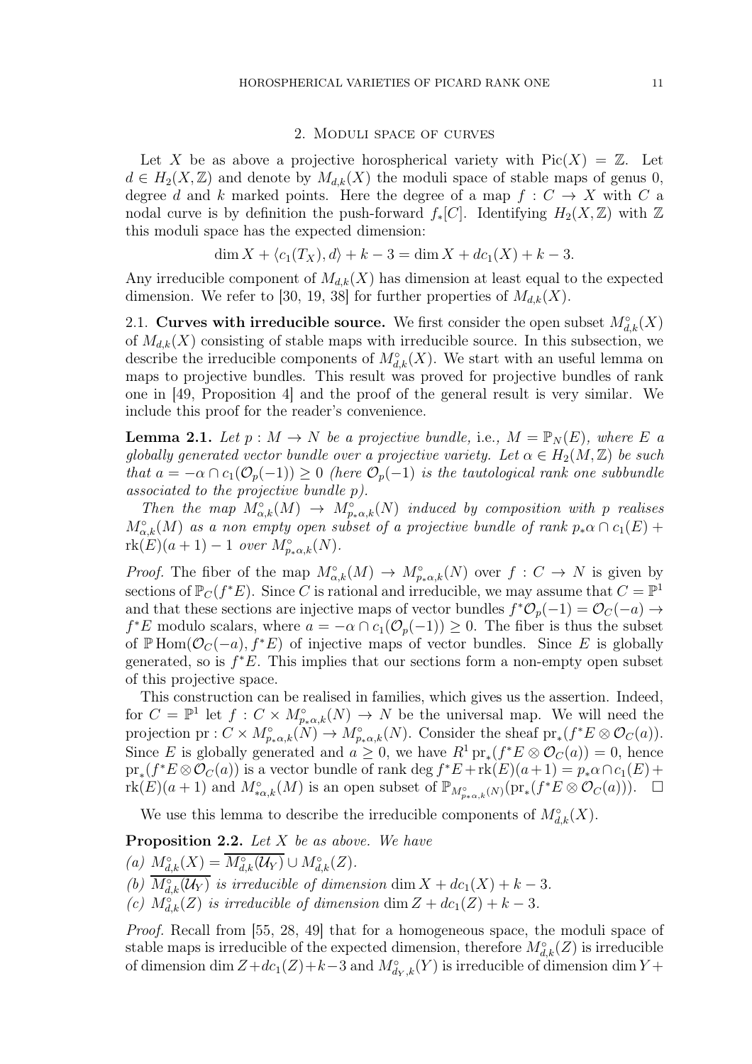## 2. Moduli space of curves

Let $X$ be as above a projective horospherical variety with $\mathrm{Pic}(X) = \mathbb{Z}$. Let $d \in H_2(X, \mathbb{Z})$ and denote by $M_{d,k}(X)$ the moduli space of stable maps of genus 0, degree $d$ and $k$ marked points. Here the degree of a map $f : C \to X$ with $C$ a nodal curve is by definition the push-forward $f_*[C]$. Identifying $H_2(X, \mathbb{Z})$ with $\mathbb{Z}$ this moduli space has the expected dimension:

$$\dim X + \langle c_1(T_X), d\rangle + k - 3 = \dim X + dc_1(X) + k - 3.$$

Any irreducible component of $M_{d,k}(X)$ has dimension at least equal to the expected dimension. We refer to [30, 19, 38] for further properties of $M_{d,k}(X)$.

### 2.1. Curves with irreducible source.

We first consider the open subset $M^\circ_{d,k}(X)$ of $M_{d,k}(X)$ consisting of stable maps with irreducible source. In this subsection, we describe the irreducible components of $M^\circ_{d,k}(X)$. We start with an useful lemma on maps to projective bundles. This result was proved for projective bundles of rank one in [49, Proposition 4] and the proof of the general result is very similar. We include this proof for the reader's convenience.

**Lemma 2.1.** *Let $p : M \to N$ be a projective bundle,* i.e., *$M = \mathbb{P}_N(E)$, where $E$ a globally generated vector bundle over a projective variety. Let $\alpha \in H_2(M, \mathbb{Z})$ be such that $a = -\alpha \cap c_1(\mathcal{O}_p(-1)) \geq 0$ (here $\mathcal{O}_p(-1)$ is the tautological rank one subbundle associated to the projective bundle $p$).*

*Then the map $M^\circ_{\alpha,k}(M) \to M^\circ_{p_*\alpha,k}(N)$ induced by composition with $p$ realises $M^\circ_{\alpha,k}(M)$ as a non empty open subset of a projective bundle of rank $p_*\alpha \cap c_1(E) + \mathrm{rk}(E)(a + 1) - 1$ over $M^\circ_{p_*\alpha,k}(N)$.*

*Proof.* The fiber of the map $M^\circ_{\alpha,k}(M) \to M^\circ_{p_*\alpha,k}(N)$ over $f : C \to N$ is given by sections of $\mathbb{P}_C(f^*E)$. Since $C$ is rational and irreducible, we may assume that $C = \mathbb{P}^1$ and that these sections are injective maps of vector bundles $f^*\mathcal{O}_p(-1) = \mathcal{O}_C(-a) \to f^*E$ modulo scalars, where $a = -\alpha \cap c_1(\mathcal{O}_p(-1)) \geq 0$. The fiber is thus the subset of $\mathbb{P}\,\mathrm{Hom}(\mathcal{O}_C(-a), f^*E)$ of injective maps of vector bundles. Since $E$ is globally generated, so is $f^*E$. This implies that our sections form a non-empty open subset of this projective space.

This construction can be realised in families, which gives us the assertion. Indeed, for $C = \mathbb{P}^1$ let $f : C \times M^\circ_{p_*\alpha,k}(N) \to N$ be the universal map. We will need the projection $\mathrm{pr} : C \times M^\circ_{p_*\alpha,k}(N) \to M^\circ_{p_*\alpha,k}(N)$. Consider the sheaf $\mathrm{pr}_*(f^*E \otimes \mathcal{O}_C(a))$. Since $E$ is globally generated and $a \geq 0$, we have $R^1\mathrm{pr}_*(f^*E \otimes \mathcal{O}_C(a)) = 0$, hence $\mathrm{pr}_*(f^*E \otimes \mathcal{O}_C(a))$ is a vector bundle of rank $\deg f^*E + \mathrm{rk}(E)(a+1) = p_*\alpha \cap c_1(E) + \mathrm{rk}(E)(a + 1)$ and $M^\circ_{*\alpha,k}(M)$ is an open subset of $\mathbb{P}_{M^\circ_{p_*\alpha,k}(N)}(\mathrm{pr}_*(f^*E \otimes \mathcal{O}_C(a)))$. $\square$

We use this lemma to describe the irreducible components of $M^\circ_{d,k}(X)$.

**Proposition 2.2.** *Let $X$ be as above. We have*

*(a) $M^\circ_{d,k}(X) = \overline{M^\circ_{d,k}(\mathcal{U}_Y)} \cup M^\circ_{d,k}(Z)$.*

*(b) $\overline{M^\circ_{d,k}(\mathcal{U}_Y)}$ is irreducible of dimension $\dim X + dc_1(X) + k - 3$.*

*(c) $M^\circ_{d,k}(Z)$ is irreducible of dimension $\dim Z + dc_1(Z) + k - 3$.*

*Proof.* Recall from [55, 28, 49] that for a homogeneous space, the moduli space of stable maps is irreducible of the expected dimension, therefore $M^\circ_{d,k}(Z)$ is irreducible of dimension $\dim Z + dc_1(Z) + k - 3$ and $M^\circ_{d_Y,k}(Y)$ is irreducible of dimension $\dim Y +$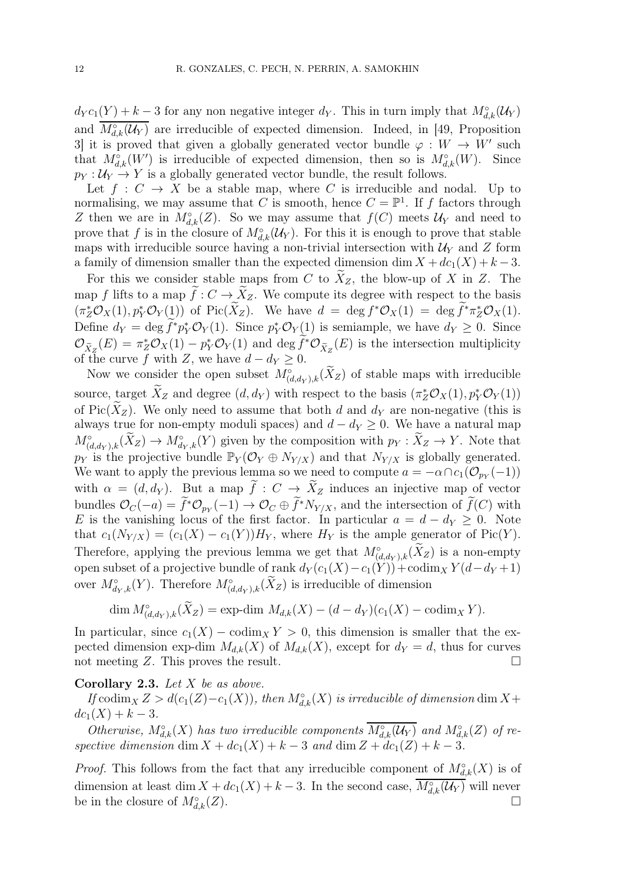$d_Y c_1(Y) + k - 3$ for any non negative integer $d_Y$. This in turn imply that $M^\circ_{d,k}(\mathcal{U}_Y)$ and $\overline{M^\circ_{d,k}(\mathcal{U}_Y)}$ are irreducible of expected dimension. Indeed, in [49, Proposition 3] it is proved that given a globally generated vector bundle $\varphi : W \to W'$ such that $M^\circ_{d,k}(W')$ is irreducible of expected dimension, then so is $M^\circ_{d,k}(W)$. Since $p_Y : \mathcal{U}_Y \to Y$ is a globally generated vector bundle, the result follows.

Let $f : C \to X$ be a stable map, where $C$ is irreducible and nodal. Up to normalising, we may assume that $C$ is smooth, hence $C = \mathbb{P}^1$. If $f$ factors through $Z$ then we are in $M^\circ_{d,k}(Z)$. So we may assume that $f(C)$ meets $\mathcal{U}_Y$ and need to prove that $f$ is in the closure of $M^\circ_{d,k}(\mathcal{U}_Y)$. For this it is enough to prove that stable maps with irreducible source having a non-trivial intersection with $\mathcal{U}_Y$ and $Z$ form a family of dimension smaller than the expected dimension $\dim X + dc_1(X) + k - 3$.

For this we consider stable maps from $C$ to $\widetilde{X}_Z$, the blow-up of $X$ in $Z$. The map $f$ lifts to a map $\widetilde{f} : C \to \widetilde{X}_Z$. We compute its degree with respect to the basis $(\pi_Z^* \mathcal{O}_X(1), p_Y^* \mathcal{O}_Y(1))$ of $\mathrm{Pic}(\widetilde{X}_Z)$. We have $d = \deg f^* \mathcal{O}_X(1) = \deg \widetilde{f}^* \pi_Z^* \mathcal{O}_X(1)$. Define $d_Y = \deg \widetilde{f}^* p_Y^* \mathcal{O}_Y(1)$. Since $p_Y^* \mathcal{O}_Y(1)$ is semiample, we have $d_Y \geq 0$. Since $\mathcal{O}_{\widetilde{X}_Z}(E) = \pi_Z^* \mathcal{O}_X(1) - p_Y^* \mathcal{O}_Y(1)$ and $\deg \widetilde{f}^* \mathcal{O}_{\widetilde{X}_Z}(E)$ is the intersection multiplicity of the curve $f$ with $Z$, we have $d - d_Y \geq 0$.

Now we consider the open subset $M^\circ_{(d,d_Y),k}(\widetilde{X}_Z)$ of stable maps with irreducible source, target $\widetilde{X}_Z$ and degree $(d, d_Y)$ with respect to the basis $(\pi_Z^* \mathcal{O}_X(1), p_Y^* \mathcal{O}_Y(1))$ of $\mathrm{Pic}(\widetilde{X}_Z)$. We only need to assume that both $d$ and $d_Y$ are non-negative (this is always true for non-empty moduli spaces) and $d - d_Y \geq 0$. We have a natural map $M^\circ_{(d,d_Y),k}(\widetilde{X}_Z) \to M^\circ_{d_Y,k}(Y)$ given by the composition with $p_Y : \widetilde{X}_Z \to Y$. Note that $p_Y$ is the projective bundle $\mathbb{P}_Y(\mathcal{O}_Y \oplus N_{Y/X})$ and that $N_{Y/X}$ is globally generated. We want to apply the previous lemma so we need to compute $a = -\alpha \cap c_1(\mathcal{O}_{p_Y}(-1))$ with $\alpha = (d, d_Y)$. But a map $\widetilde{f} : C \to \widetilde{X}_Z$ induces an injective map of vector bundles $\mathcal{O}_C(-a) = \widetilde{f}^* \mathcal{O}_{p_Y}(-1) \to \mathcal{O}_C \oplus \widetilde{f}^* N_{Y/X}$, and the intersection of $\widetilde{f}(C)$ with $E$ is the vanishing locus of the first factor. In particular $a = d - d_Y \geq 0$. Note that $c_1(N_{Y/X}) = (c_1(X) - c_1(Y)) H_Y$, where $H_Y$ is the ample generator of $\mathrm{Pic}(Y)$. Therefore, applying the previous lemma we get that $M^\circ_{(d,d_Y),k}(\widetilde{X}_Z)$ is a non-empty open subset of a projective bundle of rank $d_Y(c_1(X) - c_1(Y)) + \mathrm{codim}_X Y (d - d_Y + 1)$ over $M^\circ_{d_Y,k}(Y)$. Therefore $M^\circ_{(d,d_Y),k}(\widetilde{X}_Z)$ is irreducible of dimension

$$\dim M^\circ_{(d,d_Y),k}(\widetilde{X}_Z) = \text{exp-dim } M_{d,k}(X) - (d - d_Y)(c_1(X) - \mathrm{codim}_X Y).$$

In particular, since $c_1(X) - \mathrm{codim}_X Y > 0$, this dimension is smaller that the expected dimension exp-dim $M_{d,k}(X)$ of $M_{d,k}(X)$, except for $d_Y = d$, thus for curves not meeting $Z$. This proves the result. $\square$

**Corollary 2.3.** *Let $X$ be as above.*

*If $\mathrm{codim}_X Z > d(c_1(Z) - c_1(X))$, then $M^\circ_{d,k}(X)$ is irreducible of dimension $\dim X + dc_1(X) + k - 3$.*

*Otherwise, $M^\circ_{d,k}(X)$ has two irreducible components $\overline{M^\circ_{d,k}(\mathcal{U}_Y)}$ and $M^\circ_{d,k}(Z)$ of respective dimension $\dim X + dc_1(X) + k - 3$ and $\dim Z + dc_1(Z) + k - 3$.*

*Proof.* This follows from the fact that any irreducible component of $M^\circ_{d,k}(X)$ is of dimension at least $\dim X + dc_1(X) + k - 3$. In the second case, $\overline{M^\circ_{d,k}(\mathcal{U}_Y)}$ will never be in the closure of $M^\circ_{d,k}(Z)$. $\square$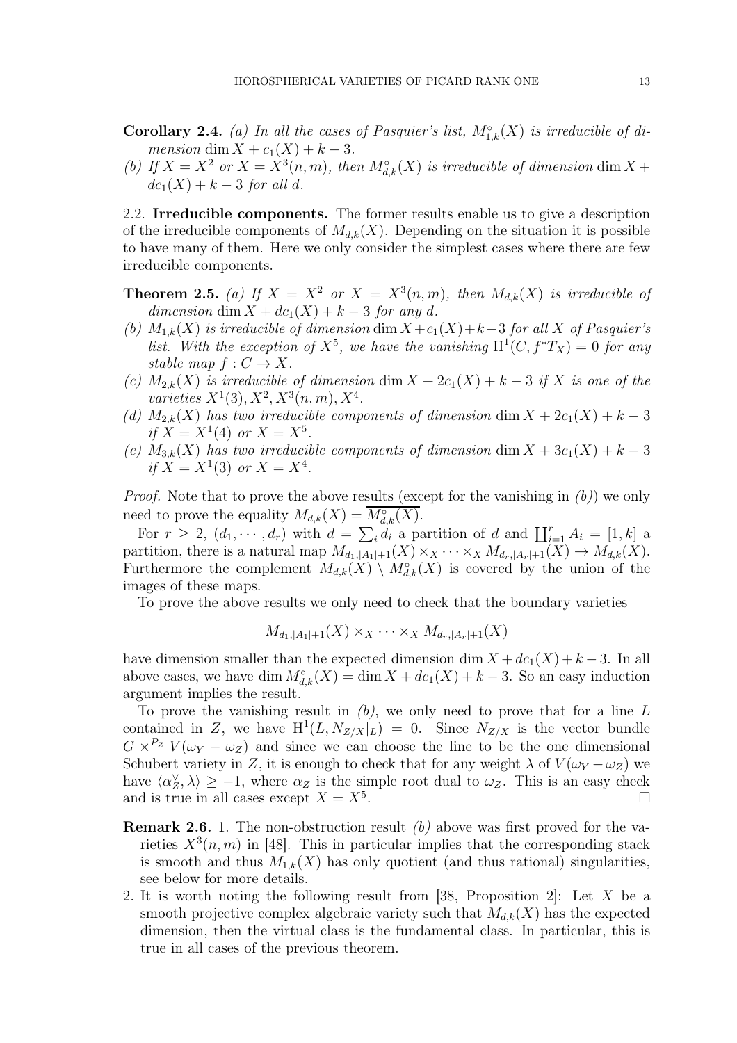**Corollary 2.4.** *(a) In all the cases of Pasquier's list, $M^\circ_{1,k}(X)$ is irreducible of dimension $\dim X + c_1(X) + k - 3$.*
*(b) If $X = X^2$ or $X = X^3(n,m)$, then $M^\circ_{d,k}(X)$ is irreducible of dimension $\dim X + dc_1(X) + k - 3$ for all $d$.*

2.2. **Irreducible components.** The former results enable us to give a description of the irreducible components of $M_{d,k}(X)$. Depending on the situation it is possible to have many of them. Here we only consider the simplest cases where there are few irreducible components.

**Theorem 2.5.** *(a) If $X = X^2$ or $X = X^3(n,m)$, then $M_{d,k}(X)$ is irreducible of dimension $\dim X + dc_1(X) + k - 3$ for any $d$.*
*(b) $M_{1,k}(X)$ is irreducible of dimension $\dim X + c_1(X) + k - 3$ for all $X$ of Pasquier's list. With the exception of $X^5$, we have the vanishing $\mathrm{H}^1(C, f^*T_X) = 0$ for any stable map $f : C \to X$.*
*(c) $M_{2,k}(X)$ is irreducible of dimension $\dim X + 2c_1(X) + k - 3$ if $X$ is one of the varieties $X^1(3), X^2, X^3(n,m), X^4$.*
*(d) $M_{2,k}(X)$ has two irreducible components of dimension $\dim X + 2c_1(X) + k - 3$ if $X = X^1(4)$ or $X = X^5$.*
*(e) $M_{3,k}(X)$ has two irreducible components of dimension $\dim X + 3c_1(X) + k - 3$ if $X = X^1(3)$ or $X = X^4$.*

*Proof.* Note that to prove the above results (except for the vanishing in *(b)*) we only need to prove the equality $M_{d,k}(X) = \overline{M^\circ_{d,k}(X)}$.

For $r \geq 2$, $(d_1, \cdots, d_r)$ with $d = \sum_i d_i$ a partition of $d$ and $\coprod_{i=1}^r A_i = [1,k]$ a partition, there is a natural map $M_{d_1,|A_1|+1}(X) \times_X \cdots \times_X M_{d_r,|A_r|+1}(X) \to M_{d,k}(X)$. Furthermore the complement $M_{d,k}(X) \setminus M^\circ_{d,k}(X)$ is covered by the union of the images of these maps.

To prove the above results we only need to check that the boundary varieties

$$M_{d_1,|A_1|+1}(X) \times_X \cdots \times_X M_{d_r,|A_r|+1}(X)$$

have dimension smaller than the expected dimension $\dim X + dc_1(X) + k - 3$. In all above cases, we have $\dim M^\circ_{d,k}(X) = \dim X + dc_1(X) + k - 3$. So an easy induction argument implies the result.

To prove the vanishing result in *(b)*, we only need to prove that for a line $L$ contained in $Z$, we have $\mathrm{H}^1(L, N_{Z/X}|_L) = 0$. Since $N_{Z/X}$ is the vector bundle $G \times^{P_Z} V(\omega_Y - \omega_Z)$ and since we can choose the line to be the one dimensional Schubert variety in $Z$, it is enough to check that for any weight $\lambda$ of $V(\omega_Y - \omega_Z)$ we have $\langle \alpha_Z^\vee, \lambda \rangle \geq -1$, where $\alpha_Z$ is the simple root dual to $\omega_Z$. This is an easy check and is true in all cases except $X = X^5$. $\square$

**Remark 2.6.** 1. The non-obstruction result *(b)* above was first proved for the varieties $X^3(n,m)$ in [48]. This in particular implies that the corresponding stack is smooth and thus $M_{1,k}(X)$ has only quotient (and thus rational) singularities, see below for more details.

2. It is worth noting the following result from [38, Proposition 2]: Let $X$ be a smooth projective complex algebraic variety such that $M_{d,k}(X)$ has the expected dimension, then the virtual class is the fundamental class. In particular, this is true in all cases of the previous theorem.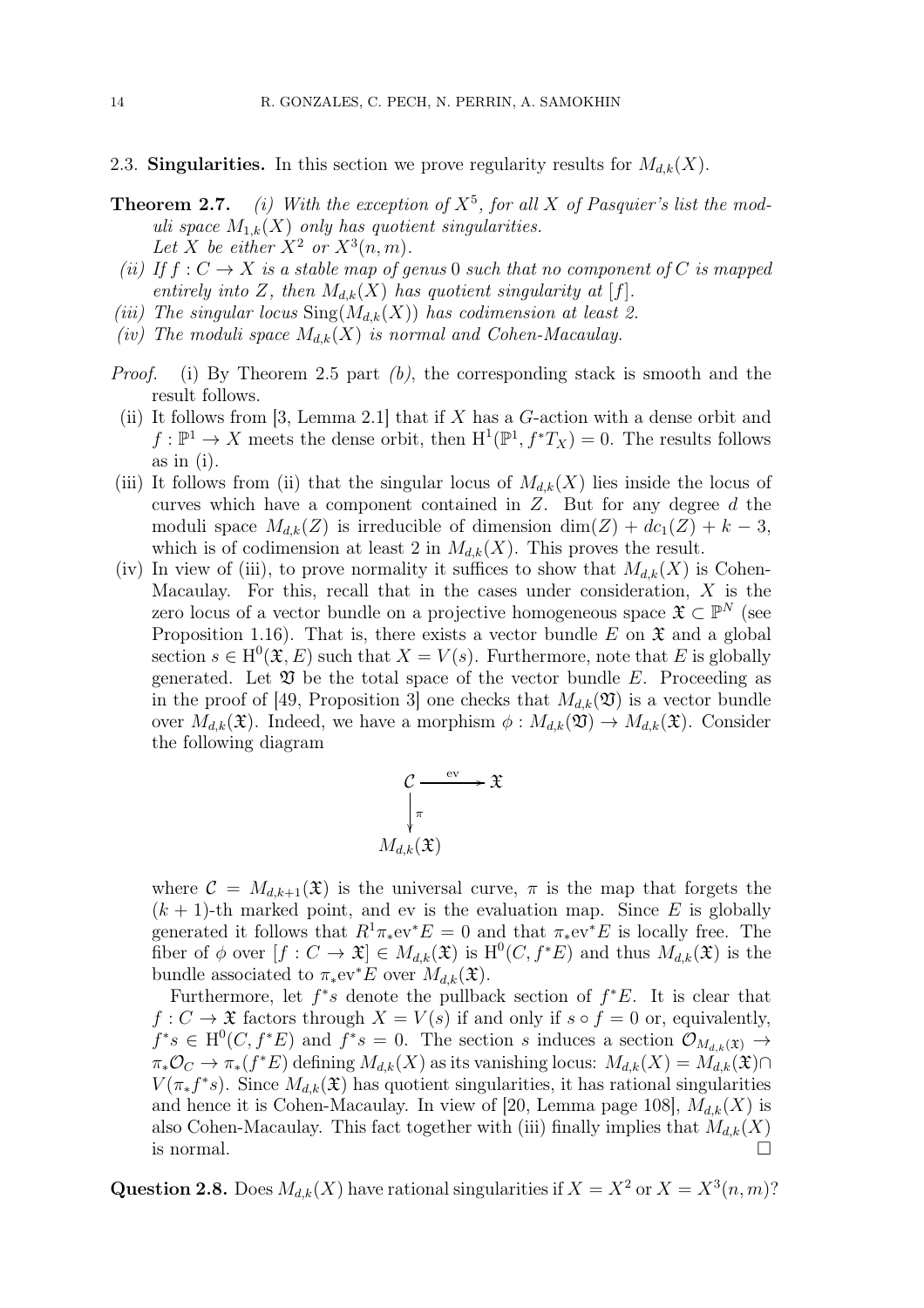## 2.3. Singularities.

In this section we prove regularity results for $M_{d,k}(X)$.

**Theorem 2.7.** *(i) With the exception of $X^5$, for all $X$ of Pasquier's list the moduli space $M_{1,k}(X)$ only has quotient singularities.*
*Let $X$ be either $X^2$ or $X^3(n,m)$.*

*(ii) If $f : C \to X$ is a stable map of genus $0$ such that no component of $C$ is mapped entirely into $Z$, then $M_{d,k}(X)$ has quotient singularity at $[f]$.*

*(iii) The singular locus $\mathrm{Sing}(M_{d,k}(X))$ has codimension at least 2.*

*(iv) The moduli space $M_{d,k}(X)$ is normal and Cohen-Macaulay.*

*Proof.* (i) By Theorem 2.5 part *(b)*, the corresponding stack is smooth and the result follows.

(ii) It follows from [3, Lemma 2.1] that if $X$ has a $G$-action with a dense orbit and $f : \mathbb{P}^1 \to X$ meets the dense orbit, then $\mathrm{H}^1(\mathbb{P}^1, f^*T_X) = 0$. The results follows as in (i).

(iii) It follows from (ii) that the singular locus of $M_{d,k}(X)$ lies inside the locus of curves which have a component contained in $Z$. But for any degree $d$ the moduli space $M_{d,k}(Z)$ is irreducible of dimension $\dim(Z) + dc_1(Z) + k - 3$, which is of codimension at least 2 in $M_{d,k}(X)$. This proves the result.

(iv) In view of (iii), to prove normality it suffices to show that $M_{d,k}(X)$ is Cohen-Macaulay. For this, recall that in the cases under consideration, $X$ is the zero locus of a vector bundle on a projective homogeneous space $\mathfrak{X} \subset \mathbb{P}^N$ (see Proposition 1.16). That is, there exists a vector bundle $E$ on $\mathfrak{X}$ and a global section $s \in \mathrm{H}^0(\mathfrak{X}, E)$ such that $X = V(s)$. Furthermore, note that $E$ is globally generated. Let $\mathfrak{Y}$ be the total space of the vector bundle $E$. Proceeding as in the proof of [49, Proposition 3] one checks that $M_{d,k}(\mathfrak{Y})$ is a vector bundle over $M_{d,k}(\mathfrak{X})$. Indeed, we have a morphism $\phi : M_{d,k}(\mathfrak{Y}) \to M_{d,k}(\mathfrak{X})$. Consider the following diagram

$$\begin{array}{ccc} \mathcal{C} & \xrightarrow{\mathrm{ev}} & \mathfrak{X} \\ \big\downarrow{\scriptstyle \pi} & & \\ M_{d,k}(\mathfrak{X}) & & \end{array}$$

where $\mathcal{C} = M_{d,k+1}(\mathfrak{X})$ is the universal curve, $\pi$ is the map that forgets the $(k+1)$-th marked point, and ev is the evaluation map. Since $E$ is globally generated it follows that $R^1\pi_*\mathrm{ev}^*E = 0$ and that $\pi_*\mathrm{ev}^*E$ is locally free. The fiber of $\phi$ over $[f : C \to \mathfrak{X}] \in M_{d,k}(\mathfrak{X})$ is $\mathrm{H}^0(C, f^*E)$ and thus $M_{d,k}(\mathfrak{X})$ is the bundle associated to $\pi_*\mathrm{ev}^*E$ over $M_{d,k}(\mathfrak{X})$.

Furthermore, let $f^*s$ denote the pullback section of $f^*E$. It is clear that $f : C \to \mathfrak{X}$ factors through $X = V(s)$ if and only if $s \circ f = 0$ or, equivalently, $f^*s \in \mathrm{H}^0(C, f^*E)$ and $f^*s = 0$. The section $s$ induces a section $\mathcal{O}_{M_{d,k}(\mathfrak{X})} \to \pi_*\mathcal{O}_C \to \pi_*(f^*E)$ defining $M_{d,k}(X)$ as its vanishing locus: $M_{d,k}(X) = M_{d,k}(\mathfrak{X}) \cap V(\pi_*f^*s)$. Since $M_{d,k}(\mathfrak{X})$ has quotient singularities, it has rational singularities and hence it is Cohen-Macaulay. In view of [20, Lemma page 108], $M_{d,k}(X)$ is also Cohen-Macaulay. This fact together with (iii) finally implies that $M_{d,k}(X)$ is normal. $\square$

**Question 2.8.** Does $M_{d,k}(X)$ have rational singularities if $X = X^2$ or $X = X^3(n,m)$?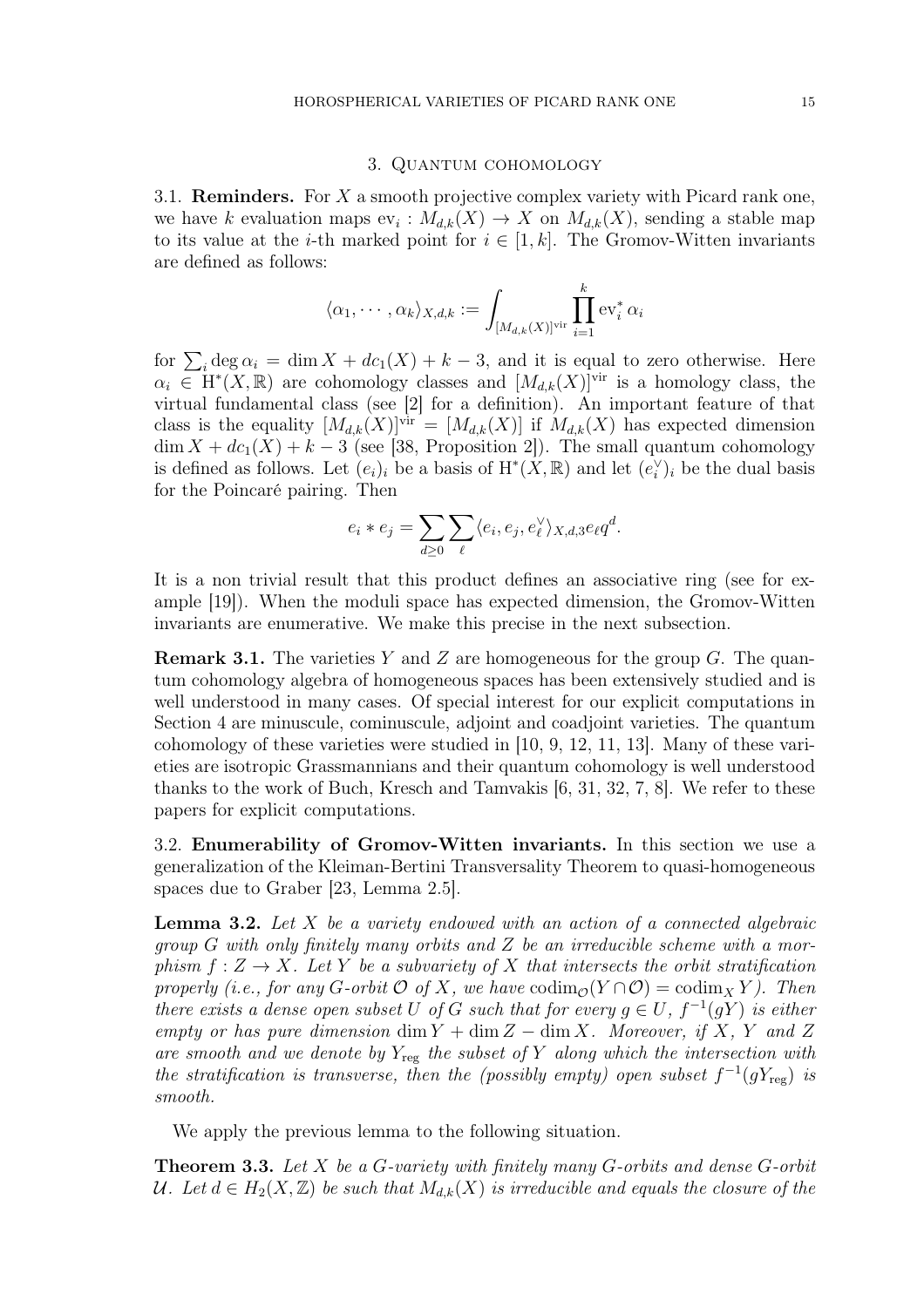## 3. Quantum cohomology

### 3.1. Reminders.

For $X$ a smooth projective complex variety with Picard rank one, we have $k$ evaluation maps $\mathrm{ev}_i : M_{d,k}(X) \to X$ on $M_{d,k}(X)$, sending a stable map to its value at the $i$-th marked point for $i \in [1,k]$. The Gromov-Witten invariants are defined as follows:

$$\langle \alpha_1, \cdots, \alpha_k \rangle_{X,d,k} := \int_{[M_{d,k}(X)]^{\mathrm{vir}}} \prod_{i=1}^{k} \mathrm{ev}_i^* \alpha_i$$

for $\sum_i \deg \alpha_i = \dim X + dc_1(X) + k - 3$, and it is equal to zero otherwise. Here $\alpha_i \in \mathrm{H}^*(X, \mathbb{R})$ are cohomology classes and $[M_{d,k}(X)]^{\mathrm{vir}}$ is a homology class, the virtual fundamental class (see [2] for a definition). An important feature of that class is the equality $[M_{d,k}(X)]^{\mathrm{vir}} = [M_{d,k}(X)]$ if $M_{d,k}(X)$ has expected dimension $\dim X + dc_1(X) + k - 3$ (see [38, Proposition 2]). The small quantum cohomology is defined as follows. Let $(e_i)_i$ be a basis of $\mathrm{H}^*(X, \mathbb{R})$ and let $(e_i^\vee)_i$ be the dual basis for the Poincaré pairing. Then

$$e_i * e_j = \sum_{d \geq 0} \sum_{\ell} \langle e_i, e_j, e_\ell^\vee \rangle_{X,d,3} e_\ell q^d.$$

It is a non trivial result that this product defines an associative ring (see for example [19]). When the moduli space has expected dimension, the Gromov-Witten invariants are enumerative. We make this precise in the next subsection.

**Remark 3.1.** The varieties $Y$ and $Z$ are homogeneous for the group $G$. The quantum cohomology algebra of homogeneous spaces has been extensively studied and is well understood in many cases. Of special interest for our explicit computations in Section 4 are minuscule, cominuscule, adjoint and coadjoint varieties. The quantum cohomology of these varieties were studied in [10, 9, 12, 11, 13]. Many of these varieties are isotropic Grassmannians and their quantum cohomology is well understood thanks to the work of Buch, Kresch and Tamvakis [6, 31, 32, 7, 8]. We refer to these papers for explicit computations.

### 3.2. Enumerability of Gromov-Witten invariants.

In this section we use a generalization of the Kleiman-Bertini Transversality Theorem to quasi-homogeneous spaces due to Graber [23, Lemma 2.5].

**Lemma 3.2.** *Let $X$ be a variety endowed with an action of a connected algebraic group $G$ with only finitely many orbits and $Z$ be an irreducible scheme with a morphism $f : Z \to X$. Let $Y$ be a subvariety of $X$ that intersects the orbit stratification properly (i.e., for any $G$-orbit $\mathcal{O}$ of $X$, we have $\mathrm{codim}_{\mathcal{O}}(Y \cap \mathcal{O}) = \mathrm{codim}_X Y$). Then there exists a dense open subset $U$ of $G$ such that for every $g \in U$, $f^{-1}(gY)$ is either empty or has pure dimension $\dim Y + \dim Z - \dim X$. Moreover, if $X$, $Y$ and $Z$ are smooth and we denote by $Y_{\mathrm{reg}}$ the subset of $Y$ along which the intersection with the stratification is transverse, then the (possibly empty) open subset $f^{-1}(gY_{\mathrm{reg}})$ is smooth.*

We apply the previous lemma to the following situation.

**Theorem 3.3.** *Let $X$ be a $G$-variety with finitely many $G$-orbits and dense $G$-orbit $\mathcal{U}$. Let $d \in H_2(X, \mathbb{Z})$ be such that $M_{d,k}(X)$ is irreducible and equals the closure of the*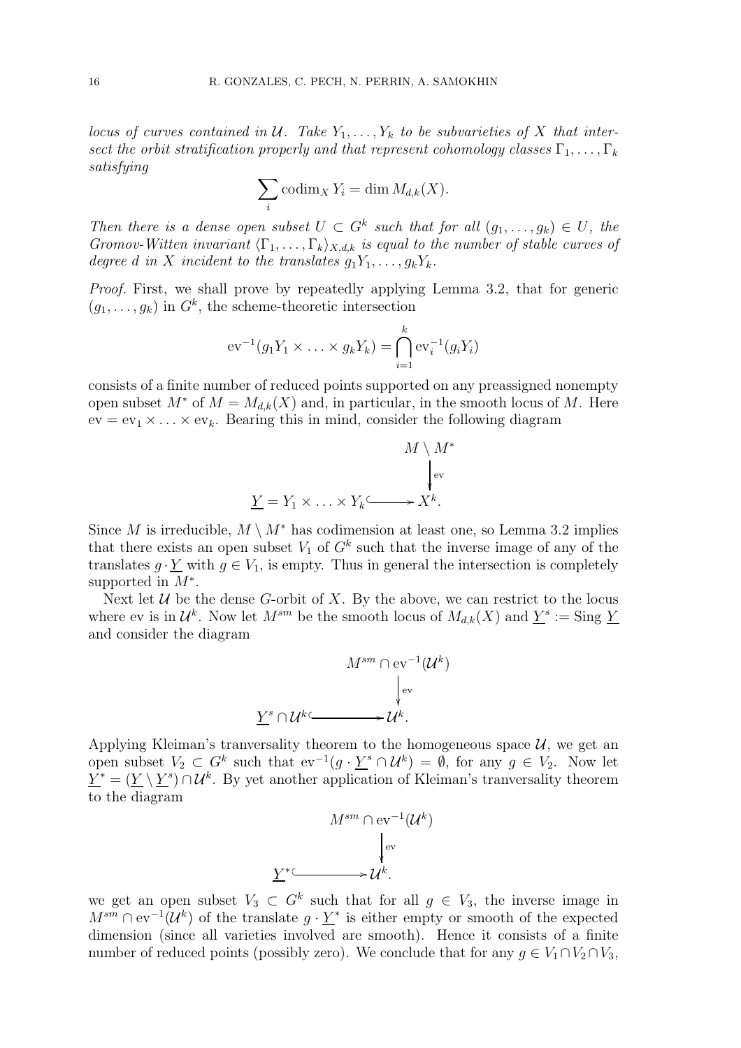*locus of curves contained in $\mathcal{U}$. Take $Y_1, \ldots, Y_k$ to be subvarieties of $X$ that intersect the orbit stratification properly and that represent cohomology classes $\Gamma_1, \ldots, \Gamma_k$ satisfying*

$$\sum_i \operatorname{codim}_X Y_i = \dim M_{d,k}(X).$$

*Then there is a dense open subset $U \subset G^k$ such that for all $(g_1, \ldots, g_k) \in U$, the Gromov-Witten invariant $\langle \Gamma_1, \ldots, \Gamma_k \rangle_{X,d,k}$ is equal to the number of stable curves of degree $d$ in $X$ incident to the translates $g_1 Y_1, \ldots, g_k Y_k$.*

*Proof.* First, we shall prove by repeatedly applying Lemma 3.2, that for generic $(g_1, \ldots, g_k)$ in $G^k$, the scheme-theoretic intersection

$$\operatorname{ev}^{-1}(g_1 Y_1 \times \ldots \times g_k Y_k) = \bigcap_{i=1}^{k} \operatorname{ev}_i^{-1}(g_i Y_i)$$

consists of a finite number of reduced points supported on any preassigned nonempty open subset $M^*$ of $M = M_{d,k}(X)$ and, in particular, in the smooth locus of $M$. Here $\operatorname{ev} = \operatorname{ev}_1 \times \ldots \times \operatorname{ev}_k$. Bearing this in mind, consider the following diagram

$$\begin{array}{ccc} & & M \setminus M^* \\ & & \big\downarrow \text{ev} \\ \underline{Y} = Y_1 \times \ldots \times Y_k & \hookrightarrow & X^k. \end{array}$$

Since $M$ is irreducible, $M \setminus M^*$ has codimension at least one, so Lemma 3.2 implies that there exists an open subset $V_1$ of $G^k$ such that the inverse image of any of the translates $g \cdot \underline{Y}$ with $g \in V_1$, is empty. Thus in general the intersection is completely supported in $M^*$.

Next let $\mathcal{U}$ be the dense $G$-orbit of $X$. By the above, we can restrict to the locus where ev is in $\mathcal{U}^k$. Now let $M^{sm}$ be the smooth locus of $M_{d,k}(X)$ and $\underline{Y}^s := \operatorname{Sing} \underline{Y}$ and consider the diagram

$$\begin{array}{ccc} & & M^{sm} \cap \operatorname{ev}^{-1}(\mathcal{U}^k) \\ & & \big\downarrow \text{ev} \\ \underline{Y}^s \cap \mathcal{U}^k & \hookrightarrow & \mathcal{U}^k. \end{array}$$

Applying Kleiman's tranversality theorem to the homogeneous space $\mathcal{U}$, we get an open subset $V_2 \subset G^k$ such that $\operatorname{ev}^{-1}(g \cdot \underline{Y}^s \cap \mathcal{U}^k) = \emptyset$, for any $g \in V_2$. Now let $\underline{Y}^* = (\underline{Y} \setminus \underline{Y}^s) \cap \mathcal{U}^k$. By yet another application of Kleiman's tranversality theorem to the diagram

$$\begin{array}{ccc} & & M^{sm} \cap \operatorname{ev}^{-1}(\mathcal{U}^k) \\ & & \big\downarrow \text{ev} \\ \underline{Y}^* & \hookrightarrow & \mathcal{U}^k. \end{array}$$

we get an open subset $V_3 \subset G^k$ such that for all $g \in V_3$, the inverse image in $M^{sm} \cap \operatorname{ev}^{-1}(\mathcal{U}^k)$ of the translate $g \cdot \underline{Y}^*$ is either empty or smooth of the expected dimension (since all varieties involved are smooth). Hence it consists of a finite number of reduced points (possibly zero). We conclude that for any $g \in V_1 \cap V_2 \cap V_3$,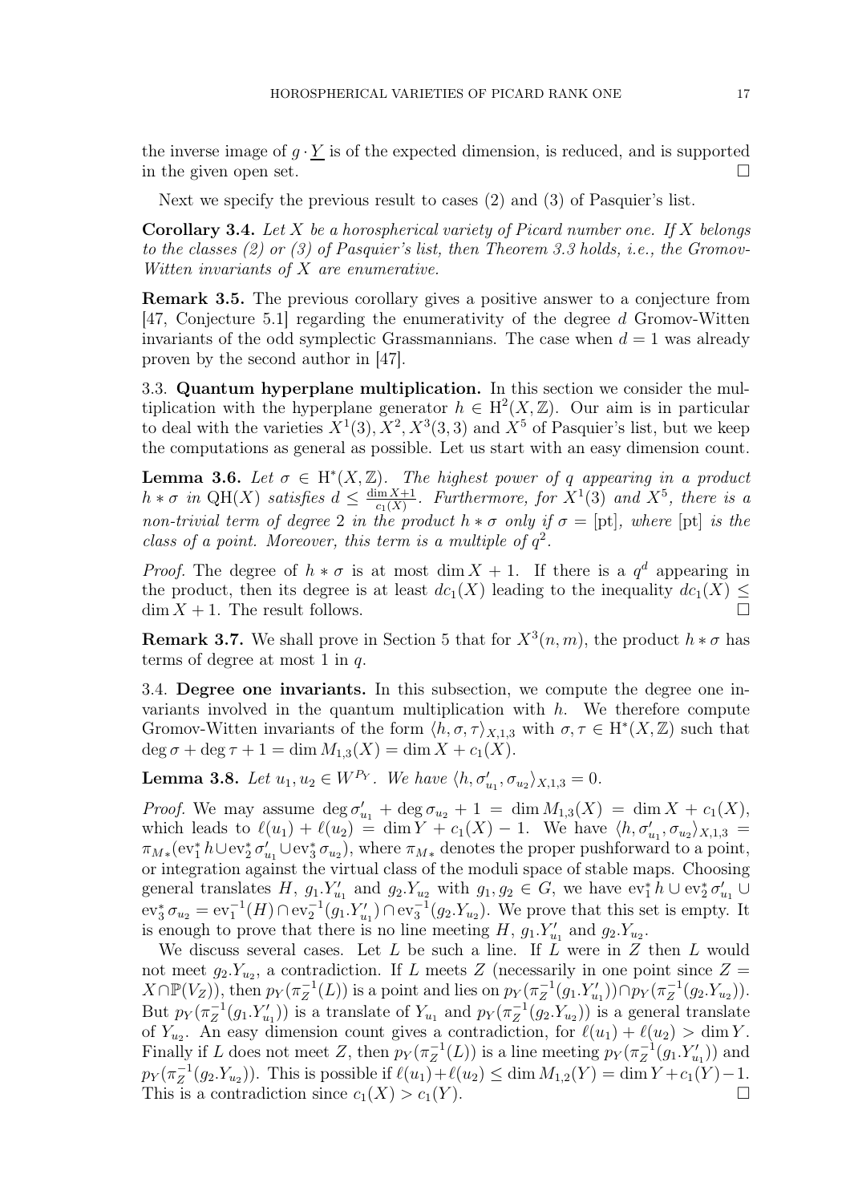the inverse image of $g \cdot \underline{Y}$ is of the expected dimension, is reduced, and is supported in the given open set. $\square$

Next we specify the previous result to cases (2) and (3) of Pasquier's list.

**Corollary 3.4.** *Let $X$ be a horospherical variety of Picard number one. If $X$ belongs to the classes (2) or (3) of Pasquier's list, then Theorem 3.3 holds, i.e., the Gromov-Witten invariants of $X$ are enumerative.*

**Remark 3.5.** The previous corollary gives a positive answer to a conjecture from [47, Conjecture 5.1] regarding the enumerativity of the degree $d$ Gromov-Witten invariants of the odd symplectic Grassmannians. The case when $d = 1$ was already proven by the second author in [47].

### 3.3. Quantum hyperplane multiplication.

In this section we consider the multiplication with the hyperplane generator $h \in \mathrm{H}^2(X, \mathbb{Z})$. Our aim is in particular to deal with the varieties $X^1(3), X^2, X^3(3,3)$ and $X^5$ of Pasquier's list, but we keep the computations as general as possible. Let us start with an easy dimension count.

**Lemma 3.6.** *Let $\sigma \in \mathrm{H}^*(X, \mathbb{Z})$. The highest power of $q$ appearing in a product $h * \sigma$ in $\mathrm{QH}(X)$ satisfies $d \leq \frac{\dim X + 1}{c_1(X)}$. Furthermore, for $X^1(3)$ and $X^5$, there is a non-trivial term of degree 2 in the product $h * \sigma$ only if $\sigma = [\mathrm{pt}]$, where $[\mathrm{pt}]$ is the class of a point. Moreover, this term is a multiple of $q^2$.*

*Proof.* The degree of $h * \sigma$ is at most $\dim X + 1$. If there is a $q^d$ appearing in the product, then its degree is at least $dc_1(X)$ leading to the inequality $dc_1(X) \leq \dim X + 1$. The result follows. $\square$

**Remark 3.7.** We shall prove in Section 5 that for $X^3(n, m)$, the product $h * \sigma$ has terms of degree at most 1 in $q$.

### 3.4. Degree one invariants.

In this subsection, we compute the degree one invariants involved in the quantum multiplication with $h$. We therefore compute Gromov-Witten invariants of the form $\langle h, \sigma, \tau \rangle_{X,1,3}$ with $\sigma, \tau \in \mathrm{H}^*(X, \mathbb{Z})$ such that $\deg \sigma + \deg \tau + 1 = \dim M_{1,3}(X) = \dim X + c_1(X)$.

**Lemma 3.8.** *Let $u_1, u_2 \in W^{P_Y}$. We have $\langle h, \sigma'_{u_1}, \sigma_{u_2} \rangle_{X,1,3} = 0$.*

*Proof.* We may assume $\deg \sigma'_{u_1} + \deg \sigma_{u_2} + 1 = \dim M_{1,3}(X) = \dim X + c_1(X)$, which leads to $\ell(u_1) + \ell(u_2) = \dim Y + c_1(X) - 1$. We have $\langle h, \sigma'_{u_1}, \sigma_{u_2} \rangle_{X,1,3} = \pi_{M*}(\mathrm{ev}_1^* h \cup \mathrm{ev}_2^* \sigma'_{u_1} \cup \mathrm{ev}_3^* \sigma_{u_2})$, where $\pi_{M*}$ denotes the proper pushforward to a point, or integration against the virtual class of the moduli space of stable maps. Choosing general translates $H$, $g_1.Y'_{u_1}$ and $g_2.Y_{u_2}$ with $g_1, g_2 \in G$, we have $\mathrm{ev}_1^* h \cup \mathrm{ev}_2^* \sigma'_{u_1} \cup \mathrm{ev}_3^* \sigma_{u_2} = \mathrm{ev}_1^{-1}(H) \cap \mathrm{ev}_2^{-1}(g_1.Y'_{u_1}) \cap \mathrm{ev}_3^{-1}(g_2.Y_{u_2})$. We prove that this set is empty. It is enough to prove that there is no line meeting $H$, $g_1.Y'_{u_1}$ and $g_2.Y_{u_2}$.

We discuss several cases. Let $L$ be such a line. If $L$ were in $Z$ then $L$ would not meet $g_2.Y_{u_2}$, a contradiction. If $L$ meets $Z$ (necessarily in one point since $Z = X \cap \mathbb{P}(V_Z)$), then $p_Y(\pi_Z^{-1}(L))$ is a point and lies on $p_Y(\pi_Z^{-1}(g_1.Y'_{u_1})) \cap p_Y(\pi_Z^{-1}(g_2.Y_{u_2}))$. But $p_Y(\pi_Z^{-1}(g_1.Y'_{u_1}))$ is a translate of $Y_{u_1}$ and $p_Y(\pi_Z^{-1}(g_2.Y_{u_2}))$ is a general translate of $Y_{u_2}$. An easy dimension count gives a contradiction, for $\ell(u_1) + \ell(u_2) > \dim Y$. Finally if $L$ does not meet $Z$, then $p_Y(\pi_Z^{-1}(L))$ is a line meeting $p_Y(\pi_Z^{-1}(g_1.Y'_{u_1}))$ and $p_Y(\pi_Z^{-1}(g_2.Y_{u_2}))$. This is possible if $\ell(u_1) + \ell(u_2) \leq \dim M_{1,2}(Y) = \dim Y + c_1(Y) - 1$. This is a contradiction since $c_1(X) > c_1(Y)$. $\square$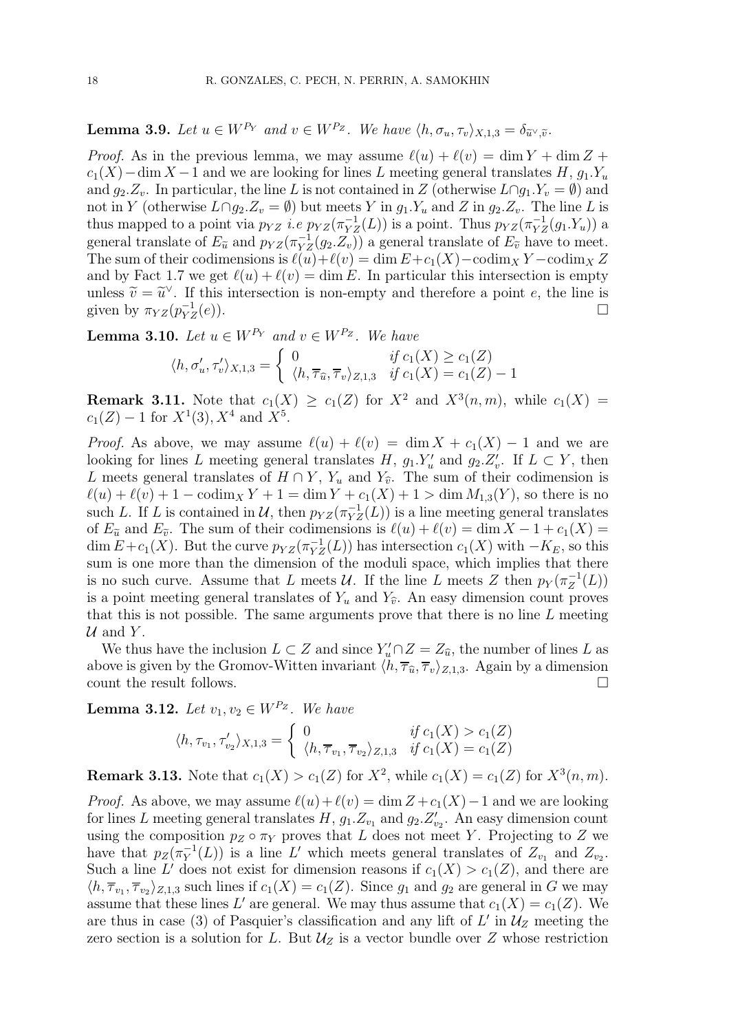**Lemma 3.9.** *Let $u \in W^{P_Y}$ and $v \in W^{P_Z}$. We have $\langle h, \sigma_u, \tau_v \rangle_{X,1,3} = \delta_{\widetilde{u}^\vee, \widetilde{v}}$.*

*Proof.* As in the previous lemma, we may assume $\ell(u) + \ell(v) = \dim Y + \dim Z + c_1(X) - \dim X - 1$ and we are looking for lines $L$ meeting general translates $H$, $g_1.Y_u$ and $g_2.Z_v$. In particular, the line $L$ is not contained in $Z$ (otherwise $L \cap g_1.Y_v = \emptyset$) and not in $Y$ (otherwise $L \cap g_2.Z_v = \emptyset$) but meets $Y$ in $g_1.Y_u$ and $Z$ in $g_2.Z_v$. The line $L$ is thus mapped to a point via $p_{YZ}$ *i.e* $p_{YZ}(\pi_{YZ}^{-1}(L))$ is a point. Thus $p_{YZ}(\pi_{YZ}^{-1}(g_1.Y_u))$ a general translate of $E_{\widetilde{u}}$ and $p_{YZ}(\pi_{YZ}^{-1}(g_2.Z_v))$ a general translate of $E_{\widetilde{v}}$ have to meet. The sum of their codimensions is $\ell(u) + \ell(v) = \dim E + c_1(X) - \mathrm{codim}_X Y - \mathrm{codim}_X Z$ and by Fact 1.7 we get $\ell(u) + \ell(v) = \dim E$. In particular this intersection is empty unless $\widetilde{v} = \widetilde{u}^\vee$. If this intersection is non-empty and therefore a point $e$, the line is given by $\pi_{YZ}(p_{YZ}^{-1}(e))$. $\square$

**Lemma 3.10.** *Let $u \in W^{P_Y}$ and $v \in W^{P_Z}$. We have*

$$\langle h, \sigma'_u, \tau'_v \rangle_{X,1,3} = \begin{cases} 0 & \text{if } c_1(X) \geq c_1(Z) \\ \langle h, \overline{\tau}_{\widehat{u}}, \overline{\tau}_v \rangle_{Z,1,3} & \text{if } c_1(X) = c_1(Z) - 1 \end{cases}$$

**Remark 3.11.** Note that $c_1(X) \geq c_1(Z)$ for $X^2$ and $X^3(n,m)$, while $c_1(X) = c_1(Z) - 1$ for $X^1(3), X^4$ and $X^5$.

*Proof.* As above, we may assume $\ell(u) + \ell(v) = \dim X + c_1(X) - 1$ and we are looking for lines $L$ meeting general translates $H$, $g_1.Y'_u$ and $g_2.Z'_v$. If $L \subset Y$, then $L$ meets general translates of $H \cap Y$, $Y_u$ and $Y_{\widehat{v}}$. The sum of their codimension is $\ell(u) + \ell(v) + 1 - \mathrm{codim}_X Y + 1 = \dim Y + c_1(X) + 1 > \dim M_{1,3}(Y)$, so there is no such $L$. If $L$ is contained in $\mathcal{U}$, then $p_{YZ}(\pi_{YZ}^{-1}(L))$ is a line meeting general translates of $E_{\widetilde{u}}$ and $E_{\widetilde{v}}$. The sum of their codimensions is $\ell(u) + \ell(v) = \dim X - 1 + c_1(X) = \dim E + c_1(X)$. But the curve $p_{YZ}(\pi_{YZ}^{-1}(L))$ has intersection $c_1(X)$ with $-K_E$, so this sum is one more than the dimension of the moduli space, which implies that there is no such curve. Assume that $L$ meets $\mathcal{U}$. If the line $L$ meets $Z$ then $p_Y(\pi_Z^{-1}(L))$ is a point meeting general translates of $Y_u$ and $Y_{\widehat{v}}$. An easy dimension count proves that this is not possible. The same arguments prove that there is no line $L$ meeting $\mathcal{U}$ and $Y$.

We thus have the inclusion $L \subset Z$ and since $Y'_u \cap Z = Z_{\widehat{u}}$, the number of lines $L$ as above is given by the Gromov-Witten invariant $\langle h, \overline{\tau}_{\widehat{u}}, \overline{\tau}_v \rangle_{Z,1,3}$. Again by a dimension count the result follows. $\square$

**Lemma 3.12.** *Let $v_1, v_2 \in W^{P_Z}$. We have*

$$\langle h, \tau_{v_1}, \tau'_{v_2} \rangle_{X,1,3} = \begin{cases} 0 & \text{if } c_1(X) > c_1(Z) \\ \langle h, \overline{\tau}_{v_1}, \overline{\tau}_{v_2} \rangle_{Z,1,3} & \text{if } c_1(X) = c_1(Z) \end{cases}$$

**Remark 3.13.** Note that $c_1(X) > c_1(Z)$ for $X^2$, while $c_1(X) = c_1(Z)$ for $X^3(n,m)$.

*Proof.* As above, we may assume $\ell(u) + \ell(v) = \dim Z + c_1(X) - 1$ and we are looking for lines $L$ meeting general translates $H$, $g_1.Z_{v_1}$ and $g_2.Z'_{v_2}$. An easy dimension count using the composition $p_Z \circ \pi_Y$ proves that $L$ does not meet $Y$. Projecting to $Z$ we have that $p_Z(\pi_Y^{-1}(L))$ is a line $L'$ which meets general translates of $Z_{v_1}$ and $Z_{v_2}$. Such a line $L'$ does not exist for dimension reasons if $c_1(X) > c_1(Z)$, and there are $\langle h, \overline{\tau}_{v_1}, \overline{\tau}_{v_2} \rangle_{Z,1,3}$ such lines if $c_1(X) = c_1(Z)$. Since $g_1$ and $g_2$ are general in $G$ we may assume that these lines $L'$ are general. We may thus assume that $c_1(X) = c_1(Z)$. We are thus in case (3) of Pasquier's classification and any lift of $L'$ in $\mathcal{U}_Z$ meeting the zero section is a solution for $L$. But $\mathcal{U}_Z$ is a vector bundle over $Z$ whose restriction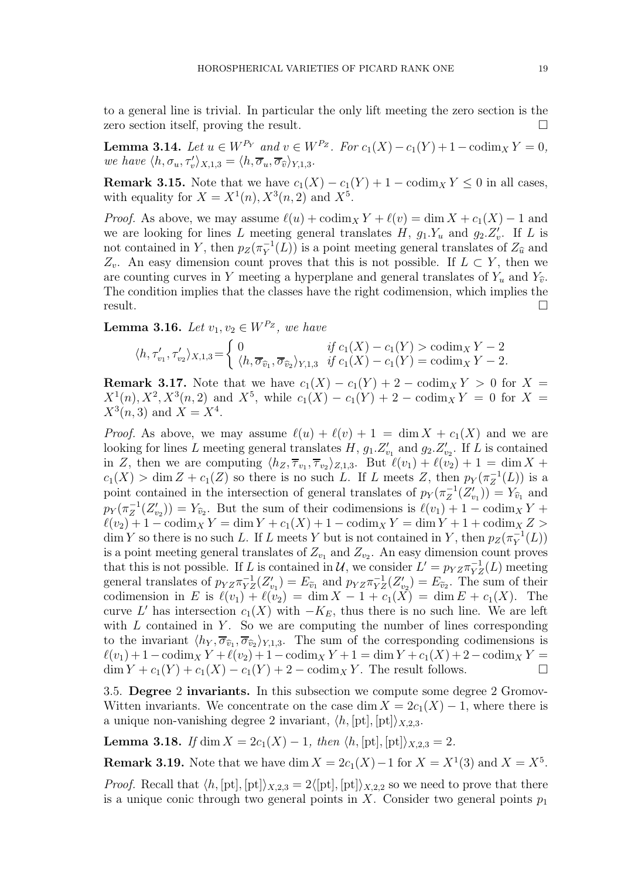to a general line is trivial. In particular the only lift meeting the zero section is the zero section itself, proving the result. $\square$

**Lemma 3.14.** *Let $u \in W^{P_Y}$ and $v \in W^{P_Z}$. For $c_1(X) - c_1(Y) + 1 - \mathrm{codim}_X Y = 0$, we have $\langle h, \sigma_u, \tau'_v \rangle_{X,1,3} = \langle h, \overline{\sigma}_u, \overline{\sigma}_{\widehat{v}} \rangle_{Y,1,3}$.*

**Remark 3.15.** Note that we have $c_1(X) - c_1(Y) + 1 - \mathrm{codim}_X Y \leq 0$ in all cases, with equality for $X = X^1(n), X^3(n,2)$ and $X^5$.

*Proof.* As above, we may assume $\ell(u) + \mathrm{codim}_X Y + \ell(v) = \dim X + c_1(X) - 1$ and we are looking for lines $L$ meeting general translates $H$, $g_1.Y_u$ and $g_2.Z'_v$. If $L$ is not contained in $Y$, then $p_Z(\pi_Y^{-1}(L))$ is a point meeting general translates of $Z_{\widehat{u}}$ and $Z_v$. An easy dimension count proves that this is not possible. If $L \subset Y$, then we are counting curves in $Y$ meeting a hyperplane and general translates of $Y_u$ and $Y_{\widehat{v}}$. The condition implies that the classes have the right codimension, which implies the result. $\square$

**Lemma 3.16.** *Let $v_1, v_2 \in W^{P_Z}$, we have*

$$\langle h, \tau'_{v_1}, \tau'_{v_2} \rangle_{X,1,3} = \begin{cases} 0 & \text{if } c_1(X) - c_1(Y) > \mathrm{codim}_X Y - 2 \\ \langle h, \overline{\sigma}_{\widehat{v}_1}, \overline{\sigma}_{\widehat{v}_2} \rangle_{Y,1,3} & \text{if } c_1(X) - c_1(Y) = \mathrm{codim}_X Y - 2. \end{cases}$$

**Remark 3.17.** Note that we have $c_1(X) - c_1(Y) + 2 - \mathrm{codim}_X Y > 0$ for $X = X^1(n), X^2, X^3(n,2)$ and $X^5$, while $c_1(X) - c_1(Y) + 2 - \mathrm{codim}_X Y = 0$ for $X = X^3(n,3)$ and $X = X^4$.

*Proof.* As above, we may assume $\ell(u) + \ell(v) + 1 = \dim X + c_1(X)$ and we are looking for lines $L$ meeting general translates $H$, $g_1.Z'_{v_1}$ and $g_2.Z'_{v_2}$. If $L$ is contained in $Z$, then we are computing $\langle h_Z, \overline{\tau}_{v_1}, \overline{\tau}_{v_2} \rangle_{Z,1,3}$. But $\ell(v_1) + \ell(v_2) + 1 = \dim X + c_1(X) > \dim Z + c_1(Z)$ so there is no such $L$. If $L$ meets $Z$, then $p_Y(\pi_Z^{-1}(L))$ is a point contained in the intersection of general translates of $p_Y(\pi_Z^{-1}(Z'_{v_1})) = Y_{\widehat{v}_1}$ and $p_Y(\pi_Z^{-1}(Z'_{v_2})) = Y_{\widehat{v}_2}$. But the sum of their codimensions is $\ell(v_1) + 1 - \mathrm{codim}_X Y + \ell(v_2) + 1 - \mathrm{codim}_X Y = \dim Y + c_1(X) + 1 - \mathrm{codim}_X Y = \dim Y + 1 + \mathrm{codim}_X Z > \dim Y$ so there is no such $L$. If $L$ meets $Y$ but is not contained in $Y$, then $p_Z(\pi_Y^{-1}(L))$ is a point meeting general translates of $Z_{v_1}$ and $Z_{v_2}$. An easy dimension count proves that this is not possible. If $L$ is contained in $\mathcal{U}$, we consider $L' = p_{YZ}\pi_{YZ}^{-1}(L)$ meeting general translates of $p_{YZ}\pi_{YZ}^{-1}(Z'_{v_1}) = E_{\widehat{v}_1}$ and $p_{YZ}\pi_{YZ}^{-1}(Z'_{v_2}) = E_{\widehat{v}_2}$. The sum of their codimension in $E$ is $\ell(v_1) + \ell(v_2) = \dim X - 1 + c_1(X) = \dim E + c_1(X)$. The curve $L'$ has intersection $c_1(X)$ with $-K_E$, thus there is no such line. We are left with $L$ contained in $Y$. So we are computing the number of lines corresponding to the invariant $\langle h_Y, \overline{\sigma}_{\widehat{v}_1}, \overline{\sigma}_{\widehat{v}_2} \rangle_{Y,1,3}$. The sum of the corresponding codimensions is $\ell(v_1) + 1 - \mathrm{codim}_X Y + \ell(v_2) + 1 - \mathrm{codim}_X Y + 1 = \dim Y + c_1(X) + 2 - \mathrm{codim}_X Y = \dim Y + c_1(Y) + c_1(X) - c_1(Y) + 2 - \mathrm{codim}_X Y$. The result follows. $\square$

3.5. **Degree 2 invariants.** In this subsection we compute some degree 2 Gromov-Witten invariants. We concentrate on the case $\dim X = 2c_1(X) - 1$, where there is a unique non-vanishing degree 2 invariant, $\langle h, [\mathrm{pt}], [\mathrm{pt}] \rangle_{X,2,3}$.

**Lemma 3.18.** *If $\dim X = 2c_1(X) - 1$, then $\langle h, [\mathrm{pt}], [\mathrm{pt}] \rangle_{X,2,3} = 2$.*

**Remark 3.19.** Note that we have $\dim X = 2c_1(X) - 1$ for $X = X^1(3)$ and $X = X^5$.

*Proof.* Recall that $\langle h, [\mathrm{pt}], [\mathrm{pt}] \rangle_{X,2,3} = 2\langle [\mathrm{pt}], [\mathrm{pt}] \rangle_{X,2,2}$ so we need to prove that there is a unique conic through two general points in $X$. Consider two general points $p_1$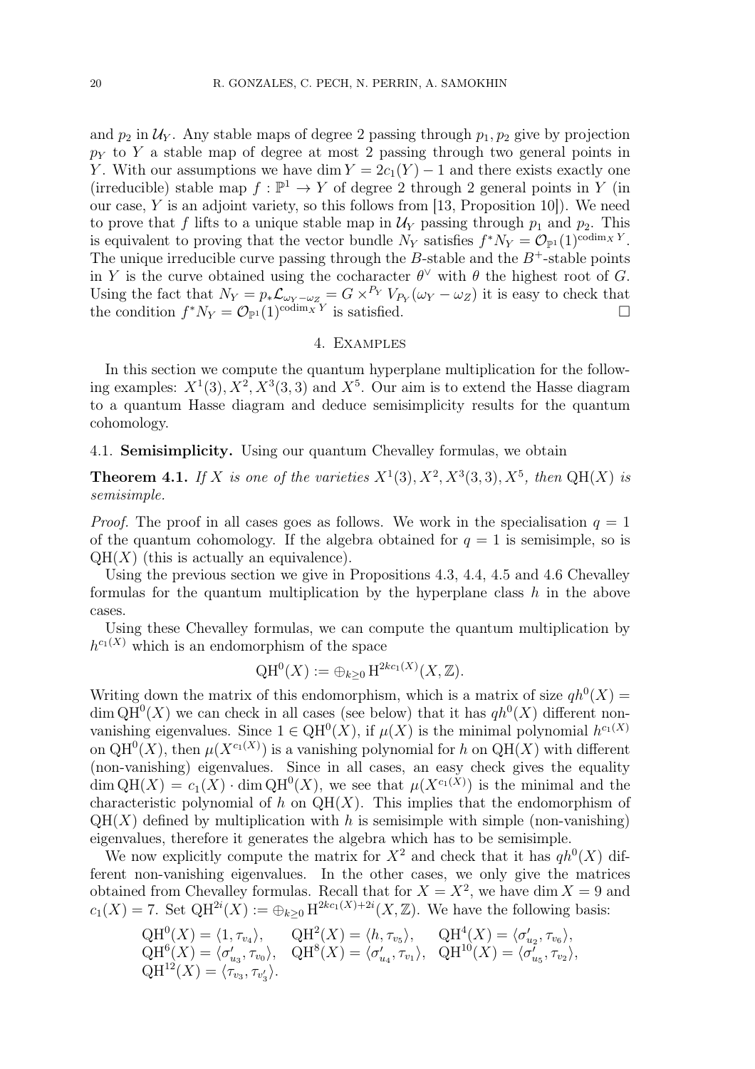and $p_2$ in $\mathcal{U}_Y$. Any stable maps of degree 2 passing through $p_1, p_2$ give by projection $p_Y$ to $Y$ a stable map of degree at most 2 passing through two general points in $Y$. With our assumptions we have $\dim Y = 2c_1(Y) - 1$ and there exists exactly one (irreducible) stable map $f : \mathbb{P}^1 \to Y$ of degree 2 through 2 general points in $Y$ (in our case, $Y$ is an adjoint variety, so this follows from [13, Proposition 10]). We need to prove that $f$ lifts to a unique stable map in $\mathcal{U}_Y$ passing through $p_1$ and $p_2$. This is equivalent to proving that the vector bundle $N_Y$ satisfies $f^*N_Y = \mathcal{O}_{\mathbb{P}^1}(1)^{\operatorname{codim}_X Y}$. The unique irreducible curve passing through the $B$-stable and the $B^+$-stable points in $Y$ is the curve obtained using the cocharacter $\theta^\vee$ with $\theta$ the highest root of $G$. Using the fact that $N_Y = p_*\mathcal{L}_{\omega_Y - \omega_Z} = G \times^{P_Y} V_{P_Y}(\omega_Y - \omega_Z)$ it is easy to check that the condition $f^*N_Y = \mathcal{O}_{\mathbb{P}^1}(1)^{\operatorname{codim}_X Y}$ is satisfied. □

## 4. Examples

In this section we compute the quantum hyperplane multiplication for the following examples: $X^1(3), X^2, X^3(3,3)$ and $X^5$. Our aim is to extend the Hasse diagram to a quantum Hasse diagram and deduce semisimplicity results for the quantum cohomology.

### 4.1. Semisimplicity.

Using our quantum Chevalley formulas, we obtain

**Theorem 4.1.** *If $X$ is one of the varieties $X^1(3), X^2, X^3(3,3), X^5$, then $\mathrm{QH}(X)$ is semisimple.*

*Proof.* The proof in all cases goes as follows. We work in the specialisation $q = 1$ of the quantum cohomology. If the algebra obtained for $q = 1$ is semisimple, so is $\mathrm{QH}(X)$ (this is actually an equivalence).

Using the previous section we give in Propositions 4.3, 4.4, 4.5 and 4.6 Chevalley formulas for the quantum multiplication by the hyperplane class $h$ in the above cases.

Using these Chevalley formulas, we can compute the quantum multiplication by $h^{c_1(X)}$ which is an endomorphism of the space

$$\mathrm{QH}^0(X) := \oplus_{k \geq 0} \mathrm{H}^{2kc_1(X)}(X, \mathbb{Z}).$$

Writing down the matrix of this endomorphism, which is a matrix of size $qh^0(X) = \dim \mathrm{QH}^0(X)$ we can check in all cases (see below) that it has $qh^0(X)$ different non-vanishing eigenvalues. Since $1 \in \mathrm{QH}^0(X)$, if $\mu(X)$ is the minimal polynomial $h^{c_1(X)}$ on $\mathrm{QH}^0(X)$, then $\mu(X^{c_1(X)})$ is a vanishing polynomial for $h$ on $\mathrm{QH}(X)$ with different (non-vanishing) eigenvalues. Since in all cases, an easy check gives the equality $\dim \mathrm{QH}(X) = c_1(X) \cdot \dim \mathrm{QH}^0(X)$, we see that $\mu(X^{c_1(X)})$ is the minimal and the characteristic polynomial of $h$ on $\mathrm{QH}(X)$. This implies that the endomorphism of $\mathrm{QH}(X)$ defined by multiplication with $h$ is semisimple with simple (non-vanishing) eigenvalues, therefore it generates the algebra which has to be semisimple.

We now explicitly compute the matrix for $X^2$ and check that it has $qh^0(X)$ different non-vanishing eigenvalues. In the other cases, we only give the matrices obtained from Chevalley formulas. Recall that for $X = X^2$, we have $\dim X = 9$ and $c_1(X) = 7$. Set $\mathrm{QH}^{2i}(X) := \oplus_{k \geq 0} \mathrm{H}^{2kc_1(X)+2i}(X, \mathbb{Z})$. We have the following basis:

$$\begin{array}{lll}
\mathrm{QH}^0(X) = \langle 1, \tau_{v_4} \rangle, & \mathrm{QH}^2(X) = \langle h, \tau_{v_5} \rangle, & \mathrm{QH}^4(X) = \langle \sigma'_{u_2}, \tau_{v_6} \rangle, \\
\mathrm{QH}^6(X) = \langle \sigma'_{u_3}, \tau_{v_0} \rangle, & \mathrm{QH}^8(X) = \langle \sigma'_{u_4}, \tau_{v_1} \rangle, & \mathrm{QH}^{10}(X) = \langle \sigma'_{u_5}, \tau_{v_2} \rangle, \\
\mathrm{QH}^{12}(X) = \langle \tau_{v_3}, \tau_{v'_3} \rangle. & &
\end{array}$$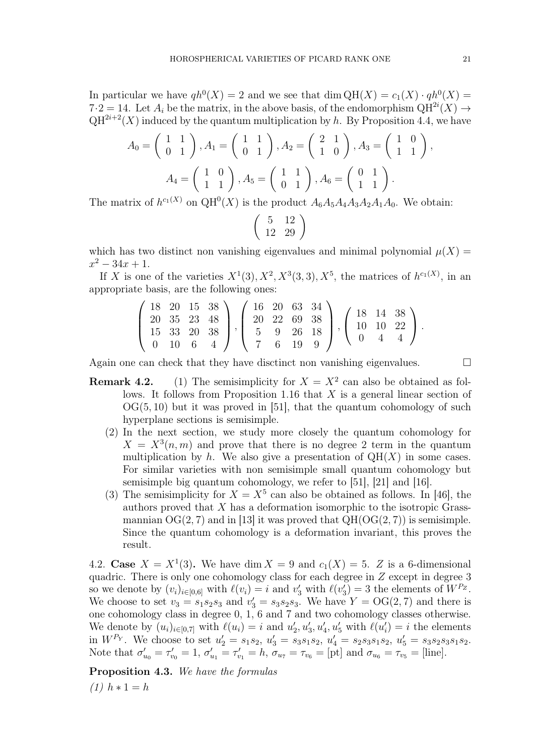In particular we have $qh^0(X) = 2$ and we see that $\dim \mathrm{QH}(X) = c_1(X) \cdot qh^0(X) = 7 \cdot 2 = 14$. Let $A_i$ be the matrix, in the above basis, of the endomorphism $\mathrm{QH}^{2i}(X) \to \mathrm{QH}^{2i+2}(X)$ induced by the quantum multiplication by $h$. By Proposition 4.4, we have

$$A_0 = \begin{pmatrix} 1 & 1 \\ 0 & 1 \end{pmatrix}, A_1 = \begin{pmatrix} 1 & 1 \\ 0 & 1 \end{pmatrix}, A_2 = \begin{pmatrix} 2 & 1 \\ 1 & 0 \end{pmatrix}, A_3 = \begin{pmatrix} 1 & 0 \\ 1 & 1 \end{pmatrix},$$

$$A_4 = \begin{pmatrix} 1 & 0 \\ 1 & 1 \end{pmatrix}, A_5 = \begin{pmatrix} 1 & 1 \\ 0 & 1 \end{pmatrix}, A_6 = \begin{pmatrix} 0 & 1 \\ 1 & 1 \end{pmatrix}.$$

The matrix of $h^{c_1(X)}$ on $\mathrm{QH}^0(X)$ is the product $A_6A_5A_4A_3A_2A_1A_0$. We obtain:

$$\begin{pmatrix} 5 & 12 \\ 12 & 29 \end{pmatrix}$$

which has two distinct non vanishing eigenvalues and minimal polynomial $\mu(X) = x^2 - 34x + 1$.

If $X$ is one of the varieties $X^1(3), X^2, X^3(3,3), X^5$, the matrices of $h^{c_1(X)}$, in an appropriate basis, are the following ones:

$$\begin{pmatrix} 18 & 20 & 15 & 38 \\ 20 & 35 & 23 & 48 \\ 15 & 33 & 20 & 38 \\ 0 & 10 & 6 & 4 \end{pmatrix}, \begin{pmatrix} 16 & 20 & 63 & 34 \\ 20 & 22 & 69 & 38 \\ 5 & 9 & 26 & 18 \\ 7 & 6 & 19 & 9 \end{pmatrix}, \begin{pmatrix} 18 & 14 & 38 \\ 10 & 10 & 22 \\ 0 & 4 & 4 \end{pmatrix}.$$

Again one can check that they have disctinct non vanishing eigenvalues. □

**Remark 4.2.**
(1) The semisimplicity for $X = X^2$ can also be obtained as follows. It follows from Proposition 1.16 that $X$ is a general linear section of $\mathrm{OG}(5, 10)$ but it was proved in [51], that the quantum cohomology of such hyperplane sections is semisimple.
(2) In the next section, we study more closely the quantum cohomology for $X = X^3(n, m)$ and prove that there is no degree 2 term in the quantum multiplication by $h$. We also give a presentation of $\mathrm{QH}(X)$ in some cases. For similar varieties with non semisimple small quantum cohomology but semisimple big quantum cohomology, we refer to [51], [21] and [16].
(3) The semisimplicity for $X = X^5$ can also be obtained as follows. In [46], the authors proved that $X$ has a deformation isomorphic to the isotropic Grassmannian $\mathrm{OG}(2, 7)$ and in [13] it was proved that $\mathrm{QH}(\mathrm{OG}(2, 7))$ is semisimple. Since the quantum cohomology is a deformation invariant, this proves the result.

4.2. **Case $X = X^1(3)$.** We have $\dim X = 9$ and $c_1(X) = 5$. $Z$ is a 6-dimensional quadric. There is only one cohomology class for each degree in $Z$ except in degree 3 so we denote by $(v_i)_{i\in[0,6]}$ with $\ell(v_i) = i$ and $v_3'$ with $\ell(v_3') = 3$ the elements of $W^{P_Z}$. We choose to set $v_3 = s_1s_2s_3$ and $v_3' = s_3s_2s_3$. We have $Y = \mathrm{OG}(2, 7)$ and there is one cohomology class in degree 0, 1, 6 and 7 and two cohomology classes otherwise. We denote by $(u_i)_{i\in[0,7]}$ with $\ell(u_i) = i$ and $u_2', u_3', u_4', u_5'$ with $\ell(u_i') = i$ the elements in $W^{P_Y}$. We choose to set $u_2' = s_1s_2$, $u_3' = s_3s_1s_2$, $u_4' = s_2s_3s_1s_2$, $u_5' = s_3s_2s_3s_1s_2$. Note that $\sigma'_{u_0} = \tau'_{v_0} = 1$, $\sigma'_{u_1} = \tau'_{v_1} = h$, $\sigma_{u_7} = \tau_{v_6} = [\mathrm{pt}]$ and $\sigma_{u_6} = \tau_{v_5} = [\mathrm{line}]$.

**Proposition 4.3.** *We have the formulas*

*(1) $h * 1 = h$*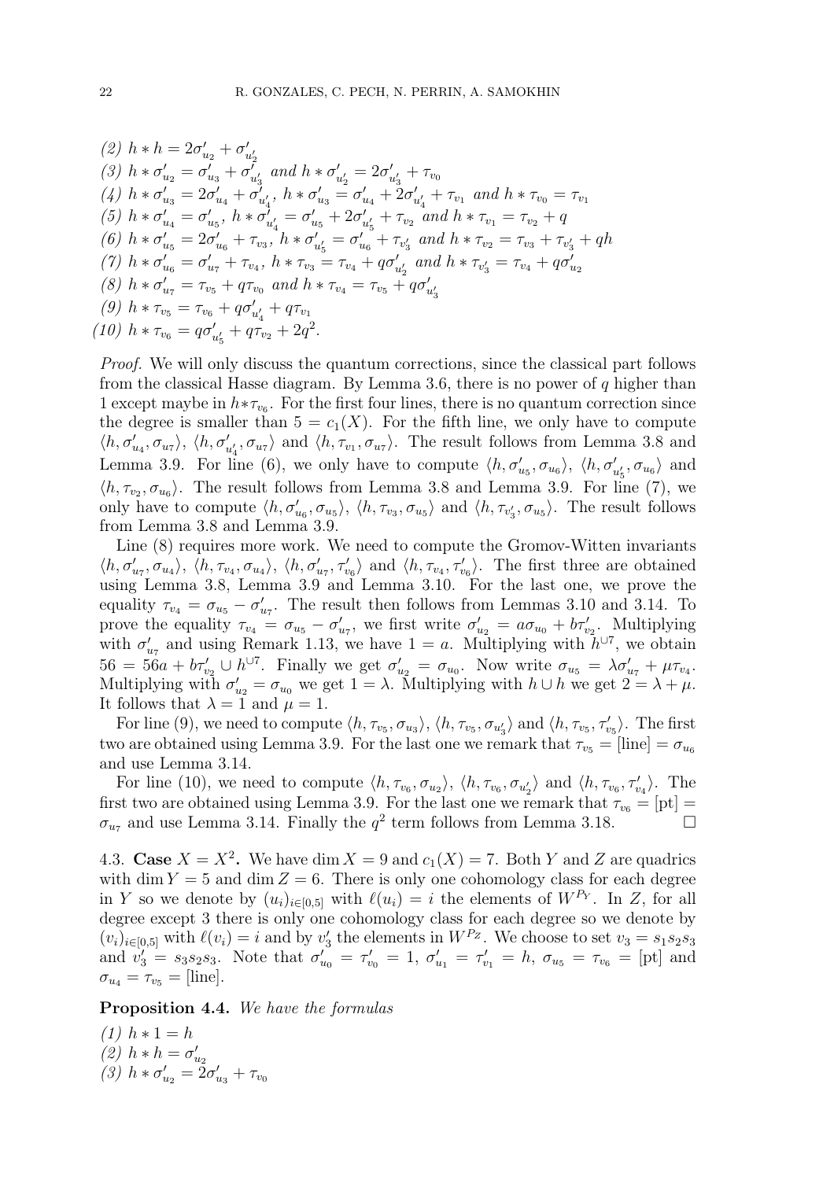*(2)* $h * h = 2\sigma'_{u_2} + \sigma'_{u'_2}$

*(3)* $h * \sigma'_{u_2} = \sigma'_{u_3} + \sigma'_{u'_3}$ *and* $h * \sigma'_{u'_2} = 2\sigma'_{u'_3} + \tau_{v_0}$

*(4)* $h * \sigma'_{u_3} = 2\sigma'_{u_4} + \sigma'_{u'_4}$, $h * \sigma'_{u'_3} = \sigma'_{u_4} + 2\sigma'_{u'_4} + \tau_{v_1}$ *and* $h * \tau_{v_0} = \tau_{v_1}$

*(5)* $h * \sigma'_{u_4} = \sigma'_{u_5}$, $h * \sigma'_{u'_4} = \sigma'_{u_5} + 2\sigma'_{u'_5} + \tau_{v_2}$ *and* $h * \tau_{v_1} = \tau_{v_2} + q$

*(6)* $h * \sigma'_{u_5} = 2\sigma'_{u_6} + \tau_{v_3}$, $h * \sigma'_{u'_5} = \sigma'_{u_6} + \tau_{v'_3}$ *and* $h * \tau_{v_2} = \tau_{v_3} + \tau_{v'_3} + qh$

*(7)* $h * \sigma'_{u_6} = \sigma'_{u_7} + \tau_{v_4}$, $h * \tau_{v_3} = \tau_{v_4} + q\sigma'_{u'_2}$ *and* $h * \tau_{v'_3} = \tau_{v_4} + q\sigma'_{u_2}$

*(8)* $h * \sigma'_{u_7} = \tau_{v_5} + q\tau_{v_0}$ *and* $h * \tau_{v_4} = \tau_{v_5} + q\sigma'_{u'_3}$

*(9)* $h * \tau_{v_5} = \tau_{v_6} + q\sigma'_{u'_4} + q\tau_{v_1}$

*(10)* $h * \tau_{v_6} = q\sigma'_{u'_5} + q\tau_{v_2} + 2q^2$.

*Proof.* We will only discuss the quantum corrections, since the classical part follows from the classical Hasse diagram. By Lemma 3.6, there is no power of $q$ higher than 1 except maybe in $h*\tau_{v_6}$. For the first four lines, there is no quantum correction since the degree is smaller than $5 = c_1(X)$. For the fifth line, we only have to compute $\langle h, \sigma'_{u_4}, \sigma_{u_7}\rangle$, $\langle h, \sigma'_{u'_4}, \sigma_{u_7}\rangle$ and $\langle h, \tau_{v_1}, \sigma_{u_7}\rangle$. The result follows from Lemma 3.8 and Lemma 3.9. For line (6), we only have to compute $\langle h, \sigma'_{u_5}, \sigma_{u_6}\rangle$, $\langle h, \sigma'_{u'_5}, \sigma_{u_6}\rangle$ and $\langle h, \tau_{v_2}, \sigma_{u_6}\rangle$. The result follows from Lemma 3.8 and Lemma 3.9. For line (7), we only have to compute $\langle h, \sigma'_{u_6}, \sigma_{u_5}\rangle$, $\langle h, \tau_{v_3}, \sigma_{u_5}\rangle$ and $\langle h, \tau_{v'_3}, \sigma_{u_5}\rangle$. The result follows from Lemma 3.8 and Lemma 3.9.

Line (8) requires more work. We need to compute the Gromov-Witten invariants $\langle h, \sigma'_{u_7}, \sigma_{u_4}\rangle$, $\langle h, \tau_{v_4}, \sigma_{u_4}\rangle$, $\langle h, \sigma'_{u_7}, \tau'_{v_6}\rangle$ and $\langle h, \tau_{v_4}, \tau'_{v_6}\rangle$. The first three are obtained using Lemma 3.8, Lemma 3.9 and Lemma 3.10. For the last one, we prove the equality $\tau_{v_4} = \sigma_{u_5} - \sigma'_{u_7}$. The result then follows from Lemmas 3.10 and 3.14. To prove the equality $\tau_{v_4} = \sigma_{u_5} - \sigma'_{u_7}$, we first write $\sigma'_{u_2} = a\sigma_{u_0} + b\tau'_{v_2}$. Multiplying with $\sigma'_{u_7}$ and using Remark 1.13, we have $1 = a$. Multiplying with $h^{\cup 7}$, we obtain $56 = 56a + b\tau'_{v_2} \cup h^{\cup 7}$. Finally we get $\sigma'_{u_2} = \sigma_{u_0}$. Now write $\sigma_{u_5} = \lambda\sigma'_{u_7} + \mu\tau_{v_4}$. Multiplying with $\sigma'_{u_2} = \sigma_{u_0}$ we get $1 = \lambda$. Multiplying with $h \cup h$ we get $2 = \lambda + \mu$. It follows that $\lambda = 1$ and $\mu = 1$.

For line (9), we need to compute $\langle h, \tau_{v_5}, \sigma_{u_3}\rangle$, $\langle h, \tau_{v_5}, \sigma_{u'_3}\rangle$ and $\langle h, \tau_{v_5}, \tau'_{v_5}\rangle$. The first two are obtained using Lemma 3.9. For the last one we remark that $\tau_{v_5} = [\text{line}] = \sigma_{u_6}$ and use Lemma 3.14.

For line (10), we need to compute $\langle h, \tau_{v_6}, \sigma_{u_2}\rangle$, $\langle h, \tau_{v_6}, \sigma_{u'_2}\rangle$ and $\langle h, \tau_{v_6}, \tau'_{v_4}\rangle$. The first two are obtained using Lemma 3.9. For the last one we remark that $\tau_{v_6} = [\text{pt}] = \sigma_{u_7}$ and use Lemma 3.14. Finally the $q^2$ term follows from Lemma 3.18. $\square$

4.3. **Case $X = X^2$.** We have $\dim X = 9$ and $c_1(X) = 7$. Both $Y$ and $Z$ are quadrics with $\dim Y = 5$ and $\dim Z = 6$. There is only one cohomology class for each degree in $Y$ so we denote by $(u_i)_{i\in[0,5]}$ with $\ell(u_i) = i$ the elements of $W^{P_Y}$. In $Z$, for all degree except 3 there is only one cohomology class for each degree so we denote by $(v_i)_{i\in[0,5]}$ with $\ell(v_i) = i$ and by $v'_3$ the elements in $W^{P_Z}$. We choose to set $v_3 = s_1s_2s_3$ and $v'_3 = s_3s_2s_3$. Note that $\sigma'_{u_0} = \tau'_{v_0} = 1$, $\sigma'_{u_1} = \tau'_{v_1} = h$, $\sigma_{u_5} = \tau_{v_6} = [\text{pt}]$ and $\sigma_{u_4} = \tau_{v_5} = [\text{line}]$.

**Proposition 4.4.** *We have the formulas*

*(1)* $h * 1 = h$

*(2)* $h * h = \sigma'_{u_2}$

*(3)* $h * \sigma'_{u_2} = 2\sigma'_{u_3} + \tau_{v_0}$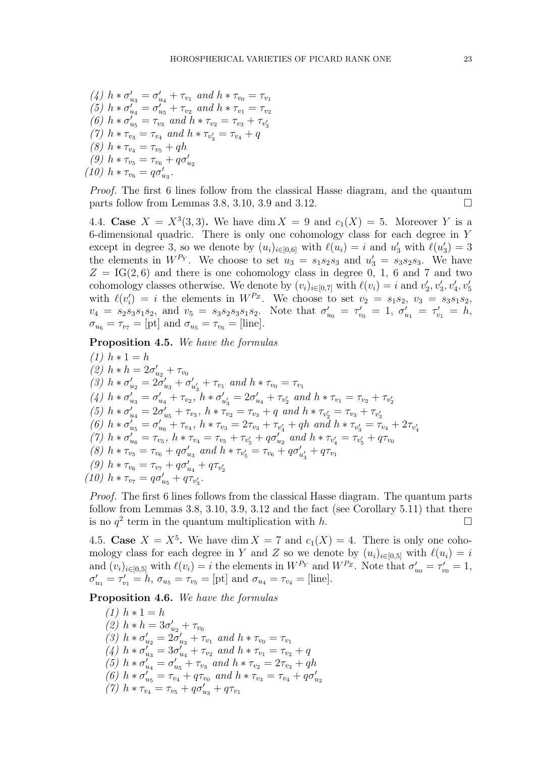*(4)* $h * \sigma'_{u_3} = \sigma'_{u_4} + \tau_{v_1}$ *and* $h * \tau_{v_0} = \tau_{v_1}$
*(5)* $h * \sigma'_{u_4} = \sigma'_{u_5} + \tau_{v_2}$ *and* $h * \tau_{v_1} = \tau_{v_2}$
*(6)* $h * \sigma'_{u_5} = \tau_{v_3}$ *and* $h * \tau_{v_2} = \tau_{v_3} + \tau_{v'_3}$
*(7)* $h * \tau_{v_3} = \tau_{v_4}$ *and* $h * \tau_{v'_3} = \tau_{v_4} + q$
*(8)* $h * \tau_{v_4} = \tau_{v_5} + qh$
*(9)* $h * \tau_{v_5} = \tau_{v_6} + q\sigma'_{u_2}$
*(10)* $h * \tau_{v_6} = q\sigma'_{u_3}$.

*Proof.* The first 6 lines follow from the classical Hasse diagram, and the quantum parts follow from Lemmas 3.8, 3.10, 3.9 and 3.12. □

4.4. **Case** $X = X^3(3,3)$**.** We have $\dim X = 9$ and $c_1(X) = 5$. Moreover $Y$ is a 6-dimensional quadric. There is only one cohomology class for each degree in $Y$ except in degree 3, so we denote by $(u_i)_{i\in[0,6]}$ with $\ell(u_i) = i$ and $u'_3$ with $\ell(u'_3) = 3$ the elements in $W^{P_Y}$. We choose to set $u_3 = s_1s_2s_3$ and $u'_3 = s_3s_2s_3$. We have $Z = \mathrm{IG}(2,6)$ and there is one cohomology class in degree 0, 1, 6 and 7 and two cohomology classes otherwise. We denote by $(v_i)_{i\in[0,7]}$ with $\ell(v_i) = i$ and $v'_2, v'_3, v'_4, v'_5$ with $\ell(v'_i) = i$ the elements in $W^{P_Z}$. We choose to set $v_2 = s_1s_2$, $v_3 = s_3s_1s_2$, $v_4 = s_2s_3s_1s_2$, and $v_5 = s_3s_2s_3s_1s_2$. Note that $\sigma'_{u_0} = \tau'_{v_0} = 1$, $\sigma'_{u_1} = \tau'_{v_1} = h$, $\sigma_{u_6} = \tau_{v_7} = [\mathrm{pt}]$ and $\sigma_{u_5} = \tau_{v_6} = [\mathrm{line}]$.

**Proposition 4.5.** *We have the formulas*

*(1)* $h * 1 = h$
*(2)* $h * h = 2\sigma'_{u_2} + \tau_{v_0}$
*(3)* $h * \sigma'_{u_2} = 2\sigma'_{u_3} + \sigma'_{u'_3} + \tau_{v_1}$ *and* $h * \tau_{v_0} = \tau_{v_1}$
*(4)* $h * \sigma'_{u_3} = \sigma'_{u_4} + \tau_{v_2}$*,* $h * \sigma'_{u'_3} = 2\sigma'_{u_4} + \tau_{v'_2}$ *and* $h * \tau_{v_1} = \tau_{v_2} + \tau_{v'_2}$
*(5)* $h * \sigma'_{u_4} = 2\sigma'_{u_5} + \tau_{v_3}$*,* $h * \tau_{v_2} = \tau_{v_3} + q$ *and* $h * \tau_{v'_2} = \tau_{v_3} + \tau_{v'_3}$
*(6)* $h * \sigma'_{u_5} = \sigma'_{u_6} + \tau_{v_4}$*,* $h * \tau_{v_3} = 2\tau_{v_3} + \tau_{v'_4} + qh$ *and* $h * \tau_{v'_3} = \tau_{v_4} + 2\tau_{v'_4}$
*(7)* $h * \sigma'_{u_6} = \tau_{v_5}$*,* $h * \tau_{v_4} = \tau_{v_5} + \tau_{v'_5} + q\sigma'_{u_2}$ *and* $h * \tau_{v'_4} = \tau_{v'_5} + q\tau_{v_0}$
*(8)* $h * \tau_{v_5} = \tau_{v_6} + q\sigma'_{u_3}$ *and* $h * \tau_{v'_5} = \tau_{v_6} + q\sigma'_{u'_3} + q\tau_{v_1}$
*(9)* $h * \tau_{v_6} = \tau_{v_7} + q\sigma'_{u_4} + q\tau_{v'_2}$
*(10)* $h * \tau_{v_7} = q\sigma'_{u_5} + q\tau_{v'_3}$.

*Proof.* The first 6 lines follows from the classical Hasse diagram. The quantum parts follow from Lemmas 3.8, 3.10, 3.9, 3.12 and the fact (see Corollary 5.11) that there is no $q^2$ term in the quantum multiplication with $h$. □

4.5. **Case** $X = X^5$**.** We have $\dim X = 7$ and $c_1(X) = 4$. There is only one cohomology class for each degree in $Y$ and $Z$ so we denote by $(u_i)_{i\in[0,5]}$ with $\ell(u_i) = i$ and $(v_i)_{i\in[0,5]}$ with $\ell(v_i) = i$ the elements in $W^{P_Y}$ and $W^{P_Z}$. Note that $\sigma'_{u_0} = \tau'_{v_0} = 1$, $\sigma'_{u_1} = \tau'_{v_1} = h$, $\sigma_{u_5} = \tau_{v_5} = [\mathrm{pt}]$ and $\sigma_{u_4} = \tau_{v_4} = [\mathrm{line}]$.

**Proposition 4.6.** *We have the formulas*

*(1)* $h * 1 = h$
*(2)* $h * h = 3\sigma'_{u_2} + \tau_{v_0}$
*(3)* $h * \sigma'_{u_2} = 2\sigma'_{u_3} + \tau_{v_1}$ *and* $h * \tau_{v_0} = \tau_{v_1}$
*(4)* $h * \sigma'_{u_3} = 3\sigma'_{u_4} + \tau_{v_2}$ *and* $h * \tau_{v_1} = \tau_{v_2} + q$
*(5)* $h * \sigma'_{u_4} = \sigma'_{u_5} + \tau_{v_3}$ *and* $h * \tau_{v_2} = 2\tau_{v_3} + qh$
*(6)* $h * \sigma'_{u_5} = \tau_{v_4} + q\tau_{v_0}$ *and* $h * \tau_{v_3} = \tau_{v_4} + q\sigma'_{u_2}$
*(7)* $h * \tau_{v_4} = \tau_{v_5} + q\sigma'_{u_3} + q\tau_{v_1}$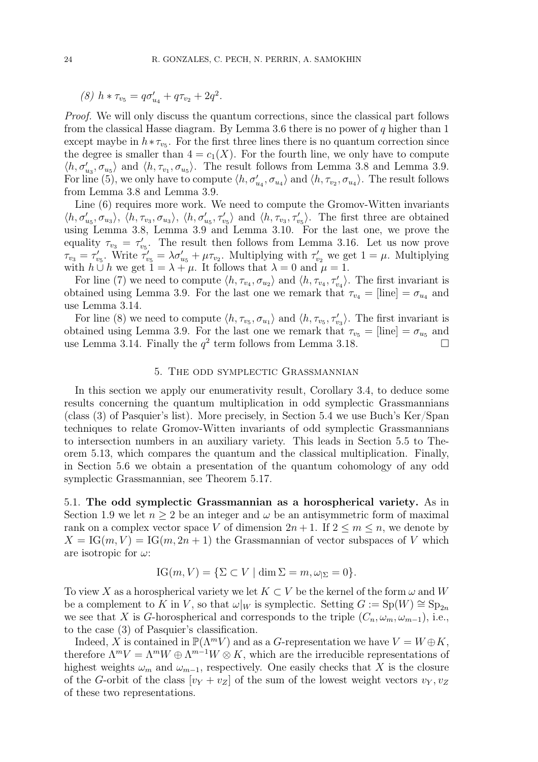*(8)* $h * \tau_{v_5} = q\sigma'_{u_4} + q\tau_{v_2} + 2q^2$.

*Proof.* We will only discuss the quantum corrections, since the classical part follows from the classical Hasse diagram. By Lemma 3.6 there is no power of $q$ higher than 1 except maybe in $h * \tau_{v_5}$. For the first three lines there is no quantum correction since the degree is smaller than $4 = c_1(X)$. For the fourth line, we only have to compute $\langle h, \sigma'_{u_3}, \sigma_{u_5}\rangle$ and $\langle h, \tau_{v_1}, \sigma_{u_5}\rangle$. The result follows from Lemma 3.8 and Lemma 3.9. For line (5), we only have to compute $\langle h, \sigma'_{u_4}, \sigma_{u_4}\rangle$ and $\langle h, \tau_{v_2}, \sigma_{u_4}\rangle$. The result follows from Lemma 3.8 and Lemma 3.9.

Line (6) requires more work. We need to compute the Gromov-Witten invariants $\langle h, \sigma'_{u_5}, \sigma_{u_3}\rangle$, $\langle h, \tau_{v_3}, \sigma_{u_3}\rangle$, $\langle h, \sigma'_{u_5}, \tau'_{v_5}\rangle$ and $\langle h, \tau_{v_3}, \tau'_{v_5}\rangle$. The first three are obtained using Lemma 3.8, Lemma 3.9 and Lemma 3.10. For the last one, we prove the equality $\tau_{v_3} = \tau'_{v_5}$. The result then follows from Lemma 3.16. Let us now prove $\tau_{v_3} = \tau'_{v_5}$. Write $\tau'_{v_5} = \lambda\sigma'_{u_5} + \mu\tau_{v_2}$. Multiplying with $\tau'_{v_2}$ we get $1 = \mu$. Multiplying with $h \cup h$ we get $1 = \lambda + \mu$. It follows that $\lambda = 0$ and $\mu = 1$.

For line (7) we need to compute $\langle h, \tau_{v_4}, \sigma_{u_2}\rangle$ and $\langle h, \tau_{v_4}, \tau'_{v_4}\rangle$. The first invariant is obtained using Lemma 3.9. For the last one we remark that $\tau_{v_4} = [\text{line}] = \sigma_{u_4}$ and use Lemma 3.14.

For line (8) we need to compute $\langle h, \tau_{v_5}, \sigma_{u_1}\rangle$ and $\langle h, \tau_{v_5}, \tau'_{v_3}\rangle$. The first invariant is obtained using Lemma 3.9. For the last one we remark that $\tau_{v_5} = [\text{line}] = \sigma_{u_5}$ and use Lemma 3.14. Finally the $q^2$ term follows from Lemma 3.18. □

## 5. The odd symplectic Grassmannian

In this section we apply our enumerativity result, Corollary 3.4, to deduce some results concerning the quantum multiplication in odd symplectic Grassmannians (class (3) of Pasquier's list). More precisely, in Section 5.4 we use Buch's Ker/Span techniques to relate Gromov-Witten invariants of odd symplectic Grassmannians to intersection numbers in an auxiliary variety. This leads in Section 5.5 to Theorem 5.13, which compares the quantum and the classical multiplication. Finally, in Section 5.6 we obtain a presentation of the quantum cohomology of any odd symplectic Grassmannian, see Theorem 5.17.

5.1. **The odd symplectic Grassmannian as a horospherical variety.** As in Section 1.9 we let $n \geq 2$ be an integer and $\omega$ be an antisymmetric form of maximal rank on a complex vector space $V$ of dimension $2n+1$. If $2 \leq m \leq n$, we denote by $X = \mathrm{IG}(m, V) = \mathrm{IG}(m, 2n+1)$ the Grassmannian of vector subspaces of $V$ which are isotropic for $\omega$:

$$\mathrm{IG}(m, V) = \{\Sigma \subset V \mid \dim \Sigma = m, \omega_{|\Sigma} = 0\}.$$

To view $X$ as a horospherical variety we let $K \subset V$ be the kernel of the form $\omega$ and $W$ be a complement to $K$ in $V$, so that $\omega|_W$ is symplectic. Setting $G := \mathrm{Sp}(W) \cong \mathrm{Sp}_{2n}$ we see that $X$ is $G$-horospherical and corresponds to the triple $(C_n, \omega_m, \omega_{m-1})$, i.e., to the case (3) of Pasquier's classification.

Indeed, $X$ is contained in $\mathbb{P}(\Lambda^m V)$ and as a $G$-representation we have $V = W \oplus K$, therefore $\Lambda^m V = \Lambda^m W \oplus \Lambda^{m-1} W \otimes K$, which are the irreducible representations of highest weights $\omega_m$ and $\omega_{m-1}$, respectively. One easily checks that $X$ is the closure of the $G$-orbit of the class $[v_Y + v_Z]$ of the sum of the lowest weight vectors $v_Y, v_Z$ of these two representations.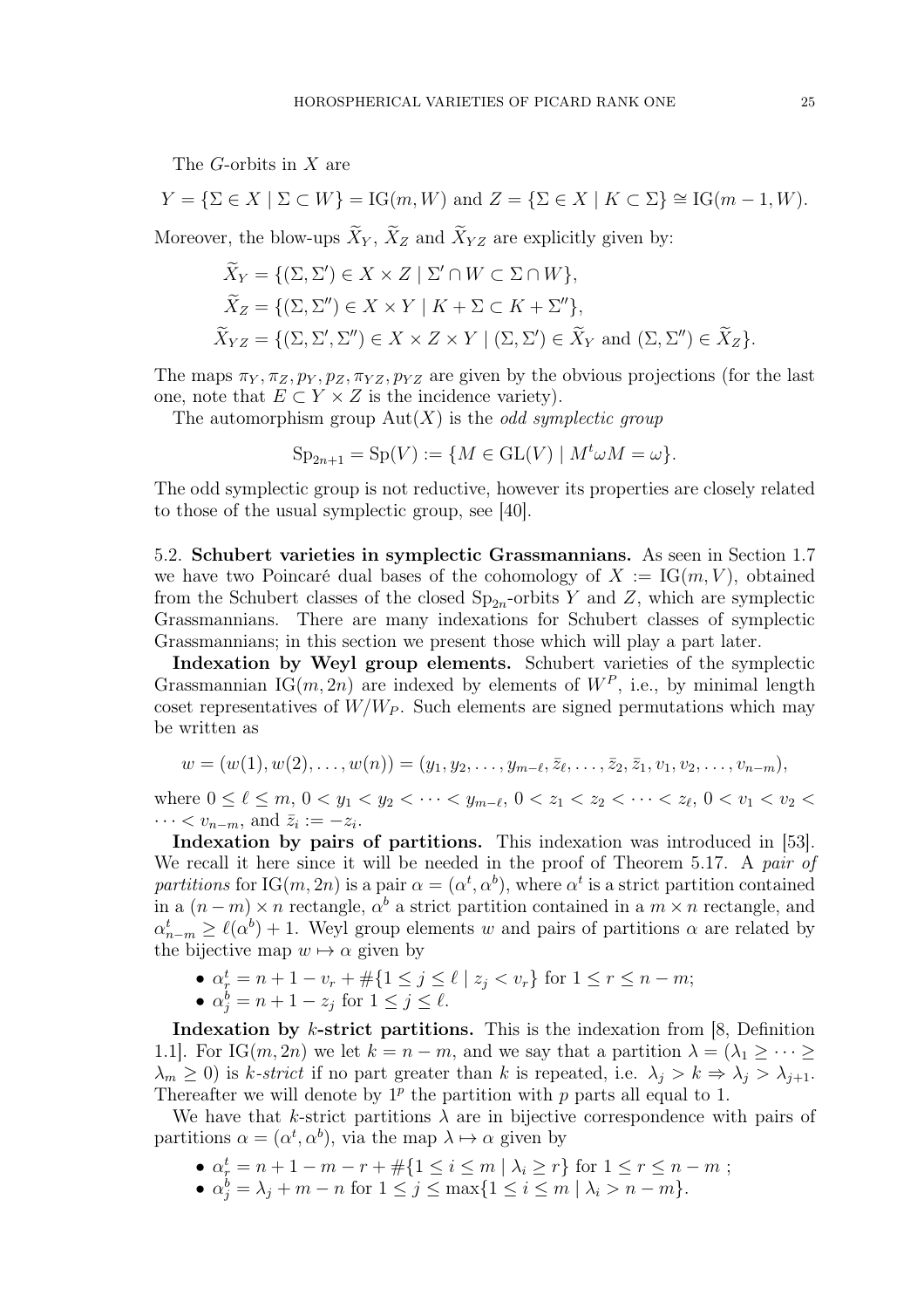The $G$-orbits in $X$ are

$$Y = \{\Sigma \in X \mid \Sigma \subset W\} = \mathrm{IG}(m, W) \text{ and } Z = \{\Sigma \in X \mid K \subset \Sigma\} \cong \mathrm{IG}(m-1, W).$$

Moreover, the blow-ups $\widetilde{X}_Y$, $\widetilde{X}_Z$ and $\widetilde{X}_{YZ}$ are explicitly given by:

$$\begin{aligned}
\widetilde{X}_Y &= \{(\Sigma, \Sigma') \in X \times Z \mid \Sigma' \cap W \subset \Sigma \cap W\},\\
\widetilde{X}_Z &= \{(\Sigma, \Sigma'') \in X \times Y \mid K + \Sigma \subset K + \Sigma''\},\\
\widetilde{X}_{YZ} &= \{(\Sigma, \Sigma', \Sigma'') \in X \times Z \times Y \mid (\Sigma, \Sigma') \in \widetilde{X}_Y \text{ and } (\Sigma, \Sigma'') \in \widetilde{X}_Z\}.
\end{aligned}$$

The maps $\pi_Y, \pi_Z, p_Y, p_Z, \pi_{YZ}, p_{YZ}$ are given by the obvious projections (for the last one, note that $E \subset Y \times Z$ is the incidence variety).

The automorphism group $\mathrm{Aut}(X)$ is the *odd symplectic group*

$$\mathrm{Sp}_{2n+1} = \mathrm{Sp}(V) := \{M \in \mathrm{GL}(V) \mid M^t \omega M = \omega\}.$$

The odd symplectic group is not reductive, however its properties are closely related to those of the usual symplectic group, see [40].

5.2. **Schubert varieties in symplectic Grassmannians.** As seen in Section 1.7 we have two Poincaré dual bases of the cohomology of $X := \mathrm{IG}(m, V)$, obtained from the Schubert classes of the closed $\mathrm{Sp}_{2n}$-orbits $Y$ and $Z$, which are symplectic Grassmannians. There are many indexations for Schubert classes of symplectic Grassmannians; in this section we present those which will play a part later.

**Indexation by Weyl group elements.** Schubert varieties of the symplectic Grassmannian $\mathrm{IG}(m, 2n)$ are indexed by elements of $W^P$, i.e., by minimal length coset representatives of $W/W_P$. Such elements are signed permutations which may be written as

$$w = (w(1), w(2), \dots, w(n)) = (y_1, y_2, \dots, y_{m-\ell}, \bar{z}_\ell, \dots, \bar{z}_2, \bar{z}_1, v_1, v_2, \dots, v_{n-m}),$$

where $0 \leq \ell \leq m$, $0 < y_1 < y_2 < \dots < y_{m-\ell}$, $0 < z_1 < z_2 < \dots < z_\ell$, $0 < v_1 < v_2 < \dots < v_{n-m}$, and $\bar{z}_i := -z_i$.

**Indexation by pairs of partitions.** This indexation was introduced in [53]. We recall it here since it will be needed in the proof of Theorem 5.17. A *pair of partitions* for $\mathrm{IG}(m, 2n)$ is a pair $\alpha = (\alpha^t, \alpha^b)$, where $\alpha^t$ is a strict partition contained in a $(n-m) \times n$ rectangle, $\alpha^b$ a strict partition contained in a $m \times n$ rectangle, and $\alpha^t_{n-m} \geq \ell(\alpha^b) + 1$. Weyl group elements $w$ and pairs of partitions $\alpha$ are related by the bijective map $w \mapsto \alpha$ given by

- $\alpha^t_r = n + 1 - v_r + \#\{1 \leq j \leq \ell \mid z_j < v_r\}$ for $1 \leq r \leq n-m$;
- $\alpha^b_j = n + 1 - z_j$ for $1 \leq j \leq \ell$.

**Indexation by $k$-strict partitions.** This is the indexation from [8, Definition 1.1]. For $\mathrm{IG}(m, 2n)$ we let $k = n - m$, and we say that a partition $\lambda = (\lambda_1 \geq \dots \geq \lambda_m \geq 0)$ is *$k$-strict* if no part greater than $k$ is repeated, i.e. $\lambda_j > k \Rightarrow \lambda_j > \lambda_{j+1}$. Thereafter we will denote by $1^p$ the partition with $p$ parts all equal to 1.

We have that $k$-strict partitions $\lambda$ are in bijective correspondence with pairs of partitions $\alpha = (\alpha^t, \alpha^b)$, via the map $\lambda \mapsto \alpha$ given by

- $\alpha^t_r = n + 1 - m - r + \#\{1 \leq i \leq m \mid \lambda_i \geq r\}$ for $1 \leq r \leq n - m$ ;
- $\alpha^b_j = \lambda_j + m - n$ for $1 \leq j \leq \max\{1 \leq i \leq m \mid \lambda_i > n - m\}$.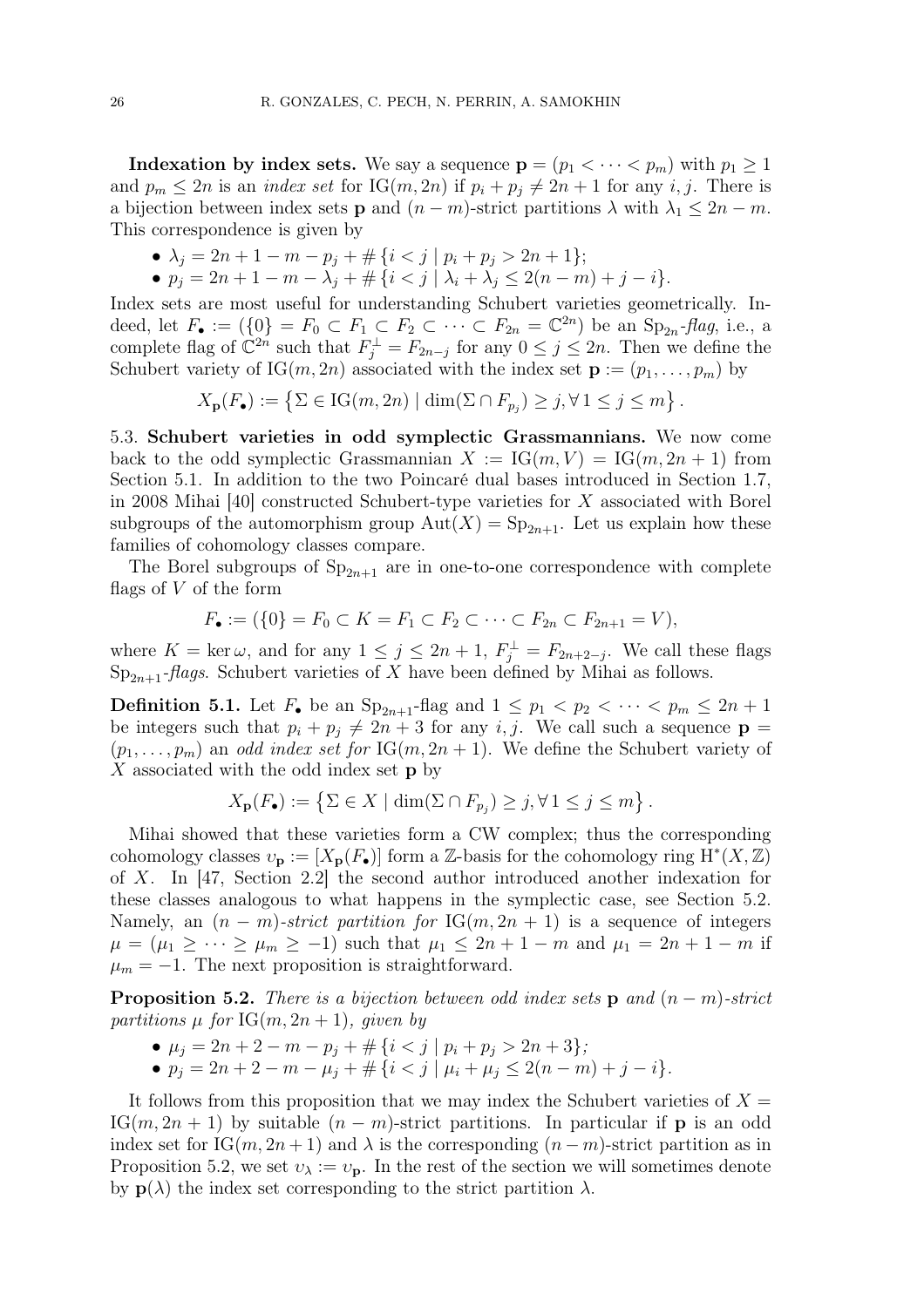**Indexation by index sets.** We say a sequence $\mathbf{p} = (p_1 < \cdots < p_m)$ with $p_1 \geq 1$ and $p_m \leq 2n$ is an *index set* for $\mathrm{IG}(m, 2n)$ if $p_i + p_j \neq 2n+1$ for any $i, j$. There is a bijection between index sets $\mathbf{p}$ and $(n-m)$-strict partitions $\lambda$ with $\lambda_1 \leq 2n - m$. This correspondence is given by

- $\lambda_j = 2n + 1 - m - p_j + \#\{i < j \mid p_i + p_j > 2n+1\}$;
- $p_j = 2n + 1 - m - \lambda_j + \#\{i < j \mid \lambda_i + \lambda_j \leq 2(n-m) + j - i\}$.

Index sets are most useful for understanding Schubert varieties geometrically. Indeed, let $F_\bullet := (\{0\} = F_0 \subset F_1 \subset F_2 \subset \cdots \subset F_{2n} = \mathbb{C}^{2n})$ be an $\mathrm{Sp}_{2n}$*-flag*, i.e., a complete flag of $\mathbb{C}^{2n}$ such that $F_j^\perp = F_{2n-j}$ for any $0 \leq j \leq 2n$. Then we define the Schubert variety of $\mathrm{IG}(m, 2n)$ associated with the index set $\mathbf{p} := (p_1, \ldots, p_m)$ by

$$X_{\mathbf{p}}(F_\bullet) := \left\{ \Sigma \in \mathrm{IG}(m, 2n) \mid \dim(\Sigma \cap F_{p_j}) \geq j, \forall\, 1 \leq j \leq m \right\}.$$

5.3. **Schubert varieties in odd symplectic Grassmannians.** We now come back to the odd symplectic Grassmannian $X := \mathrm{IG}(m, V) = \mathrm{IG}(m, 2n+1)$ from Section 5.1. In addition to the two Poincaré dual bases introduced in Section 1.7, in 2008 Mihai [40] constructed Schubert-type varieties for $X$ associated with Borel subgroups of the automorphism group $\mathrm{Aut}(X) = \mathrm{Sp}_{2n+1}$. Let us explain how these families of cohomology classes compare.

The Borel subgroups of $\mathrm{Sp}_{2n+1}$ are in one-to-one correspondence with complete flags of $V$ of the form

$$F_\bullet := (\{0\} = F_0 \subset K = F_1 \subset F_2 \subset \cdots \subset F_{2n} \subset F_{2n+1} = V),$$

where $K = \ker \omega$, and for any $1 \leq j \leq 2n+1$, $F_j^\perp = F_{2n+2-j}$. We call these flags $\mathrm{Sp}_{2n+1}$*-flags*. Schubert varieties of $X$ have been defined by Mihai as follows.

**Definition 5.1.** Let $F_\bullet$ be an $\mathrm{Sp}_{2n+1}$-flag and $1 \leq p_1 < p_2 < \cdots < p_m \leq 2n+1$ be integers such that $p_i + p_j \neq 2n+3$ for any $i, j$. We call such a sequence $\mathbf{p} = (p_1, \ldots, p_m)$ an *odd index set for* $\mathrm{IG}(m, 2n+1)$. We define the Schubert variety of $X$ associated with the odd index set $\mathbf{p}$ by

$$X_{\mathbf{p}}(F_\bullet) := \left\{ \Sigma \in X \mid \dim(\Sigma \cap F_{p_j}) \geq j, \forall\, 1 \leq j \leq m \right\}.$$

Mihai showed that these varieties form a CW complex; thus the corresponding cohomology classes $\upsilon_{\mathbf{p}} := [X_{\mathbf{p}}(F_\bullet)]$ form a $\mathbb{Z}$-basis for the cohomology ring $\mathrm{H}^*(X, \mathbb{Z})$ of $X$. In [47, Section 2.2] the second author introduced another indexation for these classes analogous to what happens in the symplectic case, see Section 5.2. Namely, an $(n-m)$*-strict partition for* $\mathrm{IG}(m, 2n+1)$ is a sequence of integers $\mu = (\mu_1 \geq \cdots \geq \mu_m \geq -1)$ such that $\mu_1 \leq 2n + 1 - m$ and $\mu_1 = 2n + 1 - m$ if $\mu_m = -1$. The next proposition is straightforward.

**Proposition 5.2.** *There is a bijection between odd index sets* $\mathbf{p}$ *and* $(n-m)$*-strict partitions* $\mu$ *for* $\mathrm{IG}(m, 2n+1)$*, given by*

- $\mu_j = 2n + 2 - m - p_j + \#\{i < j \mid p_i + p_j > 2n+3\}$*;*
- $p_j = 2n + 2 - m - \mu_j + \#\{i < j \mid \mu_i + \mu_j \leq 2(n-m) + j - i\}$*.*

It follows from this proposition that we may index the Schubert varieties of $X = \mathrm{IG}(m, 2n+1)$ by suitable $(n-m)$-strict partitions. In particular if $\mathbf{p}$ is an odd index set for $\mathrm{IG}(m, 2n+1)$ and $\lambda$ is the corresponding $(n-m)$-strict partition as in Proposition 5.2, we set $\upsilon_\lambda := \upsilon_{\mathbf{p}}$. In the rest of the section we will sometimes denote by $\mathbf{p}(\lambda)$ the index set corresponding to the strict partition $\lambda$.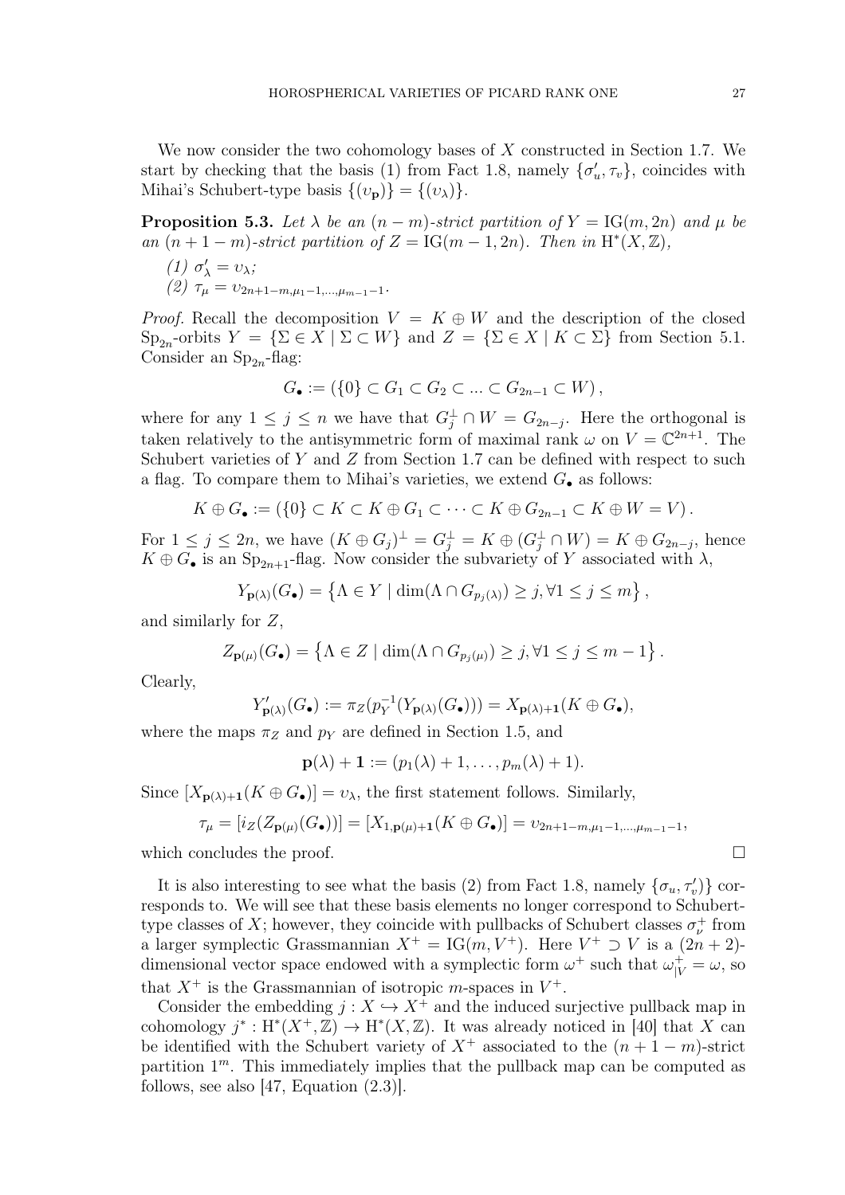We now consider the two cohomology bases of $X$ constructed in Section 1.7. We start by checking that the basis (1) from Fact 1.8, namely $\{\sigma'_u, \tau_v\}$, coincides with Mihai's Schubert-type basis $\{(\upsilon_{\mathbf{p}})\} = \{(\upsilon_\lambda)\}$.

**Proposition 5.3.** *Let $\lambda$ be an $(n-m)$-strict partition of $Y = \mathrm{IG}(m, 2n)$ and $\mu$ be an $(n+1-m)$-strict partition of $Z = \mathrm{IG}(m-1, 2n)$. Then in $\mathrm{H}^*(X, \mathbb{Z})$,*

*(1) $\sigma'_\lambda = \upsilon_\lambda$;*

*(2) $\tau_\mu = \upsilon_{2n+1-m, \mu_1 - 1, \dots, \mu_{m-1}-1}$.*

*Proof.* Recall the decomposition $V = K \oplus W$ and the description of the closed $\mathrm{Sp}_{2n}$-orbits $Y = \{\Sigma \in X \mid \Sigma \subset W\}$ and $Z = \{\Sigma \in X \mid K \subset \Sigma\}$ from Section 5.1. Consider an $\mathrm{Sp}_{2n}$-flag:

$$G_\bullet := (\{0\} \subset G_1 \subset G_2 \subset \dots \subset G_{2n-1} \subset W),$$

where for any $1 \le j \le n$ we have that $G_j^\perp \cap W = G_{2n-j}$. Here the orthogonal is taken relatively to the antisymmetric form of maximal rank $\omega$ on $V = \mathbb{C}^{2n+1}$. The Schubert varieties of $Y$ and $Z$ from Section 1.7 can be defined with respect to such a flag. To compare them to Mihai's varieties, we extend $G_\bullet$ as follows:

$$K \oplus G_\bullet := (\{0\} \subset K \subset K \oplus G_1 \subset \dots \subset K \oplus G_{2n-1} \subset K \oplus W = V).$$

For $1 \le j \le 2n$, we have $(K \oplus G_j)^\perp = G_j^\perp = K \oplus (G_j^\perp \cap W) = K \oplus G_{2n-j}$, hence $K \oplus G_\bullet$ is an $\mathrm{Sp}_{2n+1}$-flag. Now consider the subvariety of $Y$ associated with $\lambda$,

$$Y_{\mathbf{p}(\lambda)}(G_\bullet) = \left\{\Lambda \in Y \mid \dim(\Lambda \cap G_{p_j(\lambda)}) \ge j, \forall 1 \le j \le m\right\},$$

and similarly for $Z$,

$$Z_{\mathbf{p}(\mu)}(G_\bullet) = \left\{\Lambda \in Z \mid \dim(\Lambda \cap G_{p_j(\mu)}) \ge j, \forall 1 \le j \le m-1\right\}.$$

Clearly,

$$Y'_{\mathbf{p}(\lambda)}(G_\bullet) := \pi_Z(p_Y^{-1}(Y_{\mathbf{p}(\lambda)}(G_\bullet))) = X_{\mathbf{p}(\lambda)+\mathbf{1}}(K \oplus G_\bullet),$$

where the maps $\pi_Z$ and $p_Y$ are defined in Section 1.5, and

$$\mathbf{p}(\lambda) + \mathbf{1} := (p_1(\lambda) + 1, \dots, p_m(\lambda) + 1).$$

Since $[X_{\mathbf{p}(\lambda)+\mathbf{1}}(K \oplus G_\bullet)] = \upsilon_\lambda$, the first statement follows. Similarly,

$$\tau_\mu = [i_Z(Z_{\mathbf{p}(\mu)}(G_\bullet))] = [X_{1, \mathbf{p}(\mu)+\mathbf{1}}(K \oplus G_\bullet)] = \upsilon_{2n+1-m, \mu_1-1, \dots, \mu_{m-1}-1},$$

which concludes the proof. $\square$

It is also interesting to see what the basis (2) from Fact 1.8, namely $\{\sigma_u, \tau'_v\}$ corresponds to. We will see that these basis elements no longer correspond to Schubert-type classes of $X$; however, they coincide with pullbacks of Schubert classes $\sigma^+_\nu$ from a larger symplectic Grassmannian $X^+ = \mathrm{IG}(m, V^+)$. Here $V^+ \supset V$ is a $(2n+2)$-dimensional vector space endowed with a symplectic form $\omega^+$ such that $\omega^+_{|V} = \omega$, so that $X^+$ is the Grassmannian of isotropic $m$-spaces in $V^+$.

Consider the embedding $j : X \hookrightarrow X^+$ and the induced surjective pullback map in cohomology $j^* : \mathrm{H}^*(X^+, \mathbb{Z}) \to \mathrm{H}^*(X, \mathbb{Z})$. It was already noticed in [40] that $X$ can be identified with the Schubert variety of $X^+$ associated to the $(n+1-m)$-strict partition $1^m$. This immediately implies that the pullback map can be computed as follows, see also [47, Equation (2.3)].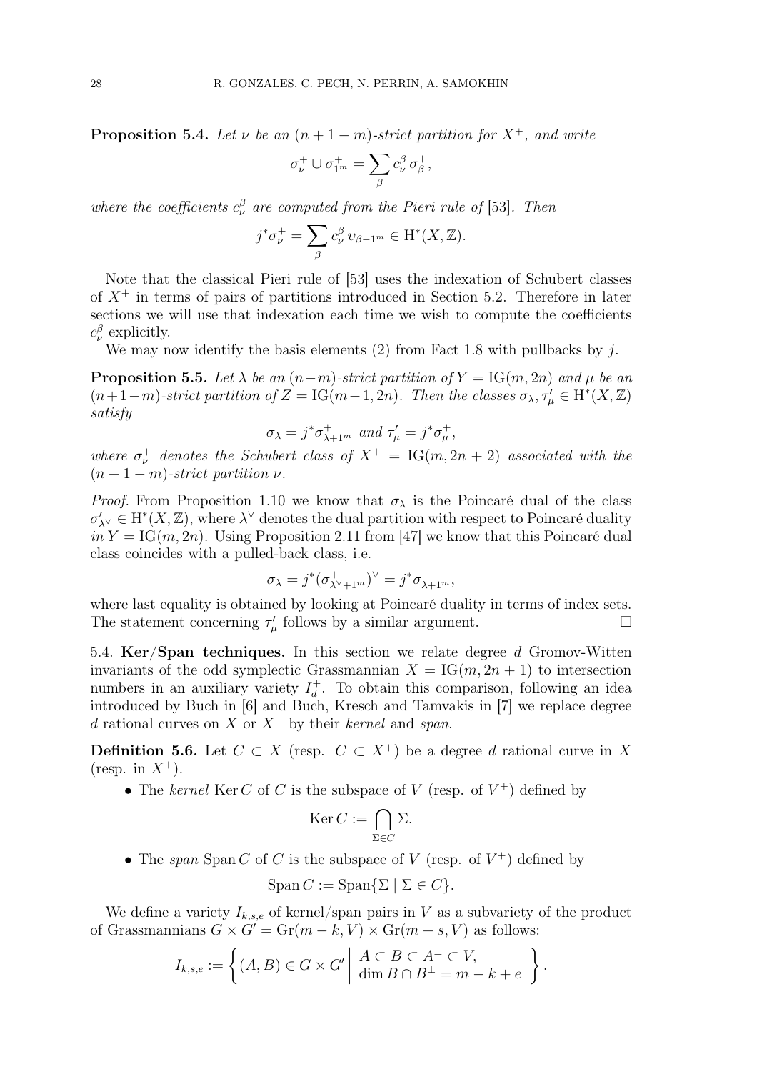**Proposition 5.4.** *Let $\nu$ be an $(n+1-m)$-strict partition for $X^+$, and write*

$$\sigma^+_\nu \cup \sigma^+_{1^m} = \sum_\beta c^\beta_\nu \, \sigma^+_\beta,$$

*where the coefficients $c^\beta_\nu$ are computed from the Pieri rule of* [53]. *Then*

$$j^*\sigma^+_\nu = \sum_\beta c^\beta_\nu \, \upsilon_{\beta - 1^m} \in \mathrm{H}^*(X, \mathbb{Z}).$$

Note that the classical Pieri rule of [53] uses the indexation of Schubert classes of $X^+$ in terms of pairs of partitions introduced in Section 5.2. Therefore in later sections we will use that indexation each time we wish to compute the coefficients $c^\beta_\nu$ explicitly.

We may now identify the basis elements (2) from Fact 1.8 with pullbacks by $j$.

**Proposition 5.5.** *Let $\lambda$ be an $(n-m)$-strict partition of $Y = \mathrm{IG}(m, 2n)$ and $\mu$ be an $(n+1-m)$-strict partition of $Z = \mathrm{IG}(m-1, 2n)$. Then the classes $\sigma_\lambda, \tau'_\mu \in \mathrm{H}^*(X, \mathbb{Z})$ satisfy*

$$\sigma_\lambda = j^*\sigma^+_{\lambda+1^m} \text{ and } \tau'_\mu = j^*\sigma^+_\mu,$$

*where $\sigma^+_\nu$ denotes the Schubert class of $X^+ = \mathrm{IG}(m, 2n+2)$ associated with the $(n+1-m)$-strict partition $\nu$.*

*Proof.* From Proposition 1.10 we know that $\sigma_\lambda$ is the Poincaré dual of the class $\sigma'_{\lambda^\vee} \in \mathrm{H}^*(X, \mathbb{Z})$, where $\lambda^\vee$ denotes the dual partition with respect to Poincaré duality *in* $Y = \mathrm{IG}(m, 2n)$. Using Proposition 2.11 from [47] we know that this Poincaré dual class coincides with a pulled-back class, i.e.

$$\sigma_\lambda = j^*(\sigma^+_{\lambda^\vee + 1^m})^\vee = j^*\sigma^+_{\lambda+1^m},$$

where last equality is obtained by looking at Poincaré duality in terms of index sets. The statement concerning $\tau'_\mu$ follows by a similar argument. $\square$

5.4. **Ker/Span techniques.** In this section we relate degree $d$ Gromov-Witten invariants of the odd symplectic Grassmannian $X = \mathrm{IG}(m, 2n+1)$ to intersection numbers in an auxiliary variety $I^+_d$. To obtain this comparison, following an idea introduced by Buch in [6] and Buch, Kresch and Tamvakis in [7] we replace degree $d$ rational curves on $X$ or $X^+$ by their *kernel* and *span*.

**Definition 5.6.** Let $C \subset X$ (resp. $C \subset X^+$) be a degree $d$ rational curve in $X$ (resp. in $X^+$).

- The *kernel* $\mathrm{Ker}\, C$ of $C$ is the subspace of $V$ (resp. of $V^+$) defined by

$$\mathrm{Ker}\, C := \bigcap_{\Sigma \in C} \Sigma.$$

- The *span* $\mathrm{Span}\, C$ of $C$ is the subspace of $V$ (resp. of $V^+$) defined by

$$\mathrm{Span}\, C := \mathrm{Span}\{\Sigma \mid \Sigma \in C\}.$$

We define a variety $I_{k,s,e}$ of kernel/span pairs in $V$ as a subvariety of the product of Grassmannians $G \times G' = \mathrm{Gr}(m-k, V) \times \mathrm{Gr}(m+s, V)$ as follows:

$$I_{k,s,e} := \left\{ (A, B) \in G \times G' \;\middle|\; \begin{array}{l} A \subset B \subset A^\perp \subset V, \\ \dim B \cap B^\perp = m - k + e \end{array} \right\}.$$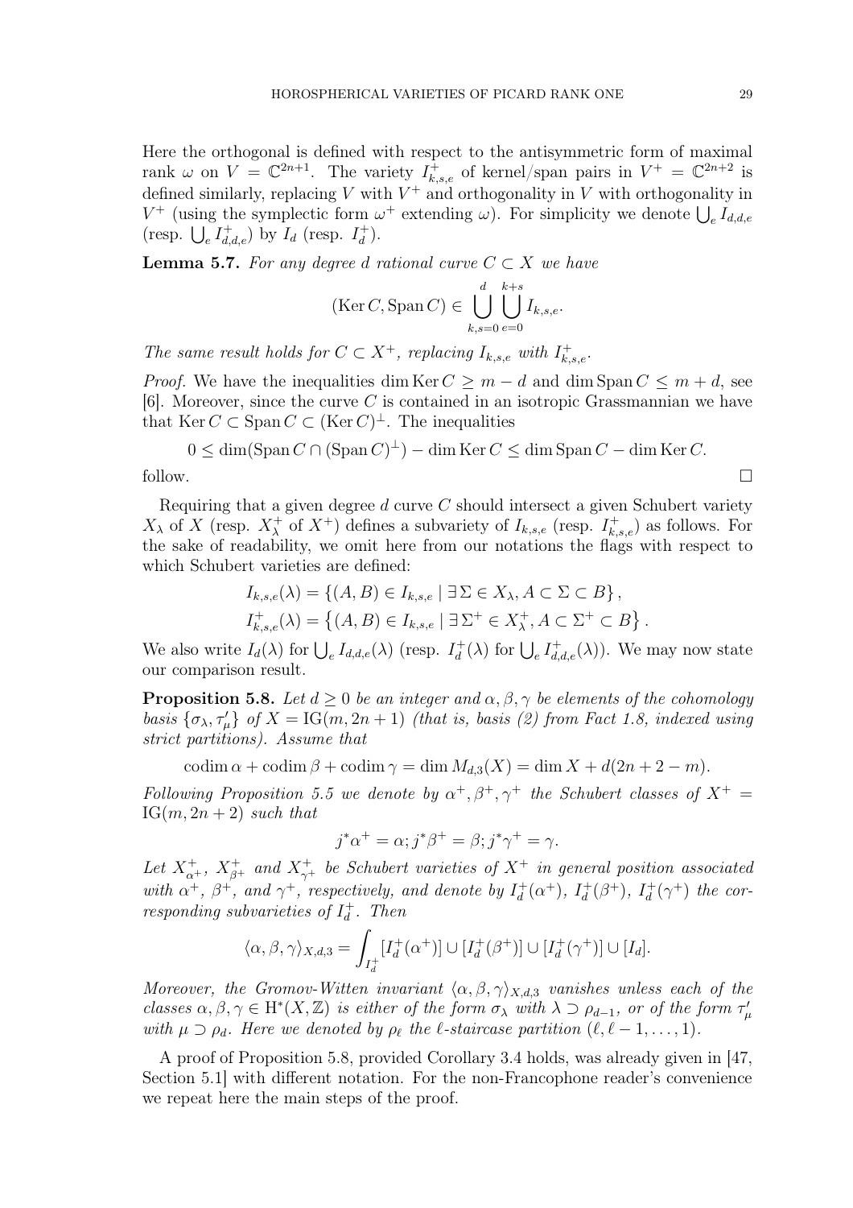Here the orthogonal is defined with respect to the antisymmetric form of maximal rank $\omega$ on $V = \mathbb{C}^{2n+1}$. The variety $I^+_{k,s,e}$ of kernel/span pairs in $V^+ = \mathbb{C}^{2n+2}$ is defined similarly, replacing $V$ with $V^+$ and orthogonality in $V$ with orthogonality in $V^+$ (using the symplectic form $\omega^+$ extending $\omega$). For simplicity we denote $\bigcup_e I_{d,d,e}$ (resp. $\bigcup_e I^+_{d,d,e}$) by $I_d$ (resp. $I^+_d$).

**Lemma 5.7.** *For any degree $d$ rational curve $C \subset X$ we have*

$$(\operatorname{Ker} C, \operatorname{Span} C) \in \bigcup_{k,s=0}^{d} \bigcup_{e=0}^{k+s} I_{k,s,e}.$$

*The same result holds for $C \subset X^+$, replacing $I_{k,s,e}$ with $I^+_{k,s,e}$.*

*Proof.* We have the inequalities $\dim \operatorname{Ker} C \geq m - d$ and $\dim \operatorname{Span} C \leq m + d$, see [6]. Moreover, since the curve $C$ is contained in an isotropic Grassmannian we have that $\operatorname{Ker} C \subset \operatorname{Span} C \subset (\operatorname{Ker} C)^{\perp}$. The inequalities

$$0 \leq \dim(\operatorname{Span} C \cap (\operatorname{Span} C)^{\perp}) - \dim \operatorname{Ker} C \leq \dim \operatorname{Span} C - \dim \operatorname{Ker} C.$$

follow. □

Requiring that a given degree $d$ curve $C$ should intersect a given Schubert variety $X_\lambda$ of $X$ (resp. $X^+_\lambda$ of $X^+$) defines a subvariety of $I_{k,s,e}$ (resp. $I^+_{k,s,e}$) as follows. For the sake of readability, we omit here from our notations the flags with respect to which Schubert varieties are defined:

$$I_{k,s,e}(\lambda) = \{(A, B) \in I_{k,s,e} \mid \exists\, \Sigma \in X_\lambda, A \subset \Sigma \subset B\},$$
$$I^+_{k,s,e}(\lambda) = \left\{(A, B) \in I_{k,s,e} \mid \exists\, \Sigma^+ \in X^+_\lambda, A \subset \Sigma^+ \subset B\right\}.$$

We also write $I_d(\lambda)$ for $\bigcup_e I_{d,d,e}(\lambda)$ (resp. $I^+_d(\lambda)$ for $\bigcup_e I^+_{d,d,e}(\lambda)$). We may now state our comparison result.

**Proposition 5.8.** *Let $d \geq 0$ be an integer and $\alpha, \beta, \gamma$ be elements of the cohomology basis $\{\sigma_\lambda, \tau'_\mu\}$ of $X = \mathrm{IG}(m, 2n+1)$ (that is, basis (2) from Fact 1.8, indexed using strict partitions). Assume that*

$$\operatorname{codim} \alpha + \operatorname{codim} \beta + \operatorname{codim} \gamma = \dim M_{d,3}(X) = \dim X + d(2n + 2 - m).$$

*Following Proposition 5.5 we denote by $\alpha^+, \beta^+, \gamma^+$ the Schubert classes of $X^+ = \mathrm{IG}(m, 2n+2)$ such that*

$$j^*\alpha^+ = \alpha; j^*\beta^+ = \beta; j^*\gamma^+ = \gamma.$$

*Let $X^+_{\alpha^+}$, $X^+_{\beta^+}$ and $X^+_{\gamma^+}$ be Schubert varieties of $X^+$ in general position associated with $\alpha^+$, $\beta^+$, and $\gamma^+$, respectively, and denote by $I^+_d(\alpha^+)$, $I^+_d(\beta^+)$, $I^+_d(\gamma^+)$ the corresponding subvarieties of $I^+_d$. Then*

$$\langle \alpha, \beta, \gamma \rangle_{X,d,3} = \int_{I^+_d} [I^+_d(\alpha^+)] \cup [I^+_d(\beta^+)] \cup [I^+_d(\gamma^+)] \cup [I_d].$$

*Moreover, the Gromov-Witten invariant $\langle \alpha, \beta, \gamma \rangle_{X,d,3}$ vanishes unless each of the classes $\alpha, \beta, \gamma \in \mathrm{H}^*(X, \mathbb{Z})$ is either of the form $\sigma_\lambda$ with $\lambda \supset \rho_{d-1}$, or of the form $\tau'_\mu$ with $\mu \supset \rho_d$. Here we denoted by $\rho_\ell$ the $\ell$-staircase partition $(\ell, \ell - 1, \ldots, 1)$.*

A proof of Proposition 5.8, provided Corollary 3.4 holds, was already given in [47, Section 5.1] with different notation. For the non-Francophone reader's convenience we repeat here the main steps of the proof.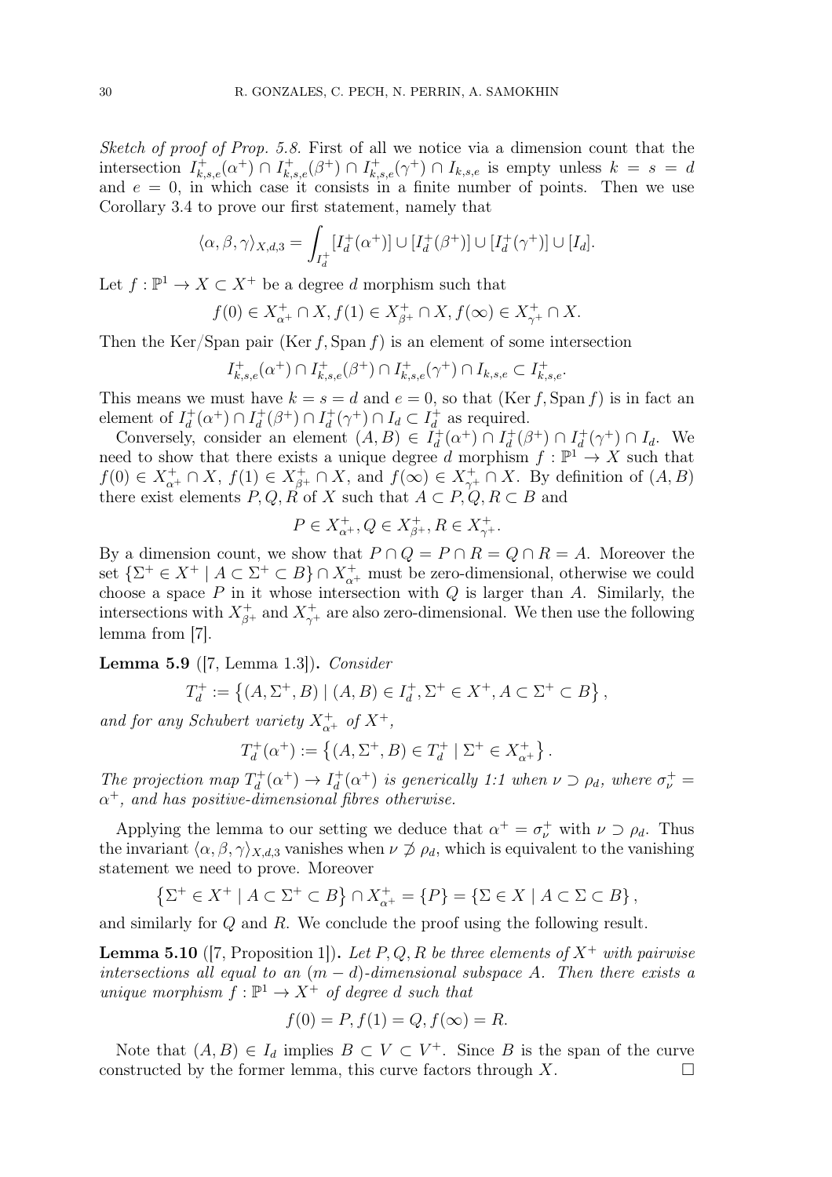*Sketch of proof of Prop. 5.8.* First of all we notice via a dimension count that the intersection $I^+_{k,s,e}(\alpha^+) \cap I^+_{k,s,e}(\beta^+) \cap I^+_{k,s,e}(\gamma^+) \cap I_{k,s,e}$ is empty unless $k = s = d$ and $e = 0$, in which case it consists in a finite number of points. Then we use Corollary 3.4 to prove our first statement, namely that

$$\langle \alpha, \beta, \gamma \rangle_{X,d,3} = \int_{I^+_d} [I^+_d(\alpha^+)] \cup [I^+_d(\beta^+)] \cup [I^+_d(\gamma^+)] \cup [I_d].$$

Let $f : \mathbb{P}^1 \to X \subset X^+$ be a degree $d$ morphism such that

$$f(0) \in X^+_{\alpha^+} \cap X, f(1) \in X^+_{\beta^+} \cap X, f(\infty) \in X^+_{\gamma^+} \cap X.$$

Then the Ker/Span pair (Ker $f$, Span $f$) is an element of some intersection

$$I^+_{k,s,e}(\alpha^+) \cap I^+_{k,s,e}(\beta^+) \cap I^+_{k,s,e}(\gamma^+) \cap I_{k,s,e} \subset I^+_{k,s,e}.$$

This means we must have $k = s = d$ and $e = 0$, so that (Ker $f$, Span $f$) is in fact an element of $I^+_d(\alpha^+) \cap I^+_d(\beta^+) \cap I^+_d(\gamma^+) \cap I_d \subset I^+_d$ as required.

Conversely, consider an element $(A, B) \in I^+_d(\alpha^+) \cap I^+_d(\beta^+) \cap I^+_d(\gamma^+) \cap I_d$. We need to show that there exists a unique degree $d$ morphism $f : \mathbb{P}^1 \to X$ such that $f(0) \in X^+_{\alpha^+} \cap X$, $f(1) \in X^+_{\beta^+} \cap X$, and $f(\infty) \in X^+_{\gamma^+} \cap X$. By definition of $(A, B)$ there exist elements $P, Q, R$ of $X$ such that $A \subset P, Q, R \subset B$ and

$$P \in X^+_{\alpha^+}, Q \in X^+_{\beta^+}, R \in X^+_{\gamma^+}.$$

By a dimension count, we show that $P \cap Q = P \cap R = Q \cap R = A$. Moreover the set $\{\Sigma^+ \in X^+ \mid A \subset \Sigma^+ \subset B\} \cap X^+_{\alpha^+}$ must be zero-dimensional, otherwise we could choose a space $P$ in it whose intersection with $Q$ is larger than $A$. Similarly, the intersections with $X^+_{\beta^+}$ and $X^+_{\gamma^+}$ are also zero-dimensional. We then use the following lemma from [7].

**Lemma 5.9** ([7, Lemma 1.3])**.** *Consider*

$$T^+_d := \left\{ (A, \Sigma^+, B) \mid (A, B) \in I^+_d, \Sigma^+ \in X^+, A \subset \Sigma^+ \subset B \right\},$$

*and for any Schubert variety $X^+_{\alpha^+}$ of $X^+$,*

$$T^+_d(\alpha^+) := \left\{ (A, \Sigma^+, B) \in T^+_d \mid \Sigma^+ \in X^+_{\alpha^+} \right\}.$$

*The projection map $T^+_d(\alpha^+) \to I^+_d(\alpha^+)$ is generically 1:1 when $\nu \supset \rho_d$, where $\sigma^+_\nu = \alpha^+$, and has positive-dimensional fibres otherwise.*

Applying the lemma to our setting we deduce that $\alpha^+ = \sigma^+_\nu$ with $\nu \supset \rho_d$. Thus the invariant $\langle \alpha, \beta, \gamma \rangle_{X,d,3}$ vanishes when $\nu \not\supset \rho_d$, which is equivalent to the vanishing statement we need to prove. Moreover

$$\left\{ \Sigma^+ \in X^+ \mid A \subset \Sigma^+ \subset B \right\} \cap X^+_{\alpha^+} = \{P\} = \{\Sigma \in X \mid A \subset \Sigma \subset B\},$$

and similarly for $Q$ and $R$. We conclude the proof using the following result.

**Lemma 5.10** ([7, Proposition 1])**.** *Let $P, Q, R$ be three elements of $X^+$ with pairwise intersections all equal to an $(m - d)$-dimensional subspace $A$. Then there exists a unique morphism $f : \mathbb{P}^1 \to X^+$ of degree $d$ such that*

$$f(0) = P, f(1) = Q, f(\infty) = R.$$

Note that $(A, B) \in I_d$ implies $B \subset V \subset V^+$. Since $B$ is the span of the curve constructed by the former lemma, this curve factors through $X$. $\square$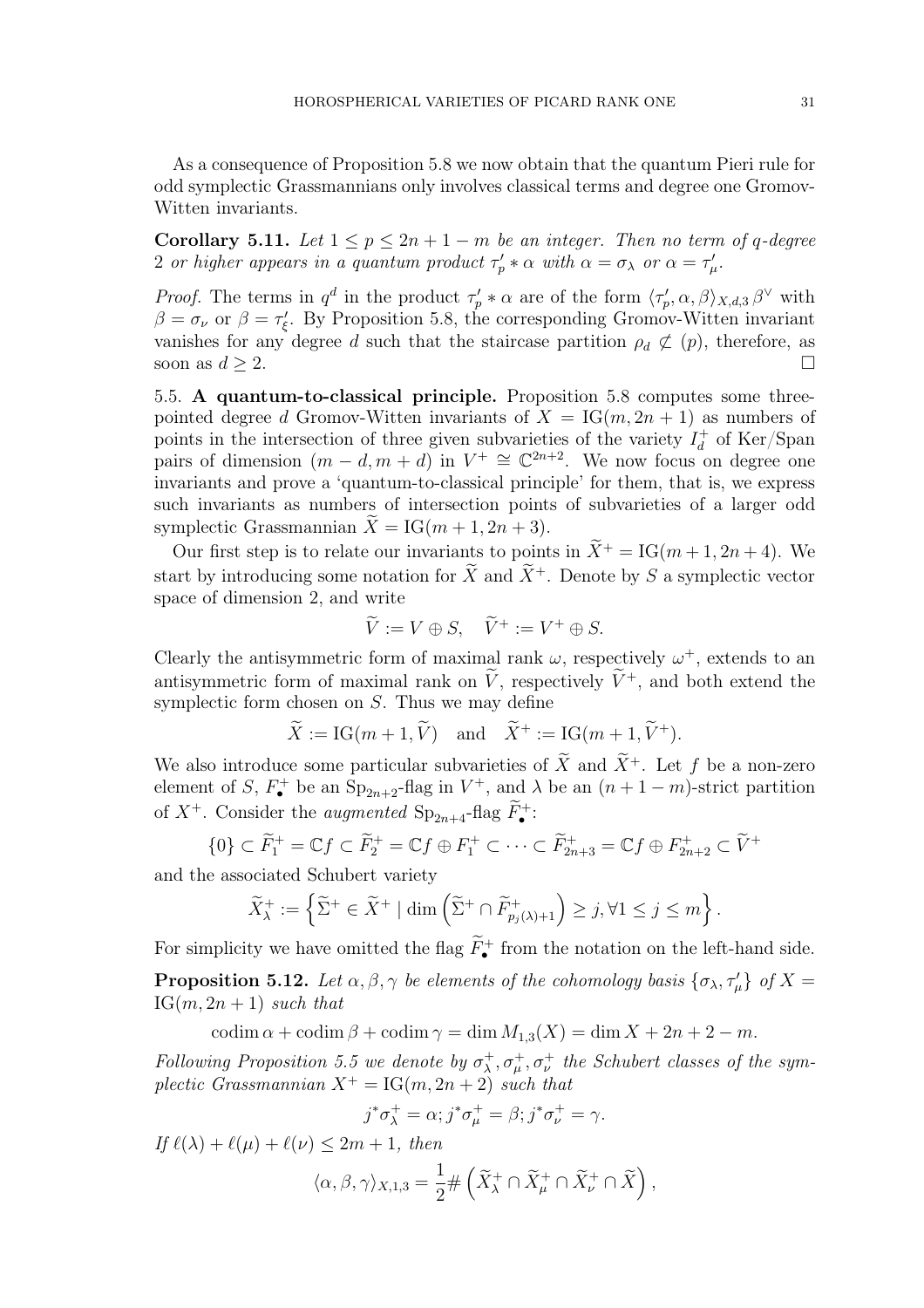As a consequence of Proposition 5.8 we now obtain that the quantum Pieri rule for odd symplectic Grassmannians only involves classical terms and degree one Gromov-Witten invariants.

**Corollary 5.11.** *Let $1 \leq p \leq 2n+1-m$ be an integer. Then no term of $q$-degree 2 or higher appears in a quantum product $\tau'_p * \alpha$ with $\alpha = \sigma_\lambda$ or $\alpha = \tau'_\mu$.*

*Proof.* The terms in $q^d$ in the product $\tau'_p * \alpha$ are of the form $\langle \tau'_p, \alpha, \beta \rangle_{X,d,3} \beta^\vee$ with $\beta = \sigma_\nu$ or $\beta = \tau'_\xi$. By Proposition 5.8, the corresponding Gromov-Witten invariant vanishes for any degree $d$ such that the staircase partition $\rho_d \not\subset (p)$, therefore, as soon as $d \geq 2$. □

5.5. **A quantum-to-classical principle.** Proposition 5.8 computes some three-pointed degree $d$ Gromov-Witten invariants of $X = \mathrm{IG}(m, 2n+1)$ as numbers of points in the intersection of three given subvarieties of the variety $I_d^+$ of Ker/Span pairs of dimension $(m-d, m+d)$ in $V^+ \cong \mathbb{C}^{2n+2}$. We now focus on degree one invariants and prove a 'quantum-to-classical principle' for them, that is, we express such invariants as numbers of intersection points of subvarieties of a larger odd symplectic Grassmannian $\widetilde{X} = \mathrm{IG}(m+1, 2n+3)$.

Our first step is to relate our invariants to points in $\widetilde{X}^+ = \mathrm{IG}(m+1, 2n+4)$. We start by introducing some notation for $\widetilde{X}$ and $\widetilde{X}^+$. Denote by $S$ a symplectic vector space of dimension 2, and write

$$\widetilde{V} := V \oplus S, \quad \widetilde{V}^+ := V^+ \oplus S.$$

Clearly the antisymmetric form of maximal rank $\omega$, respectively $\omega^+$, extends to an antisymmetric form of maximal rank on $\widetilde{V}$, respectively $\widetilde{V}^+$, and both extend the symplectic form chosen on $S$. Thus we may define

$$\widetilde{X} := \mathrm{IG}(m+1, \widetilde{V}) \quad \text{and} \quad \widetilde{X}^+ := \mathrm{IG}(m+1, \widetilde{V}^+).$$

We also introduce some particular subvarieties of $\widetilde{X}$ and $\widetilde{X}^+$. Let $f$ be a non-zero element of $S$, $F_\bullet^+$ be an $\mathrm{Sp}_{2n+2}$-flag in $V^+$, and $\lambda$ be an $(n+1-m)$-strict partition of $X^+$. Consider the *augmented* $\mathrm{Sp}_{2n+4}$-flag $\widetilde{F}_\bullet^+$:

$$\{0\} \subset \widetilde{F}_1^+ = \mathbb{C}f \subset \widetilde{F}_2^+ = \mathbb{C}f \oplus F_1^+ \subset \cdots \subset \widetilde{F}_{2n+3}^+ = \mathbb{C}f \oplus F_{2n+2}^+ \subset \widetilde{V}^+$$

and the associated Schubert variety

$$\widetilde{X}_\lambda^+ := \left\{ \widetilde{\Sigma}^+ \in \widetilde{X}^+ \mid \dim\left(\widetilde{\Sigma}^+ \cap \widetilde{F}_{p_j(\lambda)+1}^+\right) \geq j, \forall 1 \leq j \leq m \right\}.$$

For simplicity we have omitted the flag $\widetilde{F}_\bullet^+$ from the notation on the left-hand side.

**Proposition 5.12.** *Let $\alpha, \beta, \gamma$ be elements of the cohomology basis $\{\sigma_\lambda, \tau'_\mu\}$ of $X = \mathrm{IG}(m, 2n+1)$ such that*

$$\operatorname{codim} \alpha + \operatorname{codim} \beta + \operatorname{codim} \gamma = \dim M_{1,3}(X) = \dim X + 2n + 2 - m.$$

*Following Proposition 5.5 we denote by $\sigma_\lambda^+, \sigma_\mu^+, \sigma_\nu^+$ the Schubert classes of the symplectic Grassmannian $X^+ = \mathrm{IG}(m, 2n+2)$ such that*

$$j^*\sigma_\lambda^+ = \alpha; j^*\sigma_\mu^+ = \beta; j^*\sigma_\nu^+ = \gamma.$$

*If $\ell(\lambda) + \ell(\mu) + \ell(\nu) \leq 2m+1$, then*

$$\langle \alpha, \beta, \gamma \rangle_{X,1,3} = \frac{1}{2} \# \left( \widetilde{X}_\lambda^+ \cap \widetilde{X}_\mu^+ \cap \widetilde{X}_\nu^+ \cap \widetilde{X} \right),$$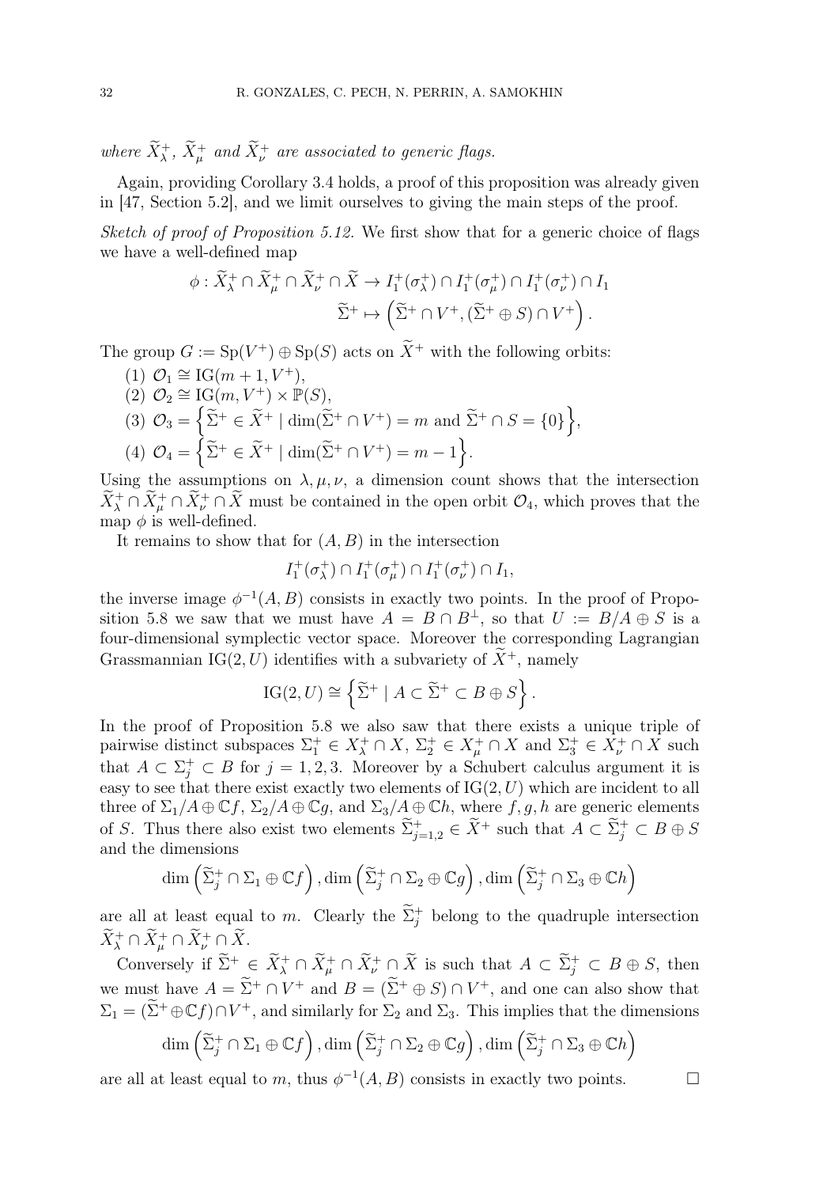*where $\widetilde{X}^+_\lambda$, $\widetilde{X}^+_\mu$ and $\widetilde{X}^+_\nu$ are associated to generic flags.*

Again, providing Corollary 3.4 holds, a proof of this proposition was already given in [47, Section 5.2], and we limit ourselves to giving the main steps of the proof.

*Sketch of proof of Proposition 5.12.* We first show that for a generic choice of flags we have a well-defined map

$$\phi : \widetilde{X}^+_\lambda \cap \widetilde{X}^+_\mu \cap \widetilde{X}^+_\nu \cap \widetilde{X} \to I^+_1(\sigma^+_\lambda) \cap I^+_1(\sigma^+_\mu) \cap I^+_1(\sigma^+_\nu) \cap I_1$$
$$\widetilde{\Sigma}^+ \mapsto \left(\widetilde{\Sigma}^+ \cap V^+, (\widetilde{\Sigma}^+ \oplus S) \cap V^+\right).$$

The group $G := \mathrm{Sp}(V^+) \oplus \mathrm{Sp}(S)$ acts on $\widetilde{X}^+$ with the following orbits:

(1) $\mathcal{O}_1 \cong \mathrm{IG}(m+1, V^+)$,

(2) $\mathcal{O}_2 \cong \mathrm{IG}(m, V^+) \times \mathbb{P}(S)$,

(3) $\mathcal{O}_3 = \left\{\widetilde{\Sigma}^+ \in \widetilde{X}^+ \mid \dim(\widetilde{\Sigma}^+ \cap V^+) = m \text{ and } \widetilde{\Sigma}^+ \cap S = \{0\}\right\}$,

(4) $\mathcal{O}_4 = \left\{\widetilde{\Sigma}^+ \in \widetilde{X}^+ \mid \dim(\widetilde{\Sigma}^+ \cap V^+) = m-1\right\}$.

Using the assumptions on $\lambda, \mu, \nu$, a dimension count shows that the intersection $\widetilde{X}^+_\lambda \cap \widetilde{X}^+_\mu \cap \widetilde{X}^+_\nu \cap \widetilde{X}$ must be contained in the open orbit $\mathcal{O}_4$, which proves that the map $\phi$ is well-defined.

It remains to show that for $(A, B)$ in the intersection

$$I^+_1(\sigma^+_\lambda) \cap I^+_1(\sigma^+_\mu) \cap I^+_1(\sigma^+_\nu) \cap I_1,$$

the inverse image $\phi^{-1}(A, B)$ consists in exactly two points. In the proof of Proposition 5.8 we saw that we must have $A = B \cap B^\perp$, so that $U := B/A \oplus S$ is a four-dimensional symplectic vector space. Moreover the corresponding Lagrangian Grassmannian $\mathrm{IG}(2, U)$ identifies with a subvariety of $\widetilde{X}^+$, namely

$$\mathrm{IG}(2, U) \cong \left\{\widetilde{\Sigma}^+ \mid A \subset \widetilde{\Sigma}^+ \subset B \oplus S\right\}.$$

In the proof of Proposition 5.8 we also saw that there exists a unique triple of pairwise distinct subspaces $\Sigma^+_1 \in X^+_\lambda \cap X$, $\Sigma^+_2 \in X^+_\mu \cap X$ and $\Sigma^+_3 \in X^+_\nu \cap X$ such that $A \subset \Sigma^+_j \subset B$ for $j = 1, 2, 3$. Moreover by a Schubert calculus argument it is easy to see that there exist exactly two elements of $\mathrm{IG}(2, U)$ which are incident to all three of $\Sigma_1/A \oplus \mathbb{C}f$, $\Sigma_2/A \oplus \mathbb{C}g$, and $\Sigma_3/A \oplus \mathbb{C}h$, where $f, g, h$ are generic elements of $S$. Thus there also exist two elements $\widetilde{\Sigma}^+_{j=1,2} \in \widetilde{X}^+$ such that $A \subset \widetilde{\Sigma}^+_j \subset B \oplus S$ and the dimensions

$$\dim\left(\widetilde{\Sigma}^+_j \cap \Sigma_1 \oplus \mathbb{C}f\right), \dim\left(\widetilde{\Sigma}^+_j \cap \Sigma_2 \oplus \mathbb{C}g\right), \dim\left(\widetilde{\Sigma}^+_j \cap \Sigma_3 \oplus \mathbb{C}h\right)$$

are all at least equal to $m$. Clearly the $\widetilde{\Sigma}^+_j$ belong to the quadruple intersection $\widetilde{X}^+_\lambda \cap \widetilde{X}^+_\mu \cap \widetilde{X}^+_\nu \cap \widetilde{X}$.

Conversely if $\widetilde{\Sigma}^+ \in \widetilde{X}^+_\lambda \cap \widetilde{X}^+_\mu \cap \widetilde{X}^+_\nu \cap \widetilde{X}$ is such that $A \subset \widetilde{\Sigma}^+_j \subset B \oplus S$, then we must have $A = \widetilde{\Sigma}^+ \cap V^+$ and $B = (\widetilde{\Sigma}^+ \oplus S) \cap V^+$, and one can also show that $\Sigma_1 = (\widetilde{\Sigma}^+ \oplus \mathbb{C}f) \cap V^+$, and similarly for $\Sigma_2$ and $\Sigma_3$. This implies that the dimensions

$$\dim\left(\widetilde{\Sigma}^+_j \cap \Sigma_1 \oplus \mathbb{C}f\right), \dim\left(\widetilde{\Sigma}^+_j \cap \Sigma_2 \oplus \mathbb{C}g\right), \dim\left(\widetilde{\Sigma}^+_j \cap \Sigma_3 \oplus \mathbb{C}h\right)$$

are all at least equal to $m$, thus $\phi^{-1}(A, B)$ consists in exactly two points. $\square$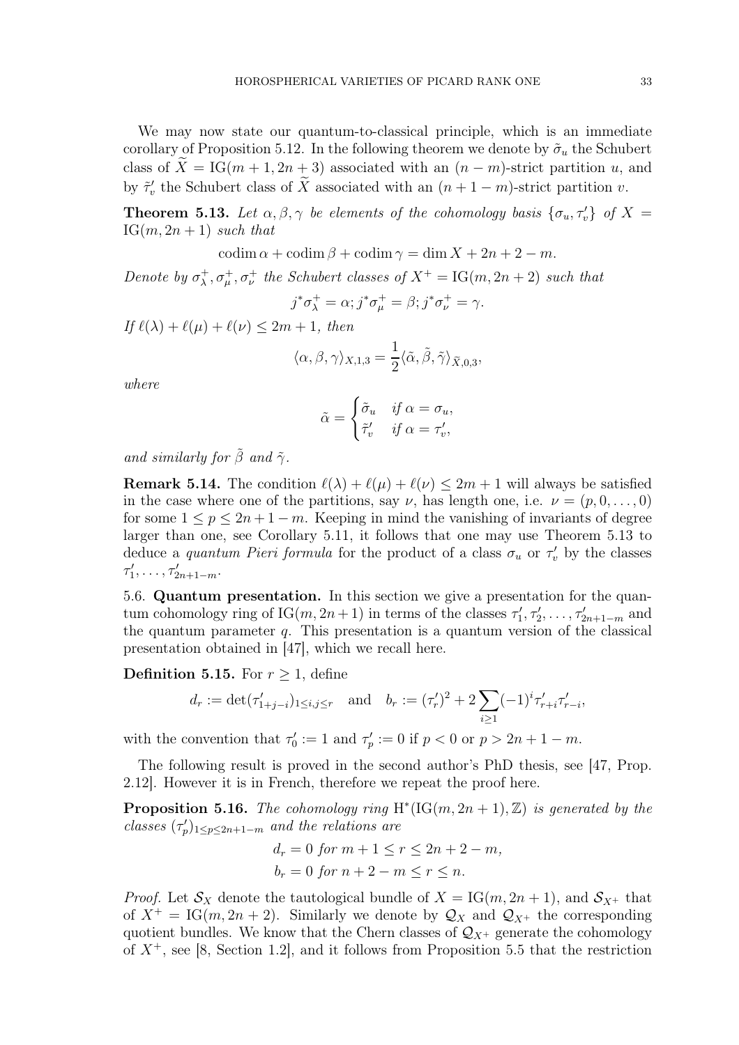We may now state our quantum-to-classical principle, which is an immediate corollary of Proposition 5.12. In the following theorem we denote by $\tilde{\sigma}_u$ the Schubert class of $\widetilde{X} = \mathrm{IG}(m+1, 2n+3)$ associated with an $(n-m)$-strict partition $u$, and by $\tilde{\tau}'_v$ the Schubert class of $\widetilde{X}$ associated with an $(n+1-m)$-strict partition $v$.

**Theorem 5.13.** *Let $\alpha, \beta, \gamma$ be elements of the cohomology basis $\{\sigma_u, \tau'_v\}$ of $X = \mathrm{IG}(m, 2n+1)$ such that*

$$\operatorname{codim} \alpha + \operatorname{codim} \beta + \operatorname{codim} \gamma = \dim X + 2n + 2 - m.$$

*Denote by $\sigma^+_\lambda, \sigma^+_\mu, \sigma^+_\nu$ the Schubert classes of $X^+ = \mathrm{IG}(m, 2n+2)$ such that*

$$j^*\sigma^+_\lambda = \alpha; j^*\sigma^+_\mu = \beta; j^*\sigma^+_\nu = \gamma.$$

*If $\ell(\lambda) + \ell(\mu) + \ell(\nu) \leq 2m+1$, then*

$$\langle \alpha, \beta, \gamma \rangle_{X,1,3} = \frac{1}{2} \langle \tilde{\alpha}, \tilde{\beta}, \tilde{\gamma} \rangle_{\widetilde{X},0,3},$$

*where*

$$\tilde{\alpha} = \begin{cases} \tilde{\sigma}_u & \text{if } \alpha = \sigma_u, \\ \tilde{\tau}'_v & \text{if } \alpha = \tau'_v, \end{cases}$$

*and similarly for $\tilde{\beta}$ and $\tilde{\gamma}$.*

**Remark 5.14.** The condition $\ell(\lambda) + \ell(\mu) + \ell(\nu) \leq 2m+1$ will always be satisfied in the case where one of the partitions, say $\nu$, has length one, i.e. $\nu = (p, 0, \ldots, 0)$ for some $1 \leq p \leq 2n+1-m$. Keeping in mind the vanishing of invariants of degree larger than one, see Corollary 5.11, it follows that one may use Theorem 5.13 to deduce a *quantum Pieri formula* for the product of a class $\sigma_u$ or $\tau'_v$ by the classes $\tau'_1, \ldots, \tau'_{2n+1-m}$.

5.6. **Quantum presentation.** In this section we give a presentation for the quantum cohomology ring of $\mathrm{IG}(m, 2n+1)$ in terms of the classes $\tau'_1, \tau'_2, \ldots, \tau'_{2n+1-m}$ and the quantum parameter $q$. This presentation is a quantum version of the classical presentation obtained in [47], which we recall here.

**Definition 5.15.** For $r \geq 1$, define

$$d_r := \det(\tau'_{1+j-i})_{1 \leq i,j \leq r} \quad \text{and} \quad b_r := (\tau'_r)^2 + 2\sum_{i \geq 1} (-1)^i \tau'_{r+i} \tau'_{r-i},$$

with the convention that $\tau'_0 := 1$ and $\tau'_p := 0$ if $p < 0$ or $p > 2n+1-m$.

The following result is proved in the second author's PhD thesis, see [47, Prop. 2.12]. However it is in French, therefore we repeat the proof here.

**Proposition 5.16.** *The cohomology ring $\mathrm{H}^*(\mathrm{IG}(m, 2n+1), \mathbb{Z})$ is generated by the classes $(\tau'_p)_{1 \leq p \leq 2n+1-m}$ and the relations are*

$$d_r = 0 \text{ for } m+1 \leq r \leq 2n+2-m,$$
$$b_r = 0 \text{ for } n+2-m \leq r \leq n.$$

*Proof.* Let $\mathcal{S}_X$ denote the tautological bundle of $X = \mathrm{IG}(m, 2n+1)$, and $\mathcal{S}_{X^+}$ that of $X^+ = \mathrm{IG}(m, 2n+2)$. Similarly we denote by $\mathcal{Q}_X$ and $\mathcal{Q}_{X^+}$ the corresponding quotient bundles. We know that the Chern classes of $\mathcal{Q}_{X^+}$ generate the cohomology of $X^+$, see [8, Section 1.2], and it follows from Proposition 5.5 that the restriction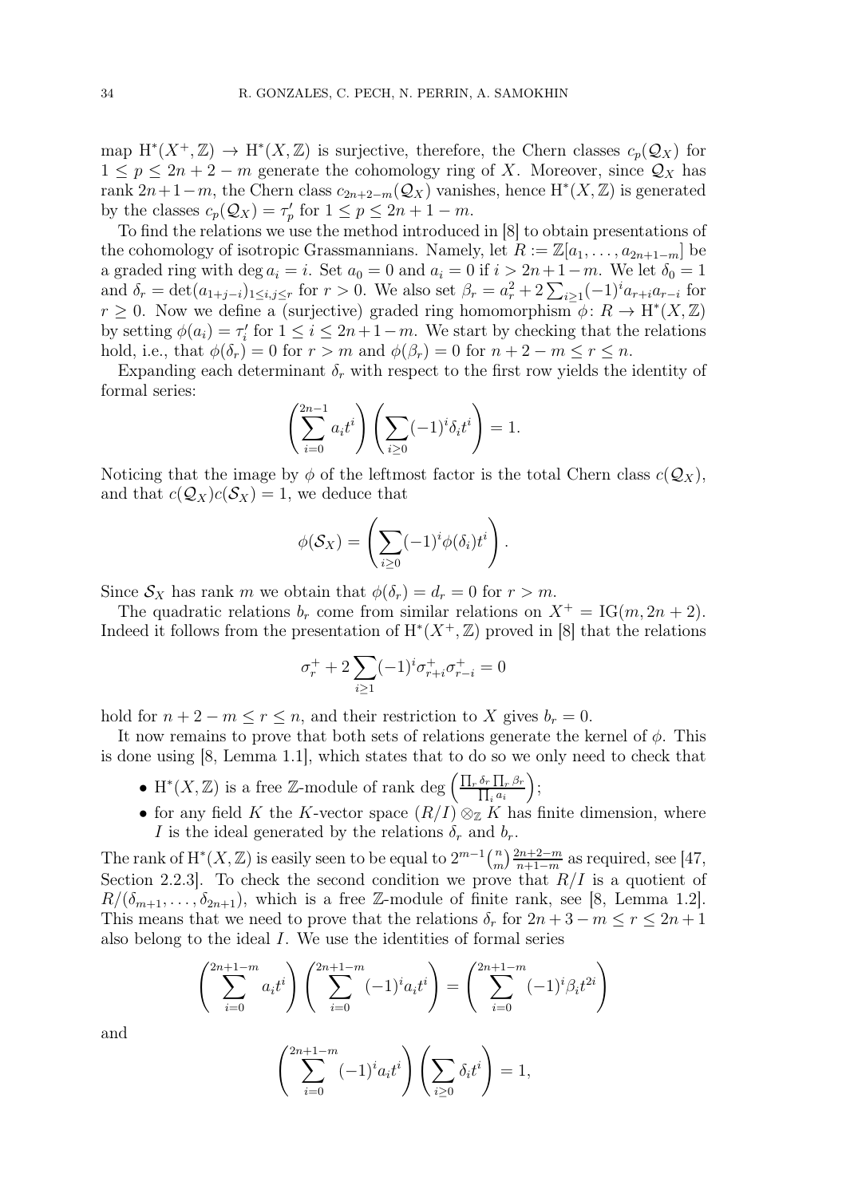map $\mathrm{H}^*(X^+,\mathbb{Z}) \to \mathrm{H}^*(X,\mathbb{Z})$ is surjective, therefore, the Chern classes $c_p(\mathcal{Q}_X)$ for $1 \leq p \leq 2n+2-m$ generate the cohomology ring of $X$. Moreover, since $\mathcal{Q}_X$ has rank $2n+1-m$, the Chern class $c_{2n+2-m}(\mathcal{Q}_X)$ vanishes, hence $\mathrm{H}^*(X,\mathbb{Z})$ is generated by the classes $c_p(\mathcal{Q}_X) = \tau'_p$ for $1 \leq p \leq 2n+1-m$.

To find the relations we use the method introduced in [8] to obtain presentations of the cohomology of isotropic Grassmannians. Namely, let $R := \mathbb{Z}[a_1, \ldots, a_{2n+1-m}]$ be a graded ring with $\deg a_i = i$. Set $a_0 = 0$ and $a_i = 0$ if $i > 2n+1-m$. We let $\delta_0 = 1$ and $\delta_r = \det(a_{1+j-i})_{1\leq i,j\leq r}$ for $r > 0$. We also set $\beta_r = a_r^2 + 2\sum_{i\geq 1}(-1)^i a_{r+i}a_{r-i}$ for $r \geq 0$. Now we define a (surjective) graded ring homomorphism $\phi \colon R \to \mathrm{H}^*(X,\mathbb{Z})$ by setting $\phi(a_i) = \tau'_i$ for $1 \leq i \leq 2n+1-m$. We start by checking that the relations hold, i.e., that $\phi(\delta_r) = 0$ for $r > m$ and $\phi(\beta_r) = 0$ for $n+2-m \leq r \leq n$.

Expanding each determinant $\delta_r$ with respect to the first row yields the identity of formal series:

$$\left(\sum_{i=0}^{2n-1} a_i t^i\right)\left(\sum_{i\geq 0}(-1)^i \delta_i t^i\right) = 1.$$

Noticing that the image by $\phi$ of the leftmost factor is the total Chern class $c(\mathcal{Q}_X)$, and that $c(\mathcal{Q}_X)c(\mathcal{S}_X) = 1$, we deduce that

$$\phi(\mathcal{S}_X) = \left(\sum_{i\geq 0}(-1)^i \phi(\delta_i) t^i\right).$$

Since $\mathcal{S}_X$ has rank $m$ we obtain that $\phi(\delta_r) = d_r = 0$ for $r > m$.

The quadratic relations $b_r$ come from similar relations on $X^+ = \mathrm{IG}(m, 2n+2)$. Indeed it follows from the presentation of $\mathrm{H}^*(X^+,\mathbb{Z})$ proved in [8] that the relations

$$\sigma_r^+ + 2\sum_{i\geq 1}(-1)^i \sigma_{r+i}^+ \sigma_{r-i}^+ = 0$$

hold for $n+2-m \leq r \leq n$, and their restriction to $X$ gives $b_r = 0$.

It now remains to prove that both sets of relations generate the kernel of $\phi$. This is done using [8, Lemma 1.1], which states that to do so we only need to check that

- $\mathrm{H}^*(X,\mathbb{Z})$ is a free $\mathbb{Z}$-module of rank $\deg\left(\frac{\prod_r \delta_r \prod_r \beta_r}{\prod_i a_i}\right)$;
- for any field $K$ the $K$-vector space $(R/I)\otimes_{\mathbb{Z}} K$ has finite dimension, where $I$ is the ideal generated by the relations $\delta_r$ and $b_r$.

The rank of $\mathrm{H}^*(X,\mathbb{Z})$ is easily seen to be equal to $2^{m-1}\binom{n}{m}\frac{2n+2-m}{n+1-m}$ as required, see [47, Section 2.2.3]. To check the second condition we prove that $R/I$ is a quotient of $R/(\delta_{m+1}, \ldots, \delta_{2n+1})$, which is a free $\mathbb{Z}$-module of finite rank, see [8, Lemma 1.2]. This means that we need to prove that the relations $\delta_r$ for $2n+3-m \leq r \leq 2n+1$ also belong to the ideal $I$. We use the identities of formal series

$$\left(\sum_{i=0}^{2n+1-m} a_i t^i\right)\left(\sum_{i=0}^{2n+1-m}(-1)^i a_i t^i\right) = \left(\sum_{i=0}^{2n+1-m}(-1)^i \beta_i t^{2i}\right)$$

and

$$\left(\sum_{i=0}^{2n+1-m}(-1)^i a_i t^i\right)\left(\sum_{i\geq 0}\delta_i t^i\right) = 1,$$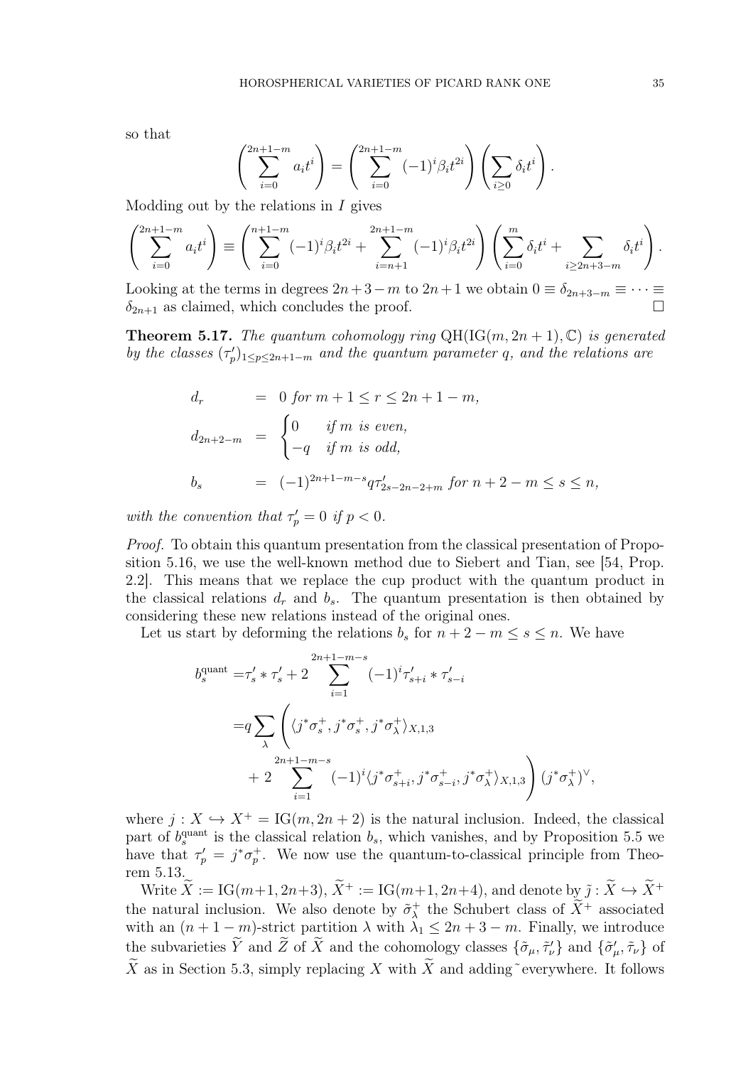so that

$$\left(\sum_{i=0}^{2n+1-m} a_i t^i\right) = \left(\sum_{i=0}^{2n+1-m} (-1)^i \beta_i t^{2i}\right)\left(\sum_{i\geq 0} \delta_i t^i\right).$$

Modding out by the relations in $I$ gives

$$\left(\sum_{i=0}^{2n+1-m} a_i t^i\right) \equiv \left(\sum_{i=0}^{n+1-m} (-1)^i \beta_i t^{2i} + \sum_{i=n+1}^{2n+1-m} (-1)^i \beta_i t^{2i}\right)\left(\sum_{i=0}^{m} \delta_i t^i + \sum_{i\geq 2n+3-m} \delta_i t^i\right).$$

Looking at the terms in degrees $2n+3-m$ to $2n+1$ we obtain $0 \equiv \delta_{2n+3-m} \equiv \cdots \equiv \delta_{2n+1}$ as claimed, which concludes the proof. $\square$

**Theorem 5.17.** *The quantum cohomology ring* $\mathrm{QH}(\mathrm{IG}(m, 2n+1), \mathbb{C})$ *is generated by the classes* $(\tau'_p)_{1\leq p\leq 2n+1-m}$ *and the quantum parameter* $q$*, and the relations are*

$$\begin{aligned}
d_r &= 0 \text{ for } m+1 \leq r \leq 2n+1-m,\\
d_{2n+2-m} &= \begin{cases} 0 & \text{if } m \text{ is even,}\\ -q & \text{if } m \text{ is odd,}\end{cases}\\
b_s &= (-1)^{2n+1-m-s} q \tau'_{2s-2n-2+m} \text{ for } n+2-m \leq s \leq n,
\end{aligned}$$

*with the convention that* $\tau'_p = 0$ *if* $p < 0$.

*Proof.* To obtain this quantum presentation from the classical presentation of Proposition 5.16, we use the well-known method due to Siebert and Tian, see [54, Prop. 2.2]. This means that we replace the cup product with the quantum product in the classical relations $d_r$ and $b_s$. The quantum presentation is then obtained by considering these new relations instead of the original ones.

Let us start by deforming the relations $b_s$ for $n+2-m \leq s \leq n$. We have

$$\begin{aligned}
b_s^{\text{quant}} =& \tau'_s * \tau'_s + 2\sum_{i=1}^{2n+1-m-s} (-1)^i \tau'_{s+i} * \tau'_{s-i}\\
=& q\sum_\lambda \Bigg( \langle j^*\sigma_s^+, j^*\sigma_s^+, j^*\sigma_\lambda^+\rangle_{X,1,3}\\
&+ 2\sum_{i=1}^{2n+1-m-s} (-1)^i \langle j^*\sigma_{s+i}^+, j^*\sigma_{s-i}^+, j^*\sigma_\lambda^+\rangle_{X,1,3}\Bigg)(j^*\sigma_\lambda^+)^\vee,
\end{aligned}$$

where $j : X \hookrightarrow X^+ = \mathrm{IG}(m, 2n+2)$ is the natural inclusion. Indeed, the classical part of $b_s^{\text{quant}}$ is the classical relation $b_s$, which vanishes, and by Proposition 5.5 we have that $\tau'_p = j^*\sigma_p^+$. We now use the quantum-to-classical principle from Theorem 5.13.

Write $\widetilde{X} := \mathrm{IG}(m+1, 2n+3)$, $\widetilde{X}^+ := \mathrm{IG}(m+1, 2n+4)$, and denote by $\tilde{j} : \widetilde{X} \hookrightarrow \widetilde{X}^+$ the natural inclusion. We also denote by $\tilde{\sigma}_\lambda^+$ the Schubert class of $\widetilde{X}^+$ associated with an $(n+1-m)$-strict partition $\lambda$ with $\lambda_1 \leq 2n+3-m$. Finally, we introduce the subvarieties $\widetilde{Y}$ and $\widetilde{Z}$ of $\widetilde{X}$ and the cohomology classes $\{\tilde{\sigma}_\mu, \tilde{\tau}'_\nu\}$ and $\{\tilde{\sigma}'_\mu, \tilde{\tau}_\nu\}$ of $\widetilde{X}$ as in Section 5.3, simply replacing $X$ with $\widetilde{X}$ and adding ~ everywhere. It follows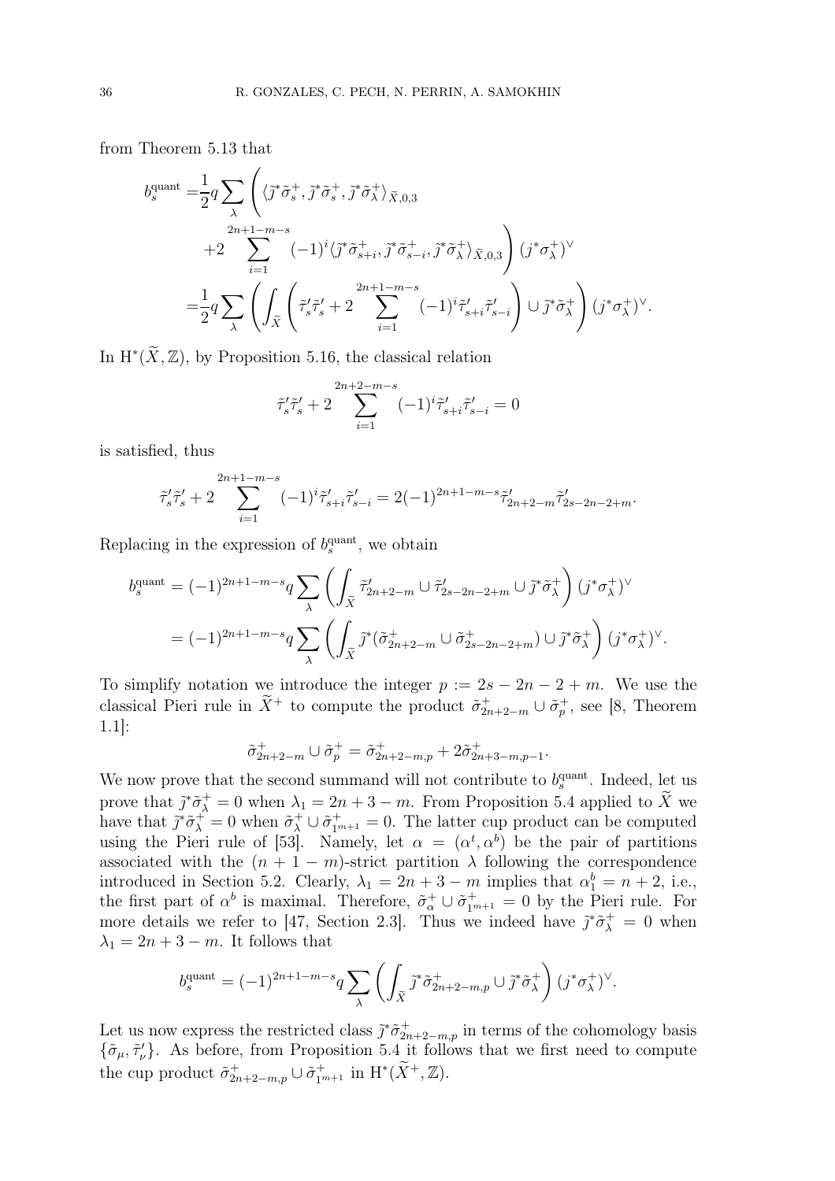from Theorem 5.13 that

$$
\begin{aligned}
b_s^{\mathrm{quant}} =& \frac{1}{2} q \sum_\lambda \Bigg( \langle \tilde{\jmath}^* \tilde{\sigma}_s^+, \tilde{\jmath}^* \tilde{\sigma}_s^+, \tilde{\jmath}^* \tilde{\sigma}_\lambda^+ \rangle_{\widetilde{X},0,3} \\
&+ 2 \sum_{i=1}^{2n+1-m-s} (-1)^i \langle \tilde{\jmath}^* \tilde{\sigma}_{s+i}^+, \tilde{\jmath}^* \tilde{\sigma}_{s-i}^+, \tilde{\jmath}^* \tilde{\sigma}_\lambda^+ \rangle_{\widetilde{X},0,3} \Bigg) (j^* \sigma_\lambda^+)^\vee \\
=& \frac{1}{2} q \sum_\lambda \left( \int_{\widetilde{X}} \left( \tilde{\tau}'_s \tilde{\tau}'_s + 2 \sum_{i=1}^{2n+1-m-s} (-1)^i \tilde{\tau}'_{s+i} \tilde{\tau}'_{s-i} \right) \cup \tilde{\jmath}^* \tilde{\sigma}_\lambda^+ \right) (j^* \sigma_\lambda^+)^\vee .
\end{aligned}
$$

In $\mathrm{H}^*(\widetilde{X}, \mathbb{Z})$, by Proposition 5.16, the classical relation

$$
\tilde{\tau}'_s \tilde{\tau}'_s + 2 \sum_{i=1}^{2n+2-m-s} (-1)^i \tilde{\tau}'_{s+i} \tilde{\tau}'_{s-i} = 0
$$

is satisfied, thus

$$
\tilde{\tau}'_s \tilde{\tau}'_s + 2 \sum_{i=1}^{2n+1-m-s} (-1)^i \tilde{\tau}'_{s+i} \tilde{\tau}'_{s-i} = 2(-1)^{2n+1-m-s} \tilde{\tau}'_{2n+2-m} \tilde{\tau}'_{2s-2n-2+m}.
$$

Replacing in the expression of $b_s^{\mathrm{quant}}$, we obtain

$$
\begin{aligned}
b_s^{\mathrm{quant}} &= (-1)^{2n+1-m-s} q \sum_\lambda \left( \int_{\widetilde{X}} \tilde{\tau}'_{2n+2-m} \cup \tilde{\tau}'_{2s-2n-2+m} \cup \tilde{\jmath}^* \tilde{\sigma}_\lambda^+ \right) (j^* \sigma_\lambda^+)^\vee \\
&= (-1)^{2n+1-m-s} q \sum_\lambda \left( \int_{\widetilde{X}} \tilde{\jmath}^* (\tilde{\sigma}_{2n+2-m}^+ \cup \tilde{\sigma}_{2s-2n-2+m}^+) \cup \tilde{\jmath}^* \tilde{\sigma}_\lambda^+ \right) (j^* \sigma_\lambda^+)^\vee .
\end{aligned}
$$

To simplify notation we introduce the integer $p := 2s - 2n - 2 + m$. We use the classical Pieri rule in $\widetilde{X}^+$ to compute the product $\tilde{\sigma}_{2n+2-m}^+ \cup \tilde{\sigma}_p^+$, see [8, Theorem 1.1]:

$$
\tilde{\sigma}_{2n+2-m}^+ \cup \tilde{\sigma}_p^+ = \tilde{\sigma}_{2n+2-m,p}^+ + 2 \tilde{\sigma}_{2n+3-m,p-1}^+ .
$$

We now prove that the second summand will not contribute to $b_s^{\mathrm{quant}}$. Indeed, let us prove that $\tilde{\jmath}^* \tilde{\sigma}_\lambda^+ = 0$ when $\lambda_1 = 2n + 3 - m$. From Proposition 5.4 applied to $\widetilde{X}$ we have that $\tilde{\jmath}^* \tilde{\sigma}_\lambda^+ = 0$ when $\tilde{\sigma}_\lambda^+ \cup \tilde{\sigma}_{1^{m+1}}^+ = 0$. The latter cup product can be computed using the Pieri rule of [53]. Namely, let $\alpha = (\alpha^t, \alpha^b)$ be the pair of partitions associated with the $(n + 1 - m)$-strict partition $\lambda$ following the correspondence introduced in Section 5.2. Clearly, $\lambda_1 = 2n + 3 - m$ implies that $\alpha_1^b = n + 2$, i.e., the first part of $\alpha^b$ is maximal. Therefore, $\tilde{\sigma}_\alpha^+ \cup \tilde{\sigma}_{1^{m+1}}^+ = 0$ by the Pieri rule. For more details we refer to [47, Section 2.3]. Thus we indeed have $\tilde{\jmath}^* \tilde{\sigma}_\lambda^+ = 0$ when $\lambda_1 = 2n + 3 - m$. It follows that

$$
b_s^{\mathrm{quant}} = (-1)^{2n+1-m-s} q \sum_\lambda \left( \int_{\widetilde{X}} \tilde{\jmath}^* \tilde{\sigma}_{2n+2-m,p}^+ \cup \tilde{\jmath}^* \tilde{\sigma}_\lambda^+ \right) (j^* \sigma_\lambda^+)^\vee .
$$

Let us now express the restricted class $\tilde{\jmath}^* \tilde{\sigma}_{2n+2-m,p}^+$ in terms of the cohomology basis $\{\tilde{\sigma}_\mu, \tilde{\tau}'_\nu\}$. As before, from Proposition 5.4 it follows that we first need to compute the cup product $\tilde{\sigma}_{2n+2-m,p}^+ \cup \tilde{\sigma}_{1^{m+1}}^+$ in $\mathrm{H}^*(\widetilde{X}^+, \mathbb{Z})$.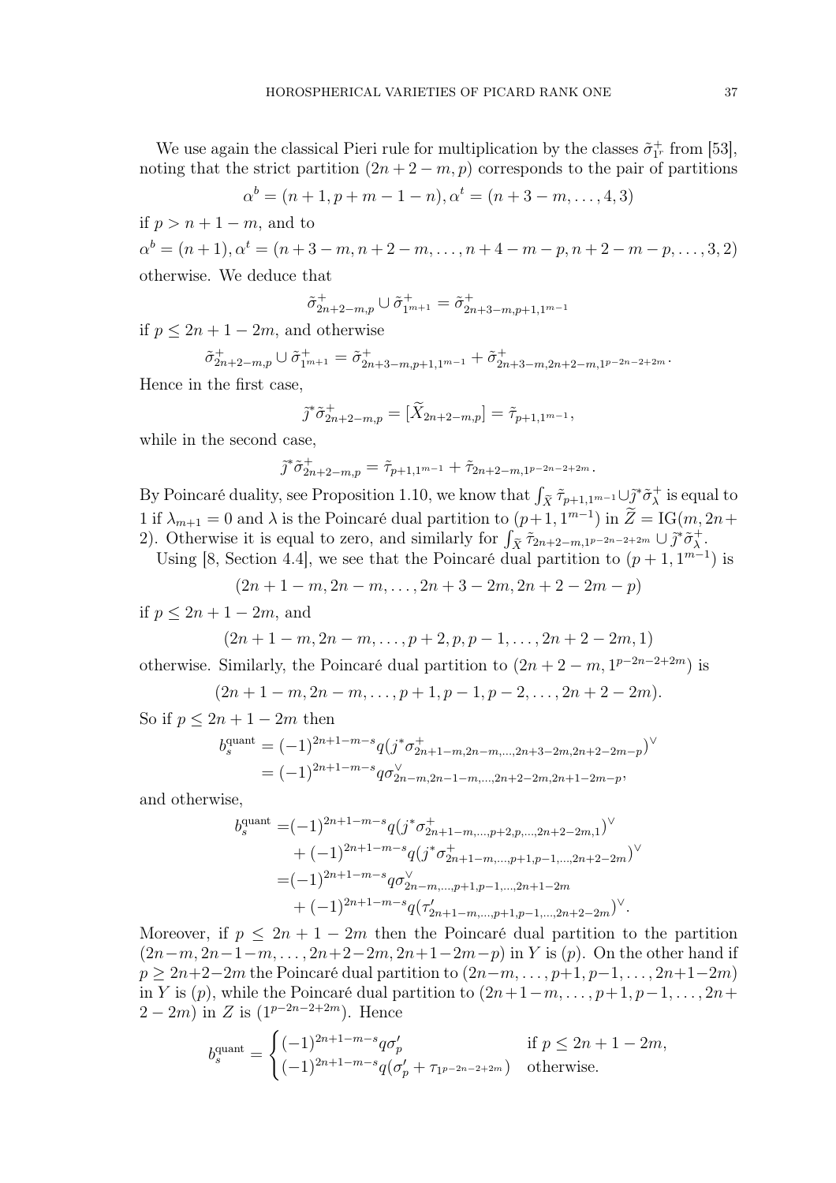We use again the classical Pieri rule for multiplication by the classes $\tilde{\sigma}^+_{1^r}$ from [53], noting that the strict partition $(2n+2-m,p)$ corresponds to the pair of partitions

$$\alpha^b = (n+1, p+m-1-n), \alpha^t = (n+3-m, \dots, 4, 3)$$

if $p > n+1-m$, and to

$$\alpha^b = (n+1), \alpha^t = (n+3-m, n+2-m, \dots, n+4-m-p, n+2-m-p, \dots, 3, 2)$$

otherwise. We deduce that

$$\tilde{\sigma}^+_{2n+2-m,p} \cup \tilde{\sigma}^+_{1^{m+1}} = \tilde{\sigma}^+_{2n+3-m,p+1,1^{m-1}}$$

if $p \leq 2n+1-2m$, and otherwise

$$\tilde{\sigma}^+_{2n+2-m,p} \cup \tilde{\sigma}^+_{1^{m+1}} = \tilde{\sigma}^+_{2n+3-m,p+1,1^{m-1}} + \tilde{\sigma}^+_{2n+3-m,2n+2-m,1^{p-2n-2+2m}}.$$

Hence in the first case,

$$\tilde{\jmath}^* \tilde{\sigma}^+_{2n+2-m,p} = [\widetilde{X}_{2n+2-m,p}] = \tilde{\tau}_{p+1,1^{m-1}},$$

while in the second case,

$$\tilde{\jmath}^* \tilde{\sigma}^+_{2n+2-m,p} = \tilde{\tau}_{p+1,1^{m-1}} + \tilde{\tau}_{2n+2-m,1^{p-2n-2+2m}}.$$

By Poincaré duality, see Proposition 1.10, we know that $\int_{\widetilde{X}} \tilde{\tau}_{p+1,1^{m-1}} \cup \tilde{\jmath}^* \tilde{\sigma}^+_\lambda$ is equal to 1 if $\lambda_{m+1} = 0$ and $\lambda$ is the Poincaré dual partition to $(p+1, 1^{m-1})$ in $\widetilde{Z} = \mathrm{IG}(m, 2n+2)$. Otherwise it is equal to zero, and similarly for $\int_{\widetilde{X}} \tilde{\tau}_{2n+2-m,1^{p-2n-2+2m}} \cup \tilde{\jmath}^* \tilde{\sigma}^+_\lambda$.

Using [8, Section 4.4], we see that the Poincaré dual partition to $(p+1, 1^{m-1})$ is

$$(2n+1-m, 2n-m, \dots, 2n+3-2m, 2n+2-2m-p)$$

if $p \leq 2n+1-2m$, and

$$(2n+1-m, 2n-m, \dots, p+2, p, p-1, \dots, 2n+2-2m, 1)$$

otherwise. Similarly, the Poincaré dual partition to $(2n+2-m, 1^{p-2n-2+2m})$ is

$$(2n+1-m, 2n-m, \dots, p+1, p-1, p-2, \dots, 2n+2-2m).$$

So if $p \leq 2n+1-2m$ then

$$\begin{aligned} b_s^{\mathrm{quant}} &= (-1)^{2n+1-m-s} q (j^* \sigma^+_{2n+1-m,2n-m,\dots,2n+3-2m,2n+2-2m-p})^\vee \\ &= (-1)^{2n+1-m-s} q \sigma^\vee_{2n-m,2n-1-m,\dots,2n+2-2m,2n+1-2m-p}, \end{aligned}$$

and otherwise,

$$\begin{aligned} b_s^{\mathrm{quant}} =& (-1)^{2n+1-m-s} q (j^* \sigma^+_{2n+1-m,\dots,p+2,p,\dots,2n+2-2m,1})^\vee \\ &+ (-1)^{2n+1-m-s} q (j^* \sigma^+_{2n+1-m,\dots,p+1,p-1,\dots,2n+2-2m})^\vee \\ =& (-1)^{2n+1-m-s} q \sigma^\vee_{2n-m,\dots,p+1,p-1,\dots,2n+1-2m} \\ &+ (-1)^{2n+1-m-s} q (\tau'_{2n+1-m,\dots,p+1,p-1,\dots,2n+2-2m})^\vee. \end{aligned}$$

Moreover, if $p \leq 2n+1-2m$ then the Poincaré dual partition to the partition $(2n-m, 2n-1-m, \dots, 2n+2-2m, 2n+1-2m-p)$ in $Y$ is $(p)$. On the other hand if $p \geq 2n+2-2m$ the Poincaré dual partition to $(2n-m, \dots, p+1, p-1, \dots, 2n+1-2m)$ in $Y$ is $(p)$, while the Poincaré dual partition to $(2n+1-m, \dots, p+1, p-1, \dots, 2n+2-2m)$ in $Z$ is $(1^{p-2n-2+2m})$. Hence

$$b_s^{\mathrm{quant}} = \begin{cases} (-1)^{2n+1-m-s} q \sigma'_p & \text{if } p \leq 2n+1-2m, \\ (-1)^{2n+1-m-s} q (\sigma'_p + \tau_{1^{p-2n-2+2m}}) & \text{otherwise.} \end{cases}$$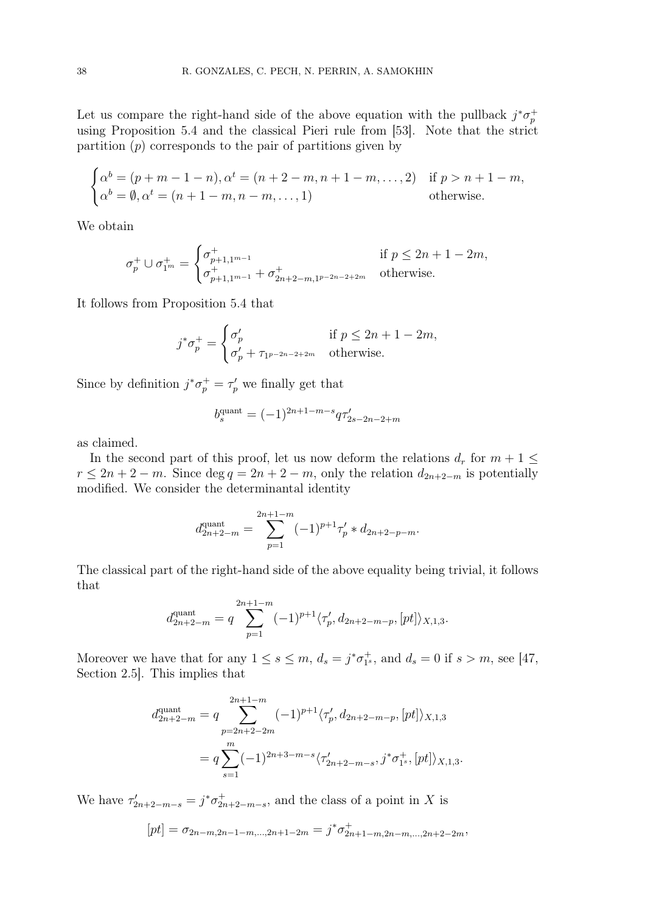Let us compare the right-hand side of the above equation with the pullback $j^*\sigma_p^+$ using Proposition 5.4 and the classical Pieri rule from [53]. Note that the strict partition $(p)$ corresponds to the pair of partitions given by

$$\begin{cases} \alpha^b = (p+m-1-n), \alpha^t = (n+2-m, n+1-m, \dots, 2) & \text{if } p > n+1-m, \\ \alpha^b = \emptyset, \alpha^t = (n+1-m, n-m, \dots, 1) & \text{otherwise.} \end{cases}$$

We obtain

$$\sigma_p^+ \cup \sigma_{1^m}^+ = \begin{cases} \sigma^+_{p+1,1^{m-1}} & \text{if } p \leq 2n+1-2m, \\ \sigma^+_{p+1,1^{m-1}} + \sigma^+_{2n+2-m,1^{p-2n-2+2m}} & \text{otherwise.} \end{cases}$$

It follows from Proposition 5.4 that

$$j^*\sigma_p^+ = \begin{cases} \sigma'_p & \text{if } p \leq 2n+1-2m, \\ \sigma'_p + \tau_{1^{p-2n-2+2m}} & \text{otherwise.} \end{cases}$$

Since by definition $j^*\sigma_p^+ = \tau'_p$ we finally get that

$$b_s^{\text{quant}} = (-1)^{2n+1-m-s} q \tau'_{2s-2n-2+m}$$

as claimed.

In the second part of this proof, let us now deform the relations $d_r$ for $m+1 \leq r \leq 2n+2-m$. Since $\deg q = 2n+2-m$, only the relation $d_{2n+2-m}$ is potentially modified. We consider the determinantal identity

$$d^{\text{quant}}_{2n+2-m} = \sum_{p=1}^{2n+1-m} (-1)^{p+1} \tau'_p * d_{2n+2-p-m}.$$

The classical part of the right-hand side of the above equality being trivial, it follows that

$$d^{\text{quant}}_{2n+2-m} = q \sum_{p=1}^{2n+1-m} (-1)^{p+1} \langle \tau'_p, d_{2n+2-m-p}, [pt] \rangle_{X,1,3}.$$

Moreover we have that for any $1 \leq s \leq m$, $d_s = j^*\sigma^+_{1^s}$, and $d_s = 0$ if $s > m$, see [47, Section 2.5]. This implies that

$$\begin{aligned} d^{\text{quant}}_{2n+2-m} &= q \sum_{p=2n+2-2m}^{2n+1-m} (-1)^{p+1} \langle \tau'_p, d_{2n+2-m-p}, [pt] \rangle_{X,1,3} \\ &= q \sum_{s=1}^{m} (-1)^{2n+3-m-s} \langle \tau'_{2n+2-m-s}, j^*\sigma^+_{1^s}, [pt] \rangle_{X,1,3}. \end{aligned}$$

We have $\tau'_{2n+2-m-s} = j^*\sigma^+_{2n+2-m-s}$, and the class of a point in $X$ is

$$[pt] = \sigma_{2n-m,2n-1-m,\dots,2n+1-2m} = j^*\sigma^+_{2n+1-m,2n-m,\dots,2n+2-2m},$$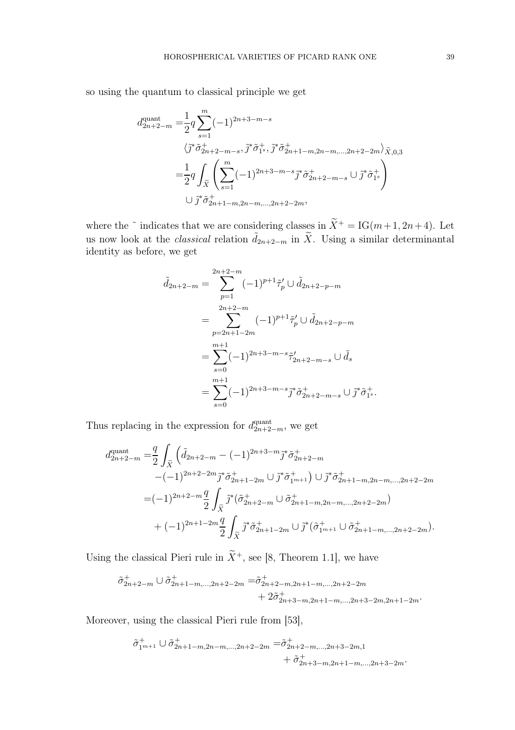so using the quantum to classical principle we get

$$\begin{aligned}
d^{\text{quant}}_{2n+2-m} =& \frac{1}{2} q \sum_{s=1}^{m} (-1)^{2n+3-m-s} \\
& \langle \tilde{\jmath}^* \tilde{\sigma}^+_{2n+2-m-s}, \tilde{\jmath}^* \tilde{\sigma}^+_{1^s}, \tilde{\jmath}^* \tilde{\sigma}^+_{2n+1-m,2n-m,\ldots,2n+2-2m} \rangle_{\widetilde{X},0,3} \\
=& \frac{1}{2} q \int_{\widetilde{X}} \left( \sum_{s=1}^{m} (-1)^{2n+3-m-s} \tilde{\jmath}^* \tilde{\sigma}^+_{2n+2-m-s} \cup \tilde{\jmath}^* \tilde{\sigma}^+_{1^s} \right) \\
& \cup \tilde{\jmath}^* \tilde{\sigma}^+_{2n+1-m,2n-m,\ldots,2n+2-2m},
\end{aligned}$$

where the $\tilde{}$ indicates that we are considering classes in $\widetilde{X}^+ = \mathrm{IG}(m+1, 2n+4)$. Let us now look at the *classical* relation $\tilde{d}_{2n+2-m}$ in $\widetilde{X}$. Using a similar determinantal identity as before, we get

$$\begin{aligned}
\tilde{d}_{2n+2-m} &= \sum_{p=1}^{2n+2-m} (-1)^{p+1} \tilde{\tau}'_p \cup \tilde{d}_{2n+2-p-m} \\
&= \sum_{p=2n+1-2m}^{2n+2-m} (-1)^{p+1} \tilde{\tau}'_p \cup \tilde{d}_{2n+2-p-m} \\
&= \sum_{s=0}^{m+1} (-1)^{2n+3-m-s} \tilde{\tau}'_{2n+2-m-s} \cup \tilde{d}_s \\
&= \sum_{s=0}^{m+1} (-1)^{2n+3-m-s} \tilde{\jmath}^* \tilde{\sigma}^+_{2n+2-m-s} \cup \tilde{\jmath}^* \tilde{\sigma}^+_{1^s}.
\end{aligned}$$

Thus replacing in the expression for $d^{\text{quant}}_{2n+2-m}$, we get

$$\begin{aligned}
d^{\text{quant}}_{2n+2-m} =& \frac{q}{2} \int_{\widetilde{X}} \Big( \tilde{d}_{2n+2-m} - (-1)^{2n+3-m} \tilde{\jmath}^* \tilde{\sigma}^+_{2n+2-m} \\
& - (-1)^{2n+2-2m} \tilde{\jmath}^* \tilde{\sigma}^+_{2n+1-2m} \cup \tilde{\jmath}^* \tilde{\sigma}^+_{1^{m+1}} \Big) \cup \tilde{\jmath}^* \tilde{\sigma}^+_{2n+1-m,2n-m,\ldots,2n+2-2m} \\
=& (-1)^{2n+2-m} \frac{q}{2} \int_{\widetilde{X}} \tilde{\jmath}^* (\tilde{\sigma}^+_{2n+2-m} \cup \tilde{\sigma}^+_{2n+1-m,2n-m,\ldots,2n+2-2m}) \\
& + (-1)^{2n+1-2m} \frac{q}{2} \int_{\widetilde{X}} \tilde{\jmath}^* \tilde{\sigma}^+_{2n+1-2m} \cup \tilde{\jmath}^* (\tilde{\sigma}^+_{1^{m+1}} \cup \tilde{\sigma}^+_{2n+1-m,\ldots,2n+2-2m}).
\end{aligned}$$

Using the classical Pieri rule in $\widetilde{X}^+$, see [8, Theorem 1.1], we have

$$\begin{aligned}
\tilde{\sigma}^+_{2n+2-m} \cup \tilde{\sigma}^+_{2n+1-m,\ldots,2n+2-2m} =& \tilde{\sigma}^+_{2n+2-m,2n+1-m,\ldots,2n+2-2m} \\
& + 2\tilde{\sigma}^+_{2n+3-m,2n+1-m,\ldots,2n+3-2m,2n+1-2m}.
\end{aligned}$$

Moreover, using the classical Pieri rule from [53],

$$\begin{aligned}
\tilde{\sigma}^+_{1^{m+1}} \cup \tilde{\sigma}^+_{2n+1-m,2n-m,\ldots,2n+2-2m} =& \tilde{\sigma}^+_{2n+2-m,\ldots,2n+3-2m,1} \\
& + \tilde{\sigma}^+_{2n+3-m,2n+1-m,\ldots,2n+3-2m}.
\end{aligned}$$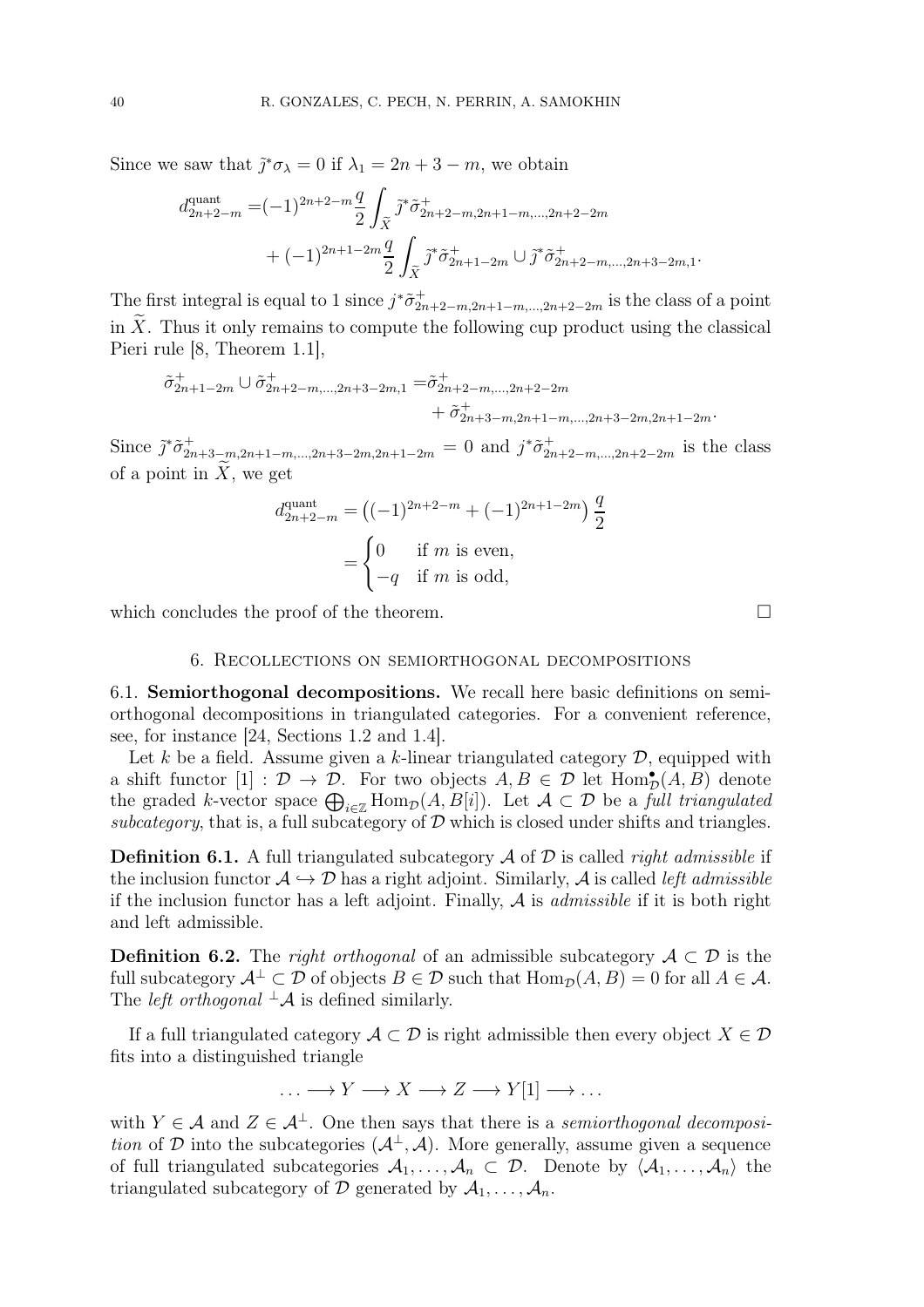Since we saw that $\tilde{j}^*\sigma_\lambda = 0$ if $\lambda_1 = 2n+3-m$, we obtain

$$
\begin{aligned}
d^{\text{quant}}_{2n+2-m} =& (-1)^{2n+2-m}\frac{q}{2}\int_{\widetilde{X}} \tilde{j}^*\tilde{\sigma}^+_{2n+2-m,2n+1-m,\dots,2n+2-2m} \\
&+ (-1)^{2n+1-2m}\frac{q}{2}\int_{\widetilde{X}} \tilde{j}^*\tilde{\sigma}^+_{2n+1-2m} \cup \tilde{j}^*\tilde{\sigma}^+_{2n+2-m,\dots,2n+3-2m,1}.
\end{aligned}
$$

The first integral is equal to 1 since $j^*\tilde{\sigma}^+_{2n+2-m,2n+1-m,\dots,2n+2-2m}$ is the class of a point in $\widetilde{X}$. Thus it only remains to compute the following cup product using the classical Pieri rule [8, Theorem 1.1],

$$
\begin{aligned}
\tilde{\sigma}^+_{2n+1-2m} \cup \tilde{\sigma}^+_{2n+2-m,\dots,2n+3-2m,1} =& \tilde{\sigma}^+_{2n+2-m,\dots,2n+2-2m} \\
&+ \tilde{\sigma}^+_{2n+3-m,2n+1-m,\dots,2n+3-2m,2n+1-2m}.
\end{aligned}
$$

Since $\tilde{j}^*\tilde{\sigma}^+_{2n+3-m,2n+1-m,\dots,2n+3-2m,2n+1-2m} = 0$ and $j^*\tilde{\sigma}^+_{2n+2-m,\dots,2n+2-2m}$ is the class of a point in $\widetilde{X}$, we get

$$
\begin{aligned}
d^{\text{quant}}_{2n+2-m} &= \left((-1)^{2n+2-m} + (-1)^{2n+1-2m}\right)\frac{q}{2} \\
&= \begin{cases} 0 & \text{if } m \text{ is even,} \\ -q & \text{if } m \text{ is odd,} \end{cases}
\end{aligned}
$$

which concludes the proof of the theorem. □

## 6. Recollections on semiorthogonal decompositions

**6.1. Semiorthogonal decompositions.** We recall here basic definitions on semiorthogonal decompositions in triangulated categories. For a convenient reference, see, for instance [24, Sections 1.2 and 1.4].

Let $k$ be a field. Assume given a $k$-linear triangulated category $\mathcal{D}$, equipped with a shift functor $[1] : \mathcal{D} \to \mathcal{D}$. For two objects $A, B \in \mathcal{D}$ let $\operatorname{Hom}^\bullet_{\mathcal{D}}(A, B)$ denote the graded $k$-vector space $\bigoplus_{i\in\mathbb{Z}} \operatorname{Hom}_{\mathcal{D}}(A, B[i])$. Let $\mathcal{A} \subset \mathcal{D}$ be a *full triangulated subcategory*, that is, a full subcategory of $\mathcal{D}$ which is closed under shifts and triangles.

**Definition 6.1.** A full triangulated subcategory $\mathcal{A}$ of $\mathcal{D}$ is called *right admissible* if the inclusion functor $\mathcal{A} \hookrightarrow \mathcal{D}$ has a right adjoint. Similarly, $\mathcal{A}$ is called *left admissible* if the inclusion functor has a left adjoint. Finally, $\mathcal{A}$ is *admissible* if it is both right and left admissible.

**Definition 6.2.** The *right orthogonal* of an admissible subcategory $\mathcal{A} \subset \mathcal{D}$ is the full subcategory $\mathcal{A}^\perp \subset \mathcal{D}$ of objects $B \in \mathcal{D}$ such that $\operatorname{Hom}_{\mathcal{D}}(A, B) = 0$ for all $A \in \mathcal{A}$. The *left orthogonal* ${}^\perp\mathcal{A}$ is defined similarly.

If a full triangulated category $\mathcal{A} \subset \mathcal{D}$ is right admissible then every object $X \in \mathcal{D}$ fits into a distinguished triangle

$$
\dots \longrightarrow Y \longrightarrow X \longrightarrow Z \longrightarrow Y[1] \longrightarrow \dots
$$

with $Y \in \mathcal{A}$ and $Z \in \mathcal{A}^\perp$. One then says that there is a *semiorthogonal decomposition* of $\mathcal{D}$ into the subcategories $(\mathcal{A}^\perp, \mathcal{A})$. More generally, assume given a sequence of full triangulated subcategories $\mathcal{A}_1, \dots, \mathcal{A}_n \subset \mathcal{D}$. Denote by $\langle \mathcal{A}_1, \dots, \mathcal{A}_n \rangle$ the triangulated subcategory of $\mathcal{D}$ generated by $\mathcal{A}_1, \dots, \mathcal{A}_n$.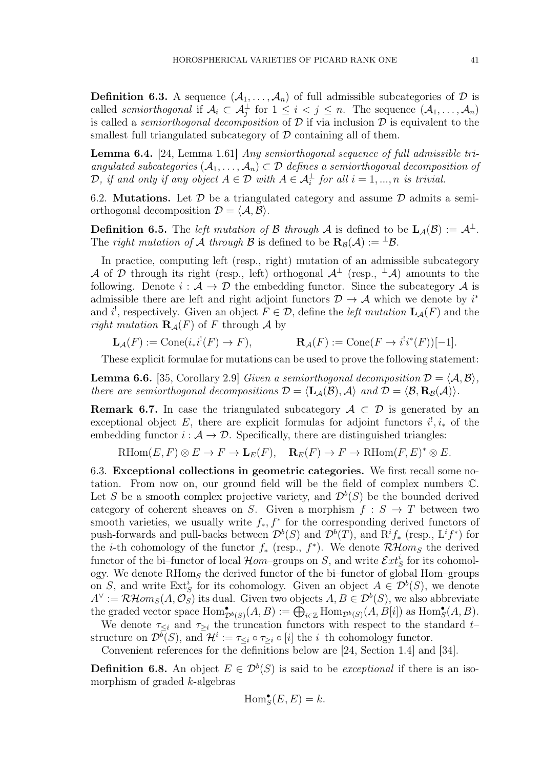**Definition 6.3.** A sequence $(\mathcal{A}_1, \dots, \mathcal{A}_n)$ of full admissible subcategories of $\mathcal{D}$ is called *semiorthogonal* if $\mathcal{A}_i \subset \mathcal{A}_j^{\perp}$ for $1 \leq i < j \leq n$. The sequence $(\mathcal{A}_1, \dots, \mathcal{A}_n)$ is called a *semiorthogonal decomposition* of $\mathcal{D}$ if via inclusion $\mathcal{D}$ is equivalent to the smallest full triangulated subcategory of $\mathcal{D}$ containing all of them.

**Lemma 6.4.** [24, Lemma 1.61] *Any semiorthogonal sequence of full admissible triangulated subcategories $(\mathcal{A}_1, \dots, \mathcal{A}_n) \subset \mathcal{D}$ defines a semiorthogonal decomposition of $\mathcal{D}$, if and only if any object $A \in \mathcal{D}$ with $A \in \mathcal{A}_i^{\perp}$ for all $i = 1, ..., n$ is trivial.*

6.2. **Mutations.** Let $\mathcal{D}$ be a triangulated category and assume $\mathcal{D}$ admits a semiorthogonal decomposition $\mathcal{D} = \langle \mathcal{A}, \mathcal{B} \rangle$.

**Definition 6.5.** The *left mutation of $\mathcal{B}$ through $\mathcal{A}$* is defined to be $\mathbf{L}_{\mathcal{A}}(\mathcal{B}) := \mathcal{A}^{\perp}$. The *right mutation of $\mathcal{A}$ through $\mathcal{B}$* is defined to be $\mathbf{R}_{\mathcal{B}}(\mathcal{A}) := {}^{\perp}\mathcal{B}$.

In practice, computing left (resp., right) mutation of an admissible subcategory $\mathcal{A}$ of $\mathcal{D}$ through its right (resp., left) orthogonal $\mathcal{A}^{\perp}$ (resp., ${}^{\perp}\mathcal{A}$) amounts to the following. Denote $i : \mathcal{A} \to \mathcal{D}$ the embedding functor. Since the subcategory $\mathcal{A}$ is admissible there are left and right adjoint functors $\mathcal{D} \to \mathcal{A}$ which we denote by $i^*$ and $i^!$, respectively. Given an object $F \in \mathcal{D}$, define the *left mutation* $\mathbf{L}_{\mathcal{A}}(F)$ and the *right mutation* $\mathbf{R}_{\mathcal{A}}(F)$ of $F$ through $\mathcal{A}$ by

$$\mathbf{L}_{\mathcal{A}}(F) := \mathrm{Cone}(i_* i^!(F) \to F), \qquad \mathbf{R}_{\mathcal{A}}(F) := \mathrm{Cone}(F \to i^! i^*(F))[-1].$$

These explicit formulae for mutations can be used to prove the following statement:

**Lemma 6.6.** [35, Corollary 2.9] *Given a semiorthogonal decomposition $\mathcal{D} = \langle \mathcal{A}, \mathcal{B} \rangle$, there are semiorthogonal decompositions $\mathcal{D} = \langle \mathbf{L}_{\mathcal{A}}(\mathcal{B}), \mathcal{A} \rangle$ and $\mathcal{D} = \langle \mathcal{B}, \mathbf{R}_{\mathcal{B}}(\mathcal{A}) \rangle$.*

**Remark 6.7.** In case the triangulated subcategory $\mathcal{A} \subset \mathcal{D}$ is generated by an exceptional object $E$, there are explicit formulas for adjoint functors $i^!, i_*$ of the embedding functor $i : \mathcal{A} \to \mathcal{D}$. Specifically, there are distinguished triangles:

$$\mathrm{RHom}(E, F) \otimes E \to F \to \mathbf{L}_E(F), \quad \mathbf{R}_E(F) \to F \to \mathrm{RHom}(F, E)^* \otimes E.$$

6.3. **Exceptional collections in geometric categories.** We first recall some notation. From now on, our ground field will be the field of complex numbers $\mathbb{C}$. Let $S$ be a smooth complex projective variety, and $\mathcal{D}^b(S)$ be the bounded derived category of coherent sheaves on $S$. Given a morphism $f : S \to T$ between two smooth varieties, we usually write $f_*, f^*$ for the corresponding derived functors of push-forwards and pull-backs between $\mathcal{D}^b(S)$ and $\mathcal{D}^b(T)$, and $\mathrm{R}^i f_*$ (resp., $\mathrm{L}^i f^*$) for the $i$-th cohomology of the functor $f_*$ (resp., $f^*$). We denote $\mathcal{RH}om_S$ the derived functor of the bi–functor of local $\mathcal{H}om$–groups on $S$, and write $\mathcal{E}xt^i_S$ for its cohomology. We denote $\mathrm{RHom}_S$ the derived functor of the bi–functor of global Hom–groups on $S$, and write $\mathrm{Ext}^i_S$ for its cohomology. Given an object $A \in \mathcal{D}^b(S)$, we denote $A^{\vee} := \mathcal{RH}om_S(A, \mathcal{O}_S)$ its dual. Given two objects $A, B \in \mathcal{D}^b(S)$, we also abbreviate the graded vector space $\mathrm{Hom}^{\bullet}_{\mathcal{D}^b(S)}(A, B) := \bigoplus_{i \in \mathbb{Z}} \mathrm{Hom}_{\mathcal{D}^b(S)}(A, B[i])$ as $\mathrm{Hom}^{\bullet}_S(A, B)$.

We denote $\tau_{\leq i}$ and $\tau_{\geq i}$ the truncation functors with respect to the standard $t$–structure on $\mathcal{D}^b(S)$, and $\mathcal{H}^i := \tau_{\leq i} \circ \tau_{\geq i} \circ [i]$ the $i$–th cohomology functor.

Convenient references for the definitions below are [24, Section 1.4] and [34].

**Definition 6.8.** An object $E \in \mathcal{D}^b(S)$ is said to be *exceptional* if there is an isomorphism of graded $k$-algebras

$$\mathrm{Hom}^{\bullet}_S(E, E) = k.$$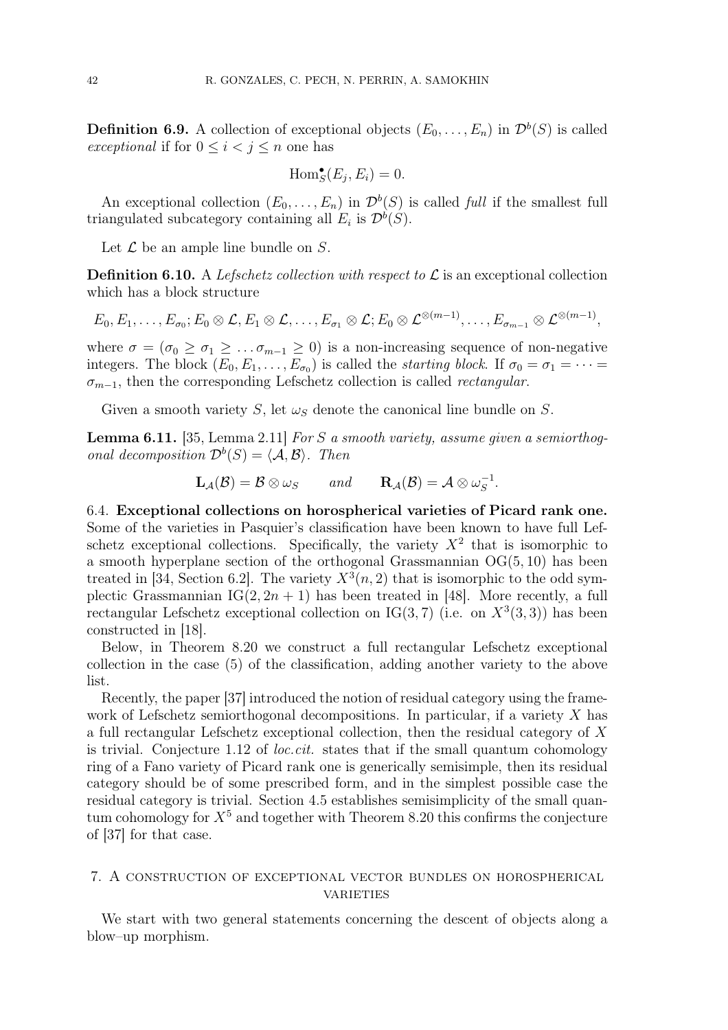**Definition 6.9.** A collection of exceptional objects $(E_0, \ldots, E_n)$ in $\mathcal{D}^b(S)$ is called *exceptional* if for $0 \leq i < j \leq n$ one has

$$\mathrm{Hom}^\bullet_S(E_j, E_i) = 0.$$

An exceptional collection $(E_0, \ldots, E_n)$ in $\mathcal{D}^b(S)$ is called *full* if the smallest full triangulated subcategory containing all $E_i$ is $\mathcal{D}^b(S)$.

Let $\mathcal{L}$ be an ample line bundle on $S$.

**Definition 6.10.** A *Lefschetz collection with respect to* $\mathcal{L}$ is an exceptional collection which has a block structure

$$E_0, E_1, \ldots, E_{\sigma_0}; E_0 \otimes \mathcal{L}, E_1 \otimes \mathcal{L}, \ldots, E_{\sigma_1} \otimes \mathcal{L}; E_0 \otimes \mathcal{L}^{\otimes(m-1)}, \ldots, E_{\sigma_{m-1}} \otimes \mathcal{L}^{\otimes(m-1)},$$

where $\sigma = (\sigma_0 \geq \sigma_1 \geq \ldots \sigma_{m-1} \geq 0)$ is a non-increasing sequence of non-negative integers. The block $(E_0, E_1, \ldots, E_{\sigma_0})$ is called the *starting block*. If $\sigma_0 = \sigma_1 = \cdots = \sigma_{m-1}$, then the corresponding Lefschetz collection is called *rectangular*.

Given a smooth variety $S$, let $\omega_S$ denote the canonical line bundle on $S$.

**Lemma 6.11.** [35, Lemma 2.11] *For $S$ a smooth variety, assume given a semiorthogonal decomposition $\mathcal{D}^b(S) = \langle \mathcal{A}, \mathcal{B} \rangle$. Then*

$$\mathbf{L}_{\mathcal{A}}(\mathcal{B}) = \mathcal{B} \otimes \omega_S \qquad \textit{and} \qquad \mathbf{R}_{\mathcal{A}}(\mathcal{B}) = \mathcal{A} \otimes \omega_S^{-1}.$$

6.4. **Exceptional collections on horospherical varieties of Picard rank one.** Some of the varieties in Pasquier's classification have been known to have full Lefschetz exceptional collections. Specifically, the variety $X^2$ that is isomorphic to a smooth hyperplane section of the orthogonal Grassmannian $\mathrm{OG}(5, 10)$ has been treated in [34, Section 6.2]. The variety $X^3(n, 2)$ that is isomorphic to the odd symplectic Grassmannian $\mathrm{IG}(2, 2n + 1)$ has been treated in [48]. More recently, a full rectangular Lefschetz exceptional collection on $\mathrm{IG}(3, 7)$ (i.e. on $X^3(3, 3)$) has been constructed in [18].

Below, in Theorem 8.20 we construct a full rectangular Lefschetz exceptional collection in the case (5) of the classification, adding another variety to the above list.

Recently, the paper [37] introduced the notion of residual category using the framework of Lefschetz semiorthogonal decompositions. In particular, if a variety $X$ has a full rectangular Lefschetz exceptional collection, then the residual category of $X$ is trivial. Conjecture 1.12 of *loc.cit.* states that if the small quantum cohomology ring of a Fano variety of Picard rank one is generically semisimple, then its residual category should be of some prescribed form, and in the simplest possible case the residual category is trivial. Section 4.5 establishes semisimplicity of the small quantum cohomology for $X^5$ and together with Theorem 8.20 this confirms the conjecture of [37] for that case.

## 7. A construction of exceptional vector bundles on horospherical varieties

We start with two general statements concerning the descent of objects along a blow–up morphism.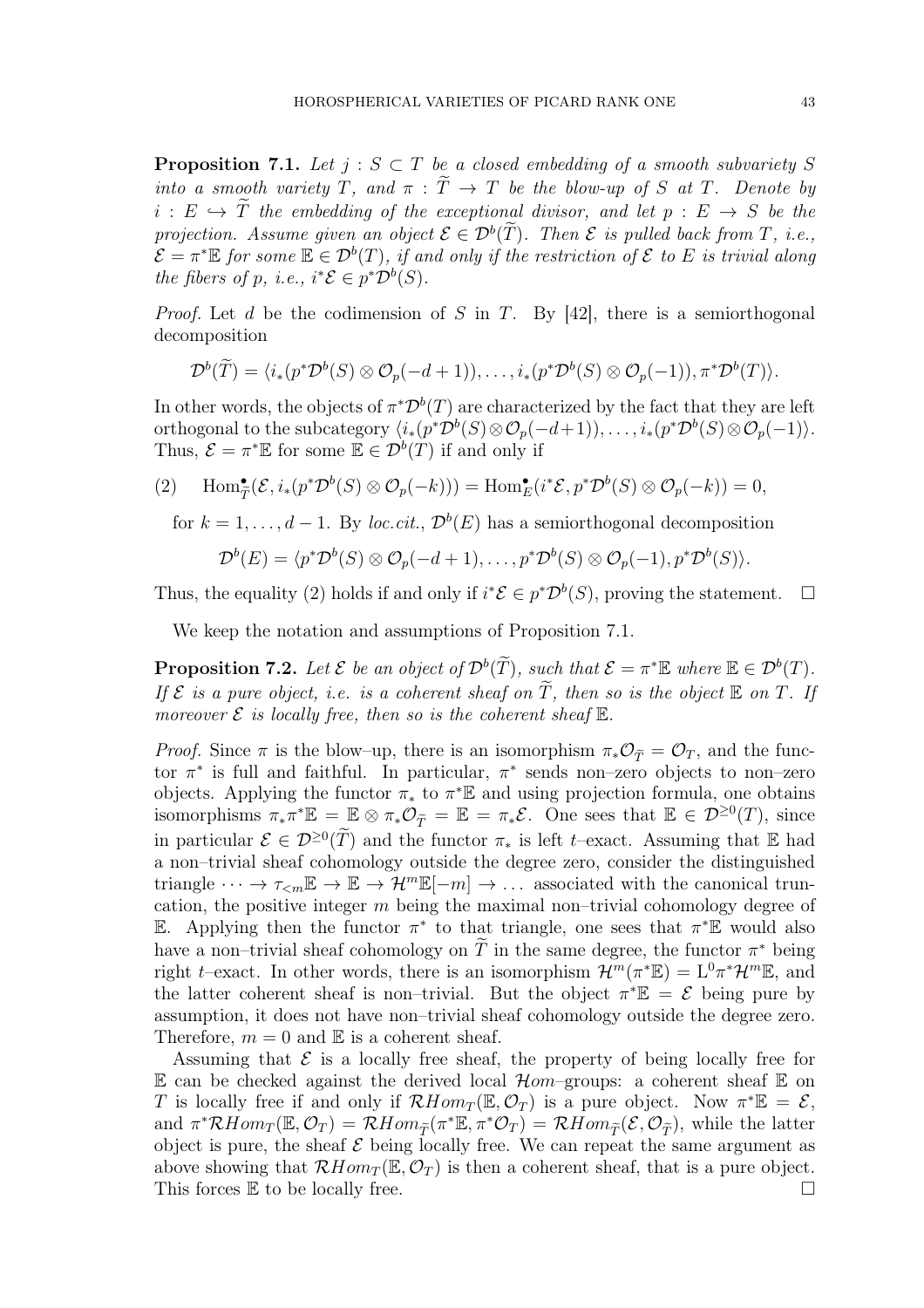**Proposition 7.1.** *Let $j : S \subset T$ be a closed embedding of a smooth subvariety $S$ into a smooth variety $T$, and $\pi : \widetilde{T} \to T$ be the blow-up of $S$ at $T$. Denote by $i : E \hookrightarrow \widetilde{T}$ the embedding of the exceptional divisor, and let $p : E \to S$ be the projection. Assume given an object $\mathcal{E} \in \mathcal{D}^b(\widetilde{T})$. Then $\mathcal{E}$ is pulled back from $T$, i.e., $\mathcal{E} = \pi^*\mathbb{E}$ for some $\mathbb{E} \in \mathcal{D}^b(T)$, if and only if the restriction of $\mathcal{E}$ to $E$ is trivial along the fibers of $p$, i.e., $i^*\mathcal{E} \in p^*\mathcal{D}^b(S)$.*

*Proof.* Let $d$ be the codimension of $S$ in $T$. By [42], there is a semiorthogonal decomposition

$$\mathcal{D}^b(\widetilde{T}) = \langle i_*(p^*\mathcal{D}^b(S) \otimes \mathcal{O}_p(-d+1)), \ldots, i_*(p^*\mathcal{D}^b(S) \otimes \mathcal{O}_p(-1)), \pi^*\mathcal{D}^b(T)\rangle.$$

In other words, the objects of $\pi^*\mathcal{D}^b(T)$ are characterized by the fact that they are left orthogonal to the subcategory $\langle i_*(p^*\mathcal{D}^b(S)\otimes\mathcal{O}_p(-d+1)), \ldots, i_*(p^*\mathcal{D}^b(S)\otimes\mathcal{O}_p(-1))\rangle$. Thus, $\mathcal{E} = \pi^*\mathbb{E}$ for some $\mathbb{E} \in \mathcal{D}^b(T)$ if and only if

$$(2) \quad \mathrm{Hom}^\bullet_{\widetilde{T}}(\mathcal{E}, i_*(p^*\mathcal{D}^b(S) \otimes \mathcal{O}_p(-k))) = \mathrm{Hom}^\bullet_E(i^*\mathcal{E}, p^*\mathcal{D}^b(S) \otimes \mathcal{O}_p(-k)) = 0,$$

for $k = 1, \ldots, d-1$. By *loc.cit.*, $\mathcal{D}^b(E)$ has a semiorthogonal decomposition

$$\mathcal{D}^b(E) = \langle p^*\mathcal{D}^b(S) \otimes \mathcal{O}_p(-d+1), \ldots, p^*\mathcal{D}^b(S) \otimes \mathcal{O}_p(-1), p^*\mathcal{D}^b(S)\rangle.$$

Thus, the equality (2) holds if and only if $i^*\mathcal{E} \in p^*\mathcal{D}^b(S)$, proving the statement. $\square$

We keep the notation and assumptions of Proposition 7.1.

**Proposition 7.2.** *Let $\mathcal{E}$ be an object of $\mathcal{D}^b(\widetilde{T})$, such that $\mathcal{E} = \pi^*\mathbb{E}$ where $\mathbb{E} \in \mathcal{D}^b(T)$. If $\mathcal{E}$ is a pure object, i.e. is a coherent sheaf on $\widetilde{T}$, then so is the object $\mathbb{E}$ on $T$. If moreover $\mathcal{E}$ is locally free, then so is the coherent sheaf $\mathbb{E}$.*

*Proof.* Since $\pi$ is the blow–up, there is an isomorphism $\pi_*\mathcal{O}_{\widetilde{T}} = \mathcal{O}_T$, and the functor $\pi^*$ is full and faithful. In particular, $\pi^*$ sends non–zero objects to non–zero objects. Applying the functor $\pi_*$ to $\pi^*\mathbb{E}$ and using projection formula, one obtains isomorphisms $\pi_*\pi^*\mathbb{E} = \mathbb{E} \otimes \pi_*\mathcal{O}_{\widetilde{T}} = \mathbb{E} = \pi_*\mathcal{E}$. One sees that $\mathbb{E} \in \mathcal{D}^{\geq 0}(T)$, since in particular $\mathcal{E} \in \mathcal{D}^{\geq 0}(\widetilde{T})$ and the functor $\pi_*$ is left $t$–exact. Assuming that $\mathbb{E}$ had a non–trivial sheaf cohomology outside the degree zero, consider the distinguished triangle $\cdots \to \tau_{<m}\mathbb{E} \to \mathbb{E} \to \mathcal{H}^m\mathbb{E}[-m] \to \ldots$ associated with the canonical truncation, the positive integer $m$ being the maximal non–trivial cohomology degree of $\mathbb{E}$. Applying then the functor $\pi^*$ to that triangle, one sees that $\pi^*\mathbb{E}$ would also have a non–trivial sheaf cohomology on $\widetilde{T}$ in the same degree, the functor $\pi^*$ being right $t$–exact. In other words, there is an isomorphism $\mathcal{H}^m(\pi^*\mathbb{E}) = \mathrm{L}^0\pi^*\mathcal{H}^m\mathbb{E}$, and the latter coherent sheaf is non–trivial. But the object $\pi^*\mathbb{E} = \mathcal{E}$ being pure by assumption, it does not have non–trivial sheaf cohomology outside the degree zero. Therefore, $m = 0$ and $\mathbb{E}$ is a coherent sheaf.

Assuming that $\mathcal{E}$ is a locally free sheaf, the property of being locally free for $\mathbb{E}$ can be checked against the derived local $\mathcal{H}om$–groups: a coherent sheaf $\mathbb{E}$ on $T$ is locally free if and only if $\mathcal{R}Hom_T(\mathbb{E}, \mathcal{O}_T)$ is a pure object. Now $\pi^*\mathbb{E} = \mathcal{E}$, and $\pi^*\mathcal{R}Hom_T(\mathbb{E}, \mathcal{O}_T) = \mathcal{R}Hom_{\widetilde{T}}(\pi^*\mathbb{E}, \pi^*\mathcal{O}_T) = \mathcal{R}Hom_{\widetilde{T}}(\mathcal{E}, \mathcal{O}_{\widetilde{T}})$, while the latter object is pure, the sheaf $\mathcal{E}$ being locally free. We can repeat the same argument as above showing that $\mathcal{R}Hom_T(\mathbb{E}, \mathcal{O}_T)$ is then a coherent sheaf, that is a pure object. This forces $\mathbb{E}$ to be locally free. $\square$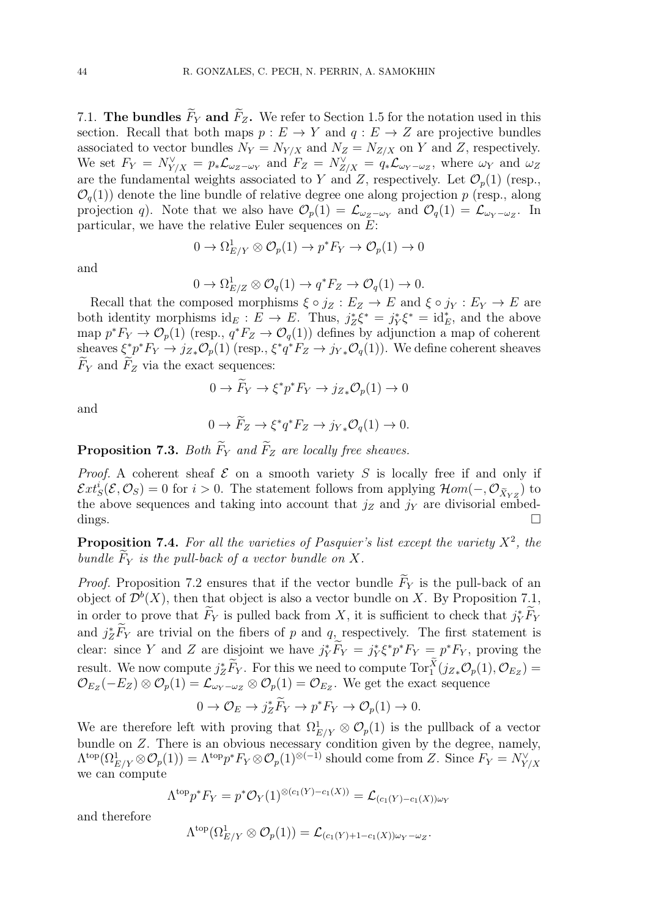7.1. **The bundles $\widetilde{F}_Y$ and $\widetilde{F}_Z$.** We refer to Section 1.5 for the notation used in this section. Recall that both maps $p : E \to Y$ and $q : E \to Z$ are projective bundles associated to vector bundles $N_Y = N_{Y/X}$ and $N_Z = N_{Z/X}$ on $Y$ and $Z$, respectively. We set $F_Y = N_{Y/X}^\vee = p_*\mathcal{L}_{\omega_Z - \omega_Y}$ and $F_Z = N_{Z/X}^\vee = q_*\mathcal{L}_{\omega_Y - \omega_Z}$, where $\omega_Y$ and $\omega_Z$ are the fundamental weights associated to $Y$ and $Z$, respectively. Let $\mathcal{O}_p(1)$ (resp., $\mathcal{O}_q(1)$) denote the line bundle of relative degree one along projection $p$ (resp., along projection $q$). Note that we also have $\mathcal{O}_p(1) = \mathcal{L}_{\omega_Z - \omega_Y}$ and $\mathcal{O}_q(1) = \mathcal{L}_{\omega_Y - \omega_Z}$. In particular, we have the relative Euler sequences on $E$:

$$0 \to \Omega^1_{E/Y} \otimes \mathcal{O}_p(1) \to p^*F_Y \to \mathcal{O}_p(1) \to 0$$

and

$$0 \to \Omega^1_{E/Z} \otimes \mathcal{O}_q(1) \to q^*F_Z \to \mathcal{O}_q(1) \to 0.$$

Recall that the composed morphisms $\xi \circ j_Z : E_Z \to E$ and $\xi \circ j_Y : E_Y \to E$ are both identity morphisms $\mathrm{id}_E : E \to E$. Thus, $j_Z^*\xi^* = j_Y^*\xi^* = \mathrm{id}_E^*$, and the above map $p^*F_Y \to \mathcal{O}_p(1)$ (resp., $q^*F_Z \to \mathcal{O}_q(1)$) defines by adjunction a map of coherent sheaves $\xi^*p^*F_Y \to j_{Z*}\mathcal{O}_p(1)$ (resp., $\xi^*q^*F_Z \to j_{Y*}\mathcal{O}_q(1)$). We define coherent sheaves $\widetilde{F}_Y$ and $\widetilde{F}_Z$ via the exact sequences:

$$0 \to \widetilde{F}_Y \to \xi^*p^*F_Y \to j_{Z*}\mathcal{O}_p(1) \to 0$$

and

$$0 \to \widetilde{F}_Z \to \xi^*q^*F_Z \to j_{Y*}\mathcal{O}_q(1) \to 0.$$

**Proposition 7.3.** *Both $\widetilde{F}_Y$ and $\widetilde{F}_Z$ are locally free sheaves.*

*Proof.* A coherent sheaf $\mathcal{E}$ on a smooth variety $S$ is locally free if and only if $\mathcal{E}xt^i_S(\mathcal{E}, \mathcal{O}_S) = 0$ for $i > 0$. The statement follows from applying $\mathcal{H}om(-, \mathcal{O}_{\widetilde{X}_{YZ}})$ to the above sequences and taking into account that $j_Z$ and $j_Y$ are divisorial embeddings. $\square$

**Proposition 7.4.** *For all the varieties of Pasquier's list except the variety $X^2$, the bundle $\widetilde{F}_Y$ is the pull-back of a vector bundle on $X$.*

*Proof.* Proposition 7.2 ensures that if the vector bundle $\widetilde{F}_Y$ is the pull-back of an object of $\mathcal{D}^b(X)$, then that object is also a vector bundle on $X$. By Proposition 7.1, in order to prove that $\widetilde{F}_Y$ is pulled back from $X$, it is sufficient to check that $j_Y^*\widetilde{F}_Y$ and $j_Z^*\widetilde{F}_Y$ are trivial on the fibers of $p$ and $q$, respectively. The first statement is clear: since $Y$ and $Z$ are disjoint we have $j_Y^*\widetilde{F}_Y = j_Y^*\xi^*p^*F_Y = p^*F_Y$, proving the result. We now compute $j_Z^*\widetilde{F}_Y$. For this we need to compute $\mathrm{Tor}_1^{\widetilde{X}}(j_{Z*}\mathcal{O}_p(1), \mathcal{O}_{E_Z}) = \mathcal{O}_{E_Z}(-E_Z) \otimes \mathcal{O}_p(1) = \mathcal{L}_{\omega_Y - \omega_Z} \otimes \mathcal{O}_p(1) = \mathcal{O}_{E_Z}$. We get the exact sequence

$$0 \to \mathcal{O}_E \to j_Z^*\widetilde{F}_Y \to p^*F_Y \to \mathcal{O}_p(1) \to 0.$$

We are therefore left with proving that $\Omega^1_{E/Y} \otimes \mathcal{O}_p(1)$ is the pullback of a vector bundle on $Z$. There is an obvious necessary condition given by the degree, namely, $\Lambda^{\mathrm{top}}(\Omega^1_{E/Y} \otimes \mathcal{O}_p(1)) = \Lambda^{\mathrm{top}}p^*F_Y \otimes \mathcal{O}_p(1)^{\otimes(-1)}$ should come from $Z$. Since $F_Y = N_{Y/X}^\vee$ we can compute

$$\Lambda^{\mathrm{top}}p^*F_Y = p^*\mathcal{O}_Y(1)^{\otimes(c_1(Y) - c_1(X))} = \mathcal{L}_{(c_1(Y) - c_1(X))\omega_Y}$$

and therefore

$$\Lambda^{\mathrm{top}}(\Omega^1_{E/Y} \otimes \mathcal{O}_p(1)) = \mathcal{L}_{(c_1(Y) + 1 - c_1(X))\omega_Y - \omega_Z}.$$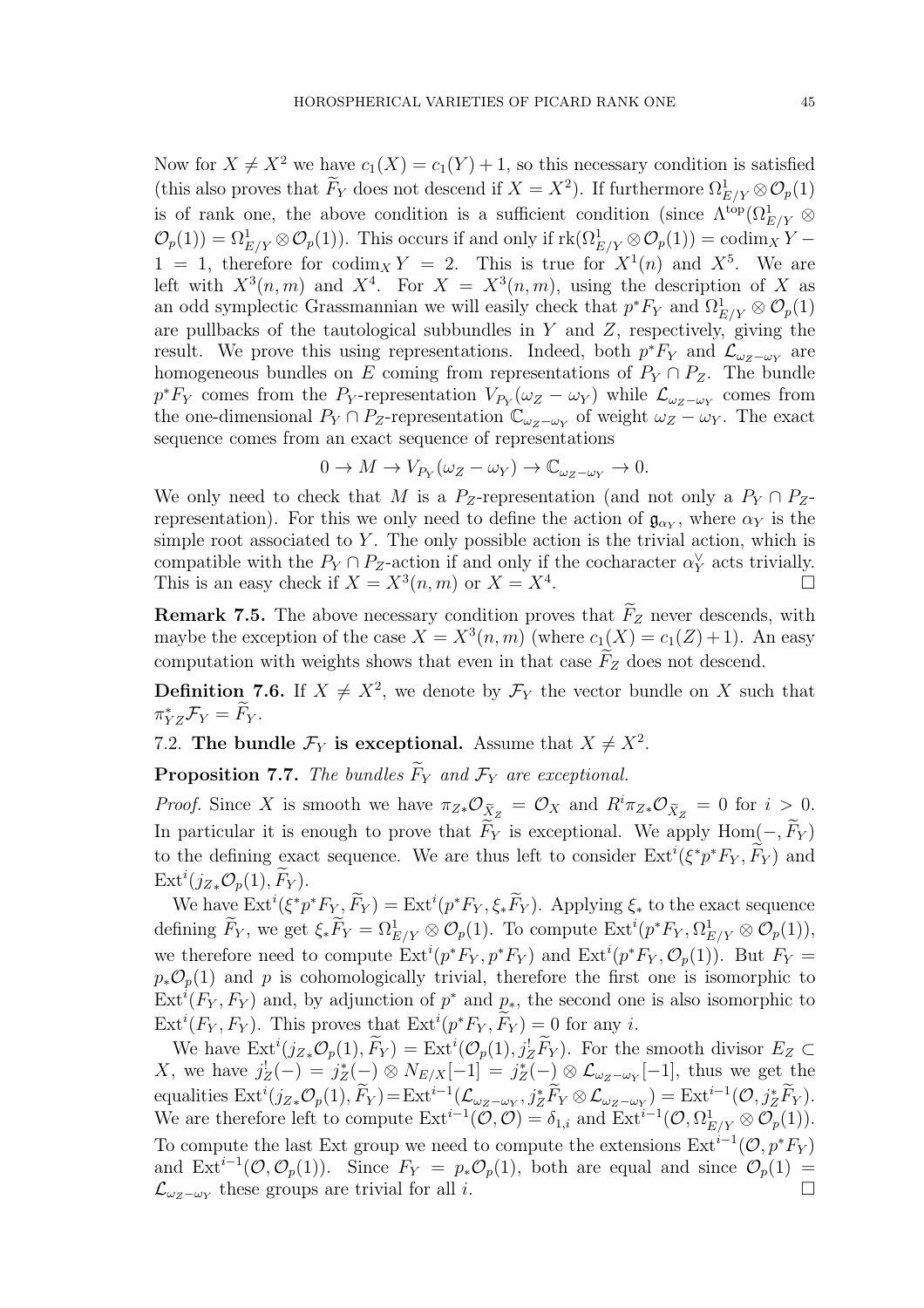Now for $X \neq X^2$ we have $c_1(X) = c_1(Y) + 1$, so this necessary condition is satisfied (this also proves that $\widetilde{F}_Y$ does not descend if $X = X^2$). If furthermore $\Omega^1_{E/Y} \otimes \mathcal{O}_p(1)$ is of rank one, the above condition is a sufficient condition (since $\Lambda^{\mathrm{top}}(\Omega^1_{E/Y} \otimes \mathcal{O}_p(1)) = \Omega^1_{E/Y} \otimes \mathcal{O}_p(1)$). This occurs if and only if $\mathrm{rk}(\Omega^1_{E/Y} \otimes \mathcal{O}_p(1)) = \mathrm{codim}_X Y - 1 = 1$, therefore for $\mathrm{codim}_X Y = 2$. This is true for $X^1(n)$ and $X^5$. We are left with $X^3(n,m)$ and $X^4$. For $X = X^3(n,m)$, using the description of $X$ as an odd symplectic Grassmannian we will easily check that $p^*F_Y$ and $\Omega^1_{E/Y} \otimes \mathcal{O}_p(1)$ are pullbacks of the tautological subbundles in $Y$ and $Z$, respectively, giving the result. We prove this using representations. Indeed, both $p^*F_Y$ and $\mathcal{L}_{\omega_Z - \omega_Y}$ are homogeneous bundles on $E$ coming from representations of $P_Y \cap P_Z$. The bundle $p^*F_Y$ comes from the $P_Y$-representation $V_{P_Y}(\omega_Z - \omega_Y)$ while $\mathcal{L}_{\omega_Z - \omega_Y}$ comes from the one-dimensional $P_Y \cap P_Z$-representation $\mathbb{C}_{\omega_Z - \omega_Y}$ of weight $\omega_Z - \omega_Y$. The exact sequence comes from an exact sequence of representations

$$0 \to M \to V_{P_Y}(\omega_Z - \omega_Y) \to \mathbb{C}_{\omega_Z - \omega_Y} \to 0.$$

We only need to check that $M$ is a $P_Z$-representation (and not only a $P_Y \cap P_Z$-representation). For this we only need to define the action of $\mathfrak{g}_{\alpha_Y}$, where $\alpha_Y$ is the simple root associated to $Y$. The only possible action is the trivial action, which is compatible with the $P_Y \cap P_Z$-action if and only if the cocharacter $\alpha_Y^\vee$ acts trivially. This is an easy check if $X = X^3(n,m)$ or $X = X^4$. $\square$

**Remark 7.5.** The above necessary condition proves that $\widetilde{F}_Z$ never descends, with maybe the exception of the case $X = X^3(n,m)$ (where $c_1(X) = c_1(Z) + 1$). An easy computation with weights shows that even in that case $\widetilde{F}_Z$ does not descend.

**Definition 7.6.** If $X \neq X^2$, we denote by $\mathcal{F}_Y$ the vector bundle on $X$ such that $\pi_{YZ}^* \mathcal{F}_Y = \widetilde{F}_Y$.

7.2. **The bundle $\mathcal{F}_Y$ is exceptional.** Assume that $X \neq X^2$.

**Proposition 7.7.** *The bundles $\widetilde{F}_Y$ and $\mathcal{F}_Y$ are exceptional.*

*Proof.* Since $X$ is smooth we have $\pi_{Z*}\mathcal{O}_{\tilde{X}_Z} = \mathcal{O}_X$ and $R^i\pi_{Z*}\mathcal{O}_{\tilde{X}_Z} = 0$ for $i > 0$. In particular it is enough to prove that $\widetilde{F}_Y$ is exceptional. We apply $\mathrm{Hom}(-, \widetilde{F}_Y)$ to the defining exact sequence. We are thus left to consider $\mathrm{Ext}^i(\xi^* p^* F_Y, \widetilde{F}_Y)$ and $\mathrm{Ext}^i(j_{Z*}\mathcal{O}_p(1), \widetilde{F}_Y)$.

We have $\mathrm{Ext}^i(\xi^* p^* F_Y, \widetilde{F}_Y) = \mathrm{Ext}^i(p^* F_Y, \xi_* \widetilde{F}_Y)$. Applying $\xi_*$ to the exact sequence defining $\widetilde{F}_Y$, we get $\xi_* \widetilde{F}_Y = \Omega^1_{E/Y} \otimes \mathcal{O}_p(1)$. To compute $\mathrm{Ext}^i(p^* F_Y, \Omega^1_{E/Y} \otimes \mathcal{O}_p(1))$, we therefore need to compute $\mathrm{Ext}^i(p^* F_Y, p^* F_Y)$ and $\mathrm{Ext}^i(p^* F_Y, \mathcal{O}_p(1))$. But $F_Y = p_* \mathcal{O}_p(1)$ and $p$ is cohomologically trivial, therefore the first one is isomorphic to $\mathrm{Ext}^i(F_Y, F_Y)$ and, by adjunction of $p^*$ and $p_*$, the second one is also isomorphic to $\mathrm{Ext}^i(F_Y, F_Y)$. This proves that $\mathrm{Ext}^i(p^* F_Y, \widetilde{F}_Y) = 0$ for any $i$.

We have $\mathrm{Ext}^i(j_{Z*}\mathcal{O}_p(1), \widetilde{F}_Y) = \mathrm{Ext}^i(\mathcal{O}_p(1), j_Z^! \widetilde{F}_Y)$. For the smooth divisor $E_Z \subset X$, we have $j_Z^!(-) = j_Z^*(-) \otimes N_{E/X}[-1] = j_Z^*(-) \otimes \mathcal{L}_{\omega_Z - \omega_Y}[-1]$, thus we get the equalities $\mathrm{Ext}^i(j_{Z*}\mathcal{O}_p(1), \widetilde{F}_Y) = \mathrm{Ext}^{i-1}(\mathcal{L}_{\omega_Z - \omega_Y}, j_Z^* \widetilde{F}_Y \otimes \mathcal{L}_{\omega_Z - \omega_Y}) = \mathrm{Ext}^{i-1}(\mathcal{O}, j_Z^* \widetilde{F}_Y)$. We are therefore left to compute $\mathrm{Ext}^{i-1}(\mathcal{O}, \mathcal{O}) = \delta_{1,i}$ and $\mathrm{Ext}^{i-1}(\mathcal{O}, \Omega^1_{E/Y} \otimes \mathcal{O}_p(1))$. To compute the last Ext group we need to compute the extensions $\mathrm{Ext}^{i-1}(\mathcal{O}, p^* F_Y)$ and $\mathrm{Ext}^{i-1}(\mathcal{O}, \mathcal{O}_p(1))$. Since $F_Y = p_* \mathcal{O}_p(1)$, both are equal and since $\mathcal{O}_p(1) = \mathcal{L}_{\omega_Z - \omega_Y}$ these groups are trivial for all $i$. $\square$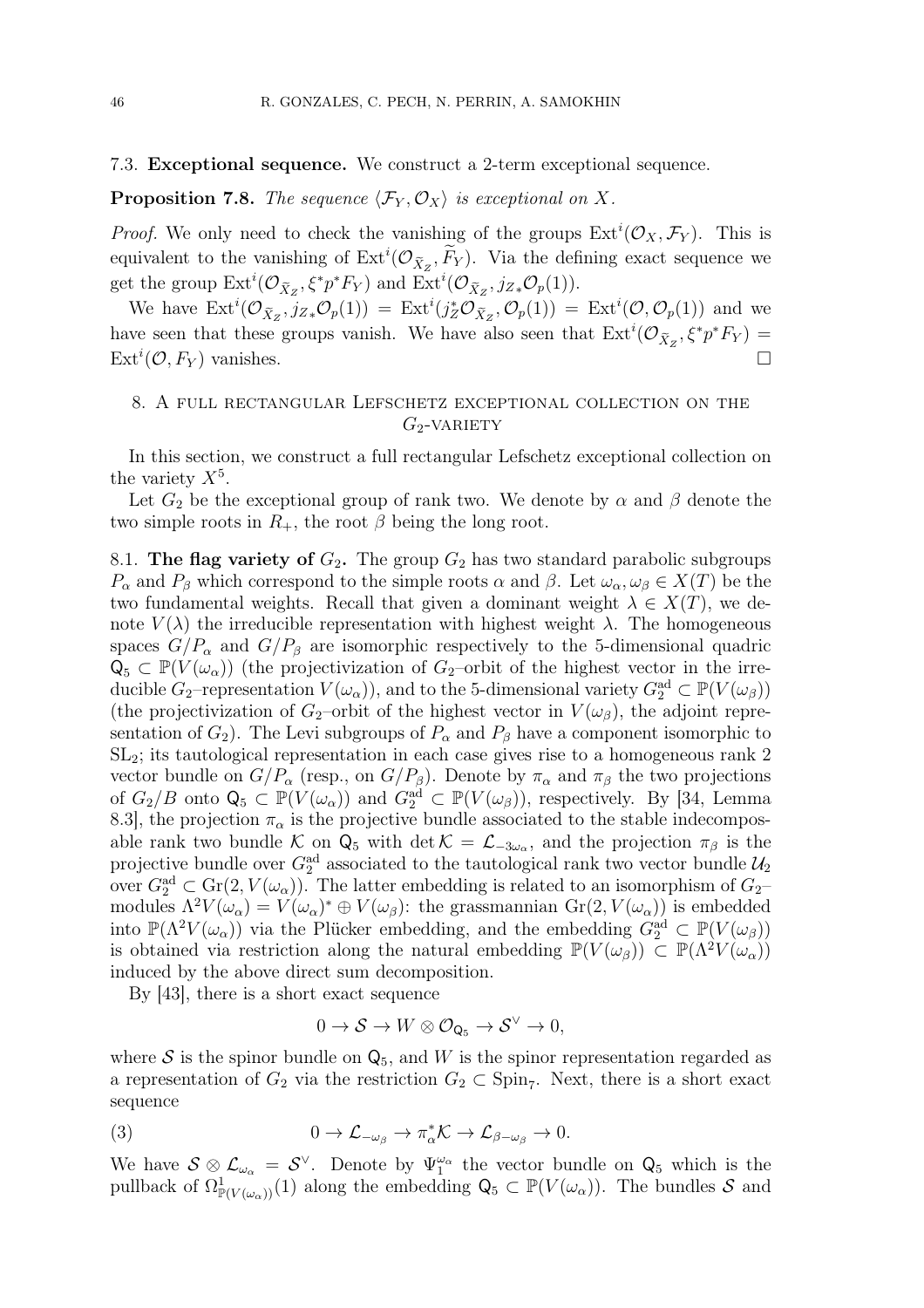### 7.3. **Exceptional sequence.**

We construct a 2-term exceptional sequence.

**Proposition 7.8.** *The sequence $\langle \mathcal{F}_Y, \mathcal{O}_X \rangle$ is exceptional on $X$.*

*Proof.* We only need to check the vanishing of the groups $\mathrm{Ext}^i(\mathcal{O}_X, \mathcal{F}_Y)$. This is equivalent to the vanishing of $\mathrm{Ext}^i(\mathcal{O}_{\widetilde{X}_Z}, \widetilde{F}_Y)$. Via the defining exact sequence we get the group $\mathrm{Ext}^i(\mathcal{O}_{\widetilde{X}_Z}, \xi^* p^* F_Y)$ and $\mathrm{Ext}^i(\mathcal{O}_{\widetilde{X}_Z}, j_{Z*}\mathcal{O}_p(1))$.

We have $\mathrm{Ext}^i(\mathcal{O}_{\widetilde{X}_Z}, j_{Z*}\mathcal{O}_p(1)) = \mathrm{Ext}^i(j_Z^*\mathcal{O}_{\widetilde{X}_Z}, \mathcal{O}_p(1)) = \mathrm{Ext}^i(\mathcal{O}, \mathcal{O}_p(1))$ and we have seen that these groups vanish. We have also seen that $\mathrm{Ext}^i(\mathcal{O}_{\widetilde{X}_Z}, \xi^* p^* F_Y) = \mathrm{Ext}^i(\mathcal{O}, F_Y)$ vanishes. $\square$

## 8. A full rectangular Lefschetz exceptional collection on the $G_2$-variety

In this section, we construct a full rectangular Lefschetz exceptional collection on the variety $X^5$.

Let $G_2$ be the exceptional group of rank two. We denote by $\alpha$ and $\beta$ denote the two simple roots in $R_+$, the root $\beta$ being the long root.

### 8.1. **The flag variety of $G_2$.**

The group $G_2$ has two standard parabolic subgroups $P_\alpha$ and $P_\beta$ which correspond to the simple roots $\alpha$ and $\beta$. Let $\omega_\alpha, \omega_\beta \in X(T)$ be the two fundamental weights. Recall that given a dominant weight $\lambda \in X(T)$, we denote $V(\lambda)$ the irreducible representation with highest weight $\lambda$. The homogeneous spaces $G/P_\alpha$ and $G/P_\beta$ are isomorphic respectively to the 5-dimensional quadric $\mathsf{Q}_5 \subset \mathbb{P}(V(\omega_\alpha))$ (the projectivization of $G_2$–orbit of the highest vector in the irreducible $G_2$–representation $V(\omega_\alpha)$), and to the 5-dimensional variety $G_2^{\mathrm{ad}} \subset \mathbb{P}(V(\omega_\beta))$ (the projectivization of $G_2$–orbit of the highest vector in $V(\omega_\beta)$, the adjoint representation of $G_2$). The Levi subgroups of $P_\alpha$ and $P_\beta$ have a component isomorphic to $\mathrm{SL}_2$; its tautological representation in each case gives rise to a homogeneous rank 2 vector bundle on $G/P_\alpha$ (resp., on $G/P_\beta$). Denote by $\pi_\alpha$ and $\pi_\beta$ the two projections of $G_2/B$ onto $\mathsf{Q}_5 \subset \mathbb{P}(V(\omega_\alpha))$ and $G_2^{\mathrm{ad}} \subset \mathbb{P}(V(\omega_\beta))$, respectively. By [34, Lemma 8.3], the projection $\pi_\alpha$ is the projective bundle associated to the stable indecomposable rank two bundle $\mathcal{K}$ on $\mathsf{Q}_5$ with $\det \mathcal{K} = \mathcal{L}_{-3\omega_\alpha}$, and the projection $\pi_\beta$ is the projective bundle over $G_2^{\mathrm{ad}}$ associated to the tautological rank two vector bundle $\mathcal{U}_2$ over $G_2^{\mathrm{ad}} \subset \mathrm{Gr}(2, V(\omega_\alpha))$. The latter embedding is related to an isomorphism of $G_2$–modules $\Lambda^2 V(\omega_\alpha) = V(\omega_\alpha)^* \oplus V(\omega_\beta)$: the grassmannian $\mathrm{Gr}(2, V(\omega_\alpha))$ is embedded into $\mathbb{P}(\Lambda^2 V(\omega_\alpha))$ via the Plücker embedding, and the embedding $G_2^{\mathrm{ad}} \subset \mathbb{P}(V(\omega_\beta))$ is obtained via restriction along the natural embedding $\mathbb{P}(V(\omega_\beta)) \subset \mathbb{P}(\Lambda^2 V(\omega_\alpha))$ induced by the above direct sum decomposition.

By [43], there is a short exact sequence

$$0 \to \mathcal{S} \to W \otimes \mathcal{O}_{\mathsf{Q}_5} \to \mathcal{S}^\vee \to 0,$$

where $\mathcal{S}$ is the spinor bundle on $\mathsf{Q}_5$, and $W$ is the spinor representation regarded as a representation of $G_2$ via the restriction $G_2 \subset \mathrm{Spin}_7$. Next, there is a short exact sequence

$$0 \to \mathcal{L}_{-\omega_\beta} \to \pi_\alpha^* \mathcal{K} \to \mathcal{L}_{\beta - \omega_\beta} \to 0. \tag{3}$$

We have $\mathcal{S} \otimes \mathcal{L}_{\omega_\alpha} = \mathcal{S}^\vee$. Denote by $\Psi_1^{\omega_\alpha}$ the vector bundle on $\mathsf{Q}_5$ which is the pullback of $\Omega^1_{\mathbb{P}(V(\omega_\alpha))}(1)$ along the embedding $\mathsf{Q}_5 \subset \mathbb{P}(V(\omega_\alpha))$. The bundles $\mathcal{S}$ and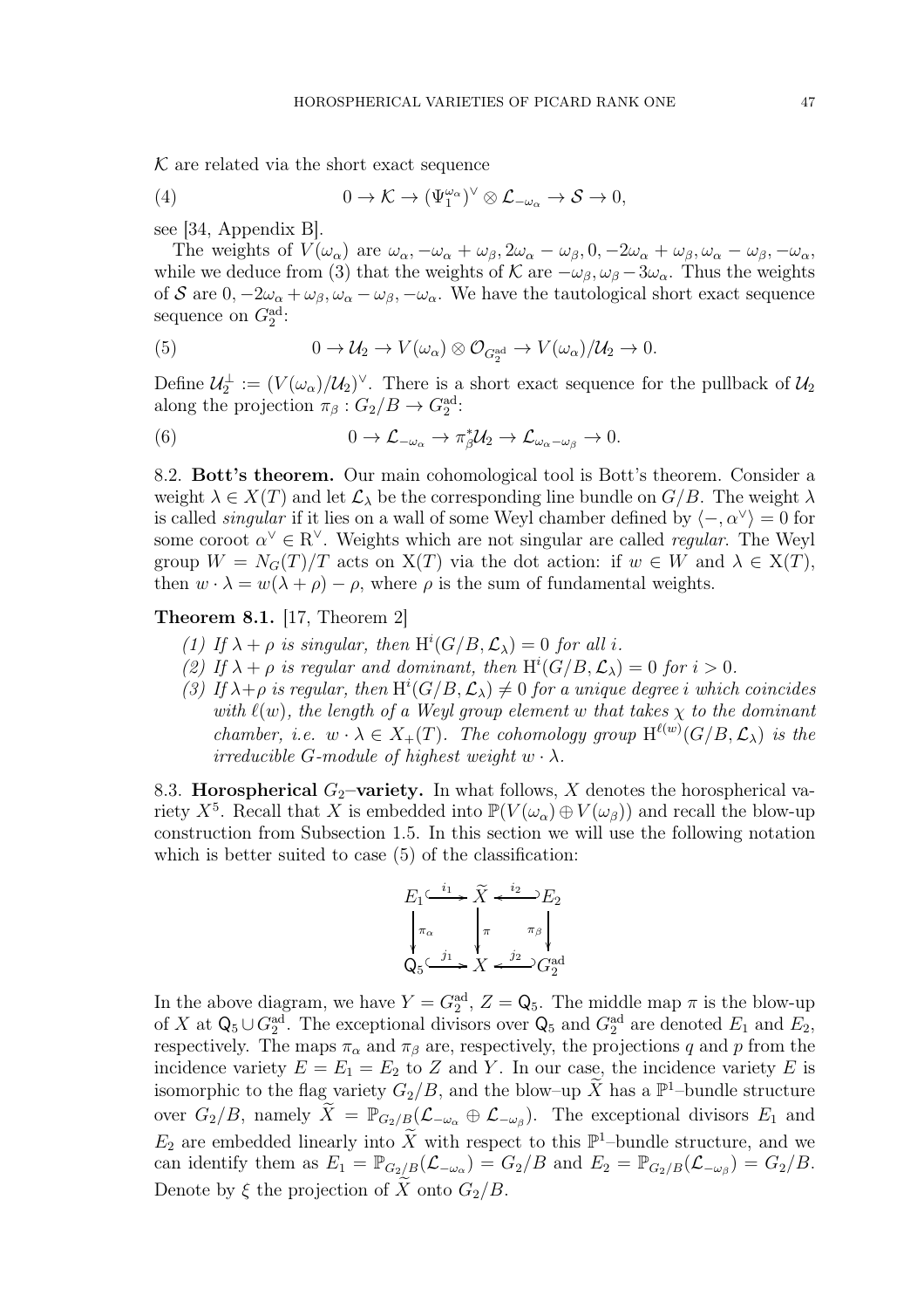$\mathcal{K}$ are related via the short exact sequence

$$0 \to \mathcal{K} \to (\Psi_1^{\omega_\alpha})^\vee \otimes \mathcal{L}_{-\omega_\alpha} \to \mathcal{S} \to 0, \tag{4}$$

see [34, Appendix B].

The weights of $V(\omega_\alpha)$ are $\omega_\alpha, -\omega_\alpha + \omega_\beta, 2\omega_\alpha - \omega_\beta, 0, -2\omega_\alpha + \omega_\beta, \omega_\alpha - \omega_\beta, -\omega_\alpha$, while we deduce from (3) that the weights of $\mathcal{K}$ are $-\omega_\beta, \omega_\beta - 3\omega_\alpha$. Thus the weights of $\mathcal{S}$ are $0, -2\omega_\alpha + \omega_\beta, \omega_\alpha - \omega_\beta, -\omega_\alpha$. We have the tautological short exact sequence sequence on $G_2^{\mathrm{ad}}$:

$$0 \to \mathcal{U}_2 \to V(\omega_\alpha) \otimes \mathcal{O}_{G_2^{\mathrm{ad}}} \to V(\omega_\alpha)/\mathcal{U}_2 \to 0. \tag{5}$$

Define $\mathcal{U}_2^\perp := (V(\omega_\alpha)/\mathcal{U}_2)^\vee$. There is a short exact sequence for the pullback of $\mathcal{U}_2$ along the projection $\pi_\beta : G_2/B \to G_2^{\mathrm{ad}}$:

$$0 \to \mathcal{L}_{-\omega_\alpha} \to \pi_\beta^* \mathcal{U}_2 \to \mathcal{L}_{\omega_\alpha - \omega_\beta} \to 0. \tag{6}$$

### 8.2. Bott's theorem.

Our main cohomological tool is Bott's theorem. Consider a weight $\lambda \in X(T)$ and let $\mathcal{L}_\lambda$ be the corresponding line bundle on $G/B$. The weight $\lambda$ is called *singular* if it lies on a wall of some Weyl chamber defined by $\langle -, \alpha^\vee \rangle = 0$ for some coroot $\alpha^\vee \in \mathrm{R}^\vee$. Weights which are not singular are called *regular*. The Weyl group $W = N_G(T)/T$ acts on $\mathrm{X}(T)$ via the dot action: if $w \in W$ and $\lambda \in \mathrm{X}(T)$, then $w \cdot \lambda = w(\lambda + \rho) - \rho$, where $\rho$ is the sum of fundamental weights.

**Theorem 8.1.** [17, Theorem 2]

*(1) If $\lambda + \rho$ is singular, then $\mathrm{H}^i(G/B, \mathcal{L}_\lambda) = 0$ for all $i$.*

*(2) If $\lambda + \rho$ is regular and dominant, then $\mathrm{H}^i(G/B, \mathcal{L}_\lambda) = 0$ for $i > 0$.*

*(3) If $\lambda + \rho$ is regular, then $\mathrm{H}^i(G/B, \mathcal{L}_\lambda) \neq 0$ for a unique degree $i$ which coincides with $\ell(w)$, the length of a Weyl group element $w$ that takes $\chi$ to the dominant chamber, i.e. $w \cdot \lambda \in X_+(T)$. The cohomology group $\mathrm{H}^{\ell(w)}(G/B, \mathcal{L}_\lambda)$ is the irreducible $G$-module of highest weight $w \cdot \lambda$.*

### 8.3. Horospherical $G_2$–variety.

In what follows, $X$ denotes the horospherical variety $X^5$. Recall that $X$ is embedded into $\mathbb{P}(V(\omega_\alpha) \oplus V(\omega_\beta))$ and recall the blow-up construction from Subsection 1.5. In this section we will use the following notation which is better suited to case (5) of the classification:

$$\begin{array}{ccccc}
E_1 & \xrightarrow{i_1} & \widetilde{X} & \xleftarrow{i_2} & E_2 \\
\downarrow{\scriptstyle \pi_\alpha} & & \downarrow{\scriptstyle \pi} & & \downarrow{\scriptstyle \pi_\beta} \\
\mathsf{Q}_5 & \xrightarrow{j_1} & X & \xleftarrow{j_2} & G_2^{\mathrm{ad}}
\end{array}$$

In the above diagram, we have $Y = G_2^{\mathrm{ad}}$, $Z = \mathsf{Q}_5$. The middle map $\pi$ is the blow-up of $X$ at $\mathsf{Q}_5 \cup G_2^{\mathrm{ad}}$. The exceptional divisors over $\mathsf{Q}_5$ and $G_2^{\mathrm{ad}}$ are denoted $E_1$ and $E_2$, respectively. The maps $\pi_\alpha$ and $\pi_\beta$ are, respectively, the projections $q$ and $p$ from the incidence variety $E = E_1 = E_2$ to $Z$ and $Y$. In our case, the incidence variety $E$ is isomorphic to the flag variety $G_2/B$, and the blow–up $\widetilde{X}$ has a $\mathbb{P}^1$–bundle structure over $G_2/B$, namely $\widetilde{X} = \mathbb{P}_{G_2/B}(\mathcal{L}_{-\omega_\alpha} \oplus \mathcal{L}_{-\omega_\beta})$. The exceptional divisors $E_1$ and $E_2$ are embedded linearly into $\widetilde{X}$ with respect to this $\mathbb{P}^1$–bundle structure, and we can identify them as $E_1 = \mathbb{P}_{G_2/B}(\mathcal{L}_{-\omega_\alpha}) = G_2/B$ and $E_2 = \mathbb{P}_{G_2/B}(\mathcal{L}_{-\omega_\beta}) = G_2/B$. Denote by $\xi$ the projection of $\widetilde{X}$ onto $G_2/B$.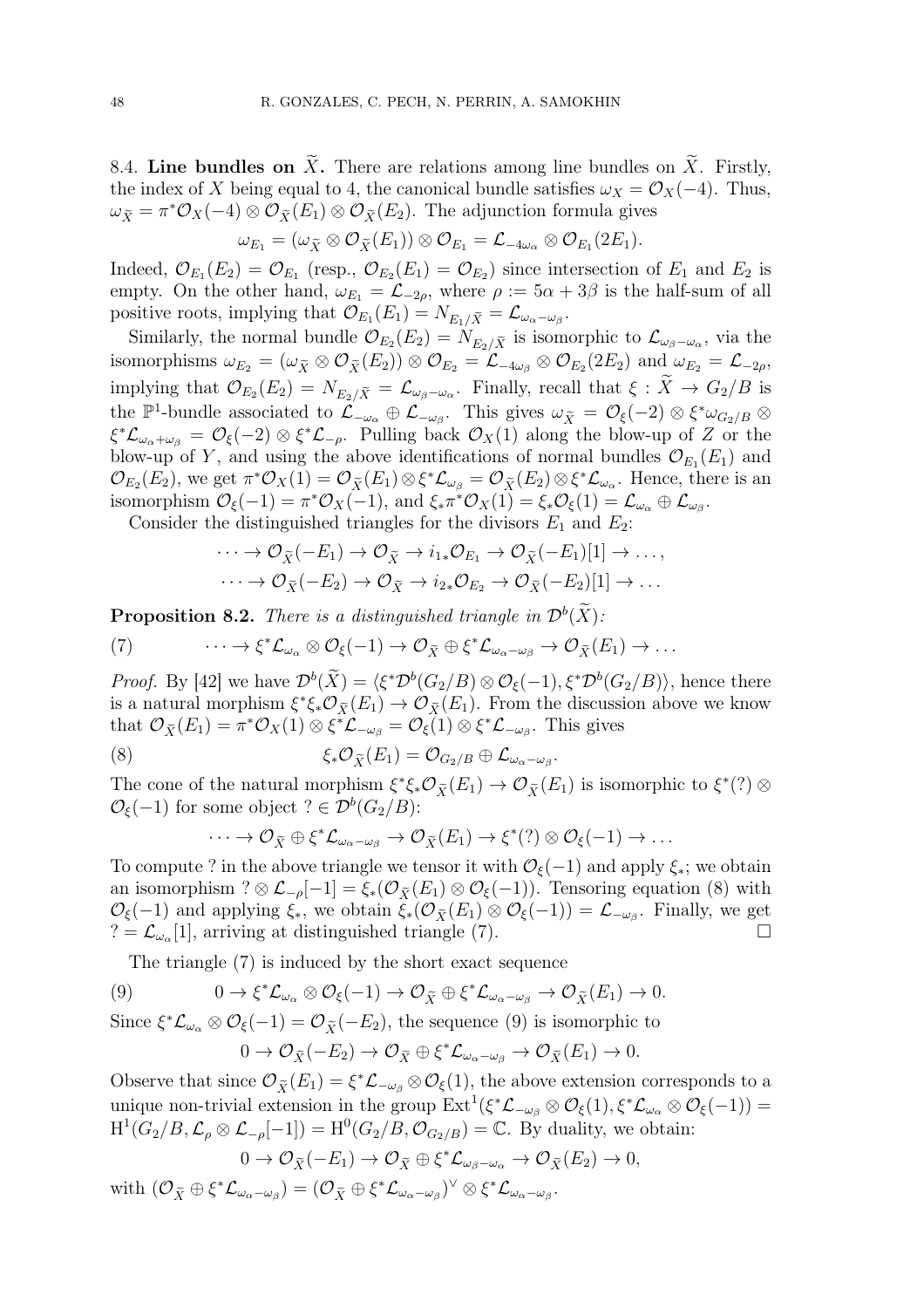8.4. **Line bundles on $\widetilde{X}$.** There are relations among line bundles on $\widetilde{X}$. Firstly, the index of $X$ being equal to 4, the canonical bundle satisfies $\omega_X = \mathcal{O}_X(-4)$. Thus, $\omega_{\widetilde{X}} = \pi^*\mathcal{O}_X(-4) \otimes \mathcal{O}_{\widetilde{X}}(E_1) \otimes \mathcal{O}_{\widetilde{X}}(E_2)$. The adjunction formula gives

$$\omega_{E_1} = (\omega_{\widetilde{X}} \otimes \mathcal{O}_{\widetilde{X}}(E_1)) \otimes \mathcal{O}_{E_1} = \mathcal{L}_{-4\omega_\alpha} \otimes \mathcal{O}_{E_1}(2E_1).$$

Indeed, $\mathcal{O}_{E_1}(E_2) = \mathcal{O}_{E_1}$ (resp., $\mathcal{O}_{E_2}(E_1) = \mathcal{O}_{E_2}$) since intersection of $E_1$ and $E_2$ is empty. On the other hand, $\omega_{E_1} = \mathcal{L}_{-2\rho}$, where $\rho := 5\alpha + 3\beta$ is the half-sum of all positive roots, implying that $\mathcal{O}_{E_1}(E_1) = N_{E_1/\widetilde{X}} = \mathcal{L}_{\omega_\alpha - \omega_\beta}$.

Similarly, the normal bundle $\mathcal{O}_{E_2}(E_2) = N_{E_2/\widetilde{X}}$ is isomorphic to $\mathcal{L}_{\omega_\beta - \omega_\alpha}$, via the isomorphisms $\omega_{E_2} = (\omega_{\widetilde{X}} \otimes \mathcal{O}_{\widetilde{X}}(E_2)) \otimes \mathcal{O}_{E_2} = \mathcal{L}_{-4\omega_\beta} \otimes \mathcal{O}_{E_2}(2E_2)$ and $\omega_{E_2} = \mathcal{L}_{-2\rho}$, implying that $\mathcal{O}_{E_2}(E_2) = N_{E_2/\widetilde{X}} = \mathcal{L}_{\omega_\beta - \omega_\alpha}$. Finally, recall that $\xi : \widetilde{X} \to G_2/B$ is the $\mathbb{P}^1$-bundle associated to $\mathcal{L}_{-\omega_\alpha} \oplus \mathcal{L}_{-\omega_\beta}$. This gives $\omega_{\widetilde{X}} = \mathcal{O}_\xi(-2) \otimes \xi^*\omega_{G_2/B} \otimes \xi^*\mathcal{L}_{\omega_\alpha + \omega_\beta} = \mathcal{O}_\xi(-2) \otimes \xi^*\mathcal{L}_{-\rho}$. Pulling back $\mathcal{O}_X(1)$ along the blow-up of $Z$ or the blow-up of $Y$, and using the above identifications of normal bundles $\mathcal{O}_{E_1}(E_1)$ and $\mathcal{O}_{E_2}(E_2)$, we get $\pi^*\mathcal{O}_X(1) = \mathcal{O}_{\widetilde{X}}(E_1) \otimes \xi^*\mathcal{L}_{\omega_\beta} = \mathcal{O}_{\widetilde{X}}(E_2) \otimes \xi^*\mathcal{L}_{\omega_\alpha}$. Hence, there is an isomorphism $\mathcal{O}_\xi(-1) = \pi^*\mathcal{O}_X(-1)$, and $\xi_*\pi^*\mathcal{O}_X(1) = \xi_*\mathcal{O}_\xi(1) = \mathcal{L}_{\omega_\alpha} \oplus \mathcal{L}_{\omega_\beta}$.

Consider the distinguished triangles for the divisors $E_1$ and $E_2$:

$$\cdots \to \mathcal{O}_{\widetilde{X}}(-E_1) \to \mathcal{O}_{\widetilde{X}} \to i_{1*}\mathcal{O}_{E_1} \to \mathcal{O}_{\widetilde{X}}(-E_1)[1] \to \ldots,$$

$$\cdots \to \mathcal{O}_{\widetilde{X}}(-E_2) \to \mathcal{O}_{\widetilde{X}} \to i_{2*}\mathcal{O}_{E_2} \to \mathcal{O}_{\widetilde{X}}(-E_2)[1] \to \ldots$$

**Proposition 8.2.** *There is a distinguished triangle in $\mathcal{D}^b(\widetilde{X})$:*

$$\cdots \to \xi^*\mathcal{L}_{\omega_\alpha} \otimes \mathcal{O}_\xi(-1) \to \mathcal{O}_{\widetilde{X}} \oplus \xi^*\mathcal{L}_{\omega_\alpha - \omega_\beta} \to \mathcal{O}_{\widetilde{X}}(E_1) \to \ldots \tag{7}$$

*Proof.* By [42] we have $\mathcal{D}^b(\widetilde{X}) = \langle \xi^*\mathcal{D}^b(G_2/B) \otimes \mathcal{O}_\xi(-1), \xi^*\mathcal{D}^b(G_2/B)\rangle$, hence there is a natural morphism $\xi^*\xi_*\mathcal{O}_{\widetilde{X}}(E_1) \to \mathcal{O}_{\widetilde{X}}(E_1)$. From the discussion above we know that $\mathcal{O}_{\widetilde{X}}(E_1) = \pi^*\mathcal{O}_X(1) \otimes \xi^*\mathcal{L}_{-\omega_\beta} = \mathcal{O}_\xi(1) \otimes \xi^*\mathcal{L}_{-\omega_\beta}$. This gives

$$\xi_*\mathcal{O}_{\widetilde{X}}(E_1) = \mathcal{O}_{G_2/B} \oplus \mathcal{L}_{\omega_\alpha - \omega_\beta}. \tag{8}$$

The cone of the natural morphism $\xi^*\xi_*\mathcal{O}_{\widetilde{X}}(E_1) \to \mathcal{O}_{\widetilde{X}}(E_1)$ is isomorphic to $\xi^*(?) \otimes \mathcal{O}_\xi(-1)$ for some object $? \in \mathcal{D}^b(G_2/B)$:

$$\cdots \to \mathcal{O}_{\widetilde{X}} \oplus \xi^*\mathcal{L}_{\omega_\alpha - \omega_\beta} \to \mathcal{O}_{\widetilde{X}}(E_1) \to \xi^*(?) \otimes \mathcal{O}_\xi(-1) \to \ldots$$

To compute ? in the above triangle we tensor it with $\mathcal{O}_\xi(-1)$ and apply $\xi_*$; we obtain an isomorphism $? \otimes \mathcal{L}_{-\rho}[-1] = \xi_*(\mathcal{O}_{\widetilde{X}}(E_1) \otimes \mathcal{O}_\xi(-1))$. Tensoring equation (8) with $\mathcal{O}_\xi(-1)$ and applying $\xi_*$, we obtain $\xi_*(\mathcal{O}_{\widetilde{X}}(E_1) \otimes \mathcal{O}_\xi(-1)) = \mathcal{L}_{-\omega_\beta}$. Finally, we get $? = \mathcal{L}_{\omega_\alpha}[1]$, arriving at distinguished triangle (7). $\square$

The triangle (7) is induced by the short exact sequence

$$0 \to \xi^*\mathcal{L}_{\omega_\alpha} \otimes \mathcal{O}_\xi(-1) \to \mathcal{O}_{\widetilde{X}} \oplus \xi^*\mathcal{L}_{\omega_\alpha - \omega_\beta} \to \mathcal{O}_{\widetilde{X}}(E_1) \to 0. \tag{9}$$

Since $\xi^*\mathcal{L}_{\omega_\alpha} \otimes \mathcal{O}_\xi(-1) = \mathcal{O}_{\widetilde{X}}(-E_2)$, the sequence (9) is isomorphic to

$$0 \to \mathcal{O}_{\widetilde{X}}(-E_2) \to \mathcal{O}_{\widetilde{X}} \oplus \xi^*\mathcal{L}_{\omega_\alpha - \omega_\beta} \to \mathcal{O}_{\widetilde{X}}(E_1) \to 0.$$

Observe that since $\mathcal{O}_{\widetilde{X}}(E_1) = \xi^*\mathcal{L}_{-\omega_\beta} \otimes \mathcal{O}_\xi(1)$, the above extension corresponds to a unique non-trivial extension in the group $\mathrm{Ext}^1(\xi^*\mathcal{L}_{-\omega_\beta} \otimes \mathcal{O}_\xi(1), \xi^*\mathcal{L}_{\omega_\alpha} \otimes \mathcal{O}_\xi(-1)) = \mathrm{H}^1(G_2/B, \mathcal{L}_\rho \otimes \mathcal{L}_{-\rho}[-1]) = \mathrm{H}^0(G_2/B, \mathcal{O}_{G_2/B}) = \mathbb{C}$. By duality, we obtain:

$$0 \to \mathcal{O}_{\widetilde{X}}(-E_1) \to \mathcal{O}_{\widetilde{X}} \oplus \xi^*\mathcal{L}_{\omega_\beta - \omega_\alpha} \to \mathcal{O}_{\widetilde{X}}(E_2) \to 0,$$

with $(\mathcal{O}_{\widetilde{X}} \oplus \xi^*\mathcal{L}_{\omega_\alpha - \omega_\beta}) = (\mathcal{O}_{\widetilde{X}} \oplus \xi^*\mathcal{L}_{\omega_\alpha - \omega_\beta})^\vee \otimes \xi^*\mathcal{L}_{\omega_\alpha - \omega_\beta}$.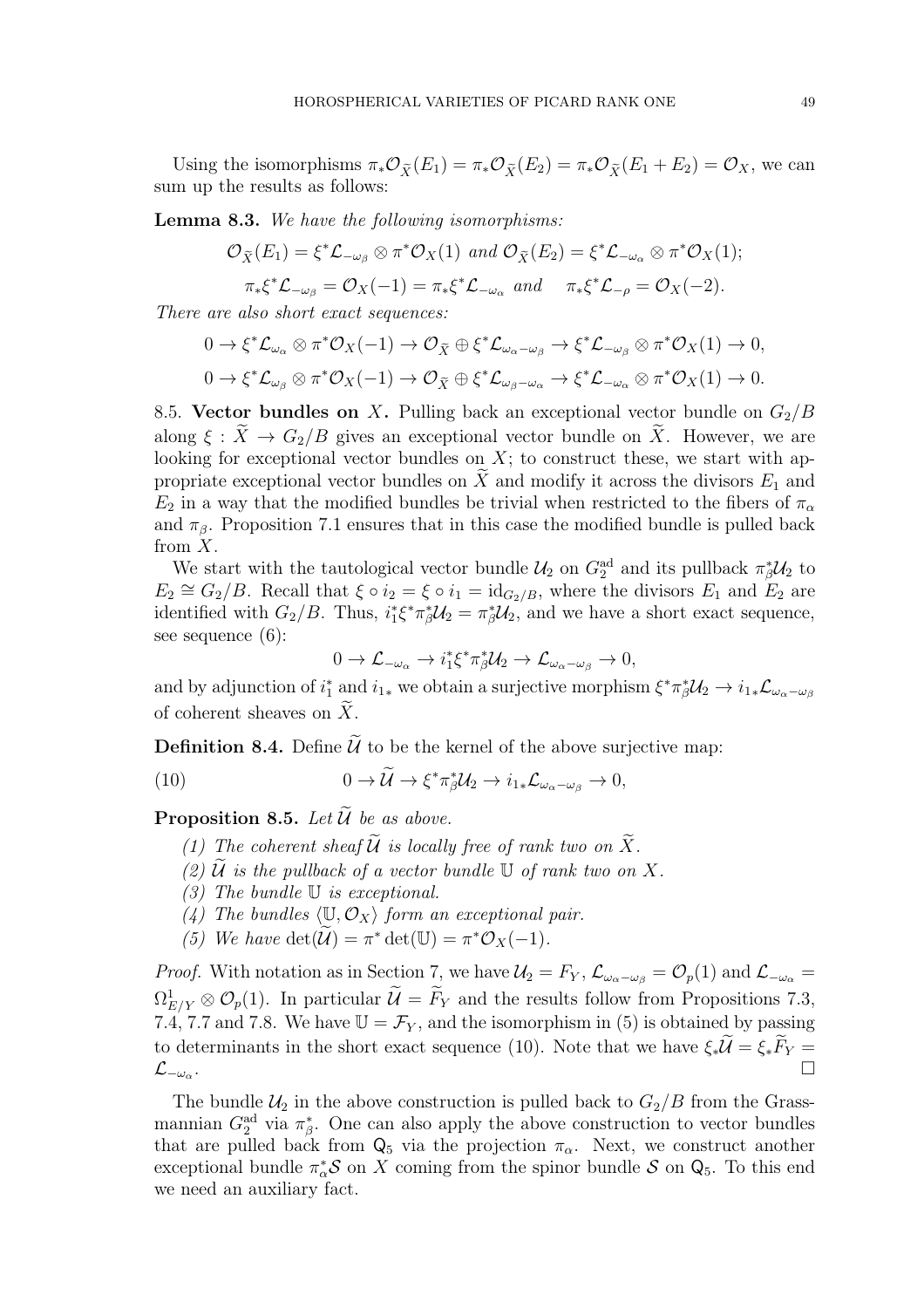Using the isomorphisms $\pi_*\mathcal{O}_{\widetilde{X}}(E_1) = \pi_*\mathcal{O}_{\widetilde{X}}(E_2) = \pi_*\mathcal{O}_{\widetilde{X}}(E_1 + E_2) = \mathcal{O}_X$, we can sum up the results as follows:

**Lemma 8.3.** *We have the following isomorphisms:*

$$\mathcal{O}_{\widetilde{X}}(E_1) = \xi^*\mathcal{L}_{-\omega_\beta} \otimes \pi^*\mathcal{O}_X(1) \text{ and } \mathcal{O}_{\widetilde{X}}(E_2) = \xi^*\mathcal{L}_{-\omega_\alpha} \otimes \pi^*\mathcal{O}_X(1);$$

$$\pi_*\xi^*\mathcal{L}_{-\omega_\beta} = \mathcal{O}_X(-1) = \pi_*\xi^*\mathcal{L}_{-\omega_\alpha} \text{ and } \quad \pi_*\xi^*\mathcal{L}_{-\rho} = \mathcal{O}_X(-2).$$

*There are also short exact sequences:*

$$0 \to \xi^*\mathcal{L}_{\omega_\alpha} \otimes \pi^*\mathcal{O}_X(-1) \to \mathcal{O}_{\widetilde{X}} \oplus \xi^*\mathcal{L}_{\omega_\alpha - \omega_\beta} \to \xi^*\mathcal{L}_{-\omega_\beta} \otimes \pi^*\mathcal{O}_X(1) \to 0,$$

$$0 \to \xi^*\mathcal{L}_{\omega_\beta} \otimes \pi^*\mathcal{O}_X(-1) \to \mathcal{O}_{\widetilde{X}} \oplus \xi^*\mathcal{L}_{\omega_\beta - \omega_\alpha} \to \xi^*\mathcal{L}_{-\omega_\alpha} \otimes \pi^*\mathcal{O}_X(1) \to 0.$$

8.5. **Vector bundles on $X$.** Pulling back an exceptional vector bundle on $G_2/B$ along $\xi : \widetilde{X} \to G_2/B$ gives an exceptional vector bundle on $\widetilde{X}$. However, we are looking for exceptional vector bundles on $X$; to construct these, we start with appropriate exceptional vector bundles on $\widetilde{X}$ and modify it across the divisors $E_1$ and $E_2$ in a way that the modified bundles be trivial when restricted to the fibers of $\pi_\alpha$ and $\pi_\beta$. Proposition 7.1 ensures that in this case the modified bundle is pulled back from $X$.

We start with the tautological vector bundle $\mathcal{U}_2$ on $G_2^{\mathrm{ad}}$ and its pullback $\pi_\beta^*\mathcal{U}_2$ to $E_2 \cong G_2/B$. Recall that $\xi \circ i_2 = \xi \circ i_1 = \mathrm{id}_{G_2/B}$, where the divisors $E_1$ and $E_2$ are identified with $G_2/B$. Thus, $i_1^*\xi^*\pi_\beta^*\mathcal{U}_2 = \pi_\beta^*\mathcal{U}_2$, and we have a short exact sequence, see sequence (6):

$$0 \to \mathcal{L}_{-\omega_\alpha} \to i_1^*\xi^*\pi_\beta^*\mathcal{U}_2 \to \mathcal{L}_{\omega_\alpha - \omega_\beta} \to 0,$$

and by adjunction of $i_1^*$ and $i_{1*}$ we obtain a surjective morphism $\xi^*\pi_\beta^*\mathcal{U}_2 \to i_{1*}\mathcal{L}_{\omega_\alpha - \omega_\beta}$ of coherent sheaves on $\widetilde{X}$.

**Definition 8.4.** Define $\widetilde{\mathcal{U}}$ to be the kernel of the above surjective map:

$$0 \to \widetilde{\mathcal{U}} \to \xi^*\pi_\beta^*\mathcal{U}_2 \to i_{1*}\mathcal{L}_{\omega_\alpha - \omega_\beta} \to 0, \tag{10}$$

**Proposition 8.5.** *Let $\widetilde{\mathcal{U}}$ be as above.*

*(1) The coherent sheaf $\widetilde{\mathcal{U}}$ is locally free of rank two on $\widetilde{X}$.*
*(2) $\widetilde{\mathcal{U}}$ is the pullback of a vector bundle $\mathbb{U}$ of rank two on $X$.*
*(3) The bundle $\mathbb{U}$ is exceptional.*
*(4) The bundles $\langle \mathbb{U}, \mathcal{O}_X \rangle$ form an exceptional pair.*
*(5) We have $\det(\widetilde{\mathcal{U}}) = \pi^*\det(\mathbb{U}) = \pi^*\mathcal{O}_X(-1)$.*

*Proof.* With notation as in Section 7, we have $\mathcal{U}_2 = F_Y$, $\mathcal{L}_{\omega_\alpha - \omega_\beta} = \mathcal{O}_p(1)$ and $\mathcal{L}_{-\omega_\alpha} = \Omega^1_{E/Y} \otimes \mathcal{O}_p(1)$. In particular $\widetilde{\mathcal{U}} = \widetilde{F}_Y$ and the results follow from Propositions 7.3, 7.4, 7.7 and 7.8. We have $\mathbb{U} = \mathcal{F}_Y$, and the isomorphism in (5) is obtained by passing to determinants in the short exact sequence (10). Note that we have $\xi_*\widetilde{\mathcal{U}} = \xi_*\widetilde{F}_Y = \mathcal{L}_{-\omega_\alpha}$. $\square$

The bundle $\mathcal{U}_2$ in the above construction is pulled back to $G_2/B$ from the Grassmannian $G_2^{\mathrm{ad}}$ via $\pi_\beta^*$. One can also apply the above construction to vector bundles that are pulled back from $\mathsf{Q}_5$ via the projection $\pi_\alpha$. Next, we construct another exceptional bundle $\pi_\alpha^*\mathcal{S}$ on $X$ coming from the spinor bundle $\mathcal{S}$ on $\mathsf{Q}_5$. To this end we need an auxiliary fact.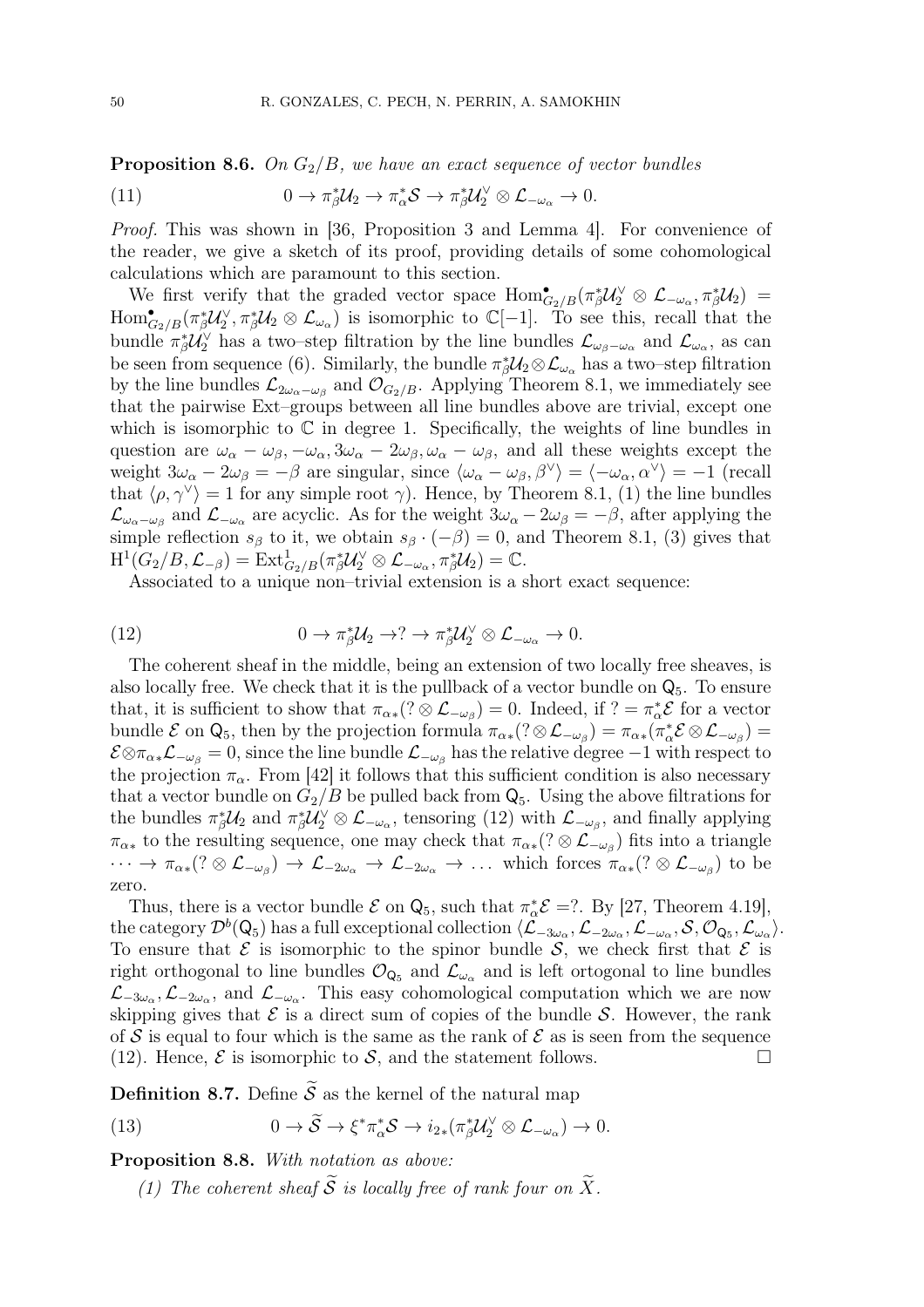**Proposition 8.6.** *On $G_2/B$, we have an exact sequence of vector bundles*

$$0 \to \pi_\beta^*\mathcal{U}_2 \to \pi_\alpha^*\mathcal{S} \to \pi_\beta^*\mathcal{U}_2^\vee \otimes \mathcal{L}_{-\omega_\alpha} \to 0. \tag{11}$$

*Proof.* This was shown in [36, Proposition 3 and Lemma 4]. For convenience of the reader, we give a sketch of its proof, providing details of some cohomological calculations which are paramount to this section.

We first verify that the graded vector space $\mathrm{Hom}^\bullet_{G_2/B}(\pi_\beta^*\mathcal{U}_2^\vee \otimes \mathcal{L}_{-\omega_\alpha}, \pi_\beta^*\mathcal{U}_2) = \mathrm{Hom}^\bullet_{G_2/B}(\pi_\beta^*\mathcal{U}_2^\vee, \pi_\beta^*\mathcal{U}_2 \otimes \mathcal{L}_{\omega_\alpha})$ is isomorphic to $\mathbb{C}[-1]$. To see this, recall that the bundle $\pi_\beta^*\mathcal{U}_2^\vee$ has a two–step filtration by the line bundles $\mathcal{L}_{\omega_\beta-\omega_\alpha}$ and $\mathcal{L}_{\omega_\alpha}$, as can be seen from sequence (6). Similarly, the bundle $\pi_\beta^*\mathcal{U}_2 \otimes \mathcal{L}_{\omega_\alpha}$ has a two–step filtration by the line bundles $\mathcal{L}_{2\omega_\alpha-\omega_\beta}$ and $\mathcal{O}_{G_2/B}$. Applying Theorem 8.1, we immediately see that the pairwise Ext–groups between all line bundles above are trivial, except one which is isomorphic to $\mathbb{C}$ in degree 1. Specifically, the weights of line bundles in question are $\omega_\alpha - \omega_\beta, -\omega_\alpha, 3\omega_\alpha - 2\omega_\beta, \omega_\alpha - \omega_\beta$, and all these weights except the weight $3\omega_\alpha - 2\omega_\beta = -\beta$ are singular, since $\langle \omega_\alpha - \omega_\beta, \beta^\vee\rangle = \langle -\omega_\alpha, \alpha^\vee\rangle = -1$ (recall that $\langle \rho, \gamma^\vee\rangle = 1$ for any simple root $\gamma$). Hence, by Theorem 8.1, (1) the line bundles $\mathcal{L}_{\omega_\alpha-\omega_\beta}$ and $\mathcal{L}_{-\omega_\alpha}$ are acyclic. As for the weight $3\omega_\alpha - 2\omega_\beta = -\beta$, after applying the simple reflection $s_\beta$ to it, we obtain $s_\beta \cdot (-\beta) = 0$, and Theorem 8.1, (3) gives that $\mathrm{H}^1(G_2/B, \mathcal{L}_{-\beta}) = \mathrm{Ext}^1_{G_2/B}(\pi_\beta^*\mathcal{U}_2^\vee \otimes \mathcal{L}_{-\omega_\alpha}, \pi_\beta^*\mathcal{U}_2) = \mathbb{C}$.

Associated to a unique non–trivial extension is a short exact sequence:

$$0 \to \pi_\beta^*\mathcal{U}_2 \to ? \to \pi_\beta^*\mathcal{U}_2^\vee \otimes \mathcal{L}_{-\omega_\alpha} \to 0. \tag{12}$$

The coherent sheaf in the middle, being an extension of two locally free sheaves, is also locally free. We check that it is the pullback of a vector bundle on $\mathsf{Q}_5$. To ensure that, it is sufficient to show that $\pi_{\alpha*}(? \otimes \mathcal{L}_{-\omega_\beta}) = 0$. Indeed, if $? = \pi_\alpha^*\mathcal{E}$ for a vector bundle $\mathcal{E}$ on $\mathsf{Q}_5$, then by the projection formula $\pi_{\alpha*}(? \otimes \mathcal{L}_{-\omega_\beta}) = \pi_{\alpha*}(\pi_\alpha^*\mathcal{E} \otimes \mathcal{L}_{-\omega_\beta}) = \mathcal{E} \otimes \pi_{\alpha*}\mathcal{L}_{-\omega_\beta} = 0$, since the line bundle $\mathcal{L}_{-\omega_\beta}$ has the relative degree $-1$ with respect to the projection $\pi_\alpha$. From [42] it follows that this sufficient condition is also necessary that a vector bundle on $G_2/B$ be pulled back from $\mathsf{Q}_5$. Using the above filtrations for the bundles $\pi_\beta^*\mathcal{U}_2$ and $\pi_\beta^*\mathcal{U}_2^\vee \otimes \mathcal{L}_{-\omega_\alpha}$, tensoring (12) with $\mathcal{L}_{-\omega_\beta}$, and finally applying $\pi_{\alpha*}$ to the resulting sequence, one may check that $\pi_{\alpha*}(? \otimes \mathcal{L}_{-\omega_\beta})$ fits into a triangle $\cdots \to \pi_{\alpha*}(? \otimes \mathcal{L}_{-\omega_\beta}) \to \mathcal{L}_{-2\omega_\alpha} \to \mathcal{L}_{-2\omega_\alpha} \to \ldots$ which forces $\pi_{\alpha*}(? \otimes \mathcal{L}_{-\omega_\beta})$ to be zero.

Thus, there is a vector bundle $\mathcal{E}$ on $\mathsf{Q}_5$, such that $\pi_\alpha^*\mathcal{E} = ?$. By [27, Theorem 4.19], the category $\mathcal{D}^b(\mathsf{Q}_5)$ has a full exceptional collection $\langle \mathcal{L}_{-3\omega_\alpha}, \mathcal{L}_{-2\omega_\alpha}, \mathcal{L}_{-\omega_\alpha}, \mathcal{S}, \mathcal{O}_{\mathsf{Q}_5}, \mathcal{L}_{\omega_\alpha}\rangle$. To ensure that $\mathcal{E}$ is isomorphic to the spinor bundle $\mathcal{S}$, we check first that $\mathcal{E}$ is right orthogonal to line bundles $\mathcal{O}_{\mathsf{Q}_5}$ and $\mathcal{L}_{\omega_\alpha}$ and is left ortogonal to line bundles $\mathcal{L}_{-3\omega_\alpha}, \mathcal{L}_{-2\omega_\alpha}$, and $\mathcal{L}_{-\omega_\alpha}$. This easy cohomological computation which we are now skipping gives that $\mathcal{E}$ is a direct sum of copies of the bundle $\mathcal{S}$. However, the rank of $\mathcal{S}$ is equal to four which is the same as the rank of $\mathcal{E}$ as is seen from the sequence (12). Hence, $\mathcal{E}$ is isomorphic to $\mathcal{S}$, and the statement follows. $\square$

**Definition 8.7.** Define $\widetilde{\mathcal{S}}$ as the kernel of the natural map

$$0 \to \widetilde{\mathcal{S}} \to \xi^*\pi_\alpha^*\mathcal{S} \to i_{2*}(\pi_\beta^*\mathcal{U}_2^\vee \otimes \mathcal{L}_{-\omega_\alpha}) \to 0. \tag{13}$$

**Proposition 8.8.** *With notation as above:*

*(1) The coherent sheaf $\widetilde{\mathcal{S}}$ is locally free of rank four on $\widetilde{X}$.*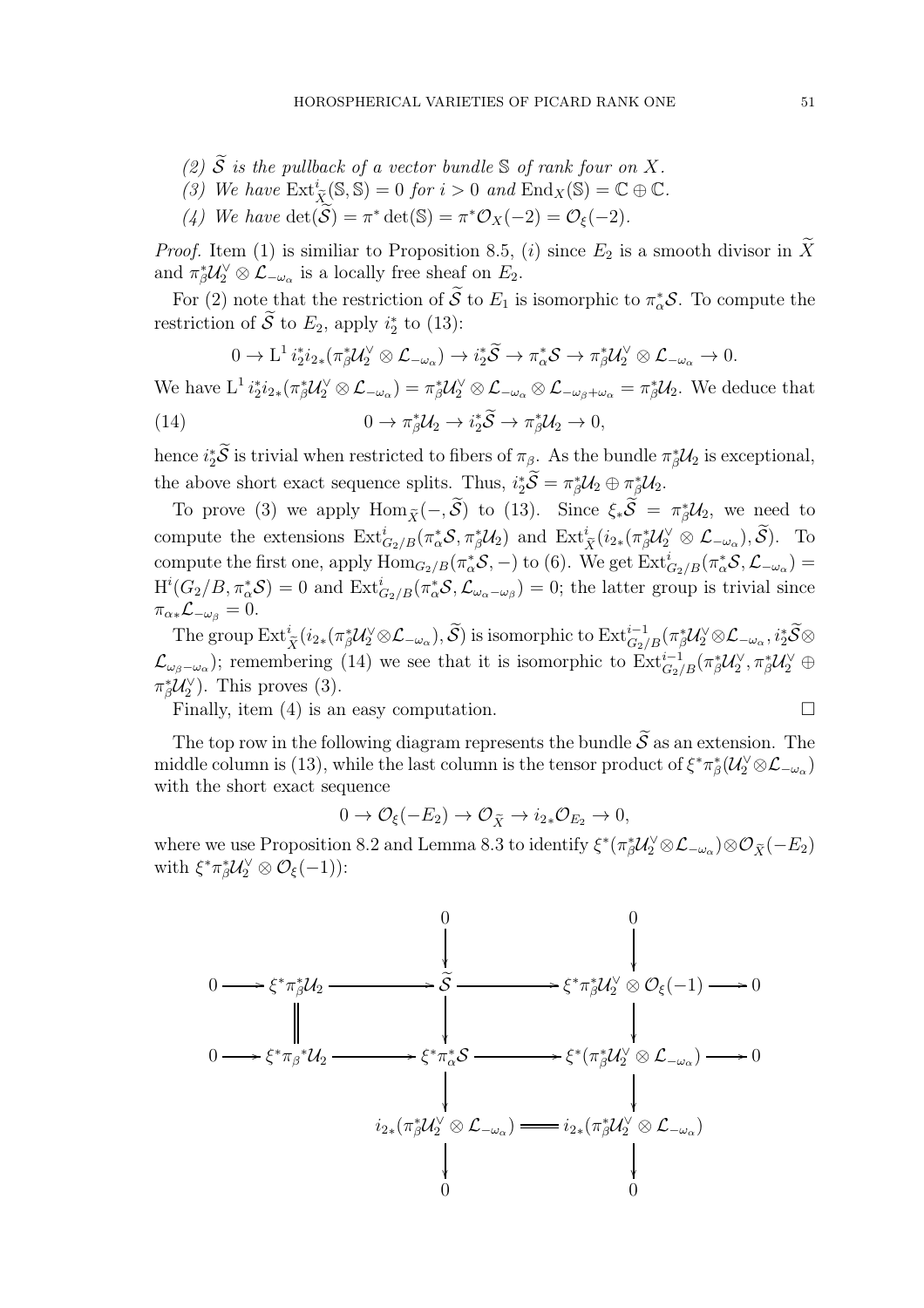*(2) $\widetilde{\mathcal{S}}$ is the pullback of a vector bundle $\mathbb{S}$ of rank four on $X$.*

*(3) We have $\mathrm{Ext}^i_{\widetilde{X}}(\mathbb{S},\mathbb{S}) = 0$ for $i > 0$ and $\mathrm{End}_X(\mathbb{S}) = \mathbb{C} \oplus \mathbb{C}$.*

*(4) We have $\det(\widetilde{\mathcal{S}}) = \pi^* \det(\mathbb{S}) = \pi^*\mathcal{O}_X(-2) = \mathcal{O}_\xi(-2)$.*

*Proof.* Item (1) is similiar to Proposition 8.5, $(i)$ since $E_2$ is a smooth divisor in $\widetilde{X}$ and $\pi_\beta^*\mathcal{U}_2^\vee \otimes \mathcal{L}_{-\omega_\alpha}$ is a locally free sheaf on $E_2$.

For (2) note that the restriction of $\widetilde{\mathcal{S}}$ to $E_1$ is isomorphic to $\pi_\alpha^*\mathcal{S}$. To compute the restriction of $\widetilde{\mathcal{S}}$ to $E_2$, apply $i_2^*$ to (13):

$$0 \to \mathrm{L}^1\, i_2^* i_{2*}(\pi_\beta^*\mathcal{U}_2^\vee \otimes \mathcal{L}_{-\omega_\alpha}) \to i_2^*\widetilde{\mathcal{S}} \to \pi_\alpha^*\mathcal{S} \to \pi_\beta^*\mathcal{U}_2^\vee \otimes \mathcal{L}_{-\omega_\alpha} \to 0.$$

We have $\mathrm{L}^1\, i_2^* i_{2*}(\pi_\beta^*\mathcal{U}_2^\vee \otimes \mathcal{L}_{-\omega_\alpha}) = \pi_\beta^*\mathcal{U}_2^\vee \otimes \mathcal{L}_{-\omega_\alpha} \otimes \mathcal{L}_{-\omega_\beta+\omega_\alpha} = \pi_\beta^*\mathcal{U}_2$. We deduce that

$$0 \to \pi_\beta^*\mathcal{U}_2 \to i_2^*\widetilde{\mathcal{S}} \to \pi_\beta^*\mathcal{U}_2 \to 0, \tag{14}$$

hence $i_2^*\widetilde{\mathcal{S}}$ is trivial when restricted to fibers of $\pi_\beta$. As the bundle $\pi_\beta^*\mathcal{U}_2$ is exceptional, the above short exact sequence splits. Thus, $i_2^*\widetilde{\mathcal{S}} = \pi_\beta^*\mathcal{U}_2 \oplus \pi_\beta^*\mathcal{U}_2$.

To prove (3) we apply $\mathrm{Hom}_{\widetilde{X}}(-,\widetilde{\mathcal{S}})$ to (13). Since $\xi_*\widetilde{\mathcal{S}} = \pi_\beta^*\mathcal{U}_2$, we need to compute the extensions $\mathrm{Ext}^i_{G_2/B}(\pi_\alpha^*\mathcal{S}, \pi_\beta^*\mathcal{U}_2)$ and $\mathrm{Ext}^i_{\widetilde{X}}(i_{2*}(\pi_\beta^*\mathcal{U}_2^\vee \otimes \mathcal{L}_{-\omega_\alpha}), \widetilde{\mathcal{S}})$. To compute the first one, apply $\mathrm{Hom}_{G_2/B}(\pi_\alpha^*\mathcal{S}, -)$ to (6). We get $\mathrm{Ext}^i_{G_2/B}(\pi_\alpha^*\mathcal{S}, \mathcal{L}_{-\omega_\alpha}) = \mathrm{H}^i(G_2/B, \pi_\alpha^*\mathcal{S}) = 0$ and $\mathrm{Ext}^i_{G_2/B}(\pi_\alpha^*\mathcal{S}, \mathcal{L}_{\omega_\alpha-\omega_\beta}) = 0$; the latter group is trivial since $\pi_{\alpha*}\mathcal{L}_{-\omega_\beta} = 0$.

The group $\mathrm{Ext}^i_{\widetilde{X}}(i_{2*}(\pi_\beta^*\mathcal{U}_2^\vee \otimes \mathcal{L}_{-\omega_\alpha}), \widetilde{\mathcal{S}})$ is isomorphic to $\mathrm{Ext}^{i-1}_{G_2/B}(\pi_\beta^*\mathcal{U}_2^\vee \otimes \mathcal{L}_{-\omega_\alpha}, i_2^*\widetilde{\mathcal{S}} \otimes \mathcal{L}_{\omega_\beta-\omega_\alpha})$; remembering (14) we see that it is isomorphic to $\mathrm{Ext}^{i-1}_{G_2/B}(\pi_\beta^*\mathcal{U}_2^\vee, \pi_\beta^*\mathcal{U}_2^\vee \oplus \pi_\beta^*\mathcal{U}_2^\vee)$. This proves (3).

Finally, item (4) is an easy computation. $\square$

The top row in the following diagram represents the bundle $\widetilde{\mathcal{S}}$ as an extension. The middle column is (13), while the last column is the tensor product of $\xi^*\pi_\beta^*(\mathcal{U}_2^\vee \otimes \mathcal{L}_{-\omega_\alpha})$ with the short exact sequence

$$0 \to \mathcal{O}_\xi(-E_2) \to \mathcal{O}_{\widetilde{X}} \to i_{2*}\mathcal{O}_{E_2} \to 0,$$

where we use Proposition 8.2 and Lemma 8.3 to identify $\xi^*(\pi_\beta^*\mathcal{U}_2^\vee \otimes \mathcal{L}_{-\omega_\alpha}) \otimes \mathcal{O}_{\widetilde{X}}(-E_2)$ with $\xi^*\pi_\beta^*\mathcal{U}_2^\vee \otimes \mathcal{O}_\xi(-1)$):

$$\begin{array}{ccccccccc}
 & & & & 0 & & 0 & & \\
 & & & & \downarrow & & \downarrow & & \\
0 & \to & \xi^*\pi_\beta^*\mathcal{U}_2 & \to & \widetilde{\mathcal{S}} & \to & \xi^*\pi_\beta^*\mathcal{U}_2^\vee \otimes \mathcal{O}_\xi(-1) & \to & 0 \\
 & & \| & & \downarrow & & \downarrow & & \\
0 & \to & \xi^*\pi_\beta{}^*\mathcal{U}_2 & \to & \xi^*\pi_\alpha^*\mathcal{S} & \to & \xi^*(\pi_\beta^*\mathcal{U}_2^\vee \otimes \mathcal{L}_{-\omega_\alpha}) & \to & 0 \\
 & & & & \downarrow & & \downarrow & & \\
 & & & & i_{2*}(\pi_\beta^*\mathcal{U}_2^\vee \otimes \mathcal{L}_{-\omega_\alpha}) & = & i_{2*}(\pi_\beta^*\mathcal{U}_2^\vee \otimes \mathcal{L}_{-\omega_\alpha}) & & \\
 & & & & \downarrow & & \downarrow & & \\
 & & & & 0 & & 0 & &
\end{array}$$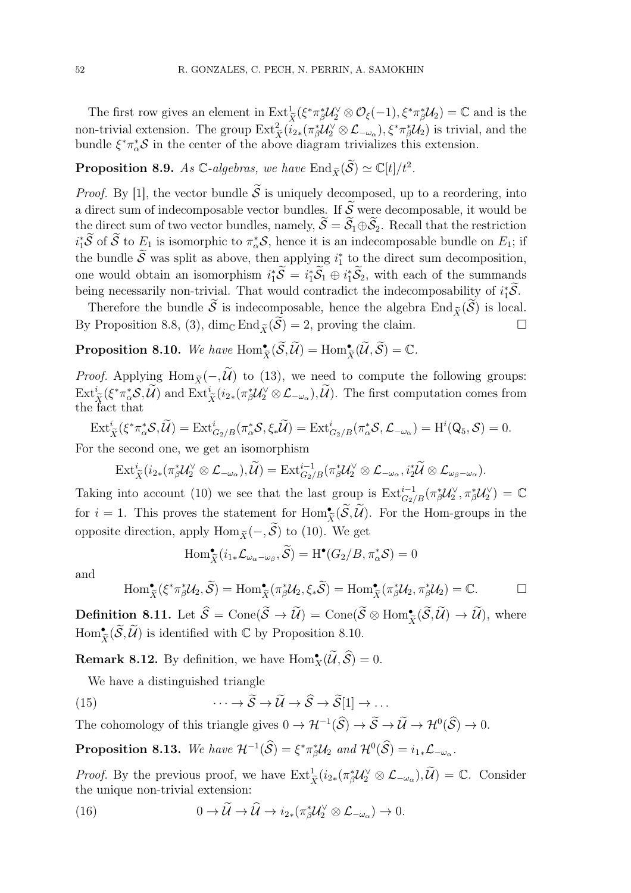The first row gives an element in $\mathrm{Ext}^1_{\widetilde{X}}(\xi^*\pi_\beta^*\mathcal{U}_2^\vee \otimes \mathcal{O}_\xi(-1), \xi^*\pi_\beta^*\mathcal{U}_2) = \mathbb{C}$ and is the non-trivial extension. The group $\mathrm{Ext}^2_{\widetilde{X}}(i_{2*}(\pi_\beta^*\mathcal{U}_2^\vee \otimes \mathcal{L}_{-\omega_\alpha}), \xi^*\pi_\beta^*\mathcal{U}_2)$ is trivial, and the bundle $\xi^*\pi_\alpha^*\mathcal{S}$ in the center of the above diagram trivializes this extension.

**Proposition 8.9.** *As $\mathbb{C}$-algebras, we have $\mathrm{End}_{\widetilde{X}}(\widetilde{\mathcal{S}}) \simeq \mathbb{C}[t]/t^2$.*

*Proof.* By [1], the vector bundle $\widetilde{\mathcal{S}}$ is uniquely decomposed, up to a reordering, into a direct sum of indecomposable vector bundles. If $\widetilde{\mathcal{S}}$ were decomposable, it would be the direct sum of two vector bundles, namely, $\widetilde{\mathcal{S}} = \widetilde{\mathcal{S}}_1 \oplus \widetilde{\mathcal{S}}_2$. Recall that the restriction $i_1^*\widetilde{\mathcal{S}}$ of $\widetilde{\mathcal{S}}$ to $E_1$ is isomorphic to $\pi_\alpha^*\mathcal{S}$, hence it is an indecomposable bundle on $E_1$; if the bundle $\widetilde{\mathcal{S}}$ was split as above, then applying $i_1^*$ to the direct sum decomposition, one would obtain an isomorphism $i_1^*\widetilde{\mathcal{S}} = i_1^*\widetilde{\mathcal{S}}_1 \oplus i_1^*\widetilde{\mathcal{S}}_2$, with each of the summands being necessarily non-trivial. That would contradict the indecomposability of $i_1^*\widetilde{\mathcal{S}}$.

Therefore the bundle $\widetilde{\mathcal{S}}$ is indecomposable, hence the algebra $\mathrm{End}_{\widetilde{X}}(\widetilde{\mathcal{S}})$ is local. By Proposition 8.8, (3), $\dim_{\mathbb{C}} \mathrm{End}_{\widetilde{X}}(\widetilde{\mathcal{S}}) = 2$, proving the claim. $\square$

**Proposition 8.10.** *We have $\mathrm{Hom}^\bullet_{\widetilde{X}}(\widetilde{\mathcal{S}}, \widetilde{\mathcal{U}}) = \mathrm{Hom}^\bullet_{\widetilde{X}}(\widetilde{\mathcal{U}}, \widetilde{\mathcal{S}}) = \mathbb{C}$.*

*Proof.* Applying $\mathrm{Hom}_{\widetilde{X}}(-, \widetilde{\mathcal{U}})$ to (13), we need to compute the following groups: $\mathrm{Ext}^i_{\widetilde{X}}(\xi^*\pi_\alpha^*\mathcal{S}, \widetilde{\mathcal{U}})$ and $\mathrm{Ext}^i_{\widetilde{X}}(i_{2*}(\pi_\beta^*\mathcal{U}_2^\vee \otimes \mathcal{L}_{-\omega_\alpha}), \widetilde{\mathcal{U}})$. The first computation comes from the fact that

$$\mathrm{Ext}^i_{\widetilde{X}}(\xi^*\pi_\alpha^*\mathcal{S}, \widetilde{\mathcal{U}}) = \mathrm{Ext}^i_{G_2/B}(\pi_\alpha^*\mathcal{S}, \xi_*\widetilde{\mathcal{U}}) = \mathrm{Ext}^i_{G_2/B}(\pi_\alpha^*\mathcal{S}, \mathcal{L}_{-\omega_\alpha}) = \mathrm{H}^i(\mathsf{Q}_5, \mathcal{S}) = 0.$$

For the second one, we get an isomorphism

$$\mathrm{Ext}^i_{\widetilde{X}}(i_{2*}(\pi_\beta^*\mathcal{U}_2^\vee \otimes \mathcal{L}_{-\omega_\alpha}), \widetilde{\mathcal{U}}) = \mathrm{Ext}^{i-1}_{G_2/B}(\pi_\beta^*\mathcal{U}_2^\vee \otimes \mathcal{L}_{-\omega_\alpha}, i_2^*\widetilde{\mathcal{U}} \otimes \mathcal{L}_{\omega_\beta - \omega_\alpha}).$$

Taking into account (10) we see that the last group is $\mathrm{Ext}^{i-1}_{G_2/B}(\pi_\beta^*\mathcal{U}_2^\vee, \pi_\beta^*\mathcal{U}_2^\vee) = \mathbb{C}$ for $i = 1$. This proves the statement for $\mathrm{Hom}^\bullet_{\widetilde{X}}(\widetilde{\mathcal{S}}, \widetilde{\mathcal{U}})$. For the Hom-groups in the opposite direction, apply $\mathrm{Hom}_{\widetilde{X}}(-, \widetilde{\mathcal{S}})$ to (10). We get

$$\mathrm{Hom}^\bullet_{\widetilde{X}}(i_{1*}\mathcal{L}_{\omega_\alpha - \omega_\beta}, \widetilde{\mathcal{S}}) = \mathrm{H}^\bullet(G_2/B, \pi_\alpha^*\mathcal{S}) = 0$$

and

$$\mathrm{Hom}^\bullet_{\widetilde{X}}(\xi^*\pi_\beta^*\mathcal{U}_2, \widetilde{\mathcal{S}}) = \mathrm{Hom}^\bullet_{\widetilde{X}}(\pi_\beta^*\mathcal{U}_2, \xi_*\widetilde{\mathcal{S}}) = \mathrm{Hom}^\bullet_{\widetilde{X}}(\pi_\beta^*\mathcal{U}_2, \pi_\beta^*\mathcal{U}_2) = \mathbb{C}. \qquad \square$$

**Definition 8.11.** Let $\widehat{\mathcal{S}} = \mathrm{Cone}(\widetilde{\mathcal{S}} \to \widetilde{\mathcal{U}}) = \mathrm{Cone}(\widetilde{\mathcal{S}} \otimes \mathrm{Hom}^\bullet_{\widetilde{X}}(\widetilde{\mathcal{S}}, \widetilde{\mathcal{U}}) \to \widetilde{\mathcal{U}})$, where $\mathrm{Hom}^\bullet_{\widetilde{X}}(\widetilde{\mathcal{S}}, \widetilde{\mathcal{U}})$ is identified with $\mathbb{C}$ by Proposition 8.10.

**Remark 8.12.** By definition, we have $\mathrm{Hom}^\bullet_X(\widetilde{\mathcal{U}}, \widehat{\mathcal{S}}) = 0$.

We have a distinguished triangle

$$\cdots \to \widetilde{\mathcal{S}} \to \widetilde{\mathcal{U}} \to \widehat{\mathcal{S}} \to \widetilde{\mathcal{S}}[1] \to \dots \tag{15}$$

The cohomology of this triangle gives $0 \to \mathcal{H}^{-1}(\widehat{\mathcal{S}}) \to \widetilde{\mathcal{S}} \to \widetilde{\mathcal{U}} \to \mathcal{H}^0(\widehat{\mathcal{S}}) \to 0$.

**Proposition 8.13.** *We have $\mathcal{H}^{-1}(\widehat{\mathcal{S}}) = \xi^*\pi_\beta^*\mathcal{U}_2$ and $\mathcal{H}^0(\widehat{\mathcal{S}}) = i_{1*}\mathcal{L}_{-\omega_\alpha}$.*

*Proof.* By the previous proof, we have $\mathrm{Ext}^1_{\widetilde{X}}(i_{2*}(\pi_\beta^*\mathcal{U}_2^\vee \otimes \mathcal{L}_{-\omega_\alpha}), \widetilde{\mathcal{U}}) = \mathbb{C}$. Consider the unique non-trivial extension:

$$0 \to \widetilde{\mathcal{U}} \to \widehat{\mathcal{U}} \to i_{2*}(\pi_\beta^*\mathcal{U}_2^\vee \otimes \mathcal{L}_{-\omega_\alpha}) \to 0. \tag{16}$$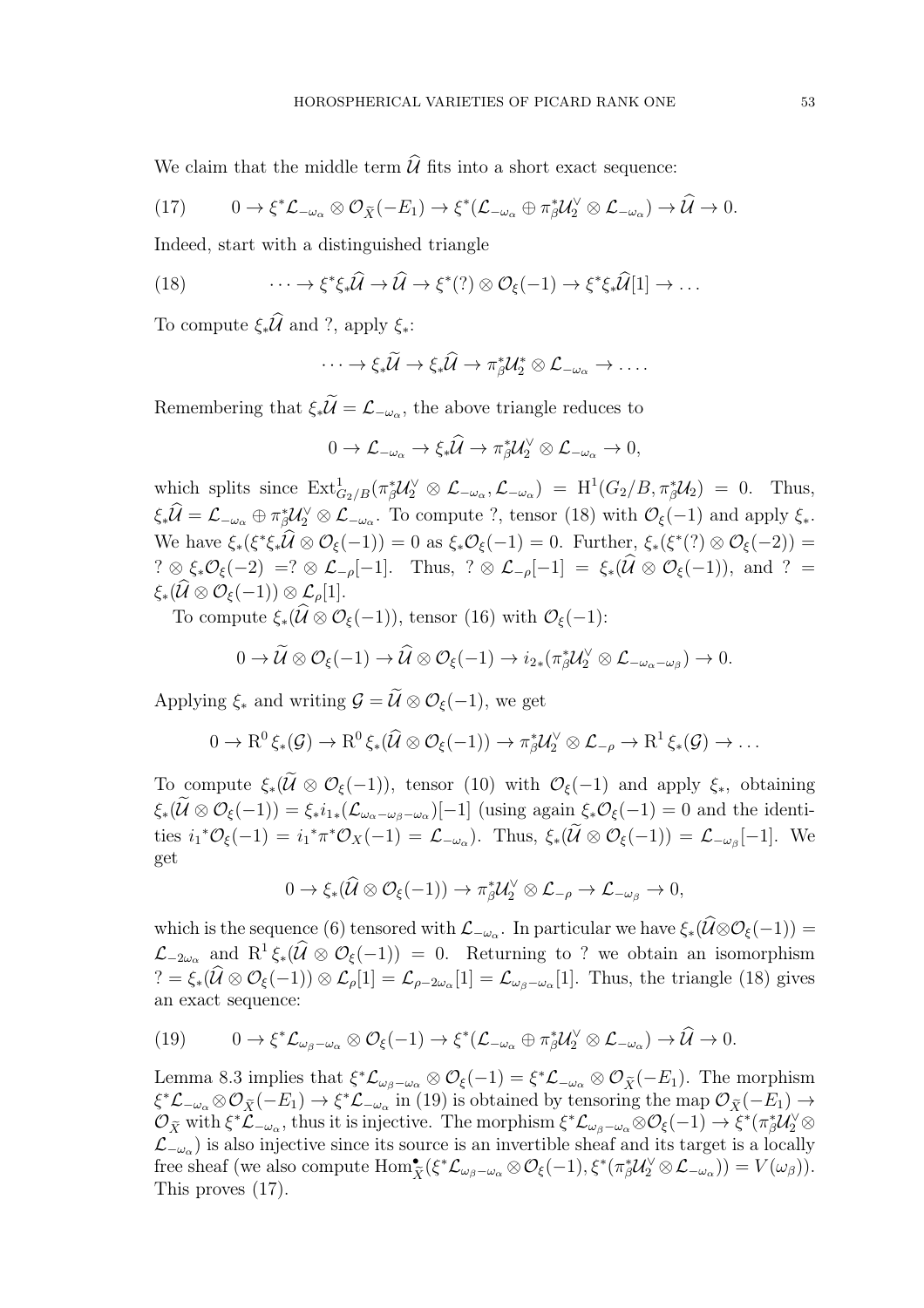We claim that the middle term $\widehat{\mathcal{U}}$ fits into a short exact sequence:

$$(17) \qquad 0 \to \xi^*\mathcal{L}_{-\omega_\alpha} \otimes \mathcal{O}_{\widetilde{X}}(-E_1) \to \xi^*(\mathcal{L}_{-\omega_\alpha} \oplus \pi_\beta^*\mathcal{U}_2^\vee \otimes \mathcal{L}_{-\omega_\alpha}) \to \widehat{\mathcal{U}} \to 0.$$

Indeed, start with a distinguished triangle

$$(18) \qquad \cdots \to \xi^*\xi_*\widehat{\mathcal{U}} \to \widehat{\mathcal{U}} \to \xi^*(?) \otimes \mathcal{O}_\xi(-1) \to \xi^*\xi_*\widehat{\mathcal{U}}[1] \to \dots$$

To compute $\xi_*\widehat{\mathcal{U}}$ and ?, apply $\xi_*$:

$$\cdots \to \xi_*\widetilde{\mathcal{U}} \to \xi_*\widehat{\mathcal{U}} \to \pi_\beta^*\mathcal{U}_2^* \otimes \mathcal{L}_{-\omega_\alpha} \to \dots.$$

Remembering that $\xi_*\widetilde{\mathcal{U}} = \mathcal{L}_{-\omega_\alpha}$, the above triangle reduces to

$$0 \to \mathcal{L}_{-\omega_\alpha} \to \xi_*\widehat{\mathcal{U}} \to \pi_\beta^*\mathcal{U}_2^\vee \otimes \mathcal{L}_{-\omega_\alpha} \to 0,$$

which splits since $\mathrm{Ext}^1_{G_2/B}(\pi_\beta^*\mathcal{U}_2^\vee \otimes \mathcal{L}_{-\omega_\alpha}, \mathcal{L}_{-\omega_\alpha}) = \mathrm{H}^1(G_2/B, \pi_\beta^*\mathcal{U}_2) = 0$. Thus, $\xi_*\widehat{\mathcal{U}} = \mathcal{L}_{-\omega_\alpha} \oplus \pi_\beta^*\mathcal{U}_2^\vee \otimes \mathcal{L}_{-\omega_\alpha}$. To compute ?, tensor (18) with $\mathcal{O}_\xi(-1)$ and apply $\xi_*$. We have $\xi_*(\xi^*\xi_*\widehat{\mathcal{U}} \otimes \mathcal{O}_\xi(-1)) = 0$ as $\xi_*\mathcal{O}_\xi(-1) = 0$. Further, $\xi_*(\xi^*(?) \otimes \mathcal{O}_\xi(-2)) = ? \otimes \xi_*\mathcal{O}_\xi(-2) = ? \otimes \mathcal{L}_{-\rho}[-1]$. Thus, $? \otimes \mathcal{L}_{-\rho}[-1] = \xi_*(\widehat{\mathcal{U}} \otimes \mathcal{O}_\xi(-1))$, and $? = \xi_*(\widehat{\mathcal{U}} \otimes \mathcal{O}_\xi(-1)) \otimes \mathcal{L}_\rho[1]$.

To compute $\xi_*(\widehat{\mathcal{U}} \otimes \mathcal{O}_\xi(-1))$, tensor (16) with $\mathcal{O}_\xi(-1)$:

$$0 \to \widetilde{\mathcal{U}} \otimes \mathcal{O}_\xi(-1) \to \widehat{\mathcal{U}} \otimes \mathcal{O}_\xi(-1) \to i_{2*}(\pi_\beta^*\mathcal{U}_2^\vee \otimes \mathcal{L}_{-\omega_\alpha-\omega_\beta}) \to 0.$$

Applying $\xi_*$ and writing $\mathcal{G} = \widetilde{\mathcal{U}} \otimes \mathcal{O}_\xi(-1)$, we get

$$0 \to \mathrm{R}^0\,\xi_*(\mathcal{G}) \to \mathrm{R}^0\,\xi_*(\widehat{\mathcal{U}} \otimes \mathcal{O}_\xi(-1)) \to \pi_\beta^*\mathcal{U}_2^\vee \otimes \mathcal{L}_{-\rho} \to \mathrm{R}^1\,\xi_*(\mathcal{G}) \to \dots$$

To compute $\xi_*(\widetilde{\mathcal{U}} \otimes \mathcal{O}_\xi(-1))$, tensor (10) with $\mathcal{O}_\xi(-1)$ and apply $\xi_*$, obtaining $\xi_*(\widetilde{\mathcal{U}} \otimes \mathcal{O}_\xi(-1)) = \xi_*i_{1*}(\mathcal{L}_{\omega_\alpha-\omega_\beta-\omega_\alpha})[-1]$ (using again $\xi_*\mathcal{O}_\xi(-1) = 0$ and the identities $i_1{}^*\mathcal{O}_\xi(-1) = i_1{}^*\pi^*\mathcal{O}_X(-1) = \mathcal{L}_{-\omega_\alpha}$). Thus, $\xi_*(\widetilde{\mathcal{U}} \otimes \mathcal{O}_\xi(-1)) = \mathcal{L}_{-\omega_\beta}[-1]$. We get

$$0 \to \xi_*(\widehat{\mathcal{U}} \otimes \mathcal{O}_\xi(-1)) \to \pi_\beta^*\mathcal{U}_2^\vee \otimes \mathcal{L}_{-\rho} \to \mathcal{L}_{-\omega_\beta} \to 0,$$

which is the sequence (6) tensored with $\mathcal{L}_{-\omega_\alpha}$. In particular we have $\xi_*(\widehat{\mathcal{U}} \otimes \mathcal{O}_\xi(-1)) = \mathcal{L}_{-2\omega_\alpha}$ and $\mathrm{R}^1\,\xi_*(\widehat{\mathcal{U}} \otimes \mathcal{O}_\xi(-1)) = 0$. Returning to ? we obtain an isomorphism $? = \xi_*(\widehat{\mathcal{U}} \otimes \mathcal{O}_\xi(-1)) \otimes \mathcal{L}_\rho[1] = \mathcal{L}_{\rho-2\omega_\alpha}[1] = \mathcal{L}_{\omega_\beta-\omega_\alpha}[1]$. Thus, the triangle (18) gives an exact sequence:

$$(19) \qquad 0 \to \xi^*\mathcal{L}_{\omega_\beta-\omega_\alpha} \otimes \mathcal{O}_\xi(-1) \to \xi^*(\mathcal{L}_{-\omega_\alpha} \oplus \pi_\beta^*\mathcal{U}_2^\vee \otimes \mathcal{L}_{-\omega_\alpha}) \to \widehat{\mathcal{U}} \to 0.$$

Lemma 8.3 implies that $\xi^*\mathcal{L}_{\omega_\beta-\omega_\alpha} \otimes \mathcal{O}_\xi(-1) = \xi^*\mathcal{L}_{-\omega_\alpha} \otimes \mathcal{O}_{\widetilde{X}}(-E_1)$. The morphism $\xi^*\mathcal{L}_{-\omega_\alpha} \otimes \mathcal{O}_{\widetilde{X}}(-E_1) \to \xi^*\mathcal{L}_{-\omega_\alpha}$ in (19) is obtained by tensoring the map $\mathcal{O}_{\widetilde{X}}(-E_1) \to \mathcal{O}_{\widetilde{X}}$ with $\xi^*\mathcal{L}_{-\omega_\alpha}$, thus it is injective. The morphism $\xi^*\mathcal{L}_{\omega_\beta-\omega_\alpha} \otimes \mathcal{O}_\xi(-1) \to \xi^*(\pi_\beta^*\mathcal{U}_2^\vee \otimes \mathcal{L}_{-\omega_\alpha})$ is also injective since its source is an invertible sheaf and its target is a locally free sheaf (we also compute $\mathrm{Hom}^\bullet_{\widetilde{X}}(\xi^*\mathcal{L}_{\omega_\beta-\omega_\alpha} \otimes \mathcal{O}_\xi(-1), \xi^*(\pi_\beta^*\mathcal{U}_2^\vee \otimes \mathcal{L}_{-\omega_\alpha})) = V(\omega_\beta)$). This proves (17).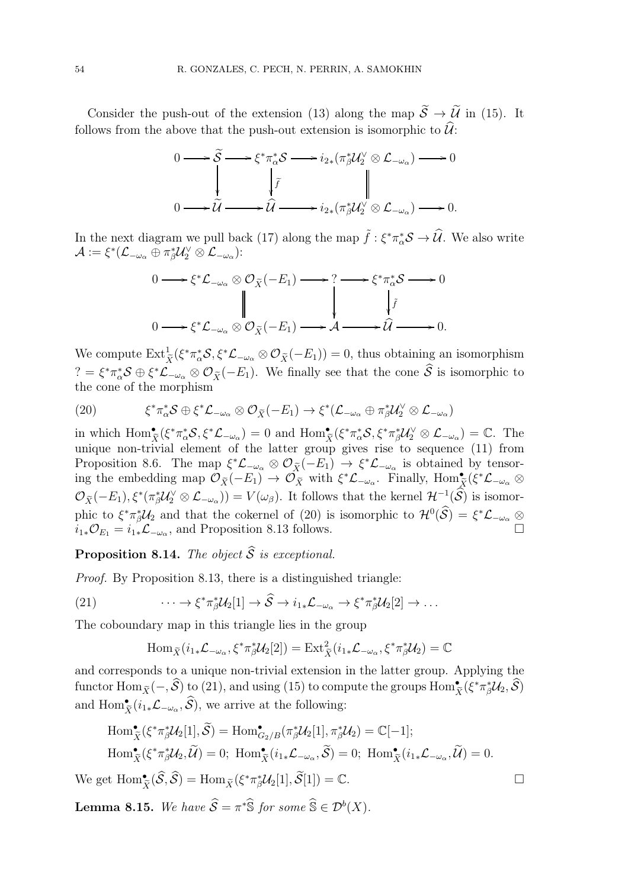Consider the push-out of the extension (13) along the map $\widetilde{\mathcal{S}} \to \widetilde{\mathcal{U}}$ in (15). It follows from the above that the push-out extension is isomorphic to $\widehat{\mathcal{U}}$:

$$
\begin{array}{ccccccccc}
0 & \longrightarrow & \widetilde{\mathcal{S}} & \longrightarrow & \xi^*\pi_\alpha^*\mathcal{S} & \longrightarrow & i_{2*}(\pi_\beta^*\mathcal{U}_2^\vee \otimes \mathcal{L}_{-\omega_\alpha}) & \longrightarrow & 0 \\
 & & \downarrow & & \downarrow{\scriptstyle \tilde{f}} & & \| & & \\
0 & \longrightarrow & \widetilde{\mathcal{U}} & \longrightarrow & \widehat{\mathcal{U}} & \longrightarrow & i_{2*}(\pi_\beta^*\mathcal{U}_2^\vee \otimes \mathcal{L}_{-\omega_\alpha}) & \longrightarrow & 0.
\end{array}
$$

In the next diagram we pull back (17) along the map $\tilde{f} : \xi^*\pi_\alpha^*\mathcal{S} \to \widehat{\mathcal{U}}$. We also write $\mathcal{A} := \xi^*(\mathcal{L}_{-\omega_\alpha} \oplus \pi_\beta^*\mathcal{U}_2^\vee \otimes \mathcal{L}_{-\omega_\alpha})$:

$$
\begin{array}{ccccccccc}
0 & \longrightarrow & \xi^*\mathcal{L}_{-\omega_\alpha} \otimes \mathcal{O}_{\widetilde{X}}(-E_1) & \longrightarrow & ? & \longrightarrow & \xi^*\pi_\alpha^*\mathcal{S} & \longrightarrow & 0 \\
 & & \| & & \downarrow & & \downarrow{\scriptstyle \tilde{f}} & & \\
0 & \longrightarrow & \xi^*\mathcal{L}_{-\omega_\alpha} \otimes \mathcal{O}_{\widetilde{X}}(-E_1) & \longrightarrow & \mathcal{A} & \longrightarrow & \widehat{\mathcal{U}} & \longrightarrow & 0.
\end{array}
$$

We compute $\operatorname{Ext}^1_{\widetilde{X}}(\xi^*\pi_\alpha^*\mathcal{S}, \xi^*\mathcal{L}_{-\omega_\alpha} \otimes \mathcal{O}_{\widetilde{X}}(-E_1)) = 0$, thus obtaining an isomorphism $? = \xi^*\pi_\alpha^*\mathcal{S} \oplus \xi^*\mathcal{L}_{-\omega_\alpha} \otimes \mathcal{O}_{\widetilde{X}}(-E_1)$. We finally see that the cone $\widehat{\mathcal{S}}$ is isomorphic to the cone of the morphism

$$
\xi^*\pi_\alpha^*\mathcal{S} \oplus \xi^*\mathcal{L}_{-\omega_\alpha} \otimes \mathcal{O}_{\widetilde{X}}(-E_1) \to \xi^*(\mathcal{L}_{-\omega_\alpha} \oplus \pi_\beta^*\mathcal{U}_2^\vee \otimes \mathcal{L}_{-\omega_\alpha}) \tag{20}
$$

in which $\operatorname{Hom}^\bullet_{\widetilde{X}}(\xi^*\pi_\alpha^*\mathcal{S}, \xi^*\mathcal{L}_{-\omega_\alpha}) = 0$ and $\operatorname{Hom}^\bullet_{\widetilde{X}}(\xi^*\pi_\alpha^*\mathcal{S}, \xi^*\pi_\beta^*\mathcal{U}_2^\vee \otimes \mathcal{L}_{-\omega_\alpha}) = \mathbb{C}$. The unique non-trivial element of the latter group gives rise to sequence (11) from Proposition 8.6. The map $\xi^*\mathcal{L}_{-\omega_\alpha} \otimes \mathcal{O}_{\widetilde{X}}(-E_1) \to \xi^*\mathcal{L}_{-\omega_\alpha}$ is obtained by tensoring the embedding map $\mathcal{O}_{\widetilde{X}}(-E_1) \to \mathcal{O}_{\widetilde{X}}$ with $\xi^*\mathcal{L}_{-\omega_\alpha}$. Finally, $\operatorname{Hom}^\bullet_{\widetilde{X}}(\xi^*\mathcal{L}_{-\omega_\alpha} \otimes \mathcal{O}_{\widetilde{X}}(-E_1), \xi^*(\pi_\beta^*\mathcal{U}_2^\vee \otimes \mathcal{L}_{-\omega_\alpha})) = V(\omega_\beta)$. It follows that the kernel $\mathcal{H}^{-1}(\widehat{\mathcal{S}})$ is isomorphic to $\xi^*\pi_\beta^*\mathcal{U}_2$ and that the cokernel of (20) is isomorphic to $\mathcal{H}^0(\widehat{\mathcal{S}}) = \xi^*\mathcal{L}_{-\omega_\alpha} \otimes i_{1*}\mathcal{O}_{E_1} = i_{1*}\mathcal{L}_{-\omega_\alpha}$, and Proposition 8.13 follows. $\square$

**Proposition 8.14.** *The object $\widehat{\mathcal{S}}$ is exceptional.*

*Proof.* By Proposition 8.13, there is a distinguished triangle:

$$
\cdots \to \xi^*\pi_\beta^*\mathcal{U}_2[1] \to \widehat{\mathcal{S}} \to i_{1*}\mathcal{L}_{-\omega_\alpha} \to \xi^*\pi_\beta^*\mathcal{U}_2[2] \to \ldots \tag{21}
$$

The coboundary map in this triangle lies in the group

$$
\operatorname{Hom}_{\widetilde{X}}(i_{1*}\mathcal{L}_{-\omega_\alpha}, \xi^*\pi_\beta^*\mathcal{U}_2[2]) = \operatorname{Ext}^2_{\widetilde{X}}(i_{1*}\mathcal{L}_{-\omega_\alpha}, \xi^*\pi_\beta^*\mathcal{U}_2) = \mathbb{C}
$$

and corresponds to a unique non-trivial extension in the latter group. Applying the functor $\operatorname{Hom}_{\widetilde{X}}(-, \widehat{\mathcal{S}})$ to (21), and using (15) to compute the groups $\operatorname{Hom}^\bullet_{\widetilde{X}}(\xi^*\pi_\beta^*\mathcal{U}_2, \widehat{\mathcal{S}})$ and $\operatorname{Hom}^\bullet_{\widetilde{X}}(i_{1*}\mathcal{L}_{-\omega_\alpha}, \widehat{\mathcal{S}})$, we arrive at the following:

$$
\begin{aligned}
&\operatorname{Hom}^\bullet_{\widetilde{X}}(\xi^*\pi_\beta^*\mathcal{U}_2[1], \widetilde{\mathcal{S}}) = \operatorname{Hom}^\bullet_{G_2/B}(\pi_\beta^*\mathcal{U}_2[1], \pi_\beta^*\mathcal{U}_2) = \mathbb{C}[-1]; \\
&\operatorname{Hom}^\bullet_{\widetilde{X}}(\xi^*\pi_\beta^*\mathcal{U}_2, \widetilde{\mathcal{U}}) = 0;\ \operatorname{Hom}^\bullet_{\widetilde{X}}(i_{1*}\mathcal{L}_{-\omega_\alpha}, \widetilde{\mathcal{S}}) = 0;\ \operatorname{Hom}^\bullet_{\widetilde{X}}(i_{1*}\mathcal{L}_{-\omega_\alpha}, \widetilde{\mathcal{U}}) = 0.
\end{aligned}
$$

We get $\operatorname{Hom}^\bullet_{\widetilde{X}}(\widehat{\mathcal{S}}, \widehat{\mathcal{S}}) = \operatorname{Hom}_{\widetilde{X}}(\xi^*\pi_\beta^*\mathcal{U}_2[1], \widetilde{\mathcal{S}}[1]) = \mathbb{C}$. $\square$

**Lemma 8.15.** *We have $\widehat{\mathcal{S}} = \pi^*\widehat{\mathbb{S}}$ for some $\widehat{\mathbb{S}} \in \mathcal{D}^b(X)$.*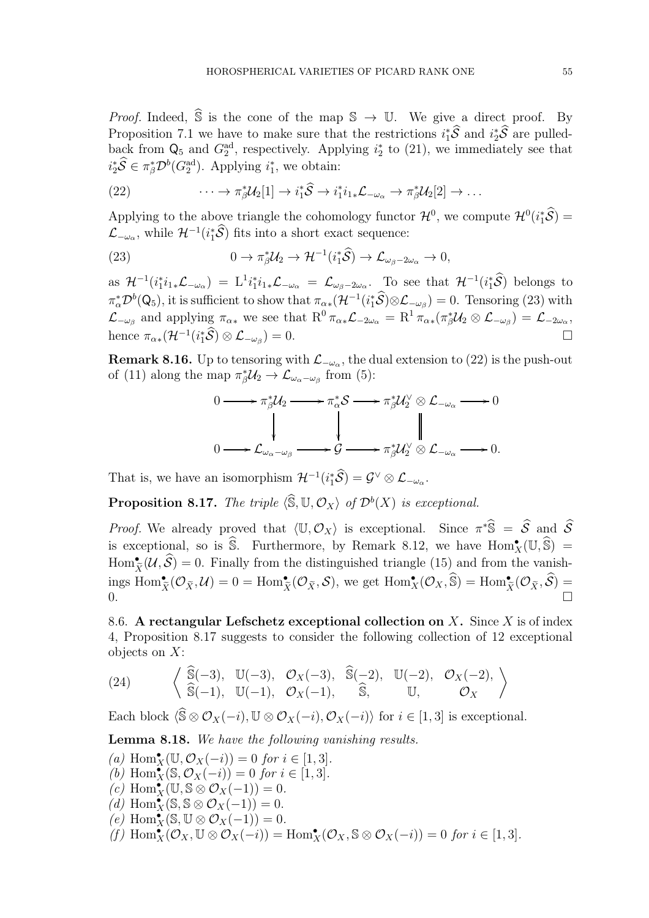*Proof.* Indeed, $\widehat{\mathbb{S}}$ is the cone of the map $\mathbb{S} \to \mathbb{U}$. We give a direct proof. By Proposition 7.1 we have to make sure that the restrictions $i_1^*\widehat{\mathcal{S}}$ and $i_2^*\widehat{\mathcal{S}}$ are pulled-back from $\mathsf{Q}_5$ and $G_2^{\mathrm{ad}}$, respectively. Applying $i_2^*$ to (21), we immediately see that $i_2^*\widehat{\mathcal{S}} \in \pi_\beta^*\mathcal{D}^b(G_2^{\mathrm{ad}})$. Applying $i_1^*$, we obtain:

$$\cdots \to \pi_\beta^*\mathcal{U}_2[1] \to i_1^*\widehat{\mathcal{S}} \to i_1^* i_{1*}\mathcal{L}_{-\omega_\alpha} \to \pi_\beta^*\mathcal{U}_2[2] \to \dots \tag{22}$$

Applying to the above triangle the cohomology functor $\mathcal{H}^0$, we compute $\mathcal{H}^0(i_1^*\widehat{\mathcal{S}}) = \mathcal{L}_{-\omega_\alpha}$, while $\mathcal{H}^{-1}(i_1^*\widehat{\mathcal{S}})$ fits into a short exact sequence:

$$0 \to \pi_\beta^*\mathcal{U}_2 \to \mathcal{H}^{-1}(i_1^*\widehat{\mathcal{S}}) \to \mathcal{L}_{\omega_\beta - 2\omega_\alpha} \to 0, \tag{23}$$

as $\mathcal{H}^{-1}(i_1^* i_{1*}\mathcal{L}_{-\omega_\alpha}) = \mathrm{L}^1 i_1^* i_{1*}\mathcal{L}_{-\omega_\alpha} = \mathcal{L}_{\omega_\beta - 2\omega_\alpha}$. To see that $\mathcal{H}^{-1}(i_1^*\widehat{\mathcal{S}})$ belongs to $\pi_\alpha^*\mathcal{D}^b(\mathsf{Q}_5)$, it is sufficient to show that $\pi_{\alpha*}(\mathcal{H}^{-1}(i_1^*\widehat{\mathcal{S}}) \otimes \mathcal{L}_{-\omega_\beta}) = 0$. Tensoring (23) with $\mathcal{L}_{-\omega_\beta}$ and applying $\pi_{\alpha*}$ we see that $\mathrm{R}^0\,\pi_{\alpha*}\mathcal{L}_{-2\omega_\alpha} = \mathrm{R}^1\,\pi_{\alpha*}(\pi_\beta^*\mathcal{U}_2 \otimes \mathcal{L}_{-\omega_\beta}) = \mathcal{L}_{-2\omega_\alpha}$, hence $\pi_{\alpha*}(\mathcal{H}^{-1}(i_1^*\widehat{\mathcal{S}}) \otimes \mathcal{L}_{-\omega_\beta}) = 0$. $\square$

**Remark 8.16.** Up to tensoring with $\mathcal{L}_{-\omega_\alpha}$, the dual extension to (22) is the push-out of (11) along the map $\pi_\beta^*\mathcal{U}_2 \to \mathcal{L}_{\omega_\alpha - \omega_\beta}$ from (5):

$$\begin{array}{ccccccccc}
0 & \longrightarrow & \pi_\beta^*\mathcal{U}_2 & \longrightarrow & \pi_\alpha^*\mathcal{S} & \longrightarrow & \pi_\beta^*\mathcal{U}_2^\vee \otimes \mathcal{L}_{-\omega_\alpha} & \longrightarrow & 0 \\
 & & \downarrow & & \downarrow & & \| & & \\
0 & \longrightarrow & \mathcal{L}_{\omega_\alpha - \omega_\beta} & \longrightarrow & \mathcal{G} & \longrightarrow & \pi_\beta^*\mathcal{U}_2^\vee \otimes \mathcal{L}_{-\omega_\alpha} & \longrightarrow & 0.
\end{array}$$

That is, we have an isomorphism $\mathcal{H}^{-1}(i_1^*\widehat{\mathcal{S}}) = \mathcal{G}^\vee \otimes \mathcal{L}_{-\omega_\alpha}$.

**Proposition 8.17.** *The triple $\langle \widehat{\mathbb{S}}, \mathbb{U}, \mathcal{O}_X \rangle$ of $\mathcal{D}^b(X)$ is exceptional.*

*Proof.* We already proved that $\langle \mathbb{U}, \mathcal{O}_X \rangle$ is exceptional. Since $\pi^*\widehat{\mathbb{S}} = \widehat{\mathcal{S}}$ and $\widehat{\mathcal{S}}$ is exceptional, so is $\widehat{\mathbb{S}}$. Furthermore, by Remark 8.12, we have $\mathrm{Hom}_X^\bullet(\mathbb{U}, \widehat{\mathbb{S}}) = \mathrm{Hom}_{\widetilde{X}}^\bullet(\mathcal{U}, \widehat{\mathcal{S}}) = 0$. Finally from the distinguished triangle (15) and from the vanishings $\mathrm{Hom}_{\widetilde{X}}^\bullet(\mathcal{O}_{\widetilde{X}}, \mathcal{U}) = 0 = \mathrm{Hom}_{\widetilde{X}}^\bullet(\mathcal{O}_{\widetilde{X}}, \mathcal{S})$, we get $\mathrm{Hom}_X^\bullet(\mathcal{O}_X, \widehat{\mathbb{S}}) = \mathrm{Hom}_{\widetilde{X}}^\bullet(\mathcal{O}_{\widetilde{X}}, \widehat{\mathcal{S}}) = 0$. $\square$

8.6. **A rectangular Lefschetz exceptional collection on $X$.** Since $X$ is of index 4, Proposition 8.17 suggests to consider the following collection of 12 exceptional objects on $X$:

$$\left\langle \begin{array}{cccccc} \widehat{\mathbb{S}}(-3), & \mathbb{U}(-3), & \mathcal{O}_X(-3), & \widehat{\mathbb{S}}(-2), & \mathbb{U}(-2), & \mathcal{O}_X(-2), \\ \widehat{\mathbb{S}}(-1), & \mathbb{U}(-1), & \mathcal{O}_X(-1), & \widehat{\mathbb{S}}, & \mathbb{U}, & \mathcal{O}_X \end{array} \right\rangle \tag{24}$$

Each block $\langle \widehat{\mathbb{S}} \otimes \mathcal{O}_X(-i), \mathbb{U} \otimes \mathcal{O}_X(-i), \mathcal{O}_X(-i) \rangle$ for $i \in [1,3]$ is exceptional.

**Lemma 8.18.** *We have the following vanishing results.*

*(a)* $\mathrm{Hom}_X^\bullet(\mathbb{U}, \mathcal{O}_X(-i)) = 0$ *for* $i \in [1,3]$.
*(b)* $\mathrm{Hom}_X^\bullet(\mathbb{S}, \mathcal{O}_X(-i)) = 0$ *for* $i \in [1,3]$.
*(c)* $\mathrm{Hom}_X^\bullet(\mathbb{U}, \mathbb{S} \otimes \mathcal{O}_X(-1)) = 0$.
*(d)* $\mathrm{Hom}_X^\bullet(\mathbb{S}, \mathbb{S} \otimes \mathcal{O}_X(-1)) = 0$.
*(e)* $\mathrm{Hom}_X^\bullet(\mathbb{S}, \mathbb{U} \otimes \mathcal{O}_X(-1)) = 0$.
*(f)* $\mathrm{Hom}_X^\bullet(\mathcal{O}_X, \mathbb{U} \otimes \mathcal{O}_X(-i)) = \mathrm{Hom}_X^\bullet(\mathcal{O}_X, \mathbb{S} \otimes \mathcal{O}_X(-i)) = 0$ *for* $i \in [1,3]$.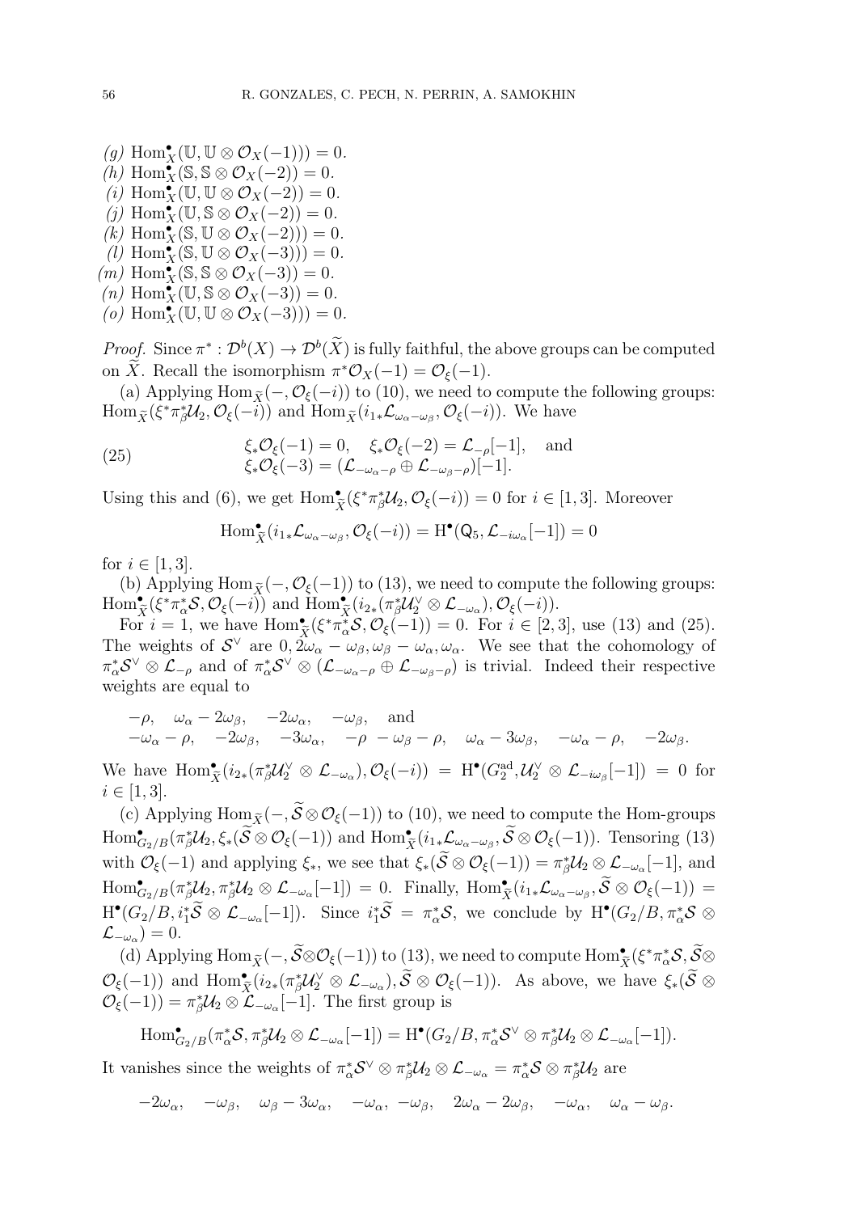(g) $\mathrm{Hom}^\bullet_X(\mathbb{U}, \mathbb{U} \otimes \mathcal{O}_X(-1))) = 0$.
(h) $\mathrm{Hom}^\bullet_X(\mathbb{S}, \mathbb{S} \otimes \mathcal{O}_X(-2)) = 0$.
(i) $\mathrm{Hom}^\bullet_X(\mathbb{U}, \mathbb{U} \otimes \mathcal{O}_X(-2)) = 0$.
(j) $\mathrm{Hom}^\bullet_X(\mathbb{U}, \mathbb{S} \otimes \mathcal{O}_X(-2)) = 0$.
(k) $\mathrm{Hom}^\bullet_X(\mathbb{S}, \mathbb{U} \otimes \mathcal{O}_X(-2))) = 0$.
(l) $\mathrm{Hom}^\bullet_X(\mathbb{S}, \mathbb{U} \otimes \mathcal{O}_X(-3))) = 0$.
(m) $\mathrm{Hom}^\bullet_X(\mathbb{S}, \mathbb{S} \otimes \mathcal{O}_X(-3)) = 0$.
(n) $\mathrm{Hom}^\bullet_X(\mathbb{U}, \mathbb{S} \otimes \mathcal{O}_X(-3)) = 0$.
(o) $\mathrm{Hom}^\bullet_X(\mathbb{U}, \mathbb{U} \otimes \mathcal{O}_X(-3))) = 0$.

*Proof.* Since $\pi^* : \mathcal{D}^b(X) \to \mathcal{D}^b(\widetilde{X})$ is fully faithful, the above groups can be computed on $\widetilde{X}$. Recall the isomorphism $\pi^*\mathcal{O}_X(-1) = \mathcal{O}_\xi(-1)$.

(a) Applying $\mathrm{Hom}_{\widetilde{X}}(-, \mathcal{O}_\xi(-i))$ to (10), we need to compute the following groups: $\mathrm{Hom}_{\widetilde{X}}(\xi^*\pi_\beta^*\mathcal{U}_2, \mathcal{O}_\xi(-i))$ and $\mathrm{Hom}_{\widetilde{X}}(i_{1*}\mathcal{L}_{\omega_\alpha-\omega_\beta}, \mathcal{O}_\xi(-i))$. We have

$$\begin{aligned} &\xi_*\mathcal{O}_\xi(-1) = 0, \quad \xi_*\mathcal{O}_\xi(-2) = \mathcal{L}_{-\rho}[-1], \quad \text{and} \\ &\xi_*\mathcal{O}_\xi(-3) = (\mathcal{L}_{-\omega_\alpha-\rho} \oplus \mathcal{L}_{-\omega_\beta-\rho})[-1]. \end{aligned} \tag{25}$$

Using this and (6), we get $\mathrm{Hom}^\bullet_{\widetilde{X}}(\xi^*\pi_\beta^*\mathcal{U}_2, \mathcal{O}_\xi(-i)) = 0$ for $i \in [1,3]$. Moreover

$$\mathrm{Hom}^\bullet_{\widetilde{X}}(i_{1*}\mathcal{L}_{\omega_\alpha-\omega_\beta}, \mathcal{O}_\xi(-i)) = \mathrm{H}^\bullet(\mathsf{Q}_5, \mathcal{L}_{-i\omega_\alpha}[-1]) = 0$$

for $i \in [1,3]$.

(b) Applying $\mathrm{Hom}_{\widetilde{X}}(-, \mathcal{O}_\xi(-1))$ to (13), we need to compute the following groups: $\mathrm{Hom}^\bullet_{\widetilde{X}}(\xi^*\pi_\alpha^*\mathcal{S}, \mathcal{O}_\xi(-i))$ and $\mathrm{Hom}^\bullet_{\widetilde{X}}(i_{2*}(\pi_\beta^*\mathcal{U}_2^\vee \otimes \mathcal{L}_{-\omega_\alpha}), \mathcal{O}_\xi(-i))$.

For $i = 1$, we have $\mathrm{Hom}^\bullet_{\widetilde{X}}(\xi^*\pi_\alpha^*\mathcal{S}, \mathcal{O}_\xi(-1)) = 0$. For $i \in [2,3]$, use (13) and (25). The weights of $\mathcal{S}^\vee$ are $0, 2\omega_\alpha - \omega_\beta, \omega_\beta - \omega_\alpha, \omega_\alpha$. We see that the cohomology of $\pi_\alpha^*\mathcal{S}^\vee \otimes \mathcal{L}_{-\rho}$ and of $\pi_\alpha^*\mathcal{S}^\vee \otimes (\mathcal{L}_{-\omega_\alpha-\rho} \oplus \mathcal{L}_{-\omega_\beta-\rho})$ is trivial. Indeed their respective weights are equal to

$$\begin{aligned} &-\rho, \quad \omega_\alpha - 2\omega_\beta, \quad -2\omega_\alpha, \quad -\omega_\beta, \quad \text{and} \\ &-\omega_\alpha - \rho, \quad -2\omega_\beta, \quad -3\omega_\alpha, \quad -\rho \ -\omega_\beta - \rho, \quad \omega_\alpha - 3\omega_\beta, \quad -\omega_\alpha - \rho, \quad -2\omega_\beta. \end{aligned}$$

We have $\mathrm{Hom}^\bullet_{\widetilde{X}}(i_{2*}(\pi_\beta^*\mathcal{U}_2^\vee \otimes \mathcal{L}_{-\omega_\alpha}), \mathcal{O}_\xi(-i)) = \mathrm{H}^\bullet(G_2^{\mathrm{ad}}, \mathcal{U}_2^\vee \otimes \mathcal{L}_{-i\omega_\beta}[-1]) = 0$ for $i \in [1,3]$.

(c) Applying $\mathrm{Hom}_{\widetilde{X}}(-, \widetilde{\mathcal{S}} \otimes \mathcal{O}_\xi(-1))$ to (10), we need to compute the Hom-groups $\mathrm{Hom}^\bullet_{G_2/B}(\pi_\beta^*\mathcal{U}_2, \xi_*(\widetilde{\mathcal{S}} \otimes \mathcal{O}_\xi(-1))$ and $\mathrm{Hom}^\bullet_{\widetilde{X}}(i_{1*}\mathcal{L}_{\omega_\alpha-\omega_\beta}, \widetilde{\mathcal{S}} \otimes \mathcal{O}_\xi(-1))$. Tensoring (13) with $\mathcal{O}_\xi(-1)$ and applying $\xi_*$, we see that $\xi_*(\widetilde{\mathcal{S}} \otimes \mathcal{O}_\xi(-1)) = \pi_\beta^*\mathcal{U}_2 \otimes \mathcal{L}_{-\omega_\alpha}[-1]$, and $\mathrm{Hom}^\bullet_{G_2/B}(\pi_\beta^*\mathcal{U}_2, \pi_\beta^*\mathcal{U}_2 \otimes \mathcal{L}_{-\omega_\alpha}[-1]) = 0$. Finally, $\mathrm{Hom}^\bullet_{\widetilde{X}}(i_{1*}\mathcal{L}_{\omega_\alpha-\omega_\beta}, \widetilde{\mathcal{S}} \otimes \mathcal{O}_\xi(-1)) = \mathrm{H}^\bullet(G_2/B, i_1^*\widetilde{\mathcal{S}} \otimes \mathcal{L}_{-\omega_\alpha}[-1])$. Since $i_1^*\widetilde{\mathcal{S}} = \pi_\alpha^*\mathcal{S}$, we conclude by $\mathrm{H}^\bullet(G_2/B, \pi_\alpha^*\mathcal{S} \otimes \mathcal{L}_{-\omega_\alpha}) = 0$.

(d) Applying $\mathrm{Hom}_{\widetilde{X}}(-, \widetilde{\mathcal{S}} \otimes \mathcal{O}_\xi(-1))$ to (13), we need to compute $\mathrm{Hom}^\bullet_{\widetilde{X}}(\xi^*\pi_\alpha^*\mathcal{S}, \widetilde{\mathcal{S}} \otimes \mathcal{O}_\xi(-1))$ and $\mathrm{Hom}^\bullet_{\widetilde{X}}(i_{2*}(\pi_\beta^*\mathcal{U}_2^\vee \otimes \mathcal{L}_{-\omega_\alpha}), \widetilde{\mathcal{S}} \otimes \mathcal{O}_\xi(-1))$. As above, we have $\xi_*(\widetilde{\mathcal{S}} \otimes \mathcal{O}_\xi(-1)) = \pi_\beta^*\mathcal{U}_2 \otimes \mathcal{L}_{-\omega_\alpha}[-1]$. The first group is

$$\mathrm{Hom}^\bullet_{G_2/B}(\pi_\alpha^*\mathcal{S}, \pi_\beta^*\mathcal{U}_2 \otimes \mathcal{L}_{-\omega_\alpha}[-1]) = \mathrm{H}^\bullet(G_2/B, \pi_\alpha^*\mathcal{S}^\vee \otimes \pi_\beta^*\mathcal{U}_2 \otimes \mathcal{L}_{-\omega_\alpha}[-1]).$$

It vanishes since the weights of $\pi_\alpha^*\mathcal{S}^\vee \otimes \pi_\beta^*\mathcal{U}_2 \otimes \mathcal{L}_{-\omega_\alpha} = \pi_\alpha^*\mathcal{S} \otimes \pi_\beta^*\mathcal{U}_2$ are

$$-2\omega_\alpha, \quad -\omega_\beta, \quad \omega_\beta - 3\omega_\alpha, \quad -\omega_\alpha, \ -\omega_\beta, \quad 2\omega_\alpha - 2\omega_\beta, \quad -\omega_\alpha, \quad \omega_\alpha - \omega_\beta.$$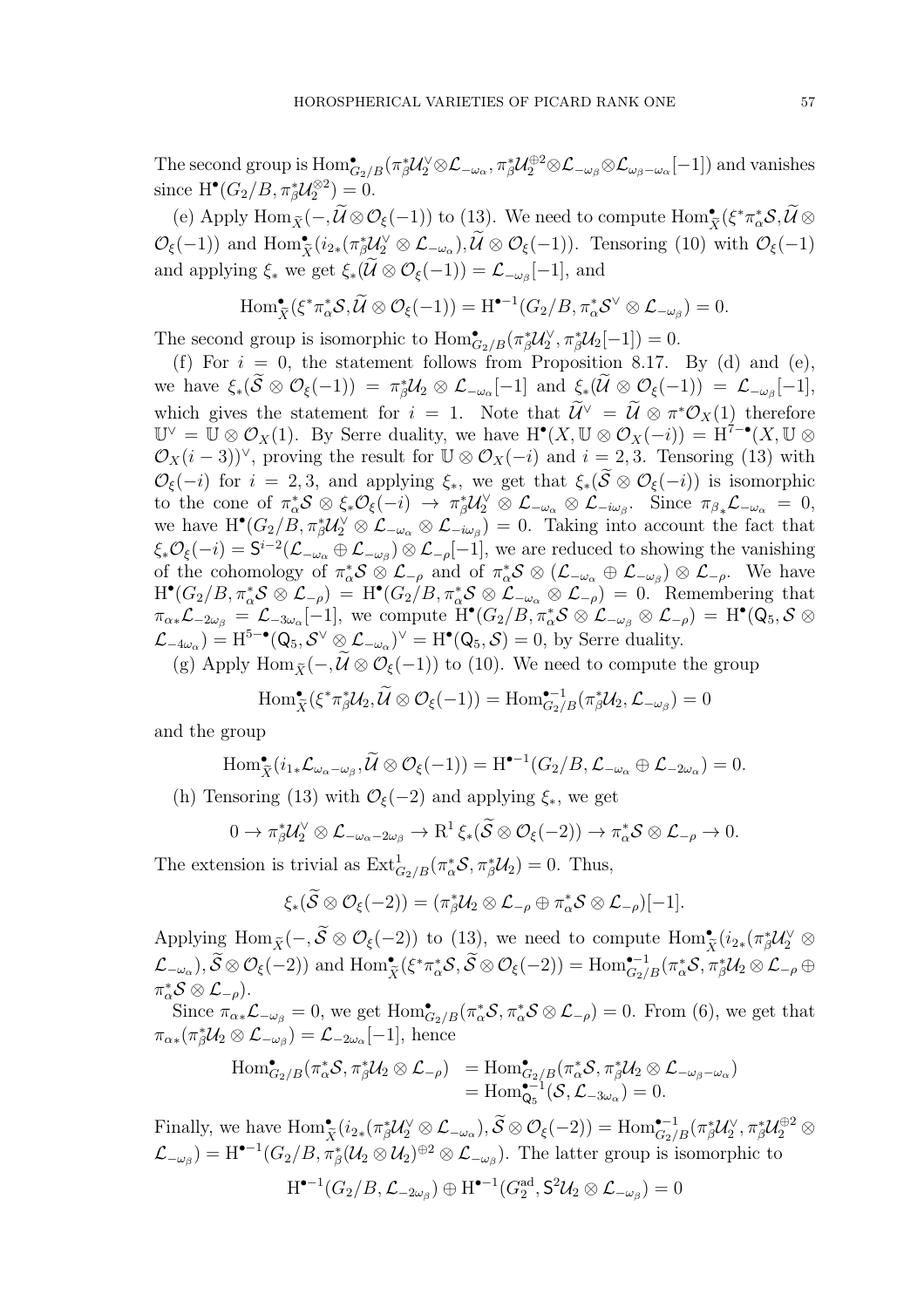The second group is $\mathrm{Hom}^\bullet_{G_2/B}(\pi_\beta^*\mathcal{U}_2^\vee \otimes \mathcal{L}_{-\omega_\alpha}, \pi_\beta^*\mathcal{U}_2^{\oplus 2} \otimes \mathcal{L}_{-\omega_\beta} \otimes \mathcal{L}_{\omega_\beta - \omega_\alpha}[-1])$ and vanishes since $\mathrm{H}^\bullet(G_2/B, \pi_\beta^*\mathcal{U}_2^{\otimes 2}) = 0$.

(e) Apply $\mathrm{Hom}_{\widetilde{X}}(-, \widetilde{\mathcal{U}} \otimes \mathcal{O}_\xi(-1))$ to (13). We need to compute $\mathrm{Hom}^\bullet_{\widetilde{X}}(\xi^*\pi_\alpha^*\mathcal{S}, \widetilde{\mathcal{U}} \otimes \mathcal{O}_\xi(-1))$ and $\mathrm{Hom}^\bullet_{\widetilde{X}}(i_{2*}(\pi_\beta^*\mathcal{U}_2^\vee \otimes \mathcal{L}_{-\omega_\alpha}), \widetilde{\mathcal{U}} \otimes \mathcal{O}_\xi(-1))$. Tensoring (10) with $\mathcal{O}_\xi(-1)$ and applying $\xi_*$ we get $\xi_*(\widetilde{\mathcal{U}} \otimes \mathcal{O}_\xi(-1)) = \mathcal{L}_{-\omega_\beta}[-1]$, and

$$\mathrm{Hom}^\bullet_{\widetilde{X}}(\xi^*\pi_\alpha^*\mathcal{S}, \widetilde{\mathcal{U}} \otimes \mathcal{O}_\xi(-1)) = \mathrm{H}^{\bullet-1}(G_2/B, \pi_\alpha^*\mathcal{S}^\vee \otimes \mathcal{L}_{-\omega_\beta}) = 0.$$

The second group is isomorphic to $\mathrm{Hom}^\bullet_{G_2/B}(\pi_\beta^*\mathcal{U}_2^\vee, \pi_\beta^*\mathcal{U}_2[-1]) = 0$.

(f) For $i = 0$, the statement follows from Proposition 8.17. By (d) and (e), we have $\xi_*(\widetilde{\mathcal{S}} \otimes \mathcal{O}_\xi(-1)) = \pi_\beta^*\mathcal{U}_2 \otimes \mathcal{L}_{-\omega_\alpha}[-1]$ and $\xi_*(\widetilde{\mathcal{U}} \otimes \mathcal{O}_\xi(-1)) = \mathcal{L}_{-\omega_\beta}[-1]$, which gives the statement for $i = 1$. Note that $\widetilde{\mathcal{U}}^\vee = \widetilde{\mathcal{U}} \otimes \pi^*\mathcal{O}_X(1)$ therefore $\mathbb{U}^\vee = \mathbb{U} \otimes \mathcal{O}_X(1)$. By Serre duality, we have $\mathrm{H}^\bullet(X, \mathbb{U} \otimes \mathcal{O}_X(-i)) = \mathrm{H}^{7-\bullet}(X, \mathbb{U} \otimes \mathcal{O}_X(i-3))^\vee$, proving the result for $\mathbb{U} \otimes \mathcal{O}_X(-i)$ and $i = 2, 3$. Tensoring (13) with $\mathcal{O}_\xi(-i)$ for $i = 2, 3$, and applying $\xi_*$, we get that $\xi_*(\widetilde{\mathcal{S}} \otimes \mathcal{O}_\xi(-i))$ is isomorphic to the cone of $\pi_\alpha^*\mathcal{S} \otimes \xi_*\mathcal{O}_\xi(-i) \to \pi_\beta^*\mathcal{U}_2^\vee \otimes \mathcal{L}_{-\omega_\alpha} \otimes \mathcal{L}_{-i\omega_\beta}$. Since $\pi_{\beta*}\mathcal{L}_{-\omega_\alpha} = 0$, we have $\mathrm{H}^\bullet(G_2/B, \pi_\beta^*\mathcal{U}_2^\vee \otimes \mathcal{L}_{-\omega_\alpha} \otimes \mathcal{L}_{-i\omega_\beta}) = 0$. Taking into account the fact that $\xi_*\mathcal{O}_\xi(-i) = \mathsf{S}^{i-2}(\mathcal{L}_{-\omega_\alpha} \oplus \mathcal{L}_{-\omega_\beta}) \otimes \mathcal{L}_{-\rho}[-1]$, we are reduced to showing the vanishing of the cohomology of $\pi_\alpha^*\mathcal{S} \otimes \mathcal{L}_{-\rho}$ and of $\pi_\alpha^*\mathcal{S} \otimes (\mathcal{L}_{-\omega_\alpha} \oplus \mathcal{L}_{-\omega_\beta}) \otimes \mathcal{L}_{-\rho}$. We have $\mathrm{H}^\bullet(G_2/B, \pi_\alpha^*\mathcal{S} \otimes \mathcal{L}_{-\rho}) = \mathrm{H}^\bullet(G_2/B, \pi_\alpha^*\mathcal{S} \otimes \mathcal{L}_{-\omega_\alpha} \otimes \mathcal{L}_{-\rho}) = 0$. Remembering that $\pi_{\alpha*}\mathcal{L}_{-2\omega_\beta} = \mathcal{L}_{-3\omega_\alpha}[-1]$, we compute $\mathrm{H}^\bullet(G_2/B, \pi_\alpha^*\mathcal{S} \otimes \mathcal{L}_{-\omega_\beta} \otimes \mathcal{L}_{-\rho}) = \mathrm{H}^\bullet(\mathsf{Q}_5, \mathcal{S} \otimes \mathcal{L}_{-4\omega_\alpha}) = \mathrm{H}^{5-\bullet}(\mathsf{Q}_5, \mathcal{S}^\vee \otimes \mathcal{L}_{-\omega_\alpha})^\vee = \mathrm{H}^\bullet(\mathsf{Q}_5, \mathcal{S}) = 0$, by Serre duality.

(g) Apply $\mathrm{Hom}_{\widetilde{X}}(-, \widetilde{\mathcal{U}} \otimes \mathcal{O}_\xi(-1))$ to (10). We need to compute the group

$$\mathrm{Hom}^\bullet_{\widetilde{X}}(\xi^*\pi_\beta^*\mathcal{U}_2, \widetilde{\mathcal{U}} \otimes \mathcal{O}_\xi(-1)) = \mathrm{Hom}^{\bullet-1}_{G_2/B}(\pi_\beta^*\mathcal{U}_2, \mathcal{L}_{-\omega_\beta}) = 0$$

and the group

$$\mathrm{Hom}^\bullet_{\widetilde{X}}(i_{1*}\mathcal{L}_{\omega_\alpha - \omega_\beta}, \widetilde{\mathcal{U}} \otimes \mathcal{O}_\xi(-1)) = \mathrm{H}^{\bullet-1}(G_2/B, \mathcal{L}_{-\omega_\alpha} \oplus \mathcal{L}_{-2\omega_\alpha}) = 0.$$

(h) Tensoring (13) with $\mathcal{O}_\xi(-2)$ and applying $\xi_*$, we get

$$0 \to \pi_\beta^*\mathcal{U}_2^\vee \otimes \mathcal{L}_{-\omega_\alpha - 2\omega_\beta} \to \mathrm{R}^1\,\xi_*(\widetilde{\mathcal{S}} \otimes \mathcal{O}_\xi(-2)) \to \pi_\alpha^*\mathcal{S} \otimes \mathcal{L}_{-\rho} \to 0.$$

The extension is trivial as $\mathrm{Ext}^1_{G_2/B}(\pi_\alpha^*\mathcal{S}, \pi_\beta^*\mathcal{U}_2) = 0$. Thus,

$$\xi_*(\widetilde{\mathcal{S}} \otimes \mathcal{O}_\xi(-2)) = (\pi_\beta^*\mathcal{U}_2 \otimes \mathcal{L}_{-\rho} \oplus \pi_\alpha^*\mathcal{S} \otimes \mathcal{L}_{-\rho})[-1].$$

Applying $\mathrm{Hom}_{\widetilde{X}}(-, \widetilde{\mathcal{S}} \otimes \mathcal{O}_\xi(-2))$ to (13), we need to compute $\mathrm{Hom}^\bullet_{\widetilde{X}}(i_{2*}(\pi_\beta^*\mathcal{U}_2^\vee \otimes \mathcal{L}_{-\omega_\alpha}), \widetilde{\mathcal{S}} \otimes \mathcal{O}_\xi(-2))$ and $\mathrm{Hom}^\bullet_{\widetilde{X}}(\xi^*\pi_\alpha^*\mathcal{S}, \widetilde{\mathcal{S}} \otimes \mathcal{O}_\xi(-2)) = \mathrm{Hom}^{\bullet-1}_{G_2/B}(\pi_\alpha^*\mathcal{S}, \pi_\beta^*\mathcal{U}_2 \otimes \mathcal{L}_{-\rho} \oplus \pi_\alpha^*\mathcal{S} \otimes \mathcal{L}_{-\rho})$.

Since $\pi_{\alpha*}\mathcal{L}_{-\omega_\beta} = 0$, we get $\mathrm{Hom}^\bullet_{G_2/B}(\pi_\alpha^*\mathcal{S}, \pi_\alpha^*\mathcal{S} \otimes \mathcal{L}_{-\rho}) = 0$. From (6), we get that $\pi_{\alpha*}(\pi_\beta^*\mathcal{U}_2 \otimes \mathcal{L}_{-\omega_\beta}) = \mathcal{L}_{-2\omega_\alpha}[-1]$, hence

$$\begin{aligned} \mathrm{Hom}^\bullet_{G_2/B}(\pi_\alpha^*\mathcal{S}, \pi_\beta^*\mathcal{U}_2 \otimes \mathcal{L}_{-\rho}) &= \mathrm{Hom}^\bullet_{G_2/B}(\pi_\alpha^*\mathcal{S}, \pi_\beta^*\mathcal{U}_2 \otimes \mathcal{L}_{-\omega_\beta - \omega_\alpha}) \\ &= \mathrm{Hom}^{\bullet-1}_{\mathsf{Q}_5}(\mathcal{S}, \mathcal{L}_{-3\omega_\alpha}) = 0. \end{aligned}$$

Finally, we have $\mathrm{Hom}^\bullet_{\widetilde{X}}(i_{2*}(\pi_\beta^*\mathcal{U}_2^\vee \otimes \mathcal{L}_{-\omega_\alpha}), \widetilde{\mathcal{S}} \otimes \mathcal{O}_\xi(-2)) = \mathrm{Hom}^{\bullet-1}_{G_2/B}(\pi_\beta^*\mathcal{U}_2^\vee, \pi_\beta^*\mathcal{U}_2^{\oplus 2} \otimes \mathcal{L}_{-\omega_\beta}) = \mathrm{H}^{\bullet-1}(G_2/B, \pi_\beta^*(\mathcal{U}_2 \otimes \mathcal{U}_2)^{\oplus 2} \otimes \mathcal{L}_{-\omega_\beta})$. The latter group is isomorphic to

$$\mathrm{H}^{\bullet-1}(G_2/B, \mathcal{L}_{-2\omega_\beta}) \oplus \mathrm{H}^{\bullet-1}(G_2^{\mathrm{ad}}, \mathsf{S}^2\mathcal{U}_2 \otimes \mathcal{L}_{-\omega_\beta}) = 0$$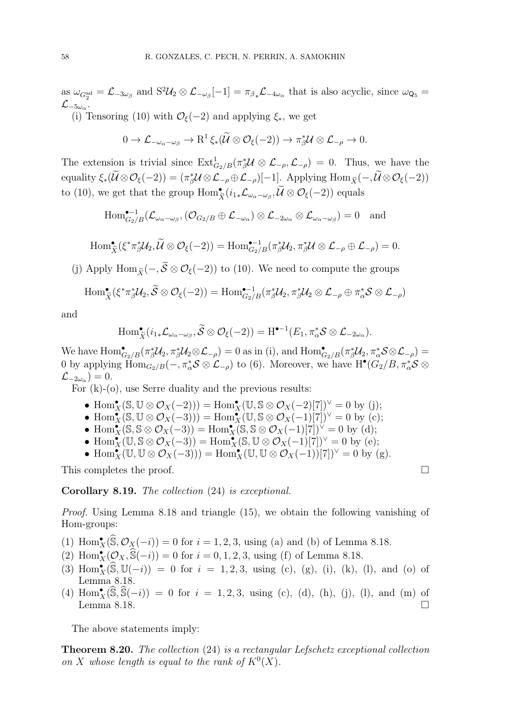as $\omega_{G_2^{\mathrm{ad}}} = \mathcal{L}_{-3\omega_\beta}$ and $\mathrm{S}^2\mathcal{U}_2 \otimes \mathcal{L}_{-\omega_\beta}[-1] = \pi_{\beta *}\mathcal{L}_{-4\omega_\alpha}$ that is also acyclic, since $\omega_{\mathsf{Q}_5} = \mathcal{L}_{-5\omega_\alpha}$.

(i) Tensoring (10) with $\mathcal{O}_\xi(-2)$ and applying $\xi_*$, we get

$$0 \to \mathcal{L}_{-\omega_\alpha-\omega_\beta} \to \mathrm{R}^1\,\xi_*(\widetilde{\mathcal{U}} \otimes \mathcal{O}_\xi(-2)) \to \pi_\beta^*\mathcal{U} \otimes \mathcal{L}_{-\rho} \to 0.$$

The extension is trivial since $\mathrm{Ext}^1_{G_2/B}(\pi_\beta^*\mathcal{U} \otimes \mathcal{L}_{-\rho}, \mathcal{L}_{-\rho}) = 0$. Thus, we have the equality $\xi_*(\widetilde{\mathcal{U}} \otimes \mathcal{O}_\xi(-2)) = (\pi_\beta^*\mathcal{U} \otimes \mathcal{L}_{-\rho} \oplus \mathcal{L}_{-\rho})[-1]$. Applying $\mathrm{Hom}_{\widetilde{X}}(-, \widetilde{\mathcal{U}} \otimes \mathcal{O}_\xi(-2))$ to (10), we get that the group $\mathrm{Hom}^\bullet_{\widetilde{X}}(i_{1*}\mathcal{L}_{\omega_\alpha-\omega_\beta}, \widetilde{\mathcal{U}} \otimes \mathcal{O}_\xi(-2))$ equals

$$\mathrm{Hom}^{\bullet-1}_{G_2/B}(\mathcal{L}_{\omega_\alpha-\omega_\beta}, (\mathcal{O}_{G_2/B} \oplus \mathcal{L}_{-\omega_\alpha}) \otimes \mathcal{L}_{-2\omega_\alpha} \otimes \mathcal{L}_{\omega_\alpha-\omega_\beta}) = 0 \quad \text{and}$$

$$\mathrm{Hom}^\bullet_{\widetilde{X}}(\xi^*\pi_\beta^*\mathcal{U}_2, \widetilde{\mathcal{U}} \otimes \mathcal{O}_\xi(-2)) = \mathrm{Hom}^{\bullet-1}_{G_2/B}(\pi_\beta^*\mathcal{U}_2, \pi_\beta^*\mathcal{U} \otimes \mathcal{L}_{-\rho} \oplus \mathcal{L}_{-\rho}) = 0.$$

(j) Apply $\mathrm{Hom}_{\widetilde{X}}(-, \widetilde{\mathcal{S}} \otimes \mathcal{O}_\xi(-2))$ to (10). We need to compute the groups

$$\mathrm{Hom}^\bullet_{\widetilde{X}}(\xi^*\pi_\beta^*\mathcal{U}_2, \widetilde{\mathcal{S}} \otimes \mathcal{O}_\xi(-2)) = \mathrm{Hom}^{\bullet-1}_{G_2/B}(\pi_\beta^*\mathcal{U}_2, \pi_\beta^*\mathcal{U}_2 \otimes \mathcal{L}_{-\rho} \oplus \pi_\alpha^*\mathcal{S} \otimes \mathcal{L}_{-\rho})$$

and

$$\mathrm{Hom}^\bullet_{\widetilde{X}}(i_{1*}\mathcal{L}_{\omega_\alpha-\omega_\beta}, \widetilde{\mathcal{S}} \otimes \mathcal{O}_\xi(-2)) = \mathrm{H}^{\bullet-1}(E_1, \pi_\alpha^*\mathcal{S} \otimes \mathcal{L}_{-2\omega_\alpha}).$$

We have $\mathrm{Hom}^\bullet_{G_2/B}(\pi_\beta^*\mathcal{U}_2, \pi_\beta^*\mathcal{U}_2 \otimes \mathcal{L}_{-\rho}) = 0$ as in (i), and $\mathrm{Hom}^\bullet_{G_2/B}(\pi_\beta^*\mathcal{U}_2, \pi_\alpha^*\mathcal{S} \otimes \mathcal{L}_{-\rho}) = 0$ by applying $\mathrm{Hom}_{G_2/B}(-, \pi_\alpha^*\mathcal{S} \otimes \mathcal{L}_{-\rho})$ to (6). Moreover, we have $\mathrm{H}^\bullet(G_2/B, \pi_\alpha^*\mathcal{S} \otimes \mathcal{L}_{-2\omega_\alpha}) = 0$.

For (k)-(o), use Serre duality and the previous results:

- $\mathrm{Hom}^\bullet_X(\mathbb{S}, \mathbb{U} \otimes \mathcal{O}_X(-2))) = \mathrm{Hom}^\bullet_X(\mathbb{U}, \mathbb{S} \otimes \mathcal{O}_X(-2)[7])^\vee = 0$ by (j);
- $\mathrm{Hom}^\bullet_X(\mathbb{S}, \mathbb{U} \otimes \mathcal{O}_X(-3))) = \mathrm{Hom}^\bullet_X(\mathbb{U}, \mathbb{S} \otimes \mathcal{O}_X(-1)[7])^\vee = 0$ by (c);
- $\mathrm{Hom}^\bullet_X(\mathbb{S}, \mathbb{S} \otimes \mathcal{O}_X(-3)) = \mathrm{Hom}^\bullet_X(\mathbb{S}, \mathbb{S} \otimes \mathcal{O}_X(-1)[7])^\vee = 0$ by (d);
- $\mathrm{Hom}^\bullet_X(\mathbb{U}, \mathbb{S} \otimes \mathcal{O}_X(-3)) = \mathrm{Hom}^\bullet_X(\mathbb{S}, \mathbb{U} \otimes \mathcal{O}_X(-1)[7])^\vee = 0$ by (e);
- $\mathrm{Hom}^\bullet_X(\mathbb{U}, \mathbb{U} \otimes \mathcal{O}_X(-3))) = \mathrm{Hom}^\bullet_X(\mathbb{U}, \mathbb{U} \otimes \mathcal{O}_X(-1))[7])^\vee = 0$ by (g).

This completes the proof. □

**Corollary 8.19.** *The collection* (24) *is exceptional.*

*Proof.* Using Lemma 8.18 and triangle (15), we obtain the following vanishing of Hom-groups:

(1) $\mathrm{Hom}^\bullet_X(\widehat{\mathbb{S}}, \mathcal{O}_X(-i)) = 0$ for $i = 1, 2, 3$, using (a) and (b) of Lemma 8.18.
(2) $\mathrm{Hom}^\bullet_X(\mathcal{O}_X, \widehat{\mathbb{S}}(-i)) = 0$ for $i = 0, 1, 2, 3$, using (f) of Lemma 8.18.
(3) $\mathrm{Hom}^\bullet_X(\widehat{\mathbb{S}}, \mathbb{U}(-i)) = 0$ for $i = 1, 2, 3$, using (c), (g), (i), (k), (l), and (o) of Lemma 8.18.
(4) $\mathrm{Hom}^\bullet_X(\widehat{\mathbb{S}}, \widehat{\mathbb{S}}(-i)) = 0$ for $i = 1, 2, 3$, using (c), (d), (h), (j), (l), and (m) of Lemma 8.18. □

The above statements imply:

**Theorem 8.20.** *The collection* (24) *is a rectangular Lefschetz exceptional collection on $X$ whose length is equal to the rank of $K^0(X)$.*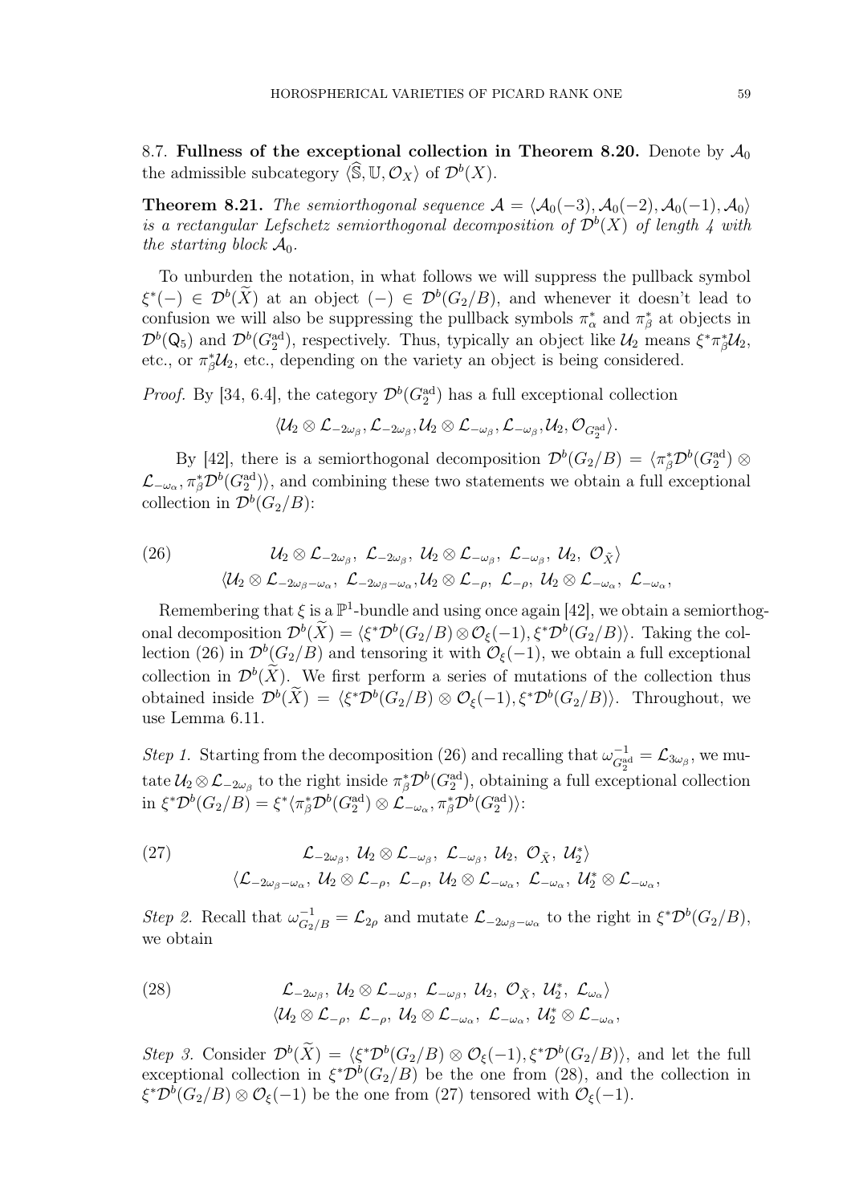8.7. **Fullness of the exceptional collection in Theorem 8.20.** Denote by $\mathcal{A}_0$ the admissible subcategory $\langle \widehat{\mathbb{S}}, \mathbb{U}, \mathcal{O}_X \rangle$ of $\mathcal{D}^b(X)$.

**Theorem 8.21.** *The semiorthogonal sequence $\mathcal{A} = \langle \mathcal{A}_0(-3), \mathcal{A}_0(-2), \mathcal{A}_0(-1), \mathcal{A}_0 \rangle$ is a rectangular Lefschetz semiorthogonal decomposition of $\mathcal{D}^b(X)$ of length 4 with the starting block $\mathcal{A}_0$.*

To unburden the notation, in what follows we will suppress the pullback symbol $\xi^*(-) \in \mathcal{D}^b(\widetilde{X})$ at an object $(-) \in \mathcal{D}^b(G_2/B)$, and whenever it doesn't lead to confusion we will also be suppressing the pullback symbols $\pi_\alpha^*$ and $\pi_\beta^*$ at objects in $\mathcal{D}^b(\mathsf{Q}_5)$ and $\mathcal{D}^b(G_2^{\mathrm{ad}})$, respectively. Thus, typically an object like $\mathcal{U}_2$ means $\xi^*\pi_\beta^*\mathcal{U}_2$, etc., or $\pi_\beta^*\mathcal{U}_2$, etc., depending on the variety an object is being considered.

*Proof.* By [34, 6.4], the category $\mathcal{D}^b(G_2^{\mathrm{ad}})$ has a full exceptional collection

$$\langle \mathcal{U}_2 \otimes \mathcal{L}_{-2\omega_\beta}, \mathcal{L}_{-2\omega_\beta}, \mathcal{U}_2 \otimes \mathcal{L}_{-\omega_\beta}, \mathcal{L}_{-\omega_\beta}, \mathcal{U}_2, \mathcal{O}_{G_2^{\mathrm{ad}}} \rangle.$$

By [42], there is a semiorthogonal decomposition $\mathcal{D}^b(G_2/B) = \langle \pi_\beta^*\mathcal{D}^b(G_2^{\mathrm{ad}}) \otimes \mathcal{L}_{-\omega_\alpha}, \pi_\beta^*\mathcal{D}^b(G_2^{\mathrm{ad}}) \rangle$, and combining these two statements we obtain a full exceptional collection in $\mathcal{D}^b(G_2/B)$:

$$(26) \qquad \begin{gathered} \langle \mathcal{U}_2 \otimes \mathcal{L}_{-2\omega_\beta - \omega_\alpha},\ \mathcal{L}_{-2\omega_\beta - \omega_\alpha}, \mathcal{U}_2 \otimes \mathcal{L}_{-\rho},\ \mathcal{L}_{-\rho},\ \mathcal{U}_2 \otimes \mathcal{L}_{-\omega_\alpha},\ \mathcal{L}_{-\omega_\alpha}, \\ \mathcal{U}_2 \otimes \mathcal{L}_{-2\omega_\beta},\ \mathcal{L}_{-2\omega_\beta},\ \mathcal{U}_2 \otimes \mathcal{L}_{-\omega_\beta},\ \mathcal{L}_{-\omega_\beta},\ \mathcal{U}_2,\ \mathcal{O}_{\tilde{X}} \rangle \end{gathered}$$

Remembering that $\xi$ is a $\mathbb{P}^1$-bundle and using once again [42], we obtain a semiorthogonal decomposition $\mathcal{D}^b(\widetilde{X}) = \langle \xi^*\mathcal{D}^b(G_2/B) \otimes \mathcal{O}_\xi(-1), \xi^*\mathcal{D}^b(G_2/B) \rangle$. Taking the collection (26) in $\mathcal{D}^b(G_2/B)$ and tensoring it with $\mathcal{O}_\xi(-1)$, we obtain a full exceptional collection in $\mathcal{D}^b(\widetilde{X})$. We first perform a series of mutations of the collection thus obtained inside $\mathcal{D}^b(\widetilde{X}) = \langle \xi^*\mathcal{D}^b(G_2/B) \otimes \mathcal{O}_\xi(-1), \xi^*\mathcal{D}^b(G_2/B) \rangle$. Throughout, we use Lemma 6.11.

*Step 1.* Starting from the decomposition (26) and recalling that $\omega_{G_2^{\mathrm{ad}}}^{-1} = \mathcal{L}_{3\omega_\beta}$, we mutate $\mathcal{U}_2 \otimes \mathcal{L}_{-2\omega_\beta}$ to the right inside $\pi_\beta^*\mathcal{D}^b(G_2^{\mathrm{ad}})$, obtaining a full exceptional collection in $\xi^*\mathcal{D}^b(G_2/B) = \xi^*\langle \pi_\beta^*\mathcal{D}^b(G_2^{\mathrm{ad}}) \otimes \mathcal{L}_{-\omega_\alpha}, \pi_\beta^*\mathcal{D}^b(G_2^{\mathrm{ad}}) \rangle$:

$$(27) \qquad \begin{gathered} \langle \mathcal{L}_{-2\omega_\beta - \omega_\alpha},\ \mathcal{U}_2 \otimes \mathcal{L}_{-\rho},\ \mathcal{L}_{-\rho},\ \mathcal{U}_2 \otimes \mathcal{L}_{-\omega_\alpha},\ \mathcal{L}_{-\omega_\alpha},\ \mathcal{U}_2^* \otimes \mathcal{L}_{-\omega_\alpha}, \\ \mathcal{L}_{-2\omega_\beta},\ \mathcal{U}_2 \otimes \mathcal{L}_{-\omega_\beta},\ \mathcal{L}_{-\omega_\beta},\ \mathcal{U}_2,\ \mathcal{O}_{\tilde{X}},\ \mathcal{U}_2^* \rangle \end{gathered}$$

*Step 2.* Recall that $\omega_{G_2/B}^{-1} = \mathcal{L}_{2\rho}$ and mutate $\mathcal{L}_{-2\omega_\beta - \omega_\alpha}$ to the right in $\xi^*\mathcal{D}^b(G_2/B)$, we obtain

$$(28) \qquad \begin{gathered} \langle \mathcal{U}_2 \otimes \mathcal{L}_{-\rho},\ \mathcal{L}_{-\rho},\ \mathcal{U}_2 \otimes \mathcal{L}_{-\omega_\alpha},\ \mathcal{L}_{-\omega_\alpha},\ \mathcal{U}_2^* \otimes \mathcal{L}_{-\omega_\alpha}, \\ \mathcal{L}_{-2\omega_\beta},\ \mathcal{U}_2 \otimes \mathcal{L}_{-\omega_\beta},\ \mathcal{L}_{-\omega_\beta},\ \mathcal{U}_2,\ \mathcal{O}_{\tilde{X}},\ \mathcal{U}_2^*,\ \mathcal{L}_{\omega_\alpha} \rangle \end{gathered}$$

*Step 3.* Consider $\mathcal{D}^b(\widetilde{X}) = \langle \xi^*\mathcal{D}^b(G_2/B) \otimes \mathcal{O}_\xi(-1), \xi^*\mathcal{D}^b(G_2/B) \rangle$, and let the full exceptional collection in $\xi^*\mathcal{D}^b(G_2/B)$ be the one from (28), and the collection in $\xi^*\mathcal{D}^b(G_2/B) \otimes \mathcal{O}_\xi(-1)$ be the one from (27) tensored with $\mathcal{O}_\xi(-1)$.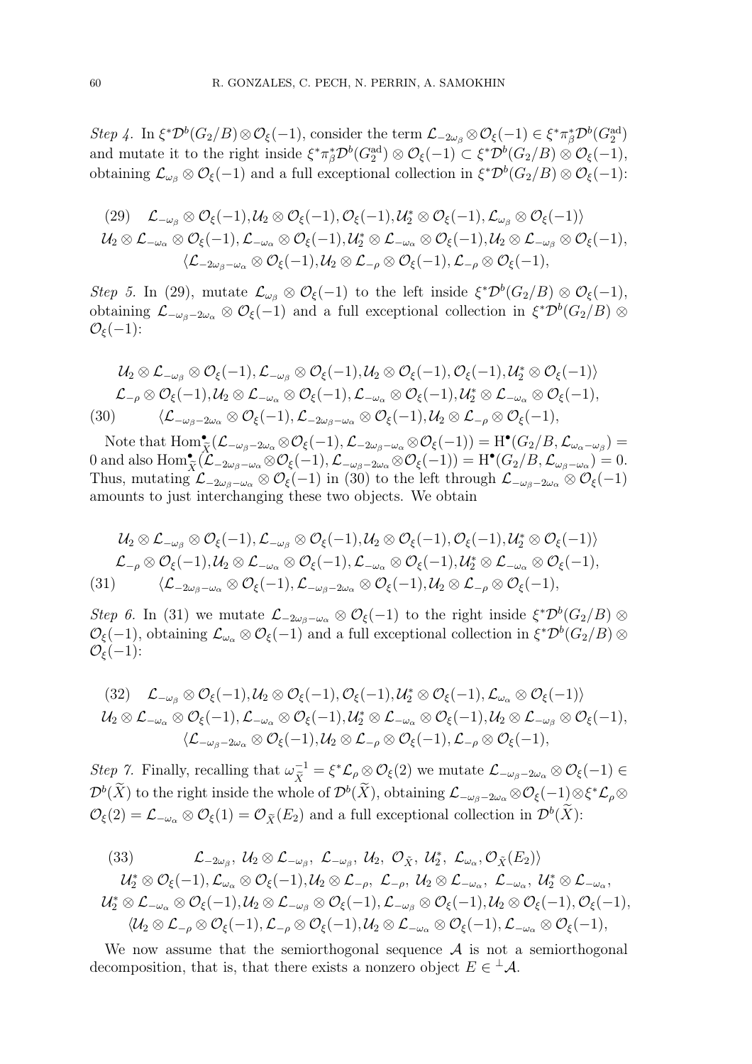*Step 4.* In $\xi^*\mathcal{D}^b(G_2/B)\otimes\mathcal{O}_\xi(-1)$, consider the term $\mathcal{L}_{-2\omega_\beta}\otimes\mathcal{O}_\xi(-1)\in\xi^*\pi_\beta^*\mathcal{D}^b(G_2^{\mathrm{ad}})$ and mutate it to the right inside $\xi^*\pi_\beta^*\mathcal{D}^b(G_2^{\mathrm{ad}})\otimes\mathcal{O}_\xi(-1)\subset\xi^*\mathcal{D}^b(G_2/B)\otimes\mathcal{O}_\xi(-1)$, obtaining $\mathcal{L}_{\omega_\beta}\otimes\mathcal{O}_\xi(-1)$ and a full exceptional collection in $\xi^*\mathcal{D}^b(G_2/B)\otimes\mathcal{O}_\xi(-1)$:

$$
\begin{gathered}
(29)\quad \mathcal{L}_{-\omega_\beta}\otimes\mathcal{O}_\xi(-1),\mathcal{U}_2\otimes\mathcal{O}_\xi(-1),\mathcal{O}_\xi(-1),\mathcal{U}_2^*\otimes\mathcal{O}_\xi(-1),\mathcal{L}_{\omega_\beta}\otimes\mathcal{O}_\xi(-1)\rangle\\
\mathcal{U}_2\otimes\mathcal{L}_{-\omega_\alpha}\otimes\mathcal{O}_\xi(-1),\mathcal{L}_{-\omega_\alpha}\otimes\mathcal{O}_\xi(-1),\mathcal{U}_2^*\otimes\mathcal{L}_{-\omega_\alpha}\otimes\mathcal{O}_\xi(-1),\mathcal{U}_2\otimes\mathcal{L}_{-\omega_\beta}\otimes\mathcal{O}_\xi(-1),\\
\langle\mathcal{L}_{-2\omega_\beta-\omega_\alpha}\otimes\mathcal{O}_\xi(-1),\mathcal{U}_2\otimes\mathcal{L}_{-\rho}\otimes\mathcal{O}_\xi(-1),\mathcal{L}_{-\rho}\otimes\mathcal{O}_\xi(-1),
\end{gathered}
$$

*Step 5.* In (29), mutate $\mathcal{L}_{\omega_\beta}\otimes\mathcal{O}_\xi(-1)$ to the left inside $\xi^*\mathcal{D}^b(G_2/B)\otimes\mathcal{O}_\xi(-1)$, obtaining $\mathcal{L}_{-\omega_\beta-2\omega_\alpha}\otimes\mathcal{O}_\xi(-1)$ and a full exceptional collection in $\xi^*\mathcal{D}^b(G_2/B)\otimes\mathcal{O}_\xi(-1)$:

$$
\begin{gathered}
\mathcal{U}_2\otimes\mathcal{L}_{-\omega_\beta}\otimes\mathcal{O}_\xi(-1),\mathcal{L}_{-\omega_\beta}\otimes\mathcal{O}_\xi(-1),\mathcal{U}_2\otimes\mathcal{O}_\xi(-1),\mathcal{O}_\xi(-1),\mathcal{U}_2^*\otimes\mathcal{O}_\xi(-1)\rangle\\
\mathcal{L}_{-\rho}\otimes\mathcal{O}_\xi(-1),\mathcal{U}_2\otimes\mathcal{L}_{-\omega_\alpha}\otimes\mathcal{O}_\xi(-1),\mathcal{L}_{-\omega_\alpha}\otimes\mathcal{O}_\xi(-1),\mathcal{U}_2^*\otimes\mathcal{L}_{-\omega_\alpha}\otimes\mathcal{O}_\xi(-1),\\
(30)\qquad\langle\mathcal{L}_{-\omega_\beta-2\omega_\alpha}\otimes\mathcal{O}_\xi(-1),\mathcal{L}_{-2\omega_\beta-\omega_\alpha}\otimes\mathcal{O}_\xi(-1),\mathcal{U}_2\otimes\mathcal{L}_{-\rho}\otimes\mathcal{O}_\xi(-1),
\end{gathered}
$$

Note that $\mathrm{Hom}^\bullet_{\widetilde{X}}(\mathcal{L}_{-\omega_\beta-2\omega_\alpha}\otimes\mathcal{O}_\xi(-1),\mathcal{L}_{-2\omega_\beta-\omega_\alpha}\otimes\mathcal{O}_\xi(-1))=\mathrm{H}^\bullet(G_2/B,\mathcal{L}_{\omega_\alpha-\omega_\beta})=0$ and also $\mathrm{Hom}^\bullet_{\widetilde{X}}(\mathcal{L}_{-2\omega_\beta-\omega_\alpha}\otimes\mathcal{O}_\xi(-1),\mathcal{L}_{-\omega_\beta-2\omega_\alpha}\otimes\mathcal{O}_\xi(-1))=\mathrm{H}^\bullet(G_2/B,\mathcal{L}_{\omega_\beta-\omega_\alpha})=0$. Thus, mutating $\mathcal{L}_{-2\omega_\beta-\omega_\alpha}\otimes\mathcal{O}_\xi(-1)$ in (30) to the left through $\mathcal{L}_{-\omega_\beta-2\omega_\alpha}\otimes\mathcal{O}_\xi(-1)$ amounts to just interchanging these two objects. We obtain

$$
\begin{gathered}
\mathcal{U}_2\otimes\mathcal{L}_{-\omega_\beta}\otimes\mathcal{O}_\xi(-1),\mathcal{L}_{-\omega_\beta}\otimes\mathcal{O}_\xi(-1),\mathcal{U}_2\otimes\mathcal{O}_\xi(-1),\mathcal{O}_\xi(-1),\mathcal{U}_2^*\otimes\mathcal{O}_\xi(-1)\rangle\\
\mathcal{L}_{-\rho}\otimes\mathcal{O}_\xi(-1),\mathcal{U}_2\otimes\mathcal{L}_{-\omega_\alpha}\otimes\mathcal{O}_\xi(-1),\mathcal{L}_{-\omega_\alpha}\otimes\mathcal{O}_\xi(-1),\mathcal{U}_2^*\otimes\mathcal{L}_{-\omega_\alpha}\otimes\mathcal{O}_\xi(-1),\\
(31)\qquad\langle\mathcal{L}_{-2\omega_\beta-\omega_\alpha}\otimes\mathcal{O}_\xi(-1),\mathcal{L}_{-\omega_\beta-2\omega_\alpha}\otimes\mathcal{O}_\xi(-1),\mathcal{U}_2\otimes\mathcal{L}_{-\rho}\otimes\mathcal{O}_\xi(-1),
\end{gathered}
$$

*Step 6.* In (31) we mutate $\mathcal{L}_{-2\omega_\beta-\omega_\alpha}\otimes\mathcal{O}_\xi(-1)$ to the right inside $\xi^*\mathcal{D}^b(G_2/B)\otimes\mathcal{O}_\xi(-1)$, obtaining $\mathcal{L}_{\omega_\alpha}\otimes\mathcal{O}_\xi(-1)$ and a full exceptional collection in $\xi^*\mathcal{D}^b(G_2/B)\otimes\mathcal{O}_\xi(-1)$:

$$
\begin{gathered}
(32)\quad \mathcal{L}_{-\omega_\beta}\otimes\mathcal{O}_\xi(-1),\mathcal{U}_2\otimes\mathcal{O}_\xi(-1),\mathcal{O}_\xi(-1),\mathcal{U}_2^*\otimes\mathcal{O}_\xi(-1),\mathcal{L}_{\omega_\alpha}\otimes\mathcal{O}_\xi(-1)\rangle\\
\mathcal{U}_2\otimes\mathcal{L}_{-\omega_\alpha}\otimes\mathcal{O}_\xi(-1),\mathcal{L}_{-\omega_\alpha}\otimes\mathcal{O}_\xi(-1),\mathcal{U}_2^*\otimes\mathcal{L}_{-\omega_\alpha}\otimes\mathcal{O}_\xi(-1),\mathcal{U}_2\otimes\mathcal{L}_{-\omega_\beta}\otimes\mathcal{O}_\xi(-1),\\
\langle\mathcal{L}_{-\omega_\beta-2\omega_\alpha}\otimes\mathcal{O}_\xi(-1),\mathcal{U}_2\otimes\mathcal{L}_{-\rho}\otimes\mathcal{O}_\xi(-1),\mathcal{L}_{-\rho}\otimes\mathcal{O}_\xi(-1),
\end{gathered}
$$

*Step 7.* Finally, recalling that $\omega_{\widetilde{X}}^{-1}=\xi^*\mathcal{L}_\rho\otimes\mathcal{O}_\xi(2)$ we mutate $\mathcal{L}_{-\omega_\beta-2\omega_\alpha}\otimes\mathcal{O}_\xi(-1)\in\mathcal{D}^b(\widetilde{X})$ to the right inside the whole of $\mathcal{D}^b(\widetilde{X})$, obtaining $\mathcal{L}_{-\omega_\beta-2\omega_\alpha}\otimes\mathcal{O}_\xi(-1)\otimes\xi^*\mathcal{L}_\rho\otimes\mathcal{O}_\xi(2)=\mathcal{L}_{-\omega_\alpha}\otimes\mathcal{O}_\xi(1)=\mathcal{O}_{\widetilde{X}}(E_2)$ and a full exceptional collection in $\mathcal{D}^b(\widetilde{X})$:

$$
\begin{gathered}
(33)\qquad \mathcal{L}_{-2\omega_\beta},\ \mathcal{U}_2\otimes\mathcal{L}_{-\omega_\beta},\ \mathcal{L}_{-\omega_\beta},\ \mathcal{U}_2,\ \mathcal{O}_{\tilde{X}},\ \mathcal{U}_2^*,\ \mathcal{L}_{\omega_\alpha},\mathcal{O}_{\tilde{X}}(E_2)\rangle\\
\mathcal{U}_2^*\otimes\mathcal{O}_\xi(-1),\mathcal{L}_{\omega_\alpha}\otimes\mathcal{O}_\xi(-1),\mathcal{U}_2\otimes\mathcal{L}_{-\rho},\ \mathcal{L}_{-\rho},\ \mathcal{U}_2\otimes\mathcal{L}_{-\omega_\alpha},\ \mathcal{L}_{-\omega_\alpha},\ \mathcal{U}_2^*\otimes\mathcal{L}_{-\omega_\alpha},\\
\mathcal{U}_2^*\otimes\mathcal{L}_{-\omega_\alpha}\otimes\mathcal{O}_\xi(-1),\mathcal{U}_2\otimes\mathcal{L}_{-\omega_\beta}\otimes\mathcal{O}_\xi(-1),\mathcal{L}_{-\omega_\beta}\otimes\mathcal{O}_\xi(-1),\mathcal{U}_2\otimes\mathcal{O}_\xi(-1),\mathcal{O}_\xi(-1),\\
\langle\mathcal{U}_2\otimes\mathcal{L}_{-\rho}\otimes\mathcal{O}_\xi(-1),\mathcal{L}_{-\rho}\otimes\mathcal{O}_\xi(-1),\mathcal{U}_2\otimes\mathcal{L}_{-\omega_\alpha}\otimes\mathcal{O}_\xi(-1),\mathcal{L}_{-\omega_\alpha}\otimes\mathcal{O}_\xi(-1),
\end{gathered}
$$

We now assume that the semiorthogonal sequence $\mathcal{A}$ is not a semiorthogonal decomposition, that is, that there exists a nonzero object $E\in{}^\perp\mathcal{A}$.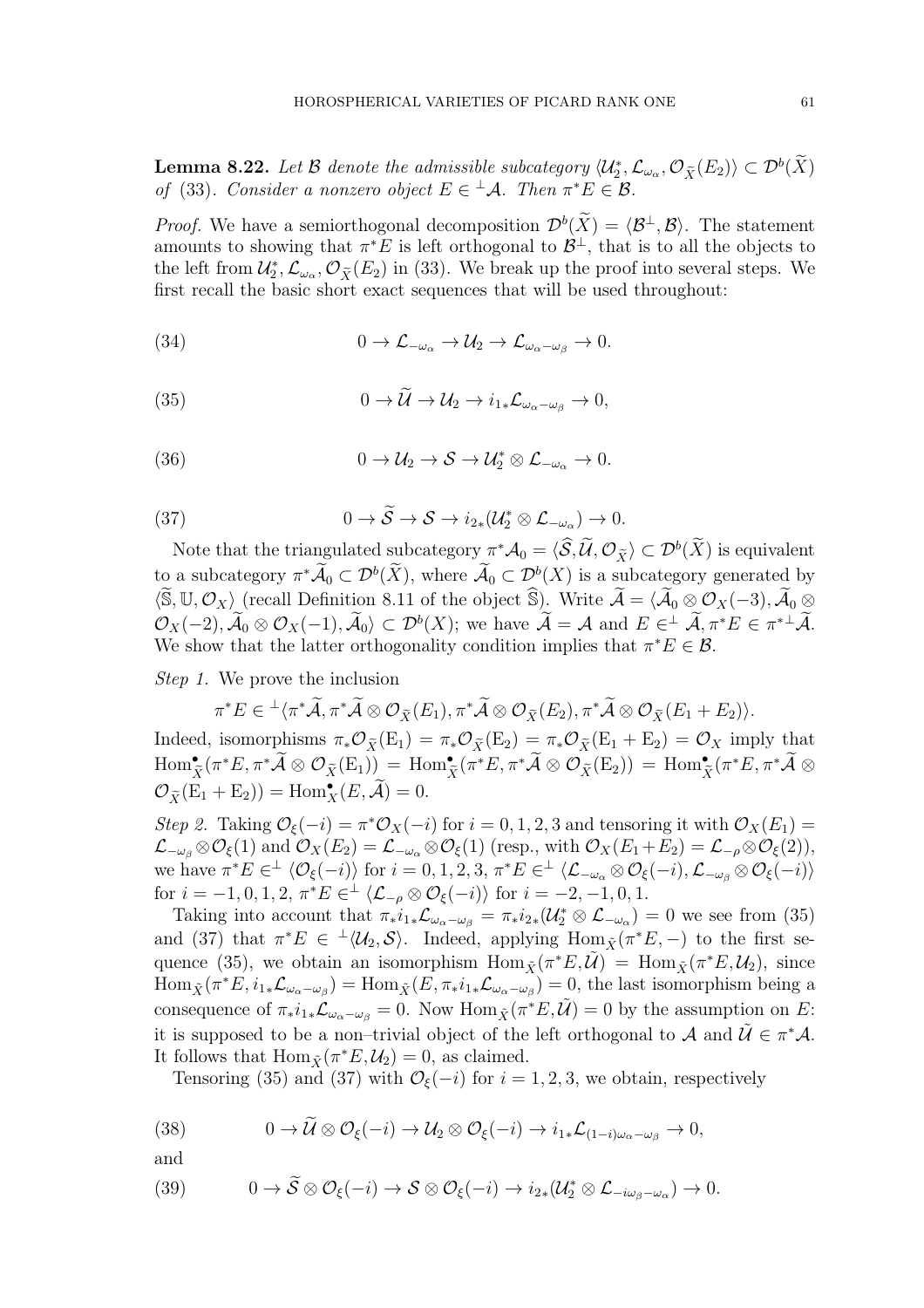**Lemma 8.22.** *Let $\mathcal{B}$ denote the admissible subcategory $\langle \mathcal{U}_2^*, \mathcal{L}_{\omega_\alpha}, \mathcal{O}_{\widetilde{X}}(E_2)\rangle \subset \mathcal{D}^b(\widetilde{X})$ of* (33)*. Consider a nonzero object $E \in {}^\perp\mathcal{A}$. Then $\pi^*E \in \mathcal{B}$.*

*Proof.* We have a semiorthogonal decomposition $\mathcal{D}^b(\widetilde{X}) = \langle \mathcal{B}^\perp, \mathcal{B}\rangle$. The statement amounts to showing that $\pi^*E$ is left orthogonal to $\mathcal{B}^\perp$, that is to all the objects to the left from $\mathcal{U}_2^*, \mathcal{L}_{\omega_\alpha}, \mathcal{O}_{\widetilde{X}}(E_2)$ in (33). We break up the proof into several steps. We first recall the basic short exact sequences that will be used throughout:

$$0 \to \mathcal{L}_{-\omega_\alpha} \to \mathcal{U}_2 \to \mathcal{L}_{\omega_\alpha - \omega_\beta} \to 0. \tag{34}$$

$$0 \to \widetilde{\mathcal{U}} \to \mathcal{U}_2 \to i_{1*}\mathcal{L}_{\omega_\alpha - \omega_\beta} \to 0, \tag{35}$$

$$0 \to \mathcal{U}_2 \to \mathcal{S} \to \mathcal{U}_2^* \otimes \mathcal{L}_{-\omega_\alpha} \to 0. \tag{36}$$

$$0 \to \widetilde{\mathcal{S}} \to \mathcal{S} \to i_{2*}(\mathcal{U}_2^* \otimes \mathcal{L}_{-\omega_\alpha}) \to 0. \tag{37}$$

Note that the triangulated subcategory $\pi^*\mathcal{A}_0 = \langle \widetilde{\mathcal{S}}, \widetilde{\mathcal{U}}, \mathcal{O}_{\widetilde{X}}\rangle \subset \mathcal{D}^b(\widetilde{X})$ is equivalent to a subcategory $\pi^*\widetilde{\mathcal{A}}_0 \subset \mathcal{D}^b(\widetilde{X})$, where $\widetilde{\mathcal{A}}_0 \subset \mathcal{D}^b(X)$ is a subcategory generated by $\langle \widetilde{\mathbb{S}}, \mathbb{U}, \mathcal{O}_X\rangle$ (recall Definition 8.11 of the object $\widehat{\mathbb{S}}$). Write $\widetilde{\mathcal{A}} = \langle \widetilde{\mathcal{A}}_0 \otimes \mathcal{O}_X(-3), \widetilde{\mathcal{A}}_0 \otimes \mathcal{O}_X(-2), \widetilde{\mathcal{A}}_0 \otimes \mathcal{O}_X(-1), \widetilde{\mathcal{A}}_0\rangle \subset \mathcal{D}^b(X)$; we have $\widetilde{\mathcal{A}} = \mathcal{A}$ and $E \in^\perp \widetilde{\mathcal{A}}, \pi^*E \in \pi^{*\perp}\widetilde{\mathcal{A}}$. We show that the latter orthogonality condition implies that $\pi^*E \in \mathcal{B}$.

*Step 1.* We prove the inclusion

$$\pi^*E \in {}^\perp\langle \pi^*\widetilde{\mathcal{A}}, \pi^*\widetilde{\mathcal{A}} \otimes \mathcal{O}_{\widetilde{X}}(E_1), \pi^*\widetilde{\mathcal{A}} \otimes \mathcal{O}_{\widetilde{X}}(E_2), \pi^*\widetilde{\mathcal{A}} \otimes \mathcal{O}_{\widetilde{X}}(E_1 + E_2)\rangle.$$

Indeed, isomorphisms $\pi_*\mathcal{O}_{\widetilde{X}}(\mathrm{E}_1) = \pi_*\mathcal{O}_{\widetilde{X}}(\mathrm{E}_2) = \pi_*\mathcal{O}_{\widetilde{X}}(\mathrm{E}_1 + \mathrm{E}_2) = \mathcal{O}_X$ imply that $\mathrm{Hom}^\bullet_{\widetilde{X}}(\pi^*E, \pi^*\widetilde{\mathcal{A}} \otimes \mathcal{O}_{\widetilde{X}}(\mathrm{E}_1)) = \mathrm{Hom}^\bullet_{\widetilde{X}}(\pi^*E, \pi^*\widetilde{\mathcal{A}} \otimes \mathcal{O}_{\widetilde{X}}(\mathrm{E}_2)) = \mathrm{Hom}^\bullet_{\widetilde{X}}(\pi^*E, \pi^*\widetilde{\mathcal{A}} \otimes \mathcal{O}_{\widetilde{X}}(\mathrm{E}_1 + \mathrm{E}_2)) = \mathrm{Hom}^\bullet_X(E, \widetilde{\mathcal{A}}) = 0$.

*Step 2.* Taking $\mathcal{O}_\xi(-i) = \pi^*\mathcal{O}_X(-i)$ for $i = 0,1,2,3$ and tensoring it with $\mathcal{O}_X(E_1) = \mathcal{L}_{-\omega_\beta} \otimes \mathcal{O}_\xi(1)$ and $\mathcal{O}_X(E_2) = \mathcal{L}_{-\omega_\alpha} \otimes \mathcal{O}_\xi(1)$ (resp., with $\mathcal{O}_X(E_1 + E_2) = \mathcal{L}_{-\rho} \otimes \mathcal{O}_\xi(2)$), we have $\pi^*E \in^\perp \langle \mathcal{O}_\xi(-i)\rangle$ for $i = 0,1,2,3$, $\pi^*E \in^\perp \langle \mathcal{L}_{-\omega_\alpha} \otimes \mathcal{O}_\xi(-i), \mathcal{L}_{-\omega_\beta} \otimes \mathcal{O}_\xi(-i)\rangle$ for $i = -1,0,1,2$, $\pi^*E \in^\perp \langle \mathcal{L}_{-\rho} \otimes \mathcal{O}_\xi(-i)\rangle$ for $i = -2,-1,0,1$.

Taking into account that $\pi_*i_{1*}\mathcal{L}_{\omega_\alpha - \omega_\beta} = \pi_*i_{2*}(\mathcal{U}_2^* \otimes \mathcal{L}_{-\omega_\alpha}) = 0$ we see from (35) and (37) that $\pi^*E \in {}^\perp\langle \mathcal{U}_2, \mathcal{S}\rangle$. Indeed, applying $\mathrm{Hom}_{\tilde{X}}(\pi^*E, -)$ to the first sequence (35), we obtain an isomorphism $\mathrm{Hom}_{\tilde{X}}(\pi^*E, \tilde{\mathcal{U}}) = \mathrm{Hom}_{\tilde{X}}(\pi^*E, \mathcal{U}_2)$, since $\mathrm{Hom}_{\tilde{X}}(\pi^*E, i_{1*}\mathcal{L}_{\omega_\alpha - \omega_\beta}) = \mathrm{Hom}_{\tilde{X}}(E, \pi_*i_{1*}\mathcal{L}_{\omega_\alpha - \omega_\beta}) = 0$, the last isomorphism being a consequence of $\pi_*i_{1*}\mathcal{L}_{\omega_\alpha - \omega_\beta} = 0$. Now $\mathrm{Hom}_{\tilde{X}}(\pi^*E, \tilde{\mathcal{U}}) = 0$ by the assumption on $E$: it is supposed to be a non–trivial object of the left orthogonal to $\mathcal{A}$ and $\tilde{\mathcal{U}} \in \pi^*\mathcal{A}$. It follows that $\mathrm{Hom}_{\tilde{X}}(\pi^*E, \mathcal{U}_2) = 0$, as claimed.

Tensoring (35) and (37) with $\mathcal{O}_\xi(-i)$ for $i = 1,2,3$, we obtain, respectively

$$0 \to \widetilde{\mathcal{U}} \otimes \mathcal{O}_\xi(-i) \to \mathcal{U}_2 \otimes \mathcal{O}_\xi(-i) \to i_{1*}\mathcal{L}_{(1-i)\omega_\alpha - \omega_\beta} \to 0, \tag{38}$$

and

$$0 \to \widetilde{\mathcal{S}} \otimes \mathcal{O}_\xi(-i) \to \mathcal{S} \otimes \mathcal{O}_\xi(-i) \to i_{2*}(\mathcal{U}_2^* \otimes \mathcal{L}_{-i\omega_\beta - \omega_\alpha}) \to 0. \tag{39}$$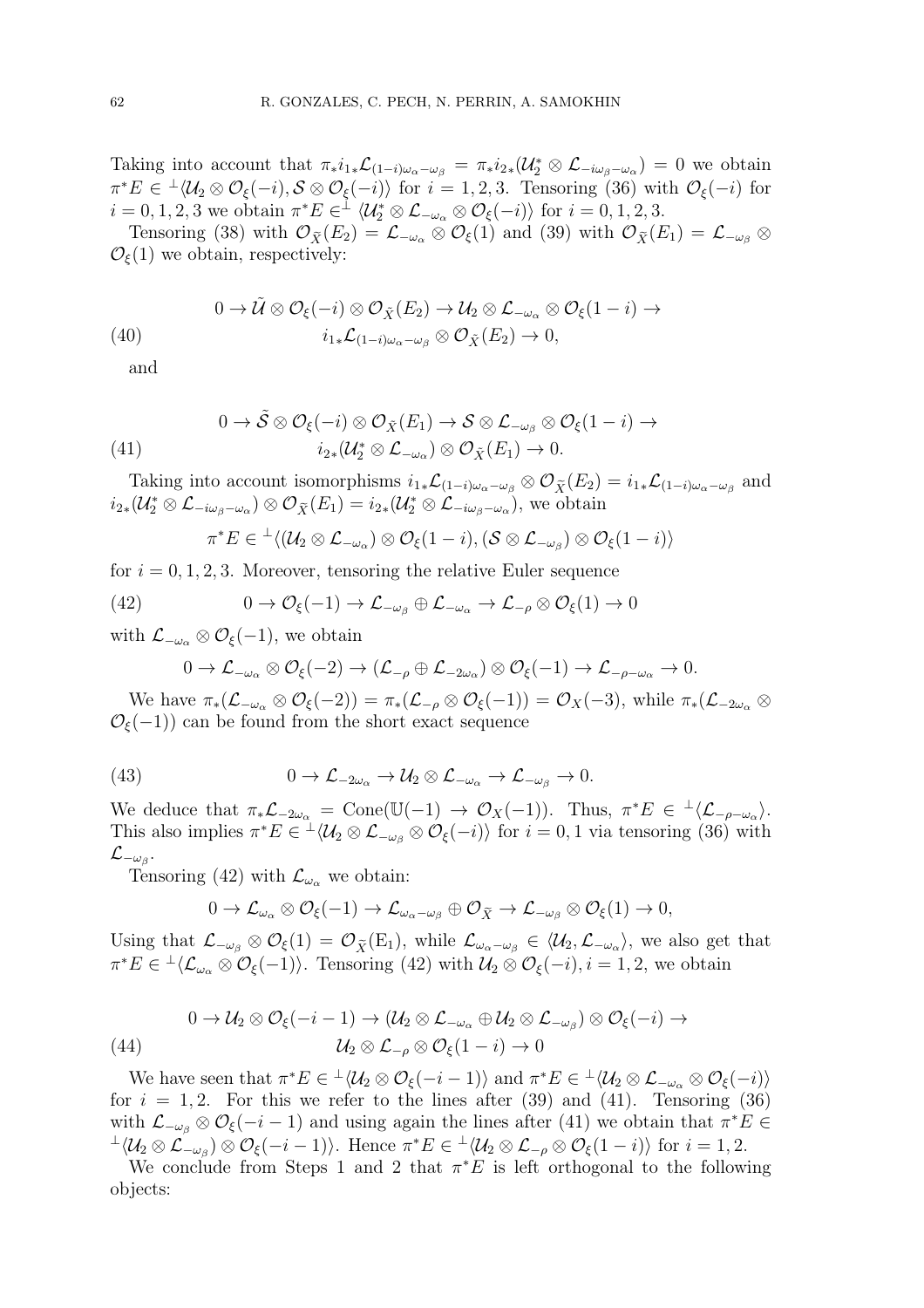Taking into account that $\pi_* i_{1*}\mathcal{L}_{(1-i)\omega_\alpha-\omega_\beta} = \pi_* i_{2*}(\mathcal{U}_2^* \otimes \mathcal{L}_{-i\omega_\beta-\omega_\alpha}) = 0$ we obtain $\pi^* E \in {}^\perp\langle \mathcal{U}_2 \otimes \mathcal{O}_\xi(-i), \mathcal{S} \otimes \mathcal{O}_\xi(-i)\rangle$ for $i = 1, 2, 3$. Tensoring (36) with $\mathcal{O}_\xi(-i)$ for $i = 0, 1, 2, 3$ we obtain $\pi^* E \in^\perp \langle \mathcal{U}_2^* \otimes \mathcal{L}_{-\omega_\alpha} \otimes \mathcal{O}_\xi(-i)\rangle$ for $i = 0, 1, 2, 3$.

Tensoring (38) with $\mathcal{O}_{\tilde{X}}(E_2) = \mathcal{L}_{-\omega_\alpha} \otimes \mathcal{O}_\xi(1)$ and (39) with $\mathcal{O}_{\tilde{X}}(E_1) = \mathcal{L}_{-\omega_\beta} \otimes \mathcal{O}_\xi(1)$ we obtain, respectively:

$$
\begin{aligned}
0 \to \tilde{\mathcal{U}} \otimes \mathcal{O}_\xi(-i) \otimes \mathcal{O}_{\tilde{X}}(E_2) \to \mathcal{U}_2 \otimes \mathcal{L}_{-\omega_\alpha} \otimes \mathcal{O}_\xi(1-i) \to \\
i_{1*}\mathcal{L}_{(1-i)\omega_\alpha-\omega_\beta} \otimes \mathcal{O}_{\tilde{X}}(E_2) \to 0,
\end{aligned} \tag{40}
$$

and

$$
\begin{aligned}
0 \to \tilde{\mathcal{S}} \otimes \mathcal{O}_\xi(-i) \otimes \mathcal{O}_{\tilde{X}}(E_1) \to \mathcal{S} \otimes \mathcal{L}_{-\omega_\beta} \otimes \mathcal{O}_\xi(1-i) \to \\
i_{2*}(\mathcal{U}_2^* \otimes \mathcal{L}_{-\omega_\alpha}) \otimes \mathcal{O}_{\tilde{X}}(E_1) \to 0.
\end{aligned} \tag{41}
$$

Taking into account isomorphisms $i_{1*}\mathcal{L}_{(1-i)\omega_\alpha-\omega_\beta} \otimes \mathcal{O}_{\tilde{X}}(E_2) = i_{1*}\mathcal{L}_{(1-i)\omega_\alpha-\omega_\beta}$ and $i_{2*}(\mathcal{U}_2^* \otimes \mathcal{L}_{-i\omega_\beta-\omega_\alpha}) \otimes \mathcal{O}_{\tilde{X}}(E_1) = i_{2*}(\mathcal{U}_2^* \otimes \mathcal{L}_{-i\omega_\beta-\omega_\alpha})$, we obtain

$$
\pi^* E \in {}^\perp\langle (\mathcal{U}_2 \otimes \mathcal{L}_{-\omega_\alpha}) \otimes \mathcal{O}_\xi(1-i), (\mathcal{S} \otimes \mathcal{L}_{-\omega_\beta}) \otimes \mathcal{O}_\xi(1-i)\rangle
$$

for $i = 0, 1, 2, 3$. Moreover, tensoring the relative Euler sequence

$$
0 \to \mathcal{O}_\xi(-1) \to \mathcal{L}_{-\omega_\beta} \oplus \mathcal{L}_{-\omega_\alpha} \to \mathcal{L}_{-\rho} \otimes \mathcal{O}_\xi(1) \to 0 \tag{42}
$$

with $\mathcal{L}_{-\omega_\alpha} \otimes \mathcal{O}_\xi(-1)$, we obtain

$$
0 \to \mathcal{L}_{-\omega_\alpha} \otimes \mathcal{O}_\xi(-2) \to (\mathcal{L}_{-\rho} \oplus \mathcal{L}_{-2\omega_\alpha}) \otimes \mathcal{O}_\xi(-1) \to \mathcal{L}_{-\rho-\omega_\alpha} \to 0.
$$

We have $\pi_*(\mathcal{L}_{-\omega_\alpha} \otimes \mathcal{O}_\xi(-2)) = \pi_*(\mathcal{L}_{-\rho} \otimes \mathcal{O}_\xi(-1)) = \mathcal{O}_X(-3)$, while $\pi_*(\mathcal{L}_{-2\omega_\alpha} \otimes \mathcal{O}_\xi(-1))$ can be found from the short exact sequence

$$
0 \to \mathcal{L}_{-2\omega_\alpha} \to \mathcal{U}_2 \otimes \mathcal{L}_{-\omega_\alpha} \to \mathcal{L}_{-\omega_\beta} \to 0. \tag{43}
$$

We deduce that $\pi_*\mathcal{L}_{-2\omega_\alpha} = \mathrm{Cone}(\mathbb{U}(-1) \to \mathcal{O}_X(-1))$. Thus, $\pi^* E \in {}^\perp\langle \mathcal{L}_{-\rho-\omega_\alpha}\rangle$. This also implies $\pi^* E \in {}^\perp\langle \mathcal{U}_2 \otimes \mathcal{L}_{-\omega_\beta} \otimes \mathcal{O}_\xi(-i)\rangle$ for $i = 0, 1$ via tensoring (36) with $\mathcal{L}_{-\omega_\beta}$.

Tensoring (42) with $\mathcal{L}_{\omega_\alpha}$ we obtain:

$$
0 \to \mathcal{L}_{\omega_\alpha} \otimes \mathcal{O}_\xi(-1) \to \mathcal{L}_{\omega_\alpha-\omega_\beta} \oplus \mathcal{O}_{\tilde{X}} \to \mathcal{L}_{-\omega_\beta} \otimes \mathcal{O}_\xi(1) \to 0,
$$

Using that $\mathcal{L}_{-\omega_\beta} \otimes \mathcal{O}_\xi(1) = \mathcal{O}_{\tilde{X}}(\mathrm{E}_1)$, while $\mathcal{L}_{\omega_\alpha-\omega_\beta} \in \langle \mathcal{U}_2, \mathcal{L}_{-\omega_\alpha}\rangle$, we also get that $\pi^* E \in {}^\perp\langle \mathcal{L}_{\omega_\alpha} \otimes \mathcal{O}_\xi(-1)\rangle$. Tensoring (42) with $\mathcal{U}_2 \otimes \mathcal{O}_\xi(-i), i = 1, 2$, we obtain

$$
\begin{aligned}
0 \to \mathcal{U}_2 \otimes \mathcal{O}_\xi(-i-1) \to (\mathcal{U}_2 \otimes \mathcal{L}_{-\omega_\alpha} \oplus \mathcal{U}_2 \otimes \mathcal{L}_{-\omega_\beta}) \otimes \mathcal{O}_\xi(-i) \to \\
\mathcal{U}_2 \otimes \mathcal{L}_{-\rho} \otimes \mathcal{O}_\xi(1-i) \to 0
\end{aligned} \tag{44}
$$

We have seen that $\pi^* E \in {}^\perp\langle \mathcal{U}_2 \otimes \mathcal{O}_\xi(-i-1)\rangle$ and $\pi^* E \in {}^\perp\langle \mathcal{U}_2 \otimes \mathcal{L}_{-\omega_\alpha} \otimes \mathcal{O}_\xi(-i)\rangle$ for $i = 1, 2$. For this we refer to the lines after (39) and (41). Tensoring (36) with $\mathcal{L}_{-\omega_\beta} \otimes \mathcal{O}_\xi(-i-1)$ and using again the lines after (41) we obtain that $\pi^* E \in {}^\perp\langle (\mathcal{U}_2 \otimes \mathcal{L}_{-\omega_\beta}) \otimes \mathcal{O}_\xi(-i-1)\rangle$. Hence $\pi^* E \in {}^\perp\langle \mathcal{U}_2 \otimes \mathcal{L}_{-\rho} \otimes \mathcal{O}_\xi(1-i)\rangle$ for $i = 1, 2$.

We conclude from Steps 1 and 2 that $\pi^* E$ is left orthogonal to the following objects: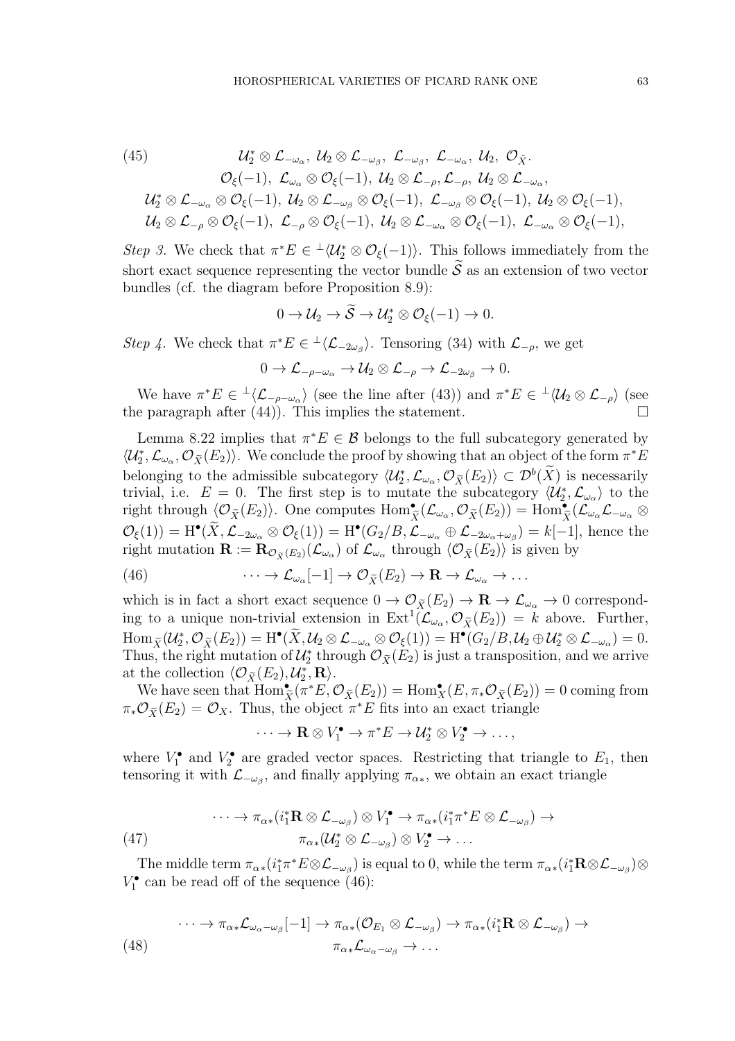$$
\begin{aligned}
(45) \qquad & \mathcal{U}_2^* \otimes \mathcal{L}_{-\omega_\alpha},\ \mathcal{U}_2 \otimes \mathcal{L}_{-\omega_\beta},\ \mathcal{L}_{-\omega_\beta},\ \mathcal{L}_{-\omega_\alpha},\ \mathcal{U}_2,\ \mathcal{O}_{\tilde{X}}. \\
& \mathcal{O}_\xi(-1),\ \mathcal{L}_{\omega_\alpha} \otimes \mathcal{O}_\xi(-1),\ \mathcal{U}_2 \otimes \mathcal{L}_{-\rho}, \mathcal{L}_{-\rho},\ \mathcal{U}_2 \otimes \mathcal{L}_{-\omega_\alpha}, \\
& \mathcal{U}_2^* \otimes \mathcal{L}_{-\omega_\alpha} \otimes \mathcal{O}_\xi(-1),\ \mathcal{U}_2 \otimes \mathcal{L}_{-\omega_\beta} \otimes \mathcal{O}_\xi(-1),\ \mathcal{L}_{-\omega_\beta} \otimes \mathcal{O}_\xi(-1),\ \mathcal{U}_2 \otimes \mathcal{O}_\xi(-1), \\
& \mathcal{U}_2 \otimes \mathcal{L}_{-\rho} \otimes \mathcal{O}_\xi(-1),\ \mathcal{L}_{-\rho} \otimes \mathcal{O}_\xi(-1),\ \mathcal{U}_2 \otimes \mathcal{L}_{-\omega_\alpha} \otimes \mathcal{O}_\xi(-1),\ \mathcal{L}_{-\omega_\alpha} \otimes \mathcal{O}_\xi(-1),
\end{aligned}
$$

*Step 3.* We check that $\pi^* E \in {}^\perp\langle \mathcal{U}_2^* \otimes \mathcal{O}_\xi(-1)\rangle$. This follows immediately from the short exact sequence representing the vector bundle $\widetilde{\mathcal{S}}$ as an extension of two vector bundles (cf. the diagram before Proposition 8.9):

$$0 \to \mathcal{U}_2 \to \widetilde{\mathcal{S}} \to \mathcal{U}_2^* \otimes \mathcal{O}_\xi(-1) \to 0.$$

*Step 4.* We check that $\pi^* E \in {}^\perp\langle \mathcal{L}_{-2\omega_\beta}\rangle$. Tensoring (34) with $\mathcal{L}_{-\rho}$, we get

$$0 \to \mathcal{L}_{-\rho-\omega_\alpha} \to \mathcal{U}_2 \otimes \mathcal{L}_{-\rho} \to \mathcal{L}_{-2\omega_\beta} \to 0.$$

We have $\pi^* E \in {}^\perp\langle \mathcal{L}_{-\rho-\omega_\alpha}\rangle$ (see the line after (43)) and $\pi^* E \in {}^\perp\langle \mathcal{U}_2 \otimes \mathcal{L}_{-\rho}\rangle$ (see the paragraph after (44)). This implies the statement. $\square$

Lemma 8.22 implies that $\pi^* E \in \mathcal{B}$ belongs to the full subcategory generated by $\langle \mathcal{U}_2^*, \mathcal{L}_{\omega_\alpha}, \mathcal{O}_{\widetilde{X}}(E_2)\rangle$. We conclude the proof by showing that an object of the form $\pi^* E$ belonging to the admissible subcategory $\langle \mathcal{U}_2^*, \mathcal{L}_{\omega_\alpha}, \mathcal{O}_{\widetilde{X}}(E_2)\rangle \subset \mathcal{D}^b(\widetilde{X})$ is necessarily trivial, i.e. $E = 0$. The first step is to mutate the subcategory $\langle \mathcal{U}_2^*, \mathcal{L}_{\omega_\alpha}\rangle$ to the right through $\langle \mathcal{O}_{\widetilde{X}}(E_2)\rangle$. One computes $\mathrm{Hom}^\bullet_{\widetilde{X}}(\mathcal{L}_{\omega_\alpha}, \mathcal{O}_{\widetilde{X}}(E_2)) = \mathrm{Hom}^\bullet_{\widetilde{X}}(\mathcal{L}_{\omega_\alpha}\mathcal{L}_{-\omega_\alpha} \otimes \mathcal{O}_\xi(1)) = \mathrm{H}^\bullet(\widetilde{X}, \mathcal{L}_{-2\omega_\alpha} \otimes \mathcal{O}_\xi(1)) = \mathrm{H}^\bullet(G_2/B, \mathcal{L}_{-\omega_\alpha} \oplus \mathcal{L}_{-2\omega_\alpha+\omega_\beta}) = k[-1]$, hence the right mutation $\mathbf{R} := \mathbf{R}_{\mathcal{O}_{\widetilde{X}}(E_2)}(\mathcal{L}_{\omega_\alpha})$ of $\mathcal{L}_{\omega_\alpha}$ through $\langle \mathcal{O}_{\widetilde{X}}(E_2)\rangle$ is given by

$$\cdots \to \mathcal{L}_{\omega_\alpha}[-1] \to \mathcal{O}_{\widetilde{X}}(E_2) \to \mathbf{R} \to \mathcal{L}_{\omega_\alpha} \to \dots \tag{46}$$

which is in fact a short exact sequence $0 \to \mathcal{O}_{\widetilde{X}}(E_2) \to \mathbf{R} \to \mathcal{L}_{\omega_\alpha} \to 0$ corresponding to a unique non-trivial extension in $\mathrm{Ext}^1(\mathcal{L}_{\omega_\alpha}, \mathcal{O}_{\widetilde{X}}(E_2)) = k$ above. Further, $\mathrm{Hom}_{\widetilde{X}}(\mathcal{U}_2^*, \mathcal{O}_{\widetilde{X}}(E_2)) = \mathrm{H}^\bullet(\widetilde{X}, \mathcal{U}_2 \otimes \mathcal{L}_{-\omega_\alpha} \otimes \mathcal{O}_\xi(1)) = \mathrm{H}^\bullet(G_2/B, \mathcal{U}_2 \oplus \mathcal{U}_2^* \otimes \mathcal{L}_{-\omega_\alpha}) = 0$. Thus, the right mutation of $\mathcal{U}_2^*$ through $\mathcal{O}_{\widetilde{X}}(E_2)$ is just a transposition, and we arrive at the collection $\langle \mathcal{O}_{\widetilde{X}}(E_2), \mathcal{U}_2^*, \mathbf{R}\rangle$.

We have seen that $\mathrm{Hom}^\bullet_{\widetilde{X}}(\pi^* E, \mathcal{O}_{\widetilde{X}}(E_2)) = \mathrm{Hom}^\bullet_X(E, \pi_* \mathcal{O}_{\widetilde{X}}(E_2)) = 0$ coming from $\pi_* \mathcal{O}_{\widetilde{X}}(E_2) = \mathcal{O}_X$. Thus, the object $\pi^* E$ fits into an exact triangle

$$\cdots \to \mathbf{R} \otimes V_1^\bullet \to \pi^* E \to \mathcal{U}_2^* \otimes V_2^\bullet \to \dots,$$

where $V_1^\bullet$ and $V_2^\bullet$ are graded vector spaces. Restricting that triangle to $E_1$, then tensoring it with $\mathcal{L}_{-\omega_\beta}$, and finally applying $\pi_{\alpha *}$, we obtain an exact triangle

$$
\begin{aligned}
& \cdots \to \pi_{\alpha *}(i_1^* \mathbf{R} \otimes \mathcal{L}_{-\omega_\beta}) \otimes V_1^\bullet \to \pi_{\alpha *}(i_1^* \pi^* E \otimes \mathcal{L}_{-\omega_\beta}) \to \\
(47) \qquad & \qquad \pi_{\alpha *}(\mathcal{U}_2^* \otimes \mathcal{L}_{-\omega_\beta}) \otimes V_2^\bullet \to \dots
\end{aligned}
$$

The middle term $\pi_{\alpha *}(i_1^* \pi^* E \otimes \mathcal{L}_{-\omega_\beta})$ is equal to 0, while the term $\pi_{\alpha *}(i_1^* \mathbf{R} \otimes \mathcal{L}_{-\omega_\beta}) \otimes V_1^\bullet$ can be read off of the sequence (46):

$$
\begin{aligned}
& \cdots \to \pi_{\alpha *}\mathcal{L}_{\omega_\alpha - \omega_\beta}[-1] \to \pi_{\alpha *}(\mathcal{O}_{E_1} \otimes \mathcal{L}_{-\omega_\beta}) \to \pi_{\alpha *}(i_1^* \mathbf{R} \otimes \mathcal{L}_{-\omega_\beta}) \to \\
(48) \qquad & \qquad \pi_{\alpha *}\mathcal{L}_{\omega_\alpha - \omega_\beta} \to \dots
\end{aligned}
$$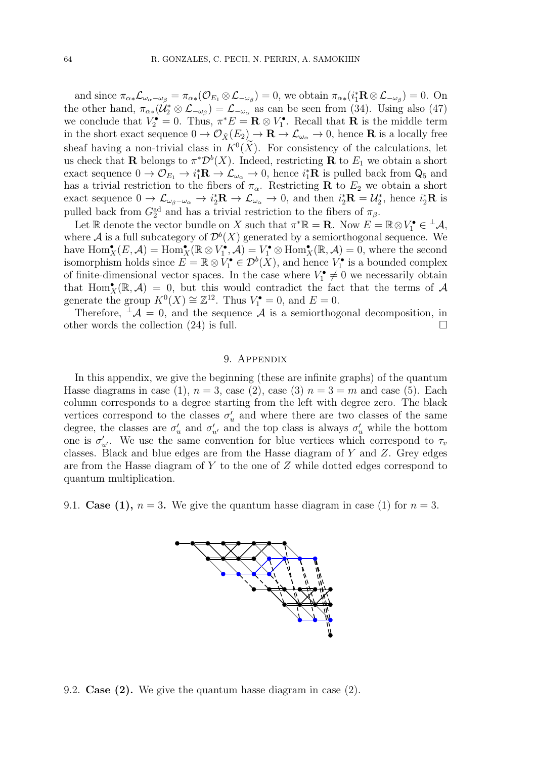and since $\pi_{\alpha*}\mathcal{L}_{\omega_\alpha-\omega_\beta} = \pi_{\alpha*}(\mathcal{O}_{E_1}\otimes\mathcal{L}_{-\omega_\beta}) = 0$, we obtain $\pi_{\alpha*}(i_1^*\mathbf{R}\otimes\mathcal{L}_{-\omega_\beta}) = 0$. On the other hand, $\pi_{\alpha*}(\mathcal{U}_2^*\otimes\mathcal{L}_{-\omega_\beta}) = \mathcal{L}_{-\omega_\alpha}$ as can be seen from (34). Using also (47) we conclude that $V_2^\bullet = 0$. Thus, $\pi^*E = \mathbf{R}\otimes V_1^\bullet$. Recall that $\mathbf{R}$ is the middle term in the short exact sequence $0\to\mathcal{O}_{\tilde{X}}(E_2)\to\mathbf{R}\to\mathcal{L}_{\omega_\alpha}\to 0$, hence $\mathbf{R}$ is a locally free sheaf having a non-trivial class in $K^0(\widetilde{X})$. For consistency of the calculations, let us check that $\mathbf{R}$ belongs to $\pi^*\mathcal{D}^b(X)$. Indeed, restricting $\mathbf{R}$ to $E_1$ we obtain a short exact sequence $0\to\mathcal{O}_{E_1}\to i_1^*\mathbf{R}\to\mathcal{L}_{\omega_\alpha}\to 0$, hence $i_1^*\mathbf{R}$ is pulled back from $\mathsf{Q}_5$ and has a trivial restriction to the fibers of $\pi_\alpha$. Restricting $\mathbf{R}$ to $E_2$ we obtain a short exact sequence $0\to\mathcal{L}_{\omega_\beta-\omega_\alpha}\to i_2^*\mathbf{R}\to\mathcal{L}_{\omega_\alpha}\to 0$, and then $i_2^*\mathbf{R} = \mathcal{U}_2^*$, hence $i_2^*\mathbf{R}$ is pulled back from $G_2^{\mathrm{ad}}$ and has a trivial restriction to the fibers of $\pi_\beta$.

Let $\mathbb{R}$ denote the vector bundle on $X$ such that $\pi^*\mathbb{R} = \mathbf{R}$. Now $E = \mathbb{R}\otimes V_1^\bullet \in {}^\perp\mathcal{A}$, where $\mathcal{A}$ is a full subcategory of $\mathcal{D}^b(X)$ generated by a semiorthogonal sequence. We have $\mathrm{Hom}_X^\bullet(E,\mathcal{A}) = \mathrm{Hom}_X^\bullet(\mathbb{R}\otimes V_1^\bullet,\mathcal{A}) = V_1^\bullet\otimes\mathrm{Hom}_X^\bullet(\mathbb{R},\mathcal{A}) = 0$, where the second isomorphism holds since $E = \mathbb{R}\otimes V_1^\bullet\in\mathcal{D}^b(X)$, and hence $V_1^\bullet$ is a bounded complex of finite-dimensional vector spaces. In the case where $V_1^\bullet\neq 0$ we necessarily obtain that $\mathrm{Hom}_X^\bullet(\mathbb{R},\mathcal{A}) = 0$, but this would contradict the fact that the terms of $\mathcal{A}$ generate the group $K^0(X)\cong\mathbb{Z}^{12}$. Thus $V_1^\bullet = 0$, and $E = 0$.

Therefore, ${}^\perp\mathcal{A} = 0$, and the sequence $\mathcal{A}$ is a semiorthogonal decomposition, in other words the collection (24) is full. $\square$

## 9. Appendix

In this appendix, we give the beginning (these are infinite graphs) of the quantum Hasse diagrams in case (1), $n = 3$, case (2), case (3) $n = 3 = m$ and case (5). Each column corresponds to a degree starting from the left with degree zero. The black vertices correspond to the classes $\sigma'_u$ and where there are two classes of the same degree, the classes are $\sigma'_u$ and $\sigma'_{u'}$ and the top class is always $\sigma'_u$ while the bottom one is $\sigma'_{u'}$. We use the same convention for blue vertices which correspond to $\tau_v$ classes. Black and blue edges are from the Hasse diagram of $Y$ and $Z$. Grey edges are from the Hasse diagram of $Y$ to the one of $Z$ while dotted edges correspond to quantum multiplication.

9.1. **Case (1), $n = 3$.** We give the quantum hasse diagram in case (1) for $n = 3$.

9.2. **Case (2).** We give the quantum hasse diagram in case (2).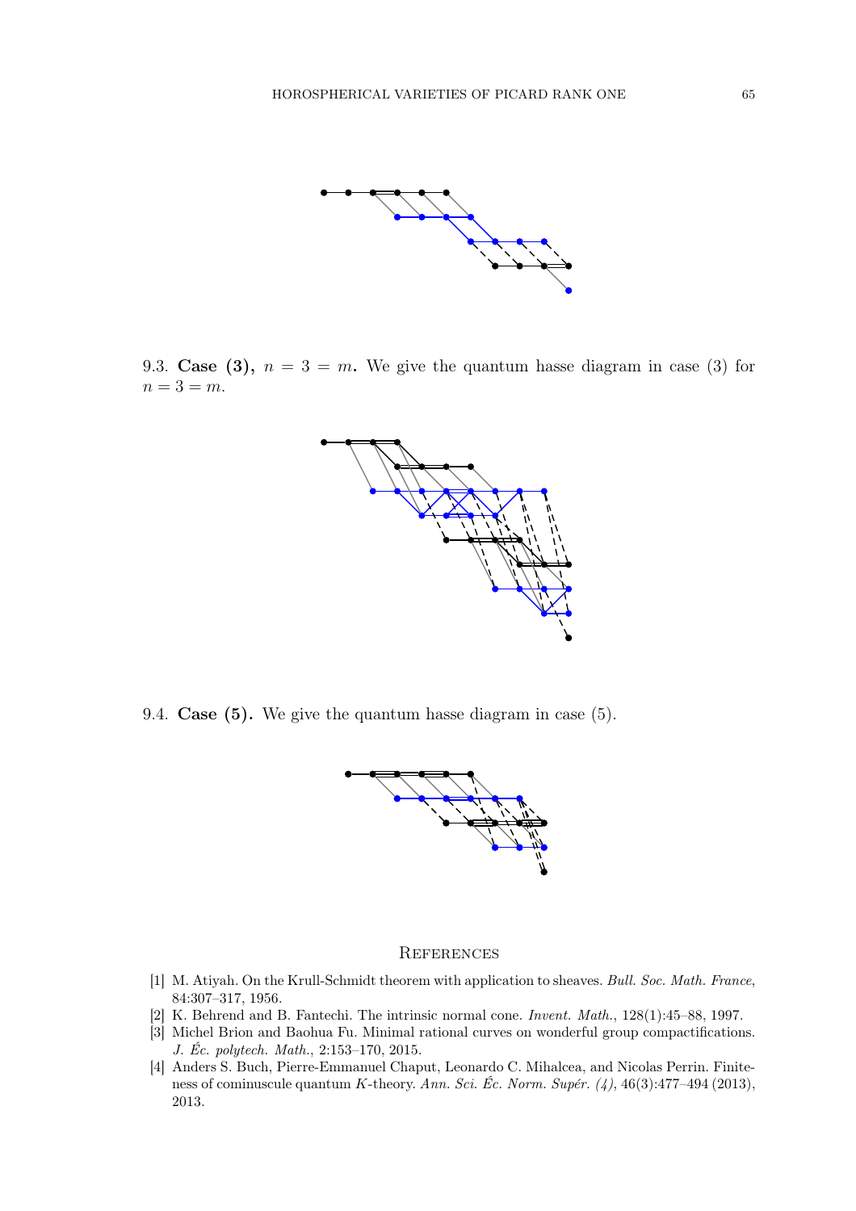9.3. **Case (3),** $n = 3 = m$**.** We give the quantum hasse diagram in case (3) for $n = 3 = m$.

9.4. **Case (5).** We give the quantum hasse diagram in case (5).

## References

[1] M. Atiyah. On the Krull-Schmidt theorem with application to sheaves. *Bull. Soc. Math. France*, 84:307–317, 1956.

[2] K. Behrend and B. Fantechi. The intrinsic normal cone. *Invent. Math.*, 128(1):45–88, 1997.

[3] Michel Brion and Baohua Fu. Minimal rational curves on wonderful group compactifications. *J. Éc. polytech. Math.*, 2:153–170, 2015.

[4] Anders S. Buch, Pierre-Emmanuel Chaput, Leonardo C. Mihalcea, and Nicolas Perrin. Finiteness of cominuscule quantum $K$-theory. *Ann. Sci. Éc. Norm. Supér. (4)*, 46(3):477–494 (2013), 2013.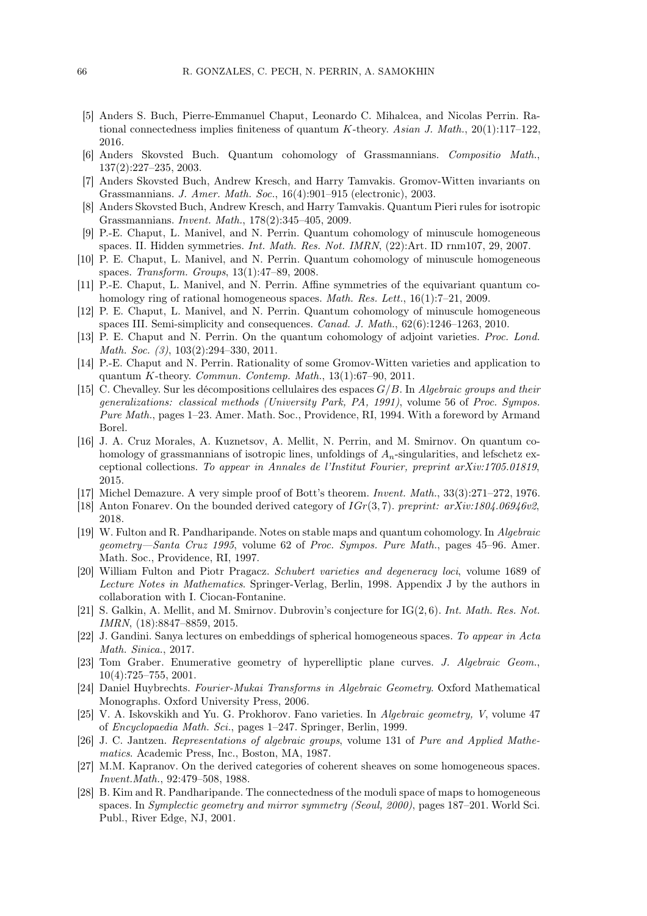[5] Anders S. Buch, Pierre-Emmanuel Chaput, Leonardo C. Mihalcea, and Nicolas Perrin. Rational connectedness implies finiteness of quantum $K$-theory. *Asian J. Math.*, 20(1):117–122, 2016.

[6] Anders Skovsted Buch. Quantum cohomology of Grassmannians. *Compositio Math.*, 137(2):227–235, 2003.

[7] Anders Skovsted Buch, Andrew Kresch, and Harry Tamvakis. Gromov-Witten invariants on Grassmannians. *J. Amer. Math. Soc.*, 16(4):901–915 (electronic), 2003.

[8] Anders Skovsted Buch, Andrew Kresch, and Harry Tamvakis. Quantum Pieri rules for isotropic Grassmannians. *Invent. Math.*, 178(2):345–405, 2009.

[9] P.-E. Chaput, L. Manivel, and N. Perrin. Quantum cohomology of minuscule homogeneous spaces. II. Hidden symmetries. *Int. Math. Res. Not. IMRN*, (22):Art. ID rnm107, 29, 2007.

[10] P. E. Chaput, L. Manivel, and N. Perrin. Quantum cohomology of minuscule homogeneous spaces. *Transform. Groups*, 13(1):47–89, 2008.

[11] P.-E. Chaput, L. Manivel, and N. Perrin. Affine symmetries of the equivariant quantum cohomology ring of rational homogeneous spaces. *Math. Res. Lett.*, 16(1):7–21, 2009.

[12] P. E. Chaput, L. Manivel, and N. Perrin. Quantum cohomology of minuscule homogeneous spaces III. Semi-simplicity and consequences. *Canad. J. Math.*, 62(6):1246–1263, 2010.

[13] P. E. Chaput and N. Perrin. On the quantum cohomology of adjoint varieties. *Proc. Lond. Math. Soc. (3)*, 103(2):294–330, 2011.

[14] P.-E. Chaput and N. Perrin. Rationality of some Gromov-Witten varieties and application to quantum $K$-theory. *Commun. Contemp. Math.*, 13(1):67–90, 2011.

[15] C. Chevalley. Sur les décompositions cellulaires des espaces $G/B$. In *Algebraic groups and their generalizations: classical methods (University Park, PA, 1991)*, volume 56 of *Proc. Sympos. Pure Math.*, pages 1–23. Amer. Math. Soc., Providence, RI, 1994. With a foreword by Armand Borel.

[16] J. A. Cruz Morales, A. Kuznetsov, A. Mellit, N. Perrin, and M. Smirnov. On quantum cohomology of grassmannians of isotropic lines, unfoldings of $A_n$-singularities, and lefschetz exceptional collections. *To appear in Annales de l'Institut Fourier, preprint arXiv:1705.01819*, 2015.

[17] Michel Demazure. A very simple proof of Bott's theorem. *Invent. Math.*, 33(3):271–272, 1976.

[18] Anton Fonarev. On the bounded derived category of $IGr(3,7)$. *preprint: arXiv:1804.06946v2*, 2018.

[19] W. Fulton and R. Pandharipande. Notes on stable maps and quantum cohomology. In *Algebraic geometry—Santa Cruz 1995*, volume 62 of *Proc. Sympos. Pure Math.*, pages 45–96. Amer. Math. Soc., Providence, RI, 1997.

[20] William Fulton and Piotr Pragacz. *Schubert varieties and degeneracy loci*, volume 1689 of *Lecture Notes in Mathematics*. Springer-Verlag, Berlin, 1998. Appendix J by the authors in collaboration with I. Ciocan-Fontanine.

[21] S. Galkin, A. Mellit, and M. Smirnov. Dubrovin's conjecture for IG(2, 6). *Int. Math. Res. Not. IMRN*, (18):8847–8859, 2015.

[22] J. Gandini. Sanya lectures on embeddings of spherical homogeneous spaces. *To appear in Acta Math. Sinica.*, 2017.

[23] Tom Graber. Enumerative geometry of hyperelliptic plane curves. *J. Algebraic Geom.*, 10(4):725–755, 2001.

[24] Daniel Huybrechts. *Fourier-Mukai Transforms in Algebraic Geometry*. Oxford Mathematical Monographs. Oxford University Press, 2006.

[25] V. A. Iskovskikh and Yu. G. Prokhorov. Fano varieties. In *Algebraic geometry, V*, volume 47 of *Encyclopaedia Math. Sci.*, pages 1–247. Springer, Berlin, 1999.

[26] J. C. Jantzen. *Representations of algebraic groups*, volume 131 of *Pure and Applied Mathematics*. Academic Press, Inc., Boston, MA, 1987.

[27] M.M. Kapranov. On the derived categories of coherent sheaves on some homogeneous spaces. *Invent.Math.*, 92:479–508, 1988.

[28] B. Kim and R. Pandharipande. The connectedness of the moduli space of maps to homogeneous spaces. In *Symplectic geometry and mirror symmetry (Seoul, 2000)*, pages 187–201. World Sci. Publ., River Edge, NJ, 2001.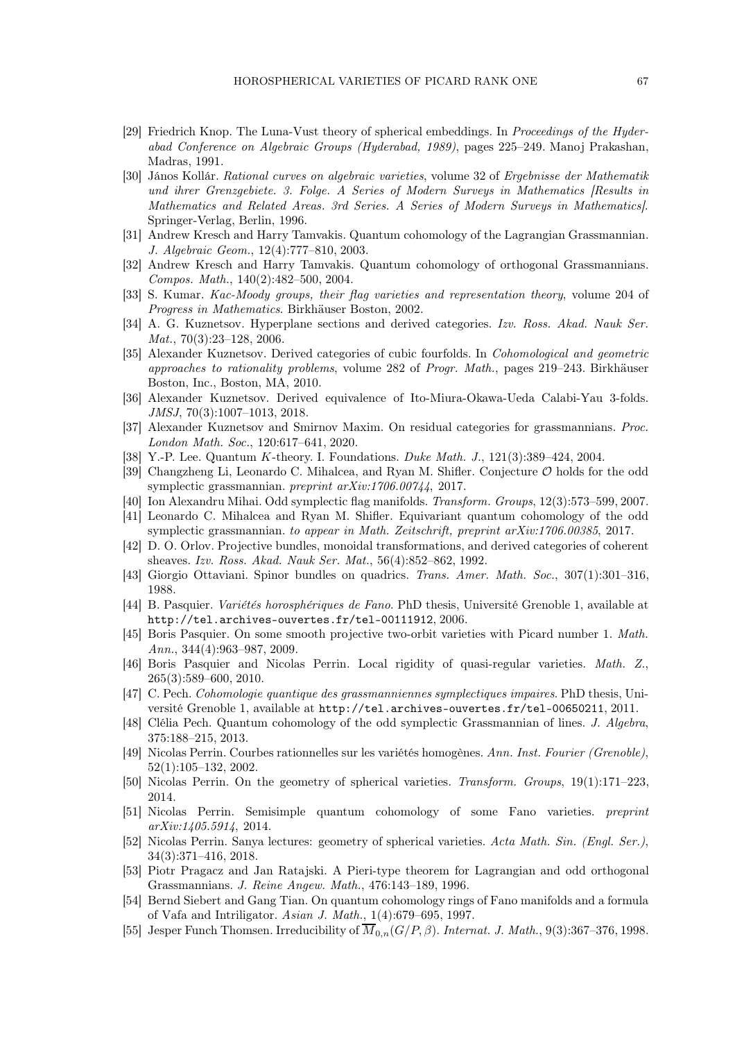[29] Friedrich Knop. The Luna-Vust theory of spherical embeddings. In *Proceedings of the Hyderabad Conference on Algebraic Groups (Hyderabad, 1989)*, pages 225–249. Manoj Prakashan, Madras, 1991.

[30] János Kollár. *Rational curves on algebraic varieties*, volume 32 of *Ergebnisse der Mathematik und ihrer Grenzgebiete. 3. Folge. A Series of Modern Surveys in Mathematics [Results in Mathematics and Related Areas. 3rd Series. A Series of Modern Surveys in Mathematics]*. Springer-Verlag, Berlin, 1996.

[31] Andrew Kresch and Harry Tamvakis. Quantum cohomology of the Lagrangian Grassmannian. *J. Algebraic Geom.*, 12(4):777–810, 2003.

[32] Andrew Kresch and Harry Tamvakis. Quantum cohomology of orthogonal Grassmannians. *Compos. Math.*, 140(2):482–500, 2004.

[33] S. Kumar. *Kac-Moody groups, their flag varieties and representation theory*, volume 204 of *Progress in Mathematics*. Birkhäuser Boston, 2002.

[34] A. G. Kuznetsov. Hyperplane sections and derived categories. *Izv. Ross. Akad. Nauk Ser. Mat.*, 70(3):23–128, 2006.

[35] Alexander Kuznetsov. Derived categories of cubic fourfolds. In *Cohomological and geometric approaches to rationality problems*, volume 282 of *Progr. Math.*, pages 219–243. Birkhäuser Boston, Inc., Boston, MA, 2010.

[36] Alexander Kuznetsov. Derived equivalence of Ito-Miura-Okawa-Ueda Calabi-Yau 3-folds. *JMSJ*, 70(3):1007–1013, 2018.

[37] Alexander Kuznetsov and Smirnov Maxim. On residual categories for grassmannians. *Proc. London Math. Soc.*, 120:617–641, 2020.

[38] Y.-P. Lee. Quantum $K$-theory. I. Foundations. *Duke Math. J.*, 121(3):389–424, 2004.

[39] Changzheng Li, Leonardo C. Mihalcea, and Ryan M. Shifler. Conjecture $\mathcal{O}$ holds for the odd symplectic grassmannian. *preprint arXiv:1706.00744*, 2017.

[40] Ion Alexandru Mihai. Odd symplectic flag manifolds. *Transform. Groups*, 12(3):573–599, 2007.

[41] Leonardo C. Mihalcea and Ryan M. Shifler. Equivariant quantum cohomology of the odd symplectic grassmannian. *to appear in Math. Zeitschrift, preprint arXiv:1706.00385*, 2017.

[42] D. O. Orlov. Projective bundles, monoidal transformations, and derived categories of coherent sheaves. *Izv. Ross. Akad. Nauk Ser. Mat.*, 56(4):852–862, 1992.

[43] Giorgio Ottaviani. Spinor bundles on quadrics. *Trans. Amer. Math. Soc.*, 307(1):301–316, 1988.

[44] B. Pasquier. *Variétés horosphériques de Fano*. PhD thesis, Université Grenoble 1, available at http://tel.archives-ouvertes.fr/tel-00111912, 2006.

[45] Boris Pasquier. On some smooth projective two-orbit varieties with Picard number 1. *Math. Ann.*, 344(4):963–987, 2009.

[46] Boris Pasquier and Nicolas Perrin. Local rigidity of quasi-regular varieties. *Math. Z.*, 265(3):589–600, 2010.

[47] C. Pech. *Cohomologie quantique des grassmanniennes symplectiques impaires*. PhD thesis, Université Grenoble 1, available at http://tel.archives-ouvertes.fr/tel-00650211, 2011.

[48] Clélia Pech. Quantum cohomology of the odd symplectic Grassmannian of lines. *J. Algebra*, 375:188–215, 2013.

[49] Nicolas Perrin. Courbes rationnelles sur les variétés homogènes. *Ann. Inst. Fourier (Grenoble)*, 52(1):105–132, 2002.

[50] Nicolas Perrin. On the geometry of spherical varieties. *Transform. Groups*, 19(1):171–223, 2014.

[51] Nicolas Perrin. Semisimple quantum cohomology of some Fano varieties. *preprint arXiv:1405.5914*, 2014.

[52] Nicolas Perrin. Sanya lectures: geometry of spherical varieties. *Acta Math. Sin. (Engl. Ser.)*, 34(3):371–416, 2018.

[53] Piotr Pragacz and Jan Ratajski. A Pieri-type theorem for Lagrangian and odd orthogonal Grassmannians. *J. Reine Angew. Math.*, 476:143–189, 1996.

[54] Bernd Siebert and Gang Tian. On quantum cohomology rings of Fano manifolds and a formula of Vafa and Intriligator. *Asian J. Math.*, 1(4):679–695, 1997.

[55] Jesper Funch Thomsen. Irreducibility of $\overline{M}_{0,n}(G/P,\beta)$. *Internat. J. Math.*, 9(3):367–376, 1998.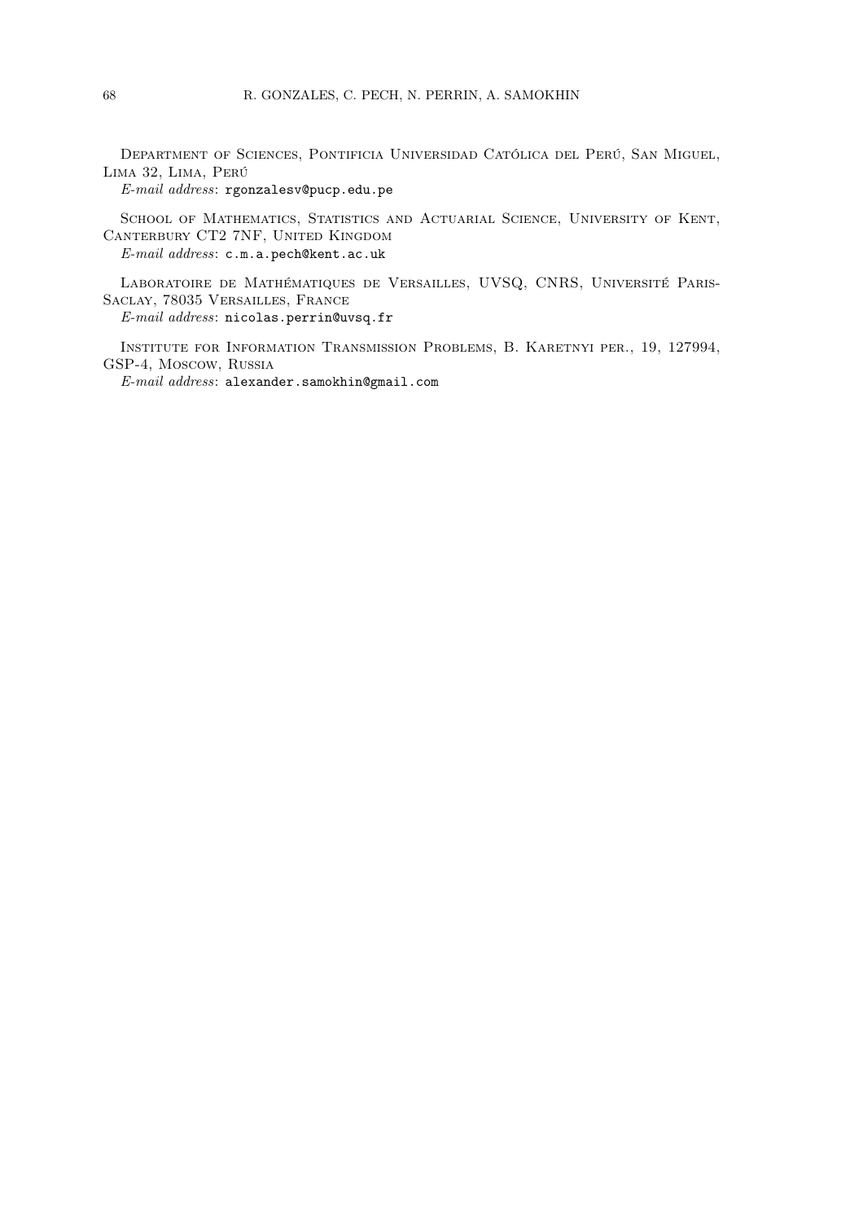Department of Sciences, Pontificia Universidad Católica del Perú, San Miguel, Lima 32, Lima, Perú

*E-mail address*: rgonzalesv@pucp.edu.pe

School of Mathematics, Statistics and Actuarial Science, University of Kent, Canterbury CT2 7NF, United Kingdom

*E-mail address*: c.m.a.pech@kent.ac.uk

Laboratoire de Mathématiques de Versailles, UVSQ, CNRS, Université Paris-Saclay, 78035 Versailles, France

*E-mail address*: nicolas.perrin@uvsq.fr

Institute for Information Transmission Problems, B. Karetnyi per., 19, 127994, GSP-4, Moscow, Russia

*E-mail address*: alexander.samokhin@gmail.com